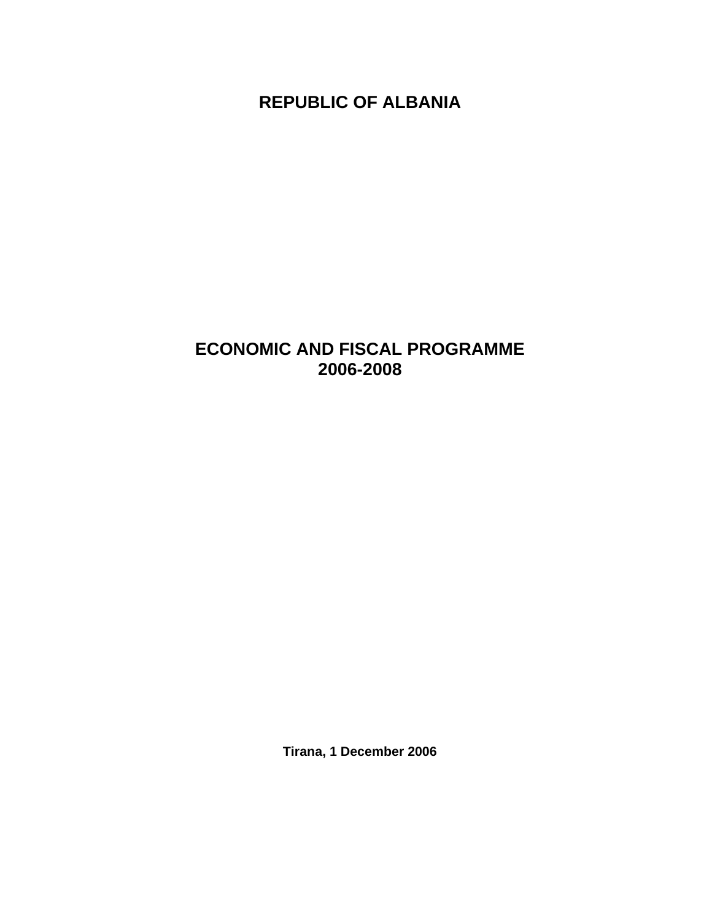# REPUBLIC OF ALBANIA

# ECONOMIC AND FISCAL PROGRAMME
# 2006-2008

**Tirana, 1 December 2006**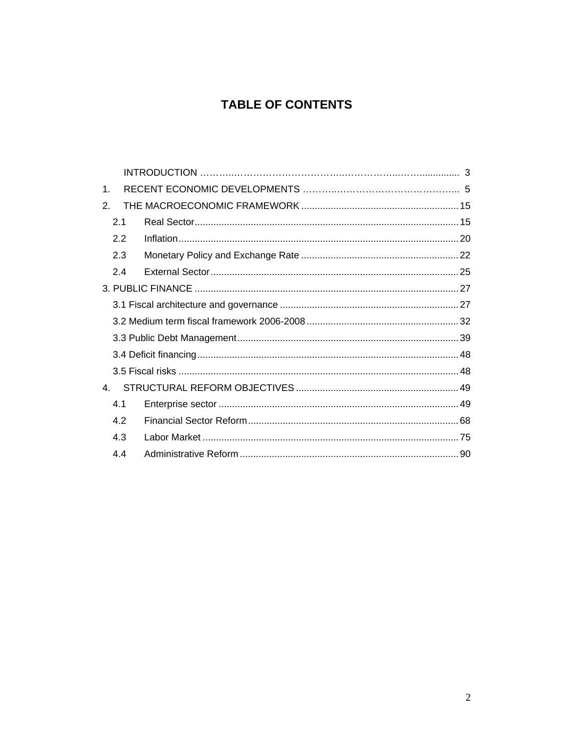# TABLE OF CONTENTS

INTRODUCTION ........................................................................................ 3

1. RECENT ECONOMIC DEVELOPMENTS ..................................................... 5

2. THE MACROECONOMIC FRAMEWORK ..................................................... 15

   2.1 Real Sector ........................................................................................ 15

   2.2 Inflation ............................................................................................ 20

   2.3 Monetary Policy and Exchange Rate ..................................................... 22

   2.4 External Sector ................................................................................... 25

3. PUBLIC FINANCE ...................................................................................... 27

   3.1 Fiscal architecture and governance ........................................................ 27

   3.2 Medium term fiscal framework 2006-2008 .............................................. 32

   3.3 Public Debt Management ...................................................................... 39

   3.4 Deficit financing ................................................................................... 48

   3.5 Fiscal risks .......................................................................................... 48

4. STRUCTURAL REFORM OBJECTIVES ........................................................ 49

   4.1 Enterprise sector .................................................................................. 49

   4.2 Financial Sector Reform ........................................................................ 68

   4.3 Labor Market ....................................................................................... 75

   4.4 Administrative Reform .......................................................................... 90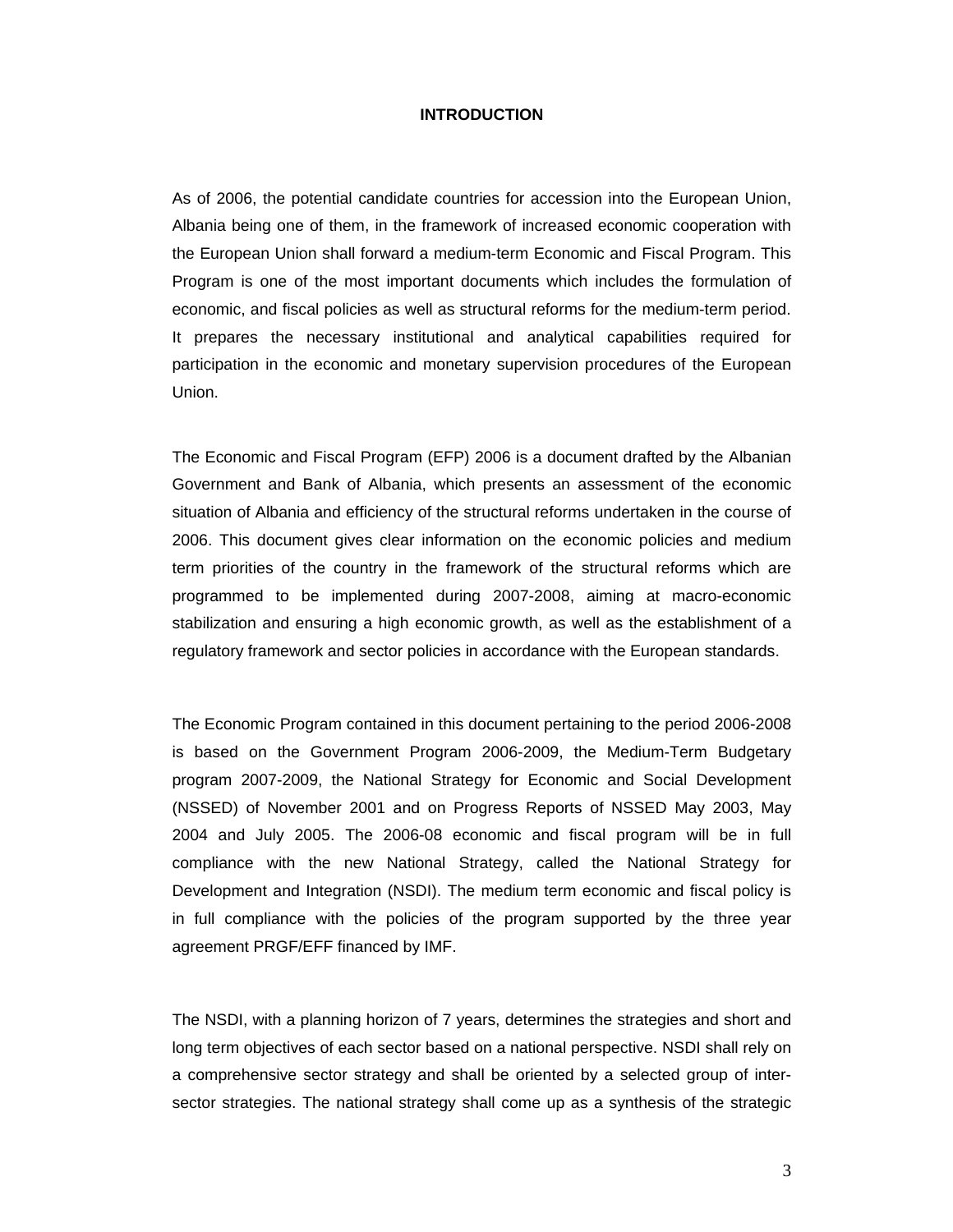# INTRODUCTION

As of 2006, the potential candidate countries for accession into the European Union, Albania being one of them, in the framework of increased economic cooperation with the European Union shall forward a medium-term Economic and Fiscal Program. This Program is one of the most important documents which includes the formulation of economic, and fiscal policies as well as structural reforms for the medium-term period. It prepares the necessary institutional and analytical capabilities required for participation in the economic and monetary supervision procedures of the European Union.

The Economic and Fiscal Program (EFP) 2006 is a document drafted by the Albanian Government and Bank of Albania, which presents an assessment of the economic situation of Albania and efficiency of the structural reforms undertaken in the course of 2006. This document gives clear information on the economic policies and medium term priorities of the country in the framework of the structural reforms which are programmed to be implemented during 2007-2008, aiming at macro-economic stabilization and ensuring a high economic growth, as well as the establishment of a regulatory framework and sector policies in accordance with the European standards.

The Economic Program contained in this document pertaining to the period 2006-2008 is based on the Government Program 2006-2009, the Medium-Term Budgetary program 2007-2009, the National Strategy for Economic and Social Development (NSSED) of November 2001 and on Progress Reports of NSSED May 2003, May 2004 and July 2005. The 2006-08 economic and fiscal program will be in full compliance with the new National Strategy, called the National Strategy for Development and Integration (NSDI). The medium term economic and fiscal policy is in full compliance with the policies of the program supported by the three year agreement PRGF/EFF financed by IMF.

The NSDI, with a planning horizon of 7 years, determines the strategies and short and long term objectives of each sector based on a national perspective. NSDI shall rely on a comprehensive sector strategy and shall be oriented by a selected group of inter-sector strategies. The national strategy shall come up as a synthesis of the strategic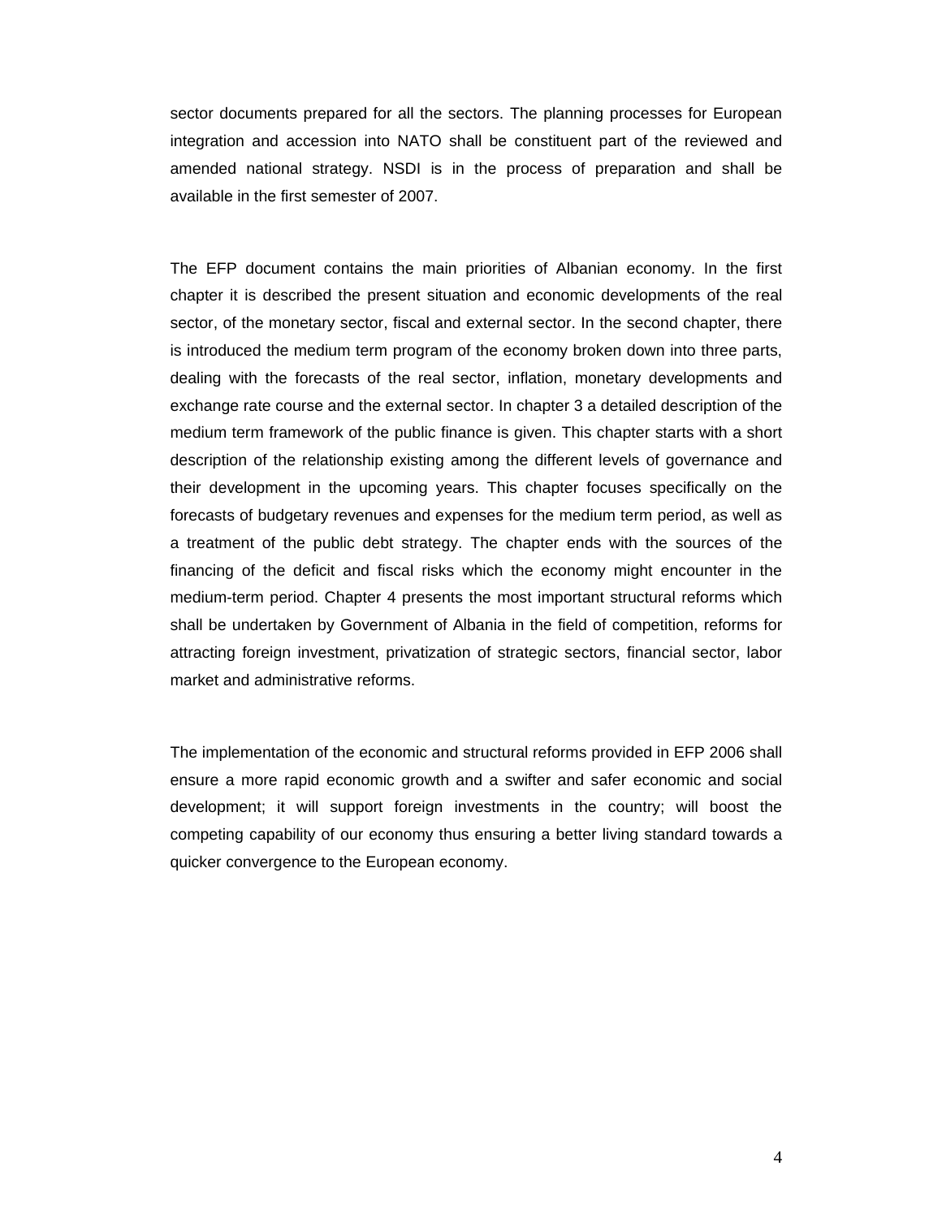sector documents prepared for all the sectors. The planning processes for European integration and accession into NATO shall be constituent part of the reviewed and amended national strategy. NSDI is in the process of preparation and shall be available in the first semester of 2007.

The EFP document contains the main priorities of Albanian economy. In the first chapter it is described the present situation and economic developments of the real sector, of the monetary sector, fiscal and external sector. In the second chapter, there is introduced the medium term program of the economy broken down into three parts, dealing with the forecasts of the real sector, inflation, monetary developments and exchange rate course and the external sector. In chapter 3 a detailed description of the medium term framework of the public finance is given. This chapter starts with a short description of the relationship existing among the different levels of governance and their development in the upcoming years. This chapter focuses specifically on the forecasts of budgetary revenues and expenses for the medium term period, as well as a treatment of the public debt strategy. The chapter ends with the sources of the financing of the deficit and fiscal risks which the economy might encounter in the medium-term period. Chapter 4 presents the most important structural reforms which shall be undertaken by Government of Albania in the field of competition, reforms for attracting foreign investment, privatization of strategic sectors, financial sector, labor market and administrative reforms.

The implementation of the economic and structural reforms provided in EFP 2006 shall ensure a more rapid economic growth and a swifter and safer economic and social development; it will support foreign investments in the country; will boost the competing capability of our economy thus ensuring a better living standard towards a quicker convergence to the European economy.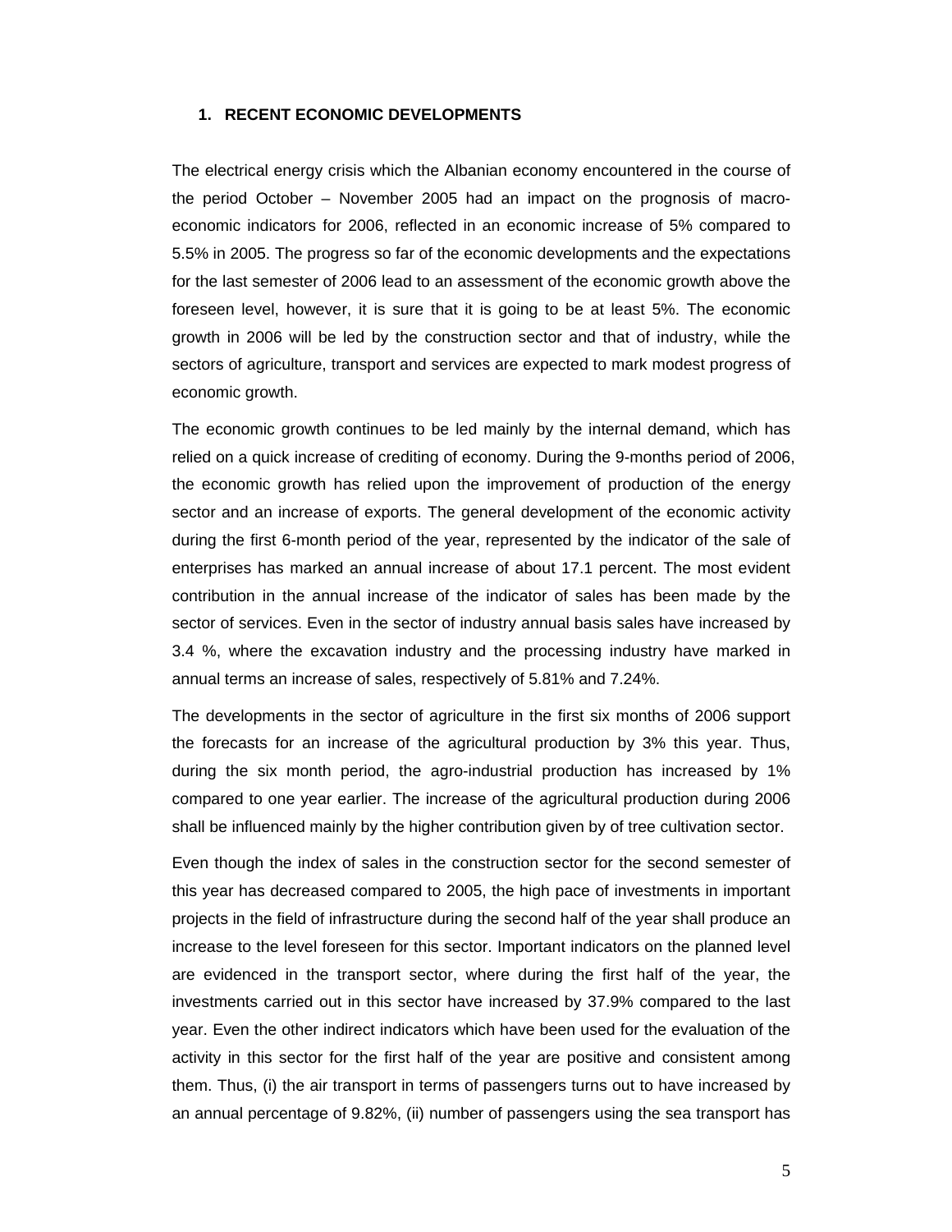## 1. RECENT ECONOMIC DEVELOPMENTS

The electrical energy crisis which the Albanian economy encountered in the course of the period October – November 2005 had an impact on the prognosis of macro-economic indicators for 2006, reflected in an economic increase of 5% compared to 5.5% in 2005. The progress so far of the economic developments and the expectations for the last semester of 2006 lead to an assessment of the economic growth above the foreseen level, however, it is sure that it is going to be at least 5%. The economic growth in 2006 will be led by the construction sector and that of industry, while the sectors of agriculture, transport and services are expected to mark modest progress of economic growth.

The economic growth continues to be led mainly by the internal demand, which has relied on a quick increase of crediting of economy. During the 9-months period of 2006, the economic growth has relied upon the improvement of production of the energy sector and an increase of exports. The general development of the economic activity during the first 6-month period of the year, represented by the indicator of the sale of enterprises has marked an annual increase of about 17.1 percent. The most evident contribution in the annual increase of the indicator of sales has been made by the sector of services. Even in the sector of industry annual basis sales have increased by 3.4 %, where the excavation industry and the processing industry have marked in annual terms an increase of sales, respectively of 5.81% and 7.24%.

The developments in the sector of agriculture in the first six months of 2006 support the forecasts for an increase of the agricultural production by 3% this year. Thus, during the six month period, the agro-industrial production has increased by 1% compared to one year earlier. The increase of the agricultural production during 2006 shall be influenced mainly by the higher contribution given by of tree cultivation sector.

Even though the index of sales in the construction sector for the second semester of this year has decreased compared to 2005, the high pace of investments in important projects in the field of infrastructure during the second half of the year shall produce an increase to the level foreseen for this sector. Important indicators on the planned level are evidenced in the transport sector, where during the first half of the year, the investments carried out in this sector have increased by 37.9% compared to the last year. Even the other indirect indicators which have been used for the evaluation of the activity in this sector for the first half of the year are positive and consistent among them. Thus, (i) the air transport in terms of passengers turns out to have increased by an annual percentage of 9.82%, (ii) number of passengers using the sea transport has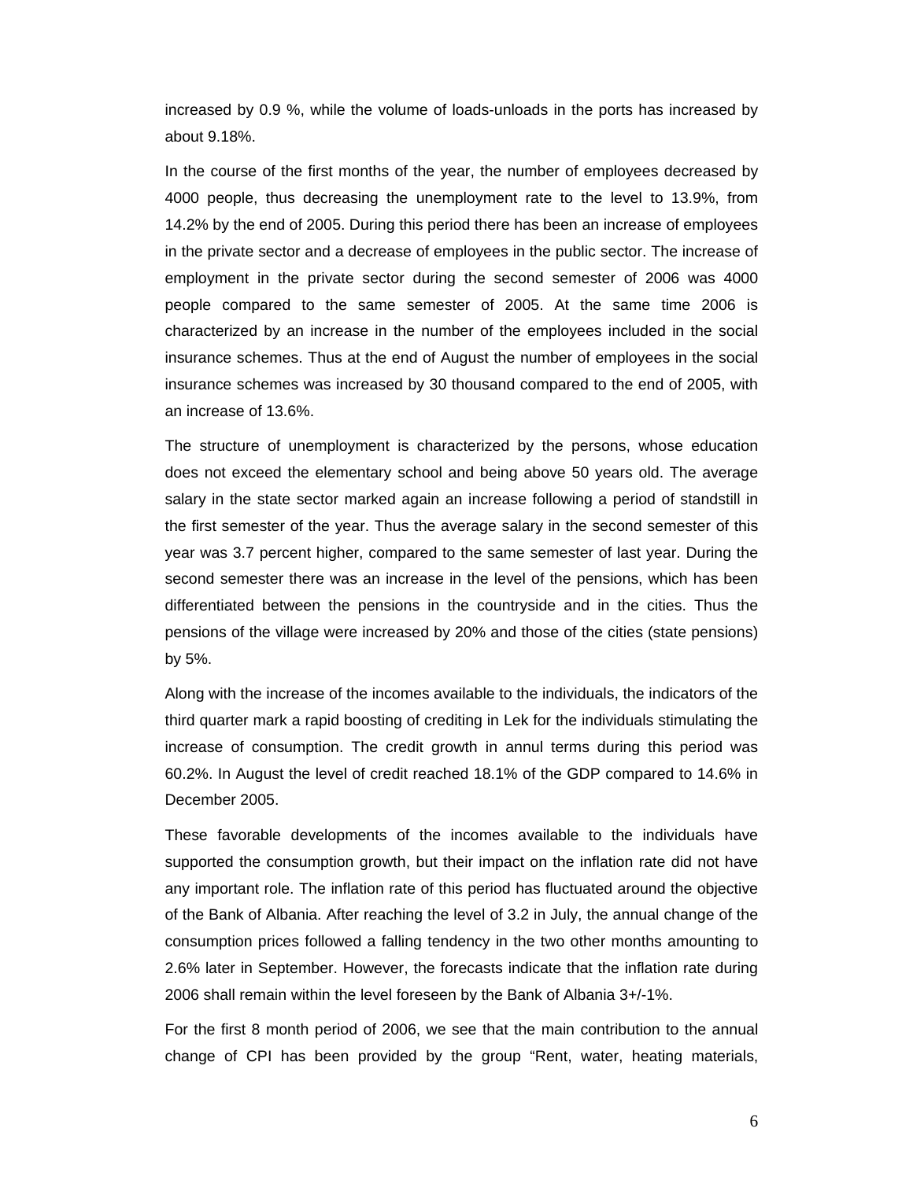increased by 0.9 %, while the volume of loads-unloads in the ports has increased by about 9.18%.

In the course of the first months of the year, the number of employees decreased by 4000 people, thus decreasing the unemployment rate to the level to 13.9%, from 14.2% by the end of 2005. During this period there has been an increase of employees in the private sector and a decrease of employees in the public sector. The increase of employment in the private sector during the second semester of 2006 was 4000 people compared to the same semester of 2005. At the same time 2006 is characterized by an increase in the number of the employees included in the social insurance schemes. Thus at the end of August the number of employees in the social insurance schemes was increased by 30 thousand compared to the end of 2005, with an increase of 13.6%.

The structure of unemployment is characterized by the persons, whose education does not exceed the elementary school and being above 50 years old. The average salary in the state sector marked again an increase following a period of standstill in the first semester of the year. Thus the average salary in the second semester of this year was 3.7 percent higher, compared to the same semester of last year. During the second semester there was an increase in the level of the pensions, which has been differentiated between the pensions in the countryside and in the cities. Thus the pensions of the village were increased by 20% and those of the cities (state pensions) by 5%.

Along with the increase of the incomes available to the individuals, the indicators of the third quarter mark a rapid boosting of crediting in Lek for the individuals stimulating the increase of consumption. The credit growth in annul terms during this period was 60.2%. In August the level of credit reached 18.1% of the GDP compared to 14.6% in December 2005.

These favorable developments of the incomes available to the individuals have supported the consumption growth, but their impact on the inflation rate did not have any important role. The inflation rate of this period has fluctuated around the objective of the Bank of Albania. After reaching the level of 3.2 in July, the annual change of the consumption prices followed a falling tendency in the two other months amounting to 2.6% later in September. However, the forecasts indicate that the inflation rate during 2006 shall remain within the level foreseen by the Bank of Albania 3+/-1%.

For the first 8 month period of 2006, we see that the main contribution to the annual change of CPI has been provided by the group "Rent, water, heating materials,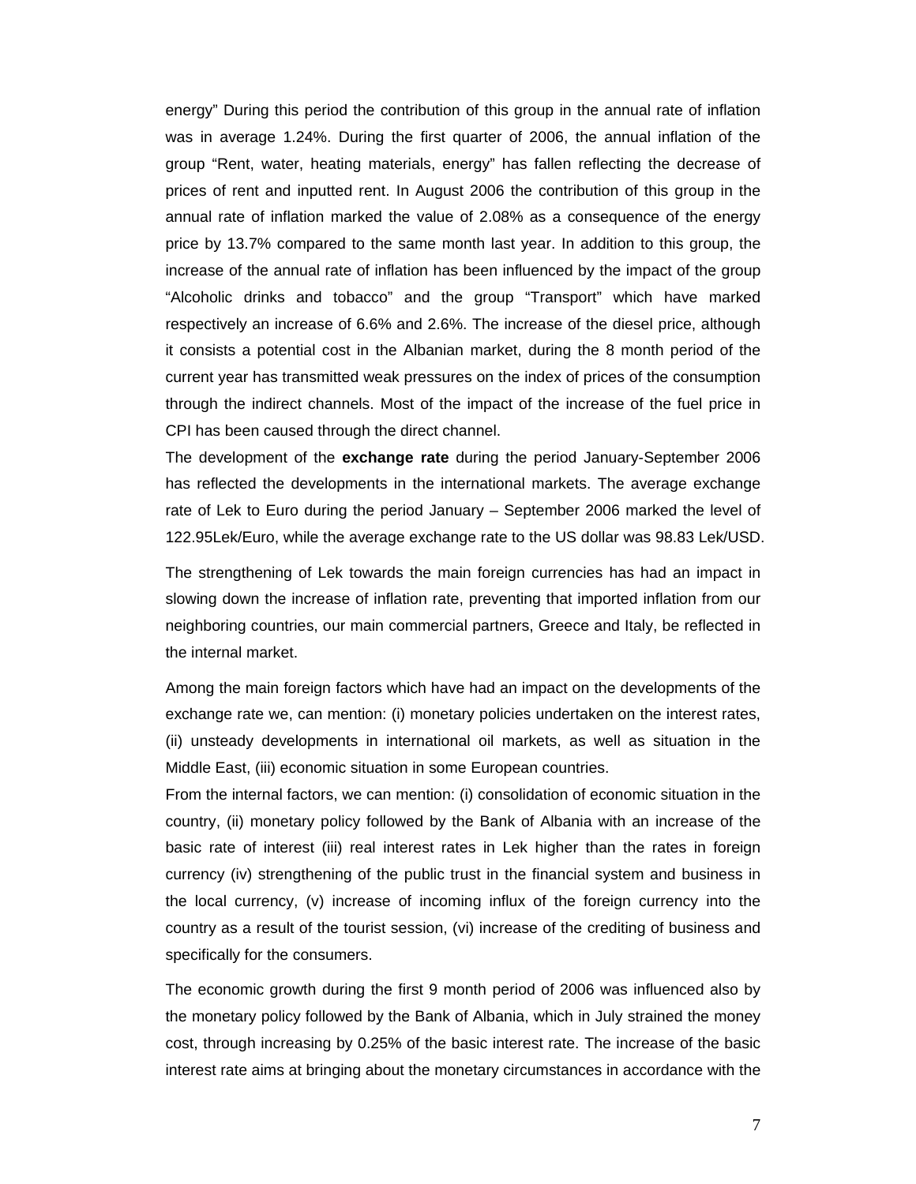energy" During this period the contribution of this group in the annual rate of inflation was in average 1.24%. During the first quarter of 2006, the annual inflation of the group "Rent, water, heating materials, energy" has fallen reflecting the decrease of prices of rent and inputted rent. In August 2006 the contribution of this group in the annual rate of inflation marked the value of 2.08% as a consequence of the energy price by 13.7% compared to the same month last year. In addition to this group, the increase of the annual rate of inflation has been influenced by the impact of the group "Alcoholic drinks and tobacco" and the group "Transport" which have marked respectively an increase of 6.6% and 2.6%. The increase of the diesel price, although it consists a potential cost in the Albanian market, during the 8 month period of the current year has transmitted weak pressures on the index of prices of the consumption through the indirect channels. Most of the impact of the increase of the fuel price in CPI has been caused through the direct channel.

The development of the **exchange rate** during the period January-September 2006 has reflected the developments in the international markets. The average exchange rate of Lek to Euro during the period January – September 2006 marked the level of 122.95Lek/Euro, while the average exchange rate to the US dollar was 98.83 Lek/USD.

The strengthening of Lek towards the main foreign currencies has had an impact in slowing down the increase of inflation rate, preventing that imported inflation from our neighboring countries, our main commercial partners, Greece and Italy, be reflected in the internal market.

Among the main foreign factors which have had an impact on the developments of the exchange rate we, can mention: (i) monetary policies undertaken on the interest rates, (ii) unsteady developments in international oil markets, as well as situation in the Middle East, (iii) economic situation in some European countries.

From the internal factors, we can mention: (i) consolidation of economic situation in the country, (ii) monetary policy followed by the Bank of Albania with an increase of the basic rate of interest (iii) real interest rates in Lek higher than the rates in foreign currency (iv) strengthening of the public trust in the financial system and business in the local currency, (v) increase of incoming influx of the foreign currency into the country as a result of the tourist session, (vi) increase of the crediting of business and specifically for the consumers.

The economic growth during the first 9 month period of 2006 was influenced also by the monetary policy followed by the Bank of Albania, which in July strained the money cost, through increasing by 0.25% of the basic interest rate. The increase of the basic interest rate aims at bringing about the monetary circumstances in accordance with the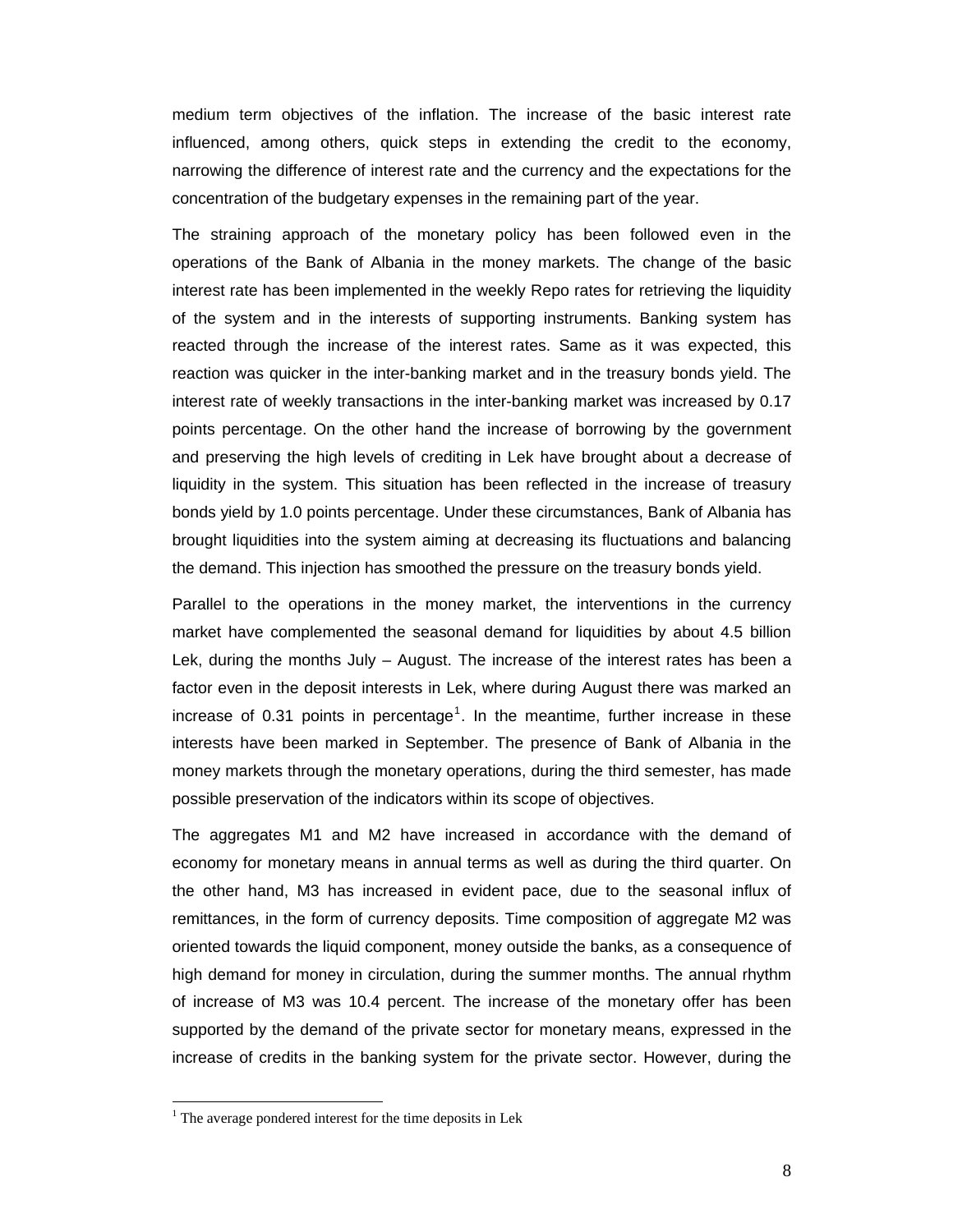medium term objectives of the inflation. The increase of the basic interest rate influenced, among others, quick steps in extending the credit to the economy, narrowing the difference of interest rate and the currency and the expectations for the concentration of the budgetary expenses in the remaining part of the year.

The straining approach of the monetary policy has been followed even in the operations of the Bank of Albania in the money markets. The change of the basic interest rate has been implemented in the weekly Repo rates for retrieving the liquidity of the system and in the interests of supporting instruments. Banking system has reacted through the increase of the interest rates. Same as it was expected, this reaction was quicker in the inter-banking market and in the treasury bonds yield. The interest rate of weekly transactions in the inter-banking market was increased by 0.17 points percentage. On the other hand the increase of borrowing by the government and preserving the high levels of crediting in Lek have brought about a decrease of liquidity in the system. This situation has been reflected in the increase of treasury bonds yield by 1.0 points percentage. Under these circumstances, Bank of Albania has brought liquidities into the system aiming at decreasing its fluctuations and balancing the demand. This injection has smoothed the pressure on the treasury bonds yield.

Parallel to the operations in the money market, the interventions in the currency market have complemented the seasonal demand for liquidities by about 4.5 billion Lek, during the months July – August. The increase of the interest rates has been a factor even in the deposit interests in Lek, where during August there was marked an increase of 0.31 points in percentage[1]. In the meantime, further increase in these interests have been marked in September. The presence of Bank of Albania in the money markets through the monetary operations, during the third semester, has made possible preservation of the indicators within its scope of objectives.

The aggregates M1 and M2 have increased in accordance with the demand of economy for monetary means in annual terms as well as during the third quarter. On the other hand, M3 has increased in evident pace, due to the seasonal influx of remittances, in the form of currency deposits. Time composition of aggregate M2 was oriented towards the liquid component, money outside the banks, as a consequence of high demand for money in circulation, during the summer months. The annual rhythm of increase of M3 was 10.4 percent. The increase of the monetary offer has been supported by the demand of the private sector for monetary means, expressed in the increase of credits in the banking system for the private sector. However, during the

[1] The average pondered interest for the time deposits in Lek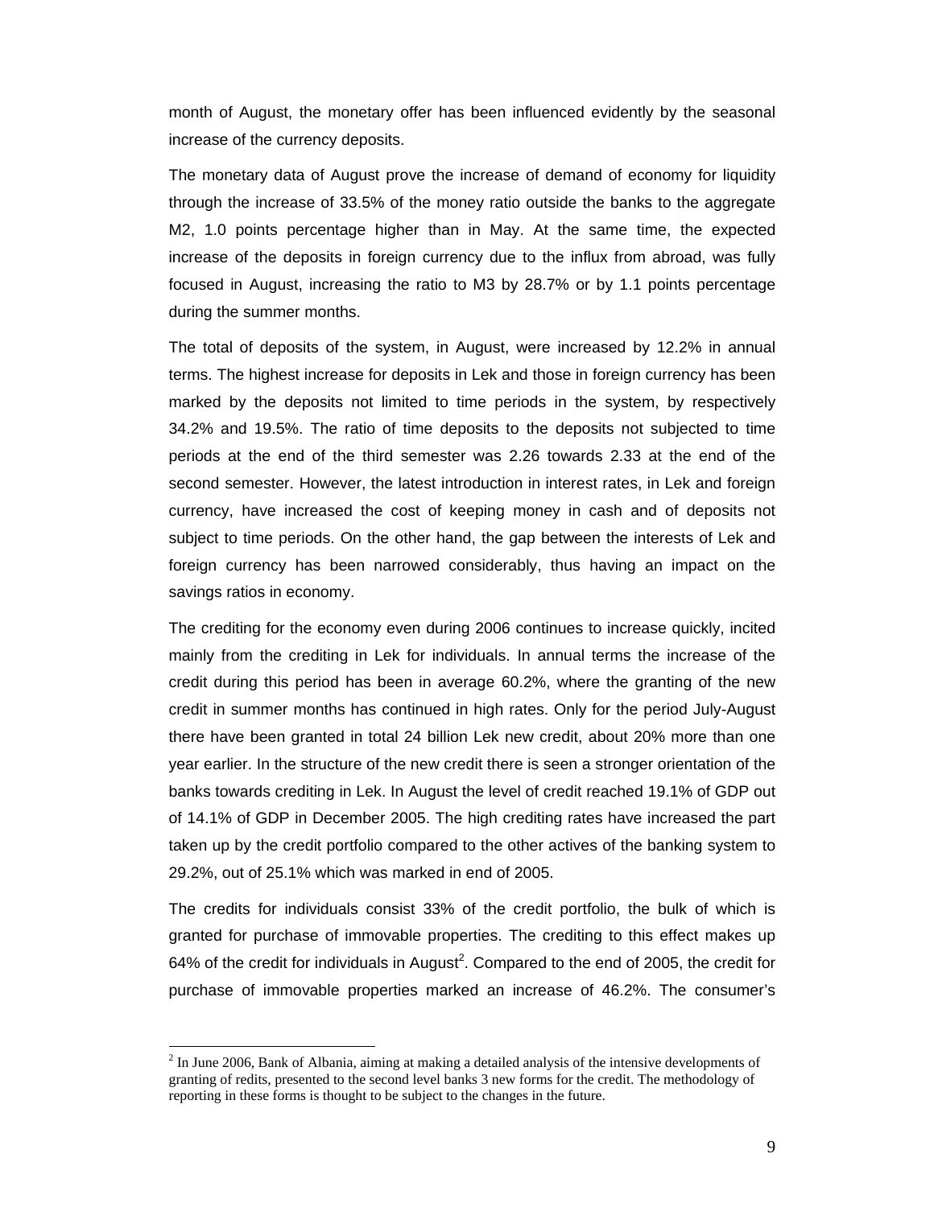month of August, the monetary offer has been influenced evidently by the seasonal increase of the currency deposits.

The monetary data of August prove the increase of demand of economy for liquidity through the increase of 33.5% of the money ratio outside the banks to the aggregate M2, 1.0 points percentage higher than in May. At the same time, the expected increase of the deposits in foreign currency due to the influx from abroad, was fully focused in August, increasing the ratio to M3 by 28.7% or by 1.1 points percentage during the summer months.

The total of deposits of the system, in August, were increased by 12.2% in annual terms. The highest increase for deposits in Lek and those in foreign currency has been marked by the deposits not limited to time periods in the system, by respectively 34.2% and 19.5%. The ratio of time deposits to the deposits not subjected to time periods at the end of the third semester was 2.26 towards 2.33 at the end of the second semester. However, the latest introduction in interest rates, in Lek and foreign currency, have increased the cost of keeping money in cash and of deposits not subject to time periods. On the other hand, the gap between the interests of Lek and foreign currency has been narrowed considerably, thus having an impact on the savings ratios in economy.

The crediting for the economy even during 2006 continues to increase quickly, incited mainly from the crediting in Lek for individuals. In annual terms the increase of the credit during this period has been in average 60.2%, where the granting of the new credit in summer months has continued in high rates. Only for the period July-August there have been granted in total 24 billion Lek new credit, about 20% more than one year earlier. In the structure of the new credit there is seen a stronger orientation of the banks towards crediting in Lek. In August the level of credit reached 19.1% of GDP out of 14.1% of GDP in December 2005. The high crediting rates have increased the part taken up by the credit portfolio compared to the other actives of the banking system to 29.2%, out of 25.1% which was marked in end of 2005.

The credits for individuals consist 33% of the credit portfolio, the bulk of which is granted for purchase of immovable properties. The crediting to this effect makes up 64% of the credit for individuals in August[2]. Compared to the end of 2005, the credit for purchase of immovable properties marked an increase of 46.2%. The consumer's

[2] In June 2006, Bank of Albania, aiming at making a detailed analysis of the intensive developments of granting of redits, presented to the second level banks 3 new forms for the credit. The methodology of reporting in these forms is thought to be subject to the changes in the future.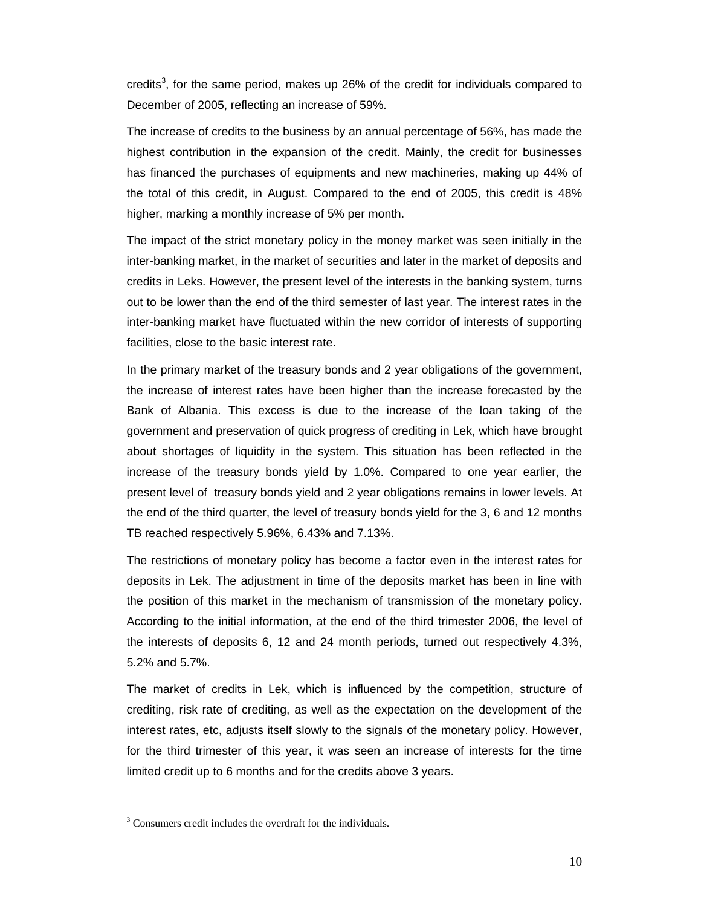credits[3], for the same period, makes up 26% of the credit for individuals compared to December of 2005, reflecting an increase of 59%.

The increase of credits to the business by an annual percentage of 56%, has made the highest contribution in the expansion of the credit. Mainly, the credit for businesses has financed the purchases of equipments and new machineries, making up 44% of the total of this credit, in August. Compared to the end of 2005, this credit is 48% higher, marking a monthly increase of 5% per month.

The impact of the strict monetary policy in the money market was seen initially in the inter-banking market, in the market of securities and later in the market of deposits and credits in Leks. However, the present level of the interests in the banking system, turns out to be lower than the end of the third semester of last year. The interest rates in the inter-banking market have fluctuated within the new corridor of interests of supporting facilities, close to the basic interest rate.

In the primary market of the treasury bonds and 2 year obligations of the government, the increase of interest rates have been higher than the increase forecasted by the Bank of Albania. This excess is due to the increase of the loan taking of the government and preservation of quick progress of crediting in Lek, which have brought about shortages of liquidity in the system. This situation has been reflected in the increase of the treasury bonds yield by 1.0%. Compared to one year earlier, the present level of treasury bonds yield and 2 year obligations remains in lower levels. At the end of the third quarter, the level of treasury bonds yield for the 3, 6 and 12 months TB reached respectively 5.96%, 6.43% and 7.13%.

The restrictions of monetary policy has become a factor even in the interest rates for deposits in Lek. The adjustment in time of the deposits market has been in line with the position of this market in the mechanism of transmission of the monetary policy. According to the initial information, at the end of the third trimester 2006, the level of the interests of deposits 6, 12 and 24 month periods, turned out respectively 4.3%, 5.2% and 5.7%.

The market of credits in Lek, which is influenced by the competition, structure of crediting, risk rate of crediting, as well as the expectation on the development of the interest rates, etc, adjusts itself slowly to the signals of the monetary policy. However, for the third trimester of this year, it was seen an increase of interests for the time limited credit up to 6 months and for the credits above 3 years.

---

[3] Consumers credit includes the overdraft for the individuals.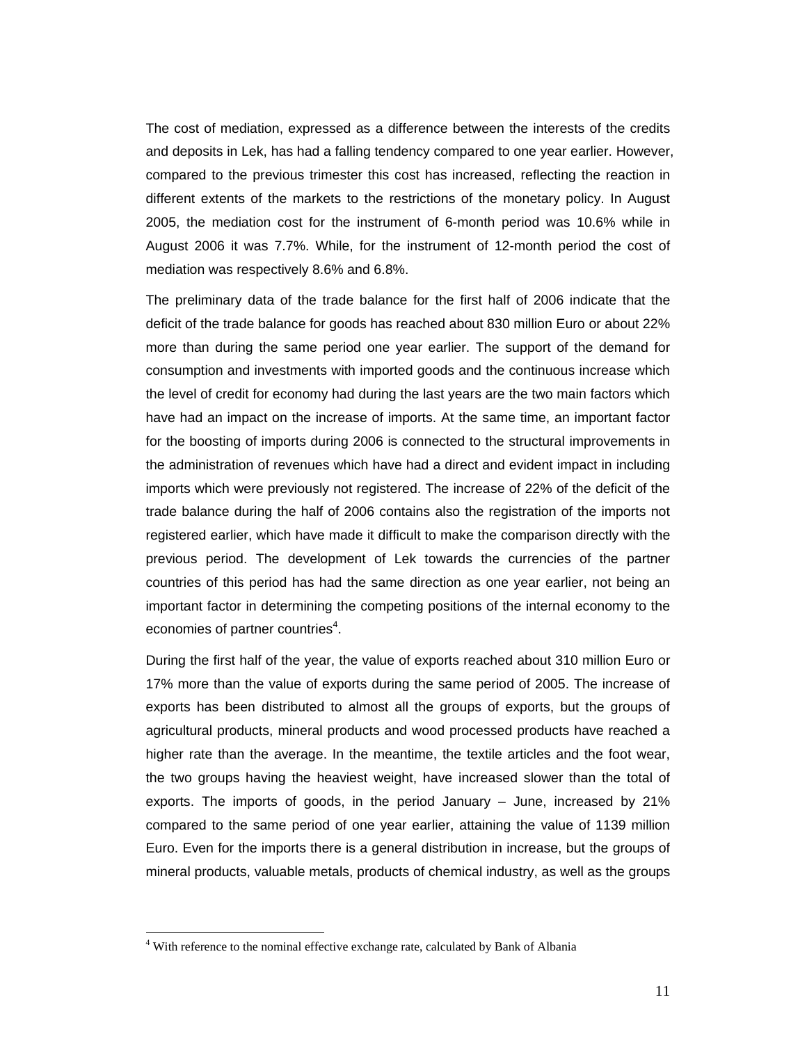The cost of mediation, expressed as a difference between the interests of the credits and deposits in Lek, has had a falling tendency compared to one year earlier. However, compared to the previous trimester this cost has increased, reflecting the reaction in different extents of the markets to the restrictions of the monetary policy. In August 2005, the mediation cost for the instrument of 6-month period was 10.6% while in August 2006 it was 7.7%. While, for the instrument of 12-month period the cost of mediation was respectively 8.6% and 6.8%.

The preliminary data of the trade balance for the first half of 2006 indicate that the deficit of the trade balance for goods has reached about 830 million Euro or about 22% more than during the same period one year earlier. The support of the demand for consumption and investments with imported goods and the continuous increase which the level of credit for economy had during the last years are the two main factors which have had an impact on the increase of imports. At the same time, an important factor for the boosting of imports during 2006 is connected to the structural improvements in the administration of revenues which have had a direct and evident impact in including imports which were previously not registered. The increase of 22% of the deficit of the trade balance during the half of 2006 contains also the registration of the imports not registered earlier, which have made it difficult to make the comparison directly with the previous period. The development of Lek towards the currencies of the partner countries of this period has had the same direction as one year earlier, not being an important factor in determining the competing positions of the internal economy to the economies of partner countries[4].

During the first half of the year, the value of exports reached about 310 million Euro or 17% more than the value of exports during the same period of 2005. The increase of exports has been distributed to almost all the groups of exports, but the groups of agricultural products, mineral products and wood processed products have reached a higher rate than the average. In the meantime, the textile articles and the foot wear, the two groups having the heaviest weight, have increased slower than the total of exports. The imports of goods, in the period January – June, increased by 21% compared to the same period of one year earlier, attaining the value of 1139 million Euro. Even for the imports there is a general distribution in increase, but the groups of mineral products, valuable metals, products of chemical industry, as well as the groups

[4] With reference to the nominal effective exchange rate, calculated by Bank of Albania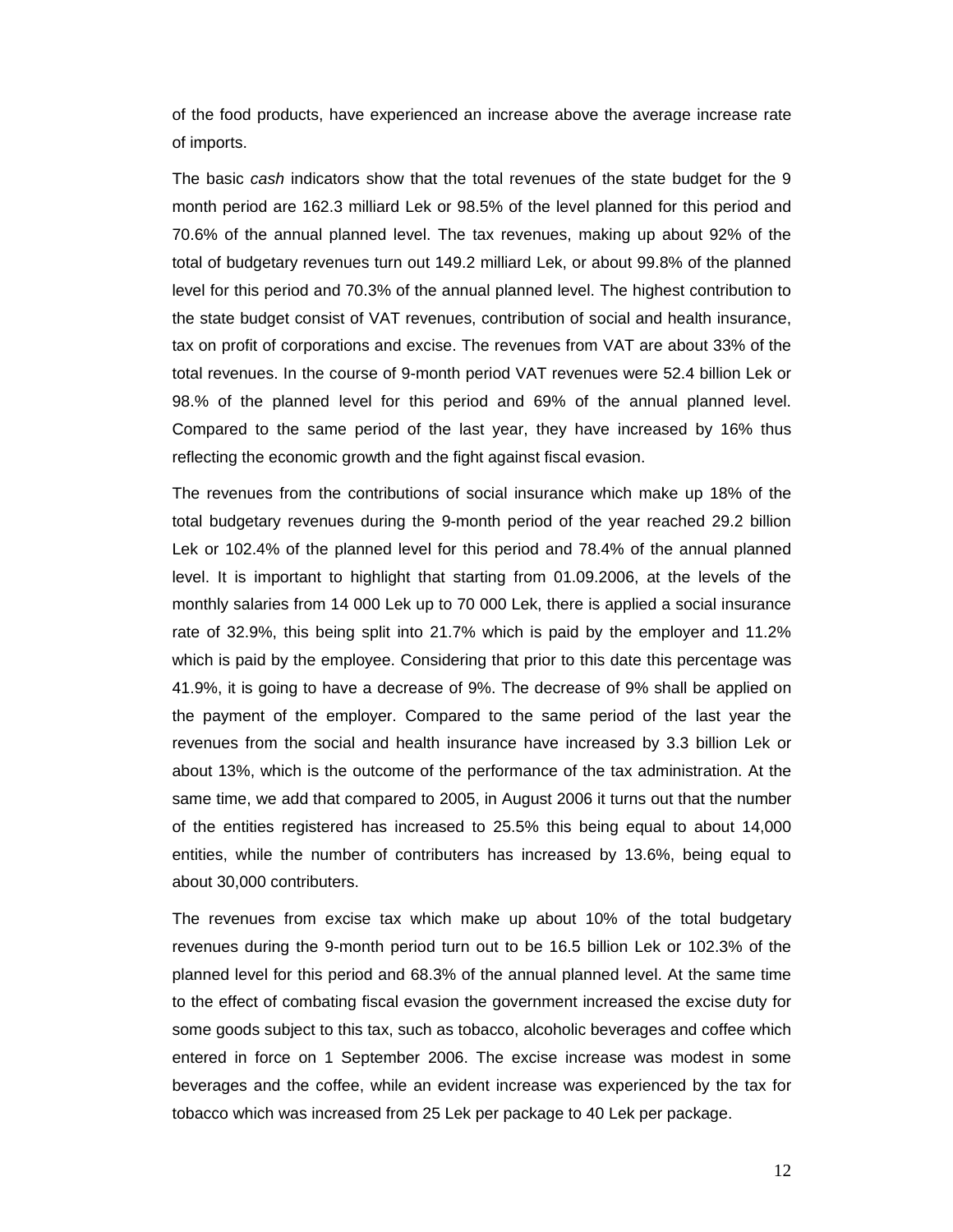of the food products, have experienced an increase above the average increase rate of imports.

The basic *cash* indicators show that the total revenues of the state budget for the 9 month period are 162.3 milliard Lek or 98.5% of the level planned for this period and 70.6% of the annual planned level. The tax revenues, making up about 92% of the total of budgetary revenues turn out 149.2 milliard Lek, or about 99.8% of the planned level for this period and 70.3% of the annual planned level. The highest contribution to the state budget consist of VAT revenues, contribution of social and health insurance, tax on profit of corporations and excise. The revenues from VAT are about 33% of the total revenues. In the course of 9-month period VAT revenues were 52.4 billion Lek or 98.% of the planned level for this period and 69% of the annual planned level. Compared to the same period of the last year, they have increased by 16% thus reflecting the economic growth and the fight against fiscal evasion.

The revenues from the contributions of social insurance which make up 18% of the total budgetary revenues during the 9-month period of the year reached 29.2 billion Lek or 102.4% of the planned level for this period and 78.4% of the annual planned level. It is important to highlight that starting from 01.09.2006, at the levels of the monthly salaries from 14 000 Lek up to 70 000 Lek, there is applied a social insurance rate of 32.9%, this being split into 21.7% which is paid by the employer and 11.2% which is paid by the employee. Considering that prior to this date this percentage was 41.9%, it is going to have a decrease of 9%. The decrease of 9% shall be applied on the payment of the employer. Compared to the same period of the last year the revenues from the social and health insurance have increased by 3.3 billion Lek or about 13%, which is the outcome of the performance of the tax administration. At the same time, we add that compared to 2005, in August 2006 it turns out that the number of the entities registered has increased to 25.5% this being equal to about 14,000 entities, while the number of contributers has increased by 13.6%, being equal to about 30,000 contributers.

The revenues from excise tax which make up about 10% of the total budgetary revenues during the 9-month period turn out to be 16.5 billion Lek or 102.3% of the planned level for this period and 68.3% of the annual planned level. At the same time to the effect of combating fiscal evasion the government increased the excise duty for some goods subject to this tax, such as tobacco, alcoholic beverages and coffee which entered in force on 1 September 2006. The excise increase was modest in some beverages and the coffee, while an evident increase was experienced by the tax for tobacco which was increased from 25 Lek per package to 40 Lek per package.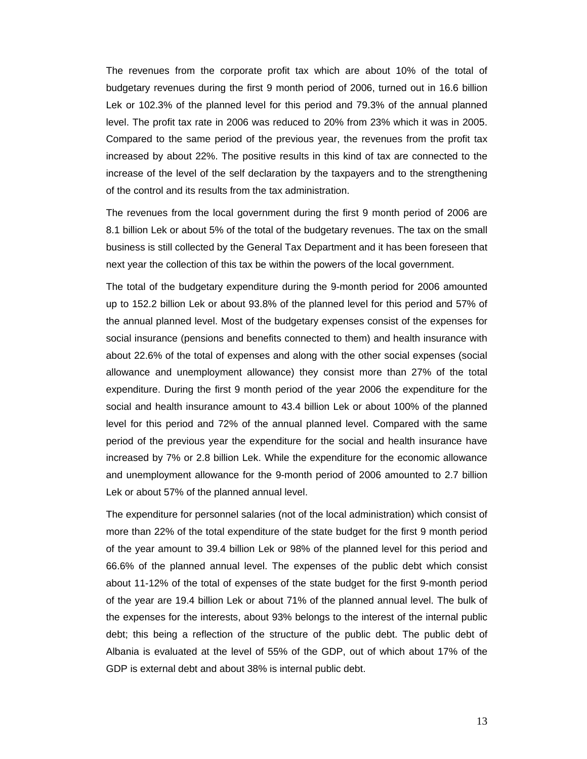The revenues from the corporate profit tax which are about 10% of the total of budgetary revenues during the first 9 month period of 2006, turned out in 16.6 billion Lek or 102.3% of the planned level for this period and 79.3% of the annual planned level. The profit tax rate in 2006 was reduced to 20% from 23% which it was in 2005. Compared to the same period of the previous year, the revenues from the profit tax increased by about 22%. The positive results in this kind of tax are connected to the increase of the level of the self declaration by the taxpayers and to the strengthening of the control and its results from the tax administration.

The revenues from the local government during the first 9 month period of 2006 are 8.1 billion Lek or about 5% of the total of the budgetary revenues. The tax on the small business is still collected by the General Tax Department and it has been foreseen that next year the collection of this tax be within the powers of the local government.

The total of the budgetary expenditure during the 9-month period for 2006 amounted up to 152.2 billion Lek or about 93.8% of the planned level for this period and 57% of the annual planned level. Most of the budgetary expenses consist of the expenses for social insurance (pensions and benefits connected to them) and health insurance with about 22.6% of the total of expenses and along with the other social expenses (social allowance and unemployment allowance) they consist more than 27% of the total expenditure. During the first 9 month period of the year 2006 the expenditure for the social and health insurance amount to 43.4 billion Lek or about 100% of the planned level for this period and 72% of the annual planned level. Compared with the same period of the previous year the expenditure for the social and health insurance have increased by 7% or 2.8 billion Lek. While the expenditure for the economic allowance and unemployment allowance for the 9-month period of 2006 amounted to 2.7 billion Lek or about 57% of the planned annual level.

The expenditure for personnel salaries (not of the local administration) which consist of more than 22% of the total expenditure of the state budget for the first 9 month period of the year amount to 39.4 billion Lek or 98% of the planned level for this period and 66.6% of the planned annual level. The expenses of the public debt which consist about 11-12% of the total of expenses of the state budget for the first 9-month period of the year are 19.4 billion Lek or about 71% of the planned annual level. The bulk of the expenses for the interests, about 93% belongs to the interest of the internal public debt; this being a reflection of the structure of the public debt. The public debt of Albania is evaluated at the level of 55% of the GDP, out of which about 17% of the GDP is external debt and about 38% is internal public debt.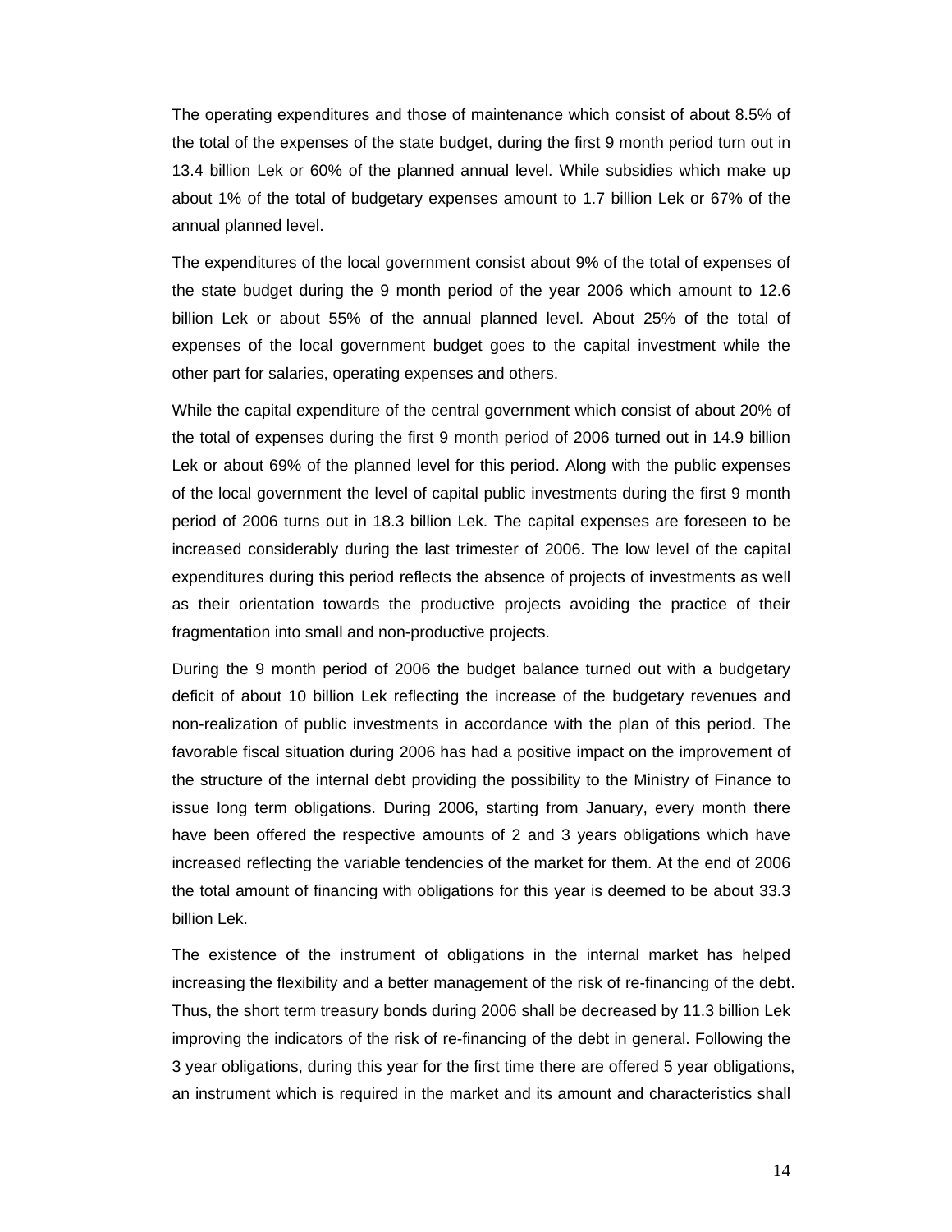The operating expenditures and those of maintenance which consist of about 8.5% of the total of the expenses of the state budget, during the first 9 month period turn out in 13.4 billion Lek or 60% of the planned annual level. While subsidies which make up about 1% of the total of budgetary expenses amount to 1.7 billion Lek or 67% of the annual planned level.

The expenditures of the local government consist about 9% of the total of expenses of the state budget during the 9 month period of the year 2006 which amount to 12.6 billion Lek or about 55% of the annual planned level. About 25% of the total of expenses of the local government budget goes to the capital investment while the other part for salaries, operating expenses and others.

While the capital expenditure of the central government which consist of about 20% of the total of expenses during the first 9 month period of 2006 turned out in 14.9 billion Lek or about 69% of the planned level for this period. Along with the public expenses of the local government the level of capital public investments during the first 9 month period of 2006 turns out in 18.3 billion Lek. The capital expenses are foreseen to be increased considerably during the last trimester of 2006. The low level of the capital expenditures during this period reflects the absence of projects of investments as well as their orientation towards the productive projects avoiding the practice of their fragmentation into small and non-productive projects.

During the 9 month period of 2006 the budget balance turned out with a budgetary deficit of about 10 billion Lek reflecting the increase of the budgetary revenues and non-realization of public investments in accordance with the plan of this period. The favorable fiscal situation during 2006 has had a positive impact on the improvement of the structure of the internal debt providing the possibility to the Ministry of Finance to issue long term obligations. During 2006, starting from January, every month there have been offered the respective amounts of 2 and 3 years obligations which have increased reflecting the variable tendencies of the market for them. At the end of 2006 the total amount of financing with obligations for this year is deemed to be about 33.3 billion Lek.

The existence of the instrument of obligations in the internal market has helped increasing the flexibility and a better management of the risk of re-financing of the debt. Thus, the short term treasury bonds during 2006 shall be decreased by 11.3 billion Lek improving the indicators of the risk of re-financing of the debt in general. Following the 3 year obligations, during this year for the first time there are offered 5 year obligations, an instrument which is required in the market and its amount and characteristics shall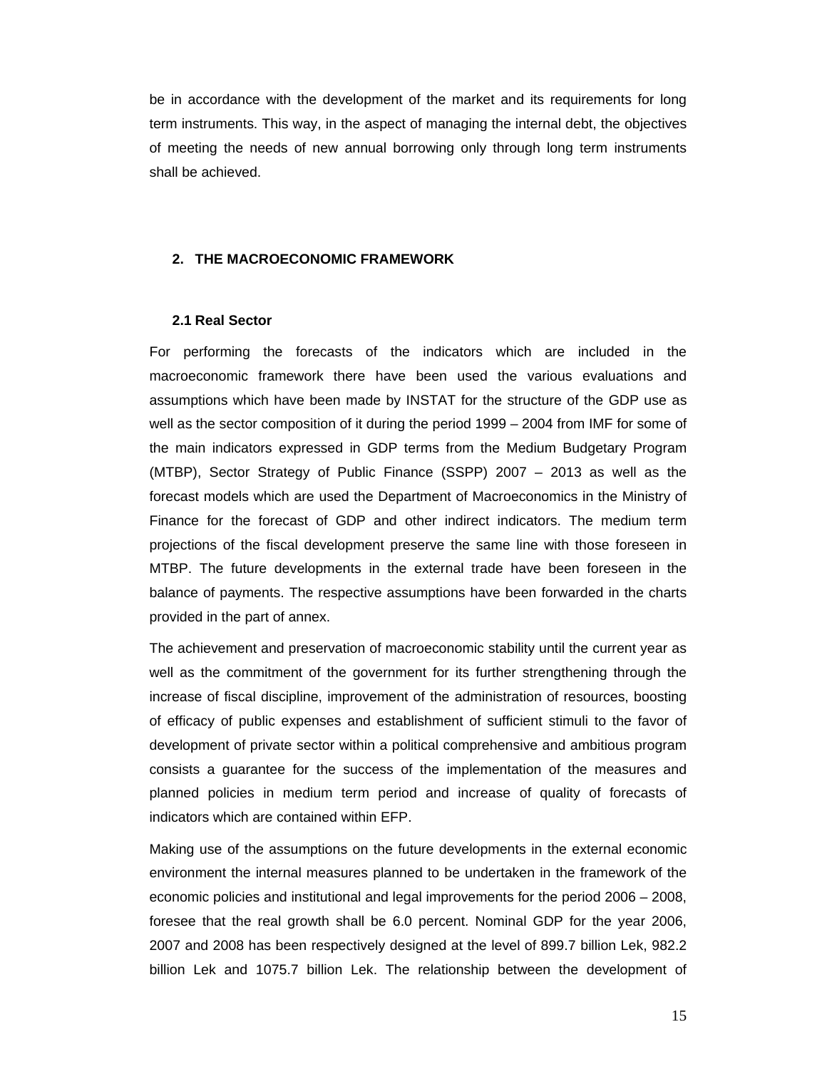be in accordance with the development of the market and its requirements for long term instruments. This way, in the aspect of managing the internal debt, the objectives of meeting the needs of new annual borrowing only through long term instruments shall be achieved.

## 2. THE MACROECONOMIC FRAMEWORK

### 2.1 Real Sector

For performing the forecasts of the indicators which are included in the macroeconomic framework there have been used the various evaluations and assumptions which have been made by INSTAT for the structure of the GDP use as well as the sector composition of it during the period 1999 – 2004 from IMF for some of the main indicators expressed in GDP terms from the Medium Budgetary Program (MTBP), Sector Strategy of Public Finance (SSPP) 2007 – 2013 as well as the forecast models which are used the Department of Macroeconomics in the Ministry of Finance for the forecast of GDP and other indirect indicators. The medium term projections of the fiscal development preserve the same line with those foreseen in MTBP. The future developments in the external trade have been foreseen in the balance of payments. The respective assumptions have been forwarded in the charts provided in the part of annex.

The achievement and preservation of macroeconomic stability until the current year as well as the commitment of the government for its further strengthening through the increase of fiscal discipline, improvement of the administration of resources, boosting of efficacy of public expenses and establishment of sufficient stimuli to the favor of development of private sector within a political comprehensive and ambitious program consists a guarantee for the success of the implementation of the measures and planned policies in medium term period and increase of quality of forecasts of indicators which are contained within EFP.

Making use of the assumptions on the future developments in the external economic environment the internal measures planned to be undertaken in the framework of the economic policies and institutional and legal improvements for the period 2006 – 2008, foresee that the real growth shall be 6.0 percent. Nominal GDP for the year 2006, 2007 and 2008 has been respectively designed at the level of 899.7 billion Lek, 982.2 billion Lek and 1075.7 billion Lek. The relationship between the development of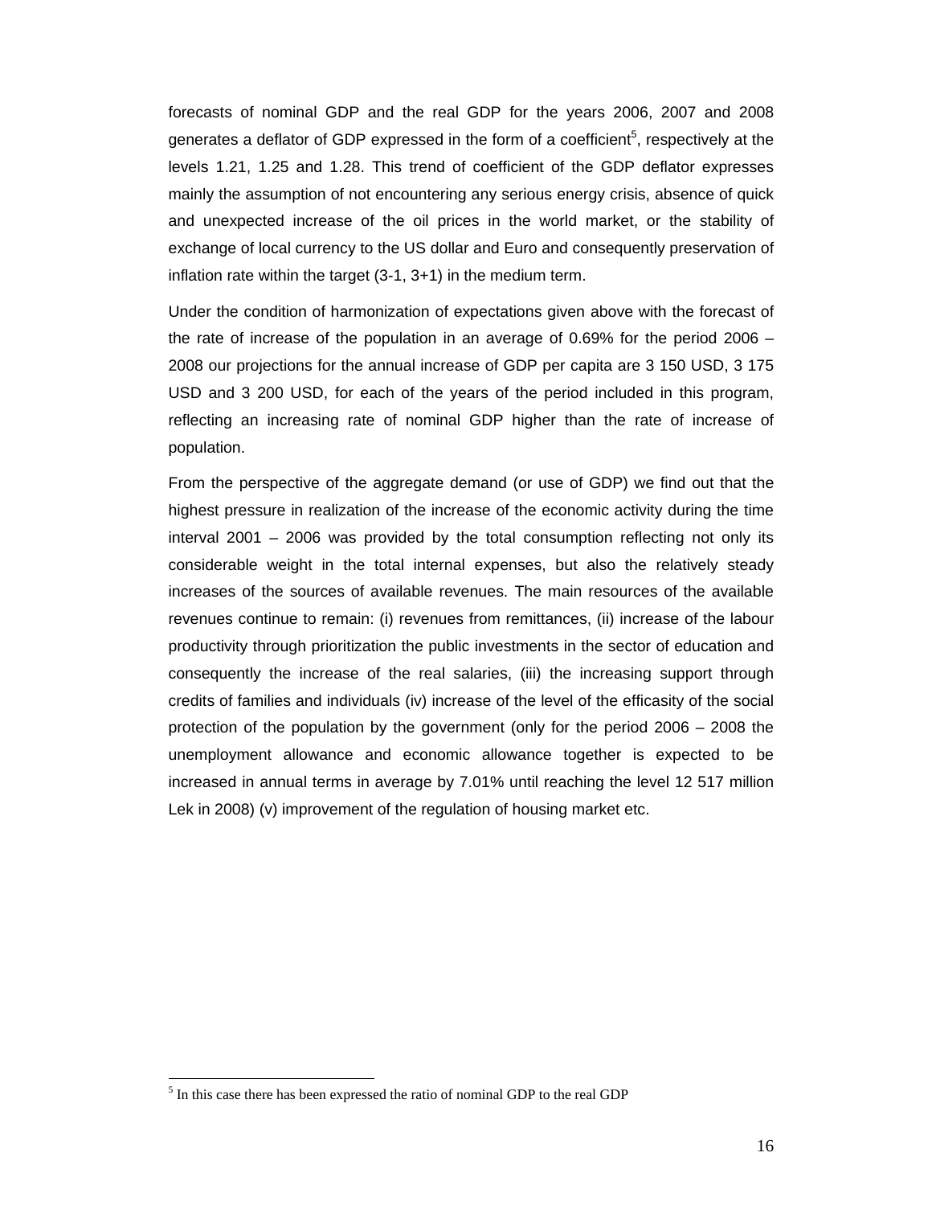forecasts of nominal GDP and the real GDP for the years 2006, 2007 and 2008 generates a deflator of GDP expressed in the form of a coefficient[5], respectively at the levels 1.21, 1.25 and 1.28. This trend of coefficient of the GDP deflator expresses mainly the assumption of not encountering any serious energy crisis, absence of quick and unexpected increase of the oil prices in the world market, or the stability of exchange of local currency to the US dollar and Euro and consequently preservation of inflation rate within the target (3-1, 3+1) in the medium term.

Under the condition of harmonization of expectations given above with the forecast of the rate of increase of the population in an average of 0.69% for the period 2006 – 2008 our projections for the annual increase of GDP per capita are 3 150 USD, 3 175 USD and 3 200 USD, for each of the years of the period included in this program, reflecting an increasing rate of nominal GDP higher than the rate of increase of population.

From the perspective of the aggregate demand (or use of GDP) we find out that the highest pressure in realization of the increase of the economic activity during the time interval 2001 – 2006 was provided by the total consumption reflecting not only its considerable weight in the total internal expenses, but also the relatively steady increases of the sources of available revenues. The main resources of the available revenues continue to remain: (i) revenues from remittances, (ii) increase of the labour productivity through prioritization the public investments in the sector of education and consequently the increase of the real salaries, (iii) the increasing support through credits of families and individuals (iv) increase of the level of the efficasity of the social protection of the population by the government (only for the period 2006 – 2008 the unemployment allowance and economic allowance together is expected to be increased in annual terms in average by 7.01% until reaching the level 12 517 million Lek in 2008) (v) improvement of the regulation of housing market etc.

[5] In this case there has been expressed the ratio of nominal GDP to the real GDP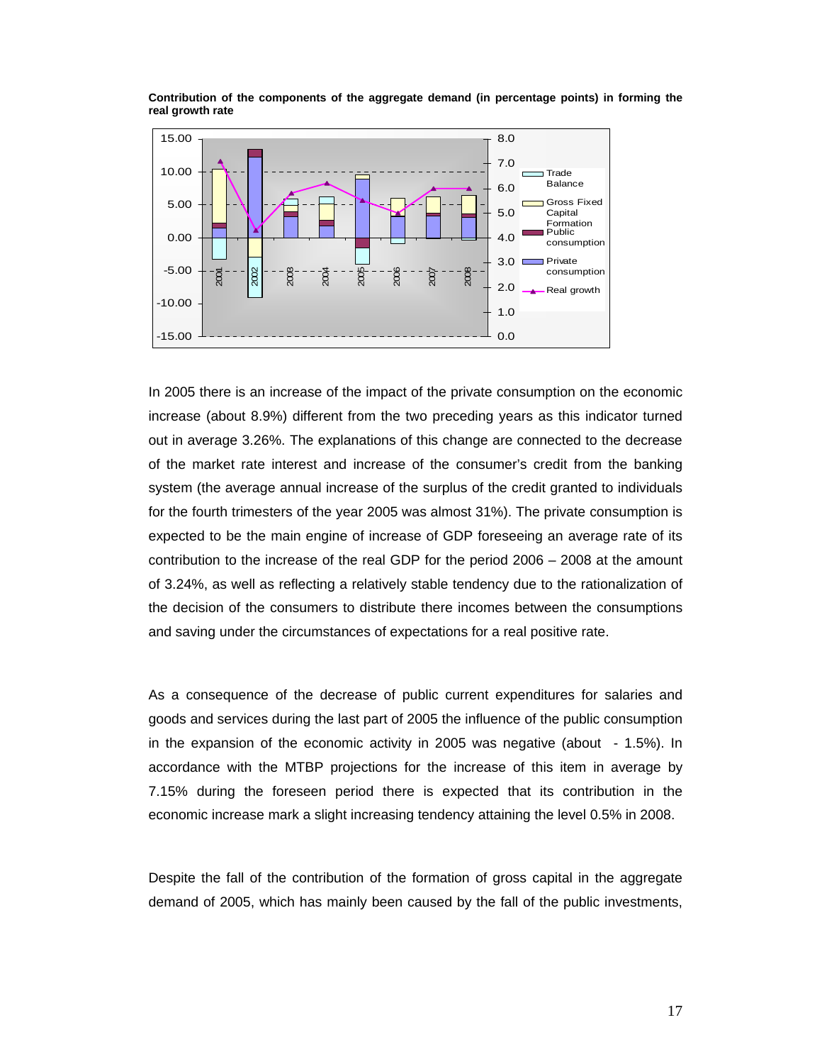**Contribution of the components of the aggregate demand (in percentage points) in forming the real growth rate**

In 2005 there is an increase of the impact of the private consumption on the economic increase (about 8.9%) different from the two preceding years as this indicator turned out in average 3.26%. The explanations of this change are connected to the decrease of the market rate interest and increase of the consumer's credit from the banking system (the average annual increase of the surplus of the credit granted to individuals for the fourth trimesters of the year 2005 was almost 31%). The private consumption is expected to be the main engine of increase of GDP foreseeing an average rate of its contribution to the increase of the real GDP for the period 2006 – 2008 at the amount of 3.24%, as well as reflecting a relatively stable tendency due to the rationalization of the decision of the consumers to distribute there incomes between the consumptions and saving under the circumstances of expectations for a real positive rate.

As a consequence of the decrease of public current expenditures for salaries and goods and services during the last part of 2005 the influence of the public consumption in the expansion of the economic activity in 2005 was negative (about - 1.5%). In accordance with the MTBP projections for the increase of this item in average by 7.15% during the foreseen period there is expected that its contribution in the economic increase mark a slight increasing tendency attaining the level 0.5% in 2008.

Despite the fall of the contribution of the formation of gross capital in the aggregate demand of 2005, which has mainly been caused by the fall of the public investments,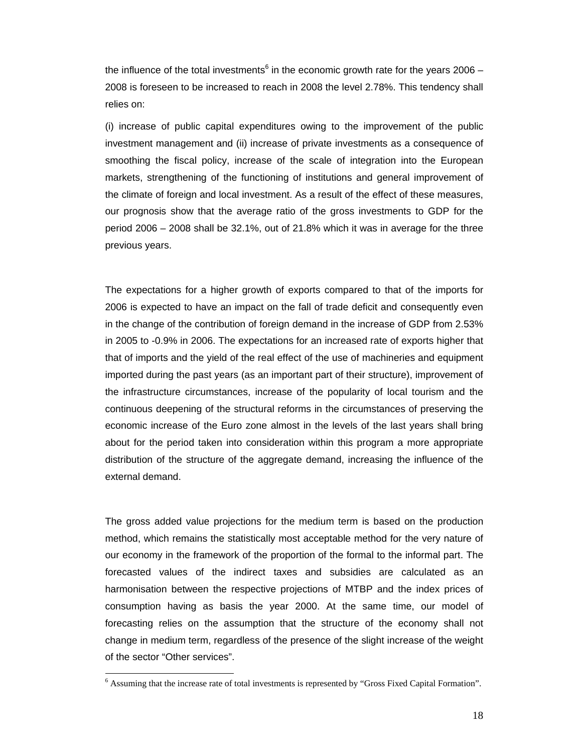the influence of the total investments[6] in the economic growth rate for the years 2006 – 2008 is foreseen to be increased to reach in 2008 the level 2.78%. This tendency shall relies on:

(i) increase of public capital expenditures owing to the improvement of the public investment management and (ii) increase of private investments as a consequence of smoothing the fiscal policy, increase of the scale of integration into the European markets, strengthening of the functioning of institutions and general improvement of the climate of foreign and local investment. As a result of the effect of these measures, our prognosis show that the average ratio of the gross investments to GDP for the period 2006 – 2008 shall be 32.1%, out of 21.8% which it was in average for the three previous years.

The expectations for a higher growth of exports compared to that of the imports for 2006 is expected to have an impact on the fall of trade deficit and consequently even in the change of the contribution of foreign demand in the increase of GDP from 2.53% in 2005 to -0.9% in 2006. The expectations for an increased rate of exports higher that that of imports and the yield of the real effect of the use of machineries and equipment imported during the past years (as an important part of their structure), improvement of the infrastructure circumstances, increase of the popularity of local tourism and the continuous deepening of the structural reforms in the circumstances of preserving the economic increase of the Euro zone almost in the levels of the last years shall bring about for the period taken into consideration within this program a more appropriate distribution of the structure of the aggregate demand, increasing the influence of the external demand.

The gross added value projections for the medium term is based on the production method, which remains the statistically most acceptable method for the very nature of our economy in the framework of the proportion of the formal to the informal part. The forecasted values of the indirect taxes and subsidies are calculated as an harmonisation between the respective projections of MTBP and the index prices of consumption having as basis the year 2000. At the same time, our model of forecasting relies on the assumption that the structure of the economy shall not change in medium term, regardless of the presence of the slight increase of the weight of the sector "Other services".

[6] Assuming that the increase rate of total investments is represented by "Gross Fixed Capital Formation".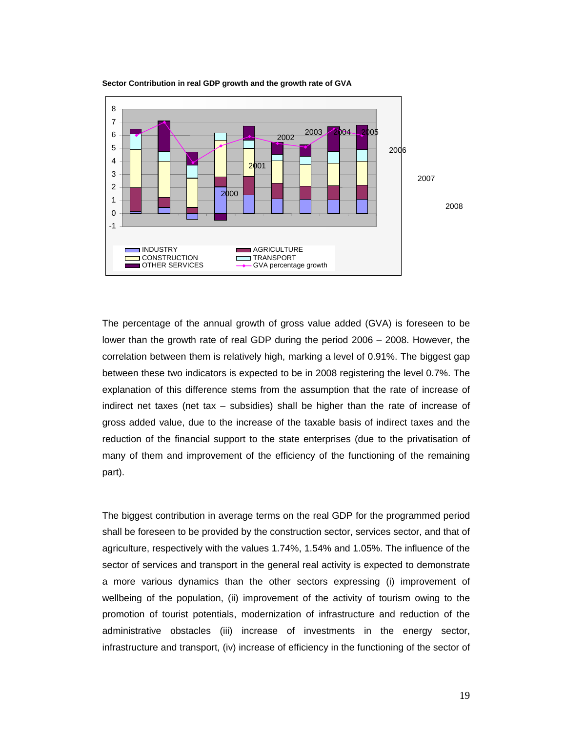**Sector Contribution in real GDP growth and the growth rate of GVA**

The percentage of the annual growth of gross value added (GVA) is foreseen to be lower than the growth rate of real GDP during the period 2006 – 2008. However, the correlation between them is relatively high, marking a level of 0.91%. The biggest gap between these two indicators is expected to be in 2008 registering the level 0.7%. The explanation of this difference stems from the assumption that the rate of increase of indirect net taxes (net tax – subsidies) shall be higher than the rate of increase of gross added value, due to the increase of the taxable basis of indirect taxes and the reduction of the financial support to the state enterprises (due to the privatisation of many of them and improvement of the efficiency of the functioning of the remaining part).

The biggest contribution in average terms on the real GDP for the programmed period shall be foreseen to be provided by the construction sector, services sector, and that of agriculture, respectively with the values 1.74%, 1.54% and 1.05%. The influence of the sector of services and transport in the general real activity is expected to demonstrate a more various dynamics than the other sectors expressing (i) improvement of wellbeing of the population, (ii) improvement of the activity of tourism owing to the promotion of tourist potentials, modernization of infrastructure and reduction of the administrative obstacles (iii) increase of investments in the energy sector, infrastructure and transport, (iv) increase of efficiency in the functioning of the sector of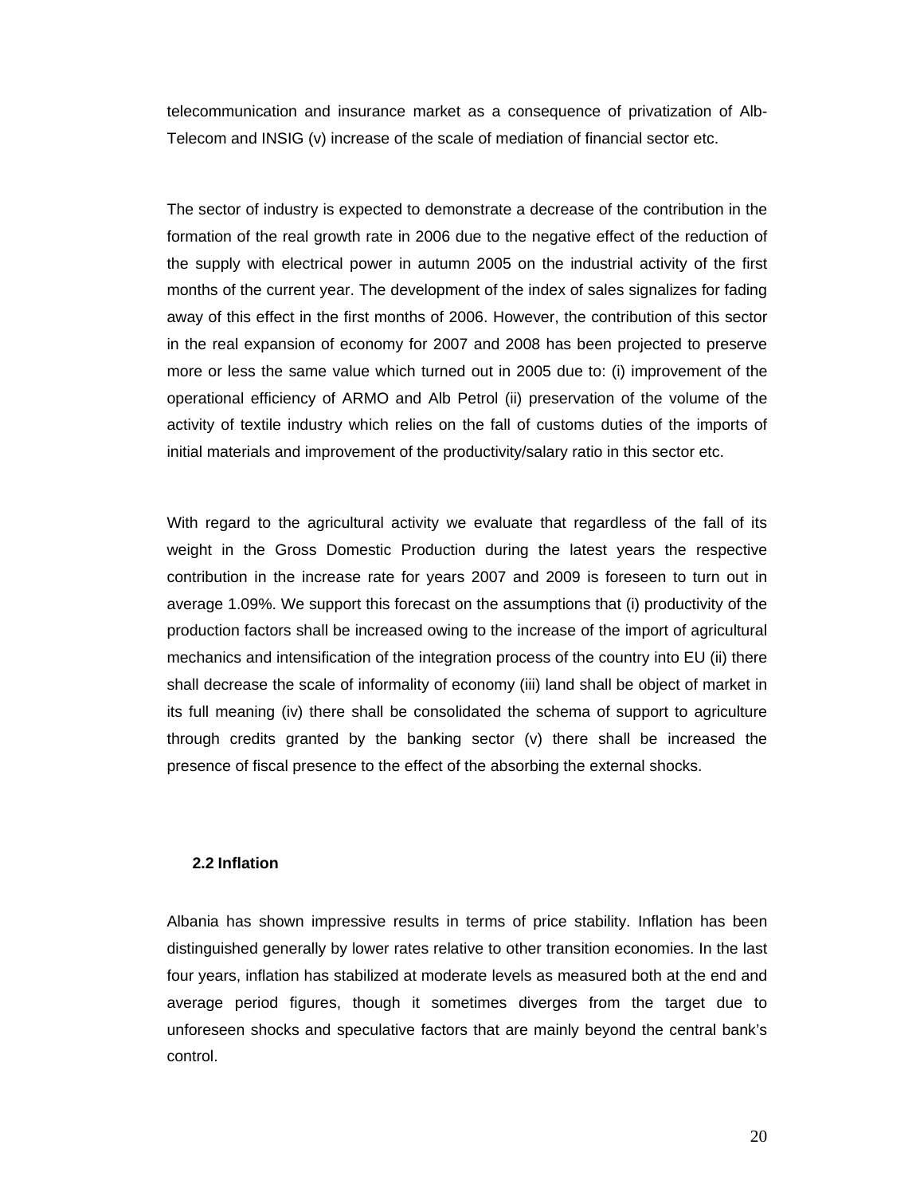telecommunication and insurance market as a consequence of privatization of Alb-Telecom and INSIG (v) increase of the scale of mediation of financial sector etc.

The sector of industry is expected to demonstrate a decrease of the contribution in the formation of the real growth rate in 2006 due to the negative effect of the reduction of the supply with electrical power in autumn 2005 on the industrial activity of the first months of the current year. The development of the index of sales signalizes for fading away of this effect in the first months of 2006. However, the contribution of this sector in the real expansion of economy for 2007 and 2008 has been projected to preserve more or less the same value which turned out in 2005 due to: (i) improvement of the operational efficiency of ARMO and Alb Petrol (ii) preservation of the volume of the activity of textile industry which relies on the fall of customs duties of the imports of initial materials and improvement of the productivity/salary ratio in this sector etc.

With regard to the agricultural activity we evaluate that regardless of the fall of its weight in the Gross Domestic Production during the latest years the respective contribution in the increase rate for years 2007 and 2009 is foreseen to turn out in average 1.09%. We support this forecast on the assumptions that (i) productivity of the production factors shall be increased owing to the increase of the import of agricultural mechanics and intensification of the integration process of the country into EU (ii) there shall decrease the scale of informality of economy (iii) land shall be object of market in its full meaning (iv) there shall be consolidated the schema of support to agriculture through credits granted by the banking sector (v) there shall be increased the presence of fiscal presence to the effect of the absorbing the external shocks.

### 2.2 Inflation

Albania has shown impressive results in terms of price stability. Inflation has been distinguished generally by lower rates relative to other transition economies. In the last four years, inflation has stabilized at moderate levels as measured both at the end and average period figures, though it sometimes diverges from the target due to unforeseen shocks and speculative factors that are mainly beyond the central bank's control.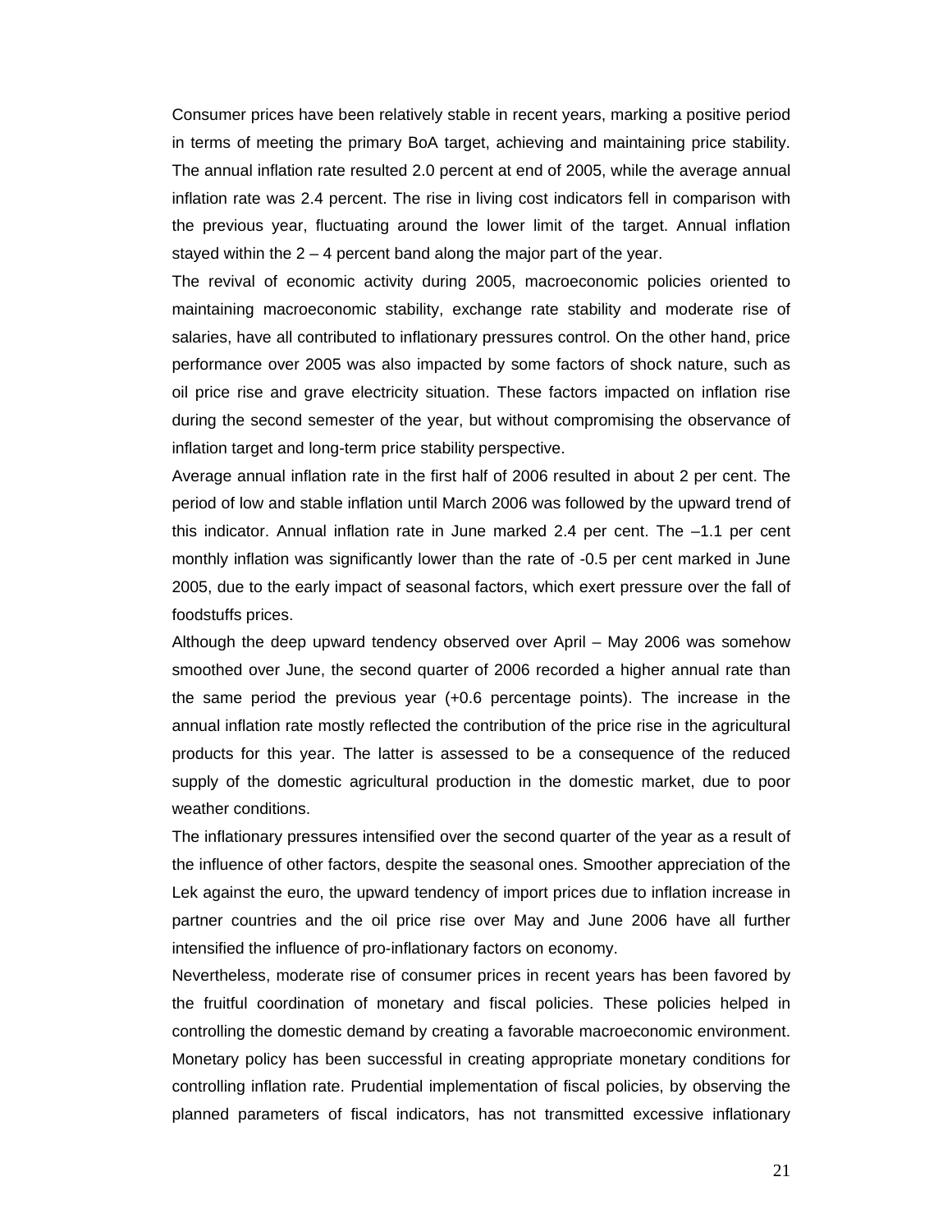Consumer prices have been relatively stable in recent years, marking a positive period in terms of meeting the primary BoA target, achieving and maintaining price stability. The annual inflation rate resulted 2.0 percent at end of 2005, while the average annual inflation rate was 2.4 percent. The rise in living cost indicators fell in comparison with the previous year, fluctuating around the lower limit of the target. Annual inflation stayed within the 2 – 4 percent band along the major part of the year.

The revival of economic activity during 2005, macroeconomic policies oriented to maintaining macroeconomic stability, exchange rate stability and moderate rise of salaries, have all contributed to inflationary pressures control. On the other hand, price performance over 2005 was also impacted by some factors of shock nature, such as oil price rise and grave electricity situation. These factors impacted on inflation rise during the second semester of the year, but without compromising the observance of inflation target and long-term price stability perspective.

Average annual inflation rate in the first half of 2006 resulted in about 2 per cent. The period of low and stable inflation until March 2006 was followed by the upward trend of this indicator. Annual inflation rate in June marked 2.4 per cent. The –1.1 per cent monthly inflation was significantly lower than the rate of -0.5 per cent marked in June 2005, due to the early impact of seasonal factors, which exert pressure over the fall of foodstuffs prices.

Although the deep upward tendency observed over April – May 2006 was somehow smoothed over June, the second quarter of 2006 recorded a higher annual rate than the same period the previous year (+0.6 percentage points). The increase in the annual inflation rate mostly reflected the contribution of the price rise in the agricultural products for this year. The latter is assessed to be a consequence of the reduced supply of the domestic agricultural production in the domestic market, due to poor weather conditions.

The inflationary pressures intensified over the second quarter of the year as a result of the influence of other factors, despite the seasonal ones. Smoother appreciation of the Lek against the euro, the upward tendency of import prices due to inflation increase in partner countries and the oil price rise over May and June 2006 have all further intensified the influence of pro-inflationary factors on economy.

Nevertheless, moderate rise of consumer prices in recent years has been favored by the fruitful coordination of monetary and fiscal policies. These policies helped in controlling the domestic demand by creating a favorable macroeconomic environment. Monetary policy has been successful in creating appropriate monetary conditions for controlling inflation rate. Prudential implementation of fiscal policies, by observing the planned parameters of fiscal indicators, has not transmitted excessive inflationary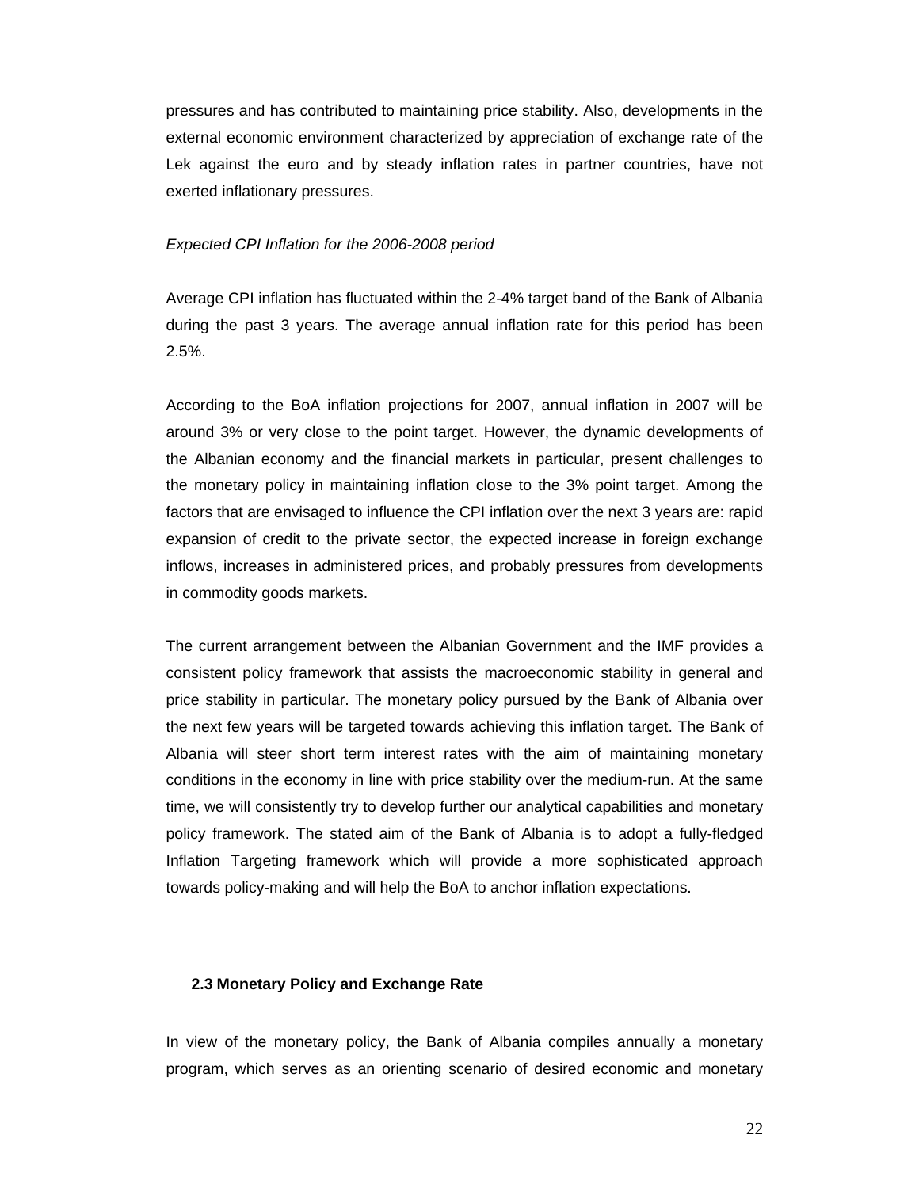pressures and has contributed to maintaining price stability. Also, developments in the external economic environment characterized by appreciation of exchange rate of the Lek against the euro and by steady inflation rates in partner countries, have not exerted inflationary pressures.

*Expected CPI Inflation for the 2006-2008 period*

Average CPI inflation has fluctuated within the 2-4% target band of the Bank of Albania during the past 3 years. The average annual inflation rate for this period has been 2.5%.

According to the BoA inflation projections for 2007, annual inflation in 2007 will be around 3% or very close to the point target. However, the dynamic developments of the Albanian economy and the financial markets in particular, present challenges to the monetary policy in maintaining inflation close to the 3% point target. Among the factors that are envisaged to influence the CPI inflation over the next 3 years are: rapid expansion of credit to the private sector, the expected increase in foreign exchange inflows, increases in administered prices, and probably pressures from developments in commodity goods markets.

The current arrangement between the Albanian Government and the IMF provides a consistent policy framework that assists the macroeconomic stability in general and price stability in particular. The monetary policy pursued by the Bank of Albania over the next few years will be targeted towards achieving this inflation target. The Bank of Albania will steer short term interest rates with the aim of maintaining monetary conditions in the economy in line with price stability over the medium-run. At the same time, we will consistently try to develop further our analytical capabilities and monetary policy framework. The stated aim of the Bank of Albania is to adopt a fully-fledged Inflation Targeting framework which will provide a more sophisticated approach towards policy-making and will help the BoA to anchor inflation expectations.

### 2.3 Monetary Policy and Exchange Rate

In view of the monetary policy, the Bank of Albania compiles annually a monetary program, which serves as an orienting scenario of desired economic and monetary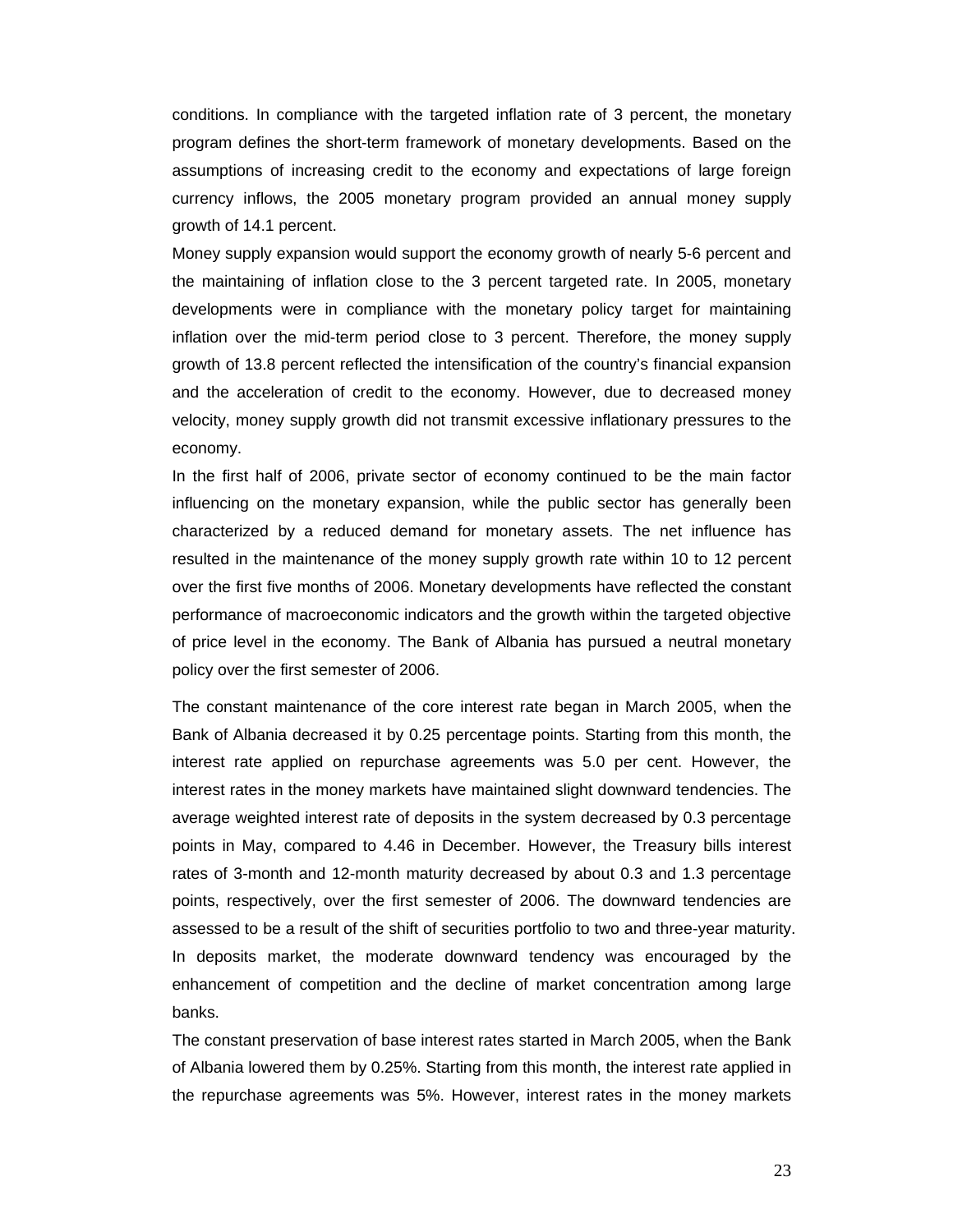conditions. In compliance with the targeted inflation rate of 3 percent, the monetary program defines the short-term framework of monetary developments. Based on the assumptions of increasing credit to the economy and expectations of large foreign currency inflows, the 2005 monetary program provided an annual money supply growth of 14.1 percent.

Money supply expansion would support the economy growth of nearly 5-6 percent and the maintaining of inflation close to the 3 percent targeted rate. In 2005, monetary developments were in compliance with the monetary policy target for maintaining inflation over the mid-term period close to 3 percent. Therefore, the money supply growth of 13.8 percent reflected the intensification of the country's financial expansion and the acceleration of credit to the economy. However, due to decreased money velocity, money supply growth did not transmit excessive inflationary pressures to the economy.

In the first half of 2006, private sector of economy continued to be the main factor influencing on the monetary expansion, while the public sector has generally been characterized by a reduced demand for monetary assets. The net influence has resulted in the maintenance of the money supply growth rate within 10 to 12 percent over the first five months of 2006. Monetary developments have reflected the constant performance of macroeconomic indicators and the growth within the targeted objective of price level in the economy. The Bank of Albania has pursued a neutral monetary policy over the first semester of 2006.

The constant maintenance of the core interest rate began in March 2005, when the Bank of Albania decreased it by 0.25 percentage points. Starting from this month, the interest rate applied on repurchase agreements was 5.0 per cent. However, the interest rates in the money markets have maintained slight downward tendencies. The average weighted interest rate of deposits in the system decreased by 0.3 percentage points in May, compared to 4.46 in December. However, the Treasury bills interest rates of 3-month and 12-month maturity decreased by about 0.3 and 1.3 percentage points, respectively, over the first semester of 2006. The downward tendencies are assessed to be a result of the shift of securities portfolio to two and three-year maturity. In deposits market, the moderate downward tendency was encouraged by the enhancement of competition and the decline of market concentration among large banks.

The constant preservation of base interest rates started in March 2005, when the Bank of Albania lowered them by 0.25%. Starting from this month, the interest rate applied in the repurchase agreements was 5%. However, interest rates in the money markets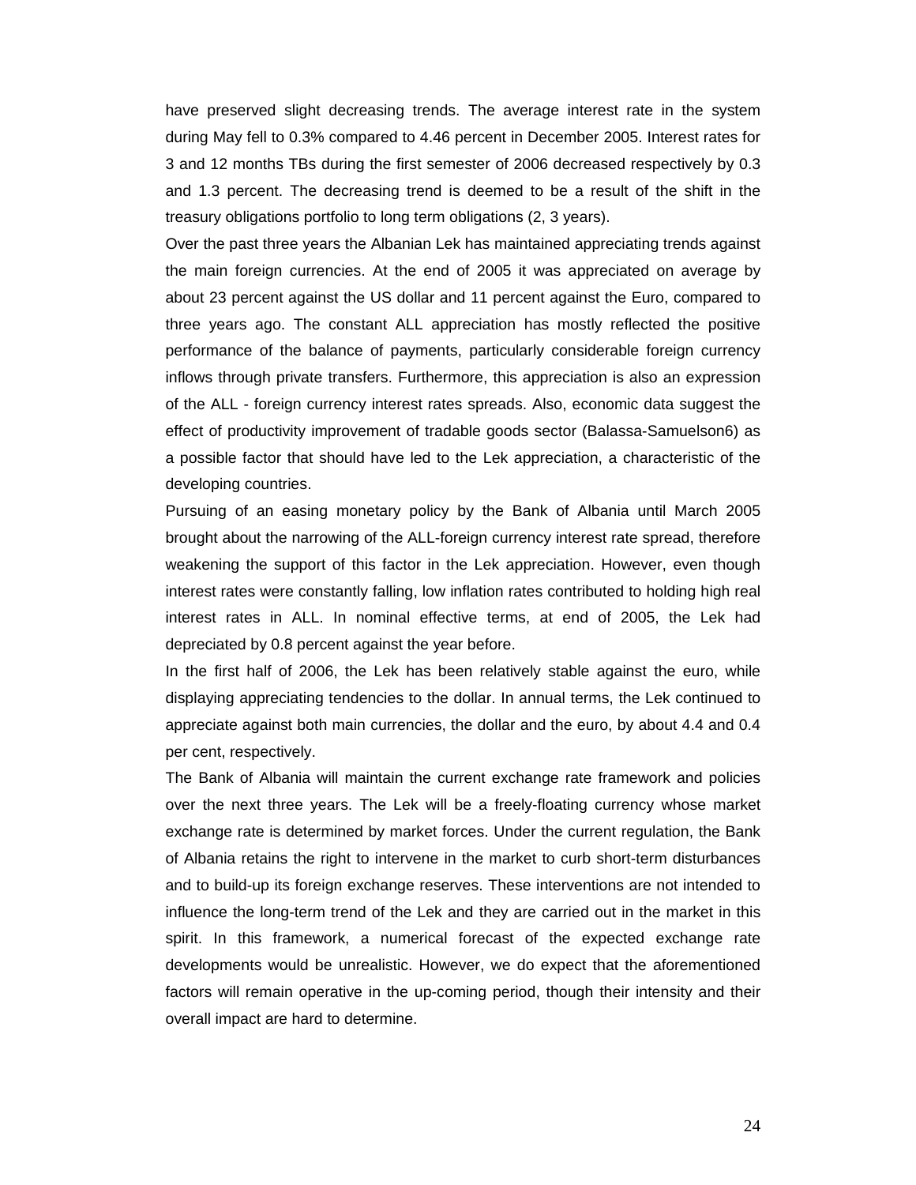have preserved slight decreasing trends. The average interest rate in the system during May fell to 0.3% compared to 4.46 percent in December 2005. Interest rates for 3 and 12 months TBs during the first semester of 2006 decreased respectively by 0.3 and 1.3 percent. The decreasing trend is deemed to be a result of the shift in the treasury obligations portfolio to long term obligations (2, 3 years).

Over the past three years the Albanian Lek has maintained appreciating trends against the main foreign currencies. At the end of 2005 it was appreciated on average by about 23 percent against the US dollar and 11 percent against the Euro, compared to three years ago. The constant ALL appreciation has mostly reflected the positive performance of the balance of payments, particularly considerable foreign currency inflows through private transfers. Furthermore, this appreciation is also an expression of the ALL - foreign currency interest rates spreads. Also, economic data suggest the effect of productivity improvement of tradable goods sector (Balassa-Samuelson[6]) as a possible factor that should have led to the Lek appreciation, a characteristic of the developing countries.

Pursuing of an easing monetary policy by the Bank of Albania until March 2005 brought about the narrowing of the ALL-foreign currency interest rate spread, therefore weakening the support of this factor in the Lek appreciation. However, even though interest rates were constantly falling, low inflation rates contributed to holding high real interest rates in ALL. In nominal effective terms, at end of 2005, the Lek had depreciated by 0.8 percent against the year before.

In the first half of 2006, the Lek has been relatively stable against the euro, while displaying appreciating tendencies to the dollar. In annual terms, the Lek continued to appreciate against both main currencies, the dollar and the euro, by about 4.4 and 0.4 per cent, respectively.

The Bank of Albania will maintain the current exchange rate framework and policies over the next three years. The Lek will be a freely-floating currency whose market exchange rate is determined by market forces. Under the current regulation, the Bank of Albania retains the right to intervene in the market to curb short-term disturbances and to build-up its foreign exchange reserves. These interventions are not intended to influence the long-term trend of the Lek and they are carried out in the market in this spirit. In this framework, a numerical forecast of the expected exchange rate developments would be unrealistic. However, we do expect that the aforementioned factors will remain operative in the up-coming period, though their intensity and their overall impact are hard to determine.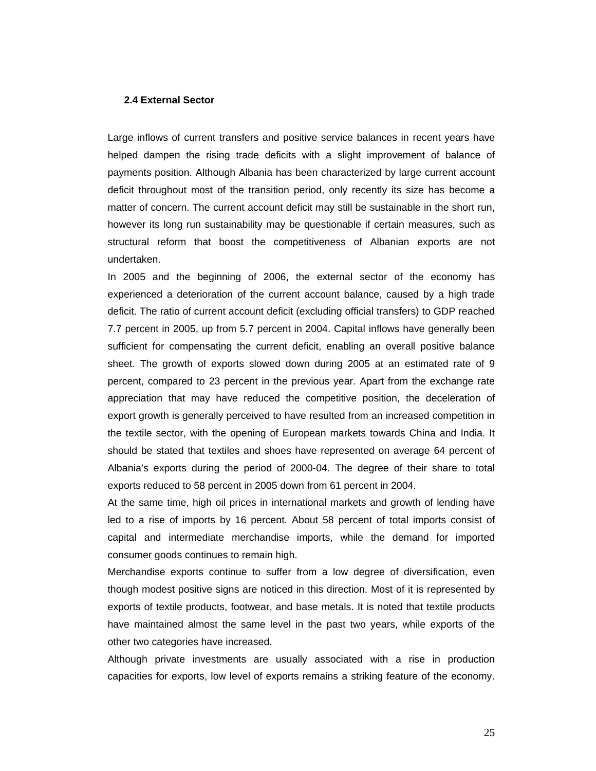### 2.4 External Sector

Large inflows of current transfers and positive service balances in recent years have helped dampen the rising trade deficits with a slight improvement of balance of payments position. Although Albania has been characterized by large current account deficit throughout most of the transition period, only recently its size has become a matter of concern. The current account deficit may still be sustainable in the short run, however its long run sustainability may be questionable if certain measures, such as structural reform that boost the competitiveness of Albanian exports are not undertaken.

In 2005 and the beginning of 2006, the external sector of the economy has experienced a deterioration of the current account balance, caused by a high trade deficit. The ratio of current account deficit (excluding official transfers) to GDP reached 7.7 percent in 2005, up from 5.7 percent in 2004. Capital inflows have generally been sufficient for compensating the current deficit, enabling an overall positive balance sheet. The growth of exports slowed down during 2005 at an estimated rate of 9 percent, compared to 23 percent in the previous year. Apart from the exchange rate appreciation that may have reduced the competitive position, the deceleration of export growth is generally perceived to have resulted from an increased competition in the textile sector, with the opening of European markets towards China and India. It should be stated that textiles and shoes have represented on average 64 percent of Albania's exports during the period of 2000-04. The degree of their share to total exports reduced to 58 percent in 2005 down from 61 percent in 2004.

At the same time, high oil prices in international markets and growth of lending have led to a rise of imports by 16 percent. About 58 percent of total imports consist of capital and intermediate merchandise imports, while the demand for imported consumer goods continues to remain high.

Merchandise exports continue to suffer from a low degree of diversification, even though modest positive signs are noticed in this direction. Most of it is represented by exports of textile products, footwear, and base metals. It is noted that textile products have maintained almost the same level in the past two years, while exports of the other two categories have increased.

Although private investments are usually associated with a rise in production capacities for exports, low level of exports remains a striking feature of the economy.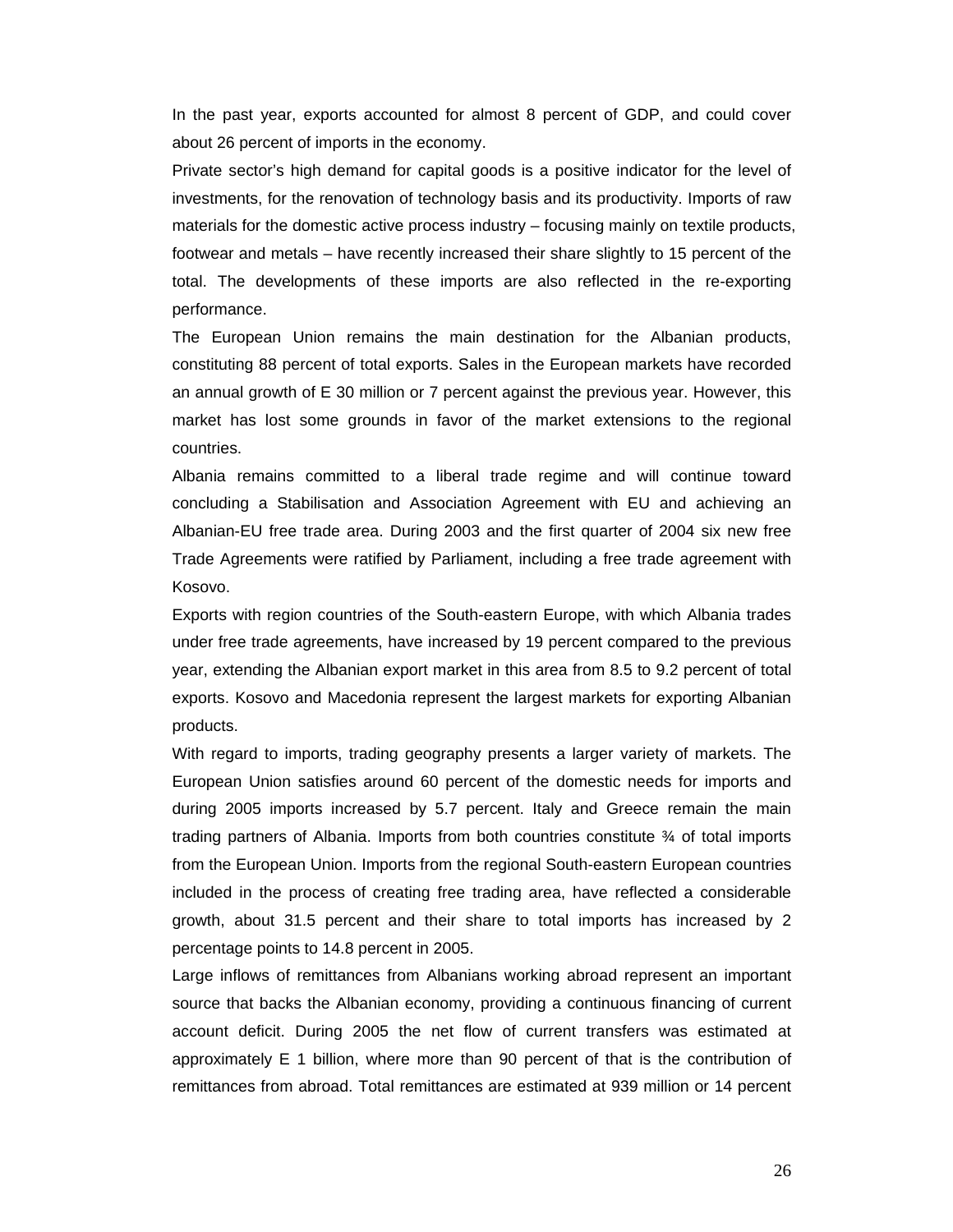In the past year, exports accounted for almost 8 percent of GDP, and could cover about 26 percent of imports in the economy.

Private sector's high demand for capital goods is a positive indicator for the level of investments, for the renovation of technology basis and its productivity. Imports of raw materials for the domestic active process industry – focusing mainly on textile products, footwear and metals – have recently increased their share slightly to 15 percent of the total. The developments of these imports are also reflected in the re-exporting performance.

The European Union remains the main destination for the Albanian products, constituting 88 percent of total exports. Sales in the European markets have recorded an annual growth of E 30 million or 7 percent against the previous year. However, this market has lost some grounds in favor of the market extensions to the regional countries.

Albania remains committed to a liberal trade regime and will continue toward concluding a Stabilisation and Association Agreement with EU and achieving an Albanian-EU free trade area. During 2003 and the first quarter of 2004 six new free Trade Agreements were ratified by Parliament, including a free trade agreement with Kosovo.

Exports with region countries of the South-eastern Europe, with which Albania trades under free trade agreements, have increased by 19 percent compared to the previous year, extending the Albanian export market in this area from 8.5 to 9.2 percent of total exports. Kosovo and Macedonia represent the largest markets for exporting Albanian products.

With regard to imports, trading geography presents a larger variety of markets. The European Union satisfies around 60 percent of the domestic needs for imports and during 2005 imports increased by 5.7 percent. Italy and Greece remain the main trading partners of Albania. Imports from both countries constitute ¾ of total imports from the European Union. Imports from the regional South-eastern European countries included in the process of creating free trading area, have reflected a considerable growth, about 31.5 percent and their share to total imports has increased by 2 percentage points to 14.8 percent in 2005.

Large inflows of remittances from Albanians working abroad represent an important source that backs the Albanian economy, providing a continuous financing of current account deficit. During 2005 the net flow of current transfers was estimated at approximately E 1 billion, where more than 90 percent of that is the contribution of remittances from abroad. Total remittances are estimated at 939 million or 14 percent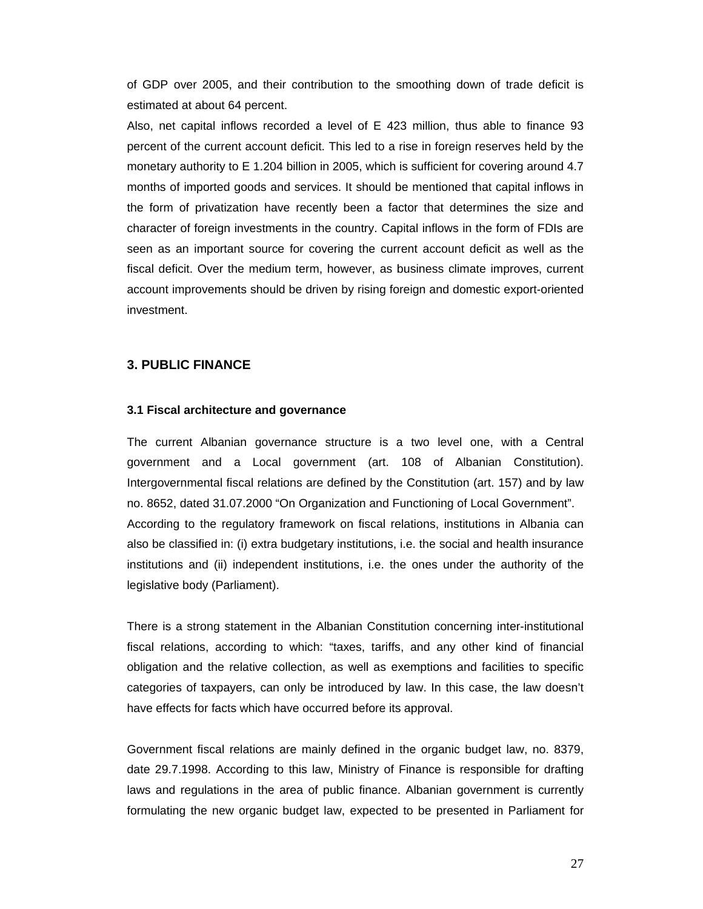of GDP over 2005, and their contribution to the smoothing down of trade deficit is estimated at about 64 percent.

Also, net capital inflows recorded a level of E 423 million, thus able to finance 93 percent of the current account deficit. This led to a rise in foreign reserves held by the monetary authority to E 1.204 billion in 2005, which is sufficient for covering around 4.7 months of imported goods and services. It should be mentioned that capital inflows in the form of privatization have recently been a factor that determines the size and character of foreign investments in the country. Capital inflows in the form of FDIs are seen as an important source for covering the current account deficit as well as the fiscal deficit. Over the medium term, however, as business climate improves, current account improvements should be driven by rising foreign and domestic export-oriented investment.

## 3. PUBLIC FINANCE

### 3.1 Fiscal architecture and governance

The current Albanian governance structure is a two level one, with a Central government and a Local government (art. 108 of Albanian Constitution). Intergovernmental fiscal relations are defined by the Constitution (art. 157) and by law no. 8652, dated 31.07.2000 "On Organization and Functioning of Local Government".

According to the regulatory framework on fiscal relations, institutions in Albania can also be classified in: (i) extra budgetary institutions, i.e. the social and health insurance institutions and (ii) independent institutions, i.e. the ones under the authority of the legislative body (Parliament).

There is a strong statement in the Albanian Constitution concerning inter-institutional fiscal relations, according to which: "taxes, tariffs, and any other kind of financial obligation and the relative collection, as well as exemptions and facilities to specific categories of taxpayers, can only be introduced by law. In this case, the law doesn't have effects for facts which have occurred before its approval.

Government fiscal relations are mainly defined in the organic budget law, no. 8379, date 29.7.1998. According to this law, Ministry of Finance is responsible for drafting laws and regulations in the area of public finance. Albanian government is currently formulating the new organic budget law, expected to be presented in Parliament for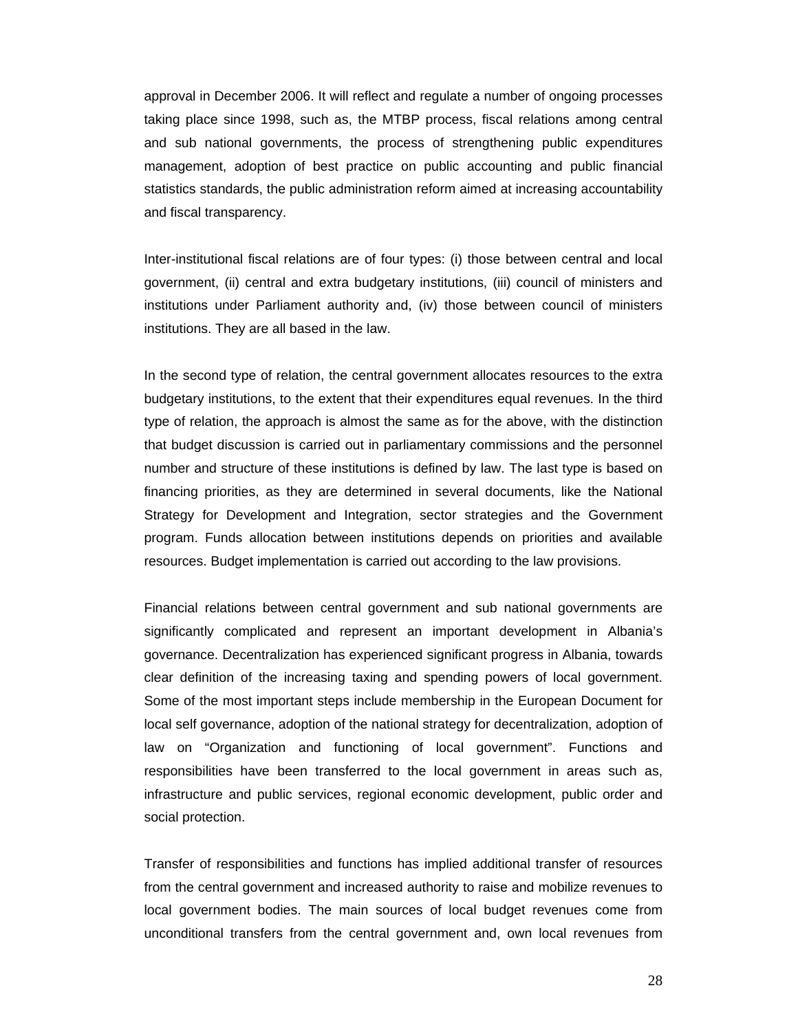approval in December 2006. It will reflect and regulate a number of ongoing processes taking place since 1998, such as, the MTBP process, fiscal relations among central and sub national governments, the process of strengthening public expenditures management, adoption of best practice on public accounting and public financial statistics standards, the public administration reform aimed at increasing accountability and fiscal transparency.

Inter-institutional fiscal relations are of four types: (i) those between central and local government, (ii) central and extra budgetary institutions, (iii) council of ministers and institutions under Parliament authority and, (iv) those between council of ministers institutions. They are all based in the law.

In the second type of relation, the central government allocates resources to the extra budgetary institutions, to the extent that their expenditures equal revenues. In the third type of relation, the approach is almost the same as for the above, with the distinction that budget discussion is carried out in parliamentary commissions and the personnel number and structure of these institutions is defined by law. The last type is based on financing priorities, as they are determined in several documents, like the National Strategy for Development and Integration, sector strategies and the Government program. Funds allocation between institutions depends on priorities and available resources. Budget implementation is carried out according to the law provisions.

Financial relations between central government and sub national governments are significantly complicated and represent an important development in Albania's governance. Decentralization has experienced significant progress in Albania, towards clear definition of the increasing taxing and spending powers of local government. Some of the most important steps include membership in the European Document for local self governance, adoption of the national strategy for decentralization, adoption of law on "Organization and functioning of local government". Functions and responsibilities have been transferred to the local government in areas such as, infrastructure and public services, regional economic development, public order and social protection.

Transfer of responsibilities and functions has implied additional transfer of resources from the central government and increased authority to raise and mobilize revenues to local government bodies. The main sources of local budget revenues come from unconditional transfers from the central government and, own local revenues from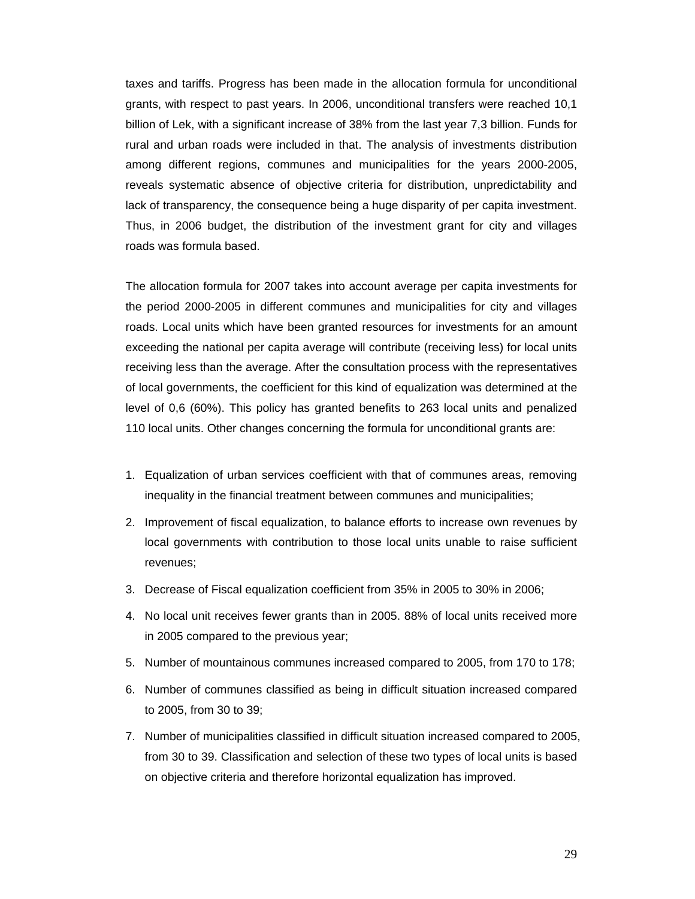taxes and tariffs. Progress has been made in the allocation formula for unconditional grants, with respect to past years. In 2006, unconditional transfers were reached 10,1 billion of Lek, with a significant increase of 38% from the last year 7,3 billion. Funds for rural and urban roads were included in that. The analysis of investments distribution among different regions, communes and municipalities for the years 2000-2005, reveals systematic absence of objective criteria for distribution, unpredictability and lack of transparency, the consequence being a huge disparity of per capita investment. Thus, in 2006 budget, the distribution of the investment grant for city and villages roads was formula based.

The allocation formula for 2007 takes into account average per capita investments for the period 2000-2005 in different communes and municipalities for city and villages roads. Local units which have been granted resources for investments for an amount exceeding the national per capita average will contribute (receiving less) for local units receiving less than the average. After the consultation process with the representatives of local governments, the coefficient for this kind of equalization was determined at the level of 0,6 (60%). This policy has granted benefits to 263 local units and penalized 110 local units. Other changes concerning the formula for unconditional grants are:

1. Equalization of urban services coefficient with that of communes areas, removing inequality in the financial treatment between communes and municipalities;
2. Improvement of fiscal equalization, to balance efforts to increase own revenues by local governments with contribution to those local units unable to raise sufficient revenues;
3. Decrease of Fiscal equalization coefficient from 35% in 2005 to 30% in 2006;
4. No local unit receives fewer grants than in 2005. 88% of local units received more in 2005 compared to the previous year;
5. Number of mountainous communes increased compared to 2005, from 170 to 178;
6. Number of communes classified as being in difficult situation increased compared to 2005, from 30 to 39;
7. Number of municipalities classified in difficult situation increased compared to 2005, from 30 to 39. Classification and selection of these two types of local units is based on objective criteria and therefore horizontal equalization has improved.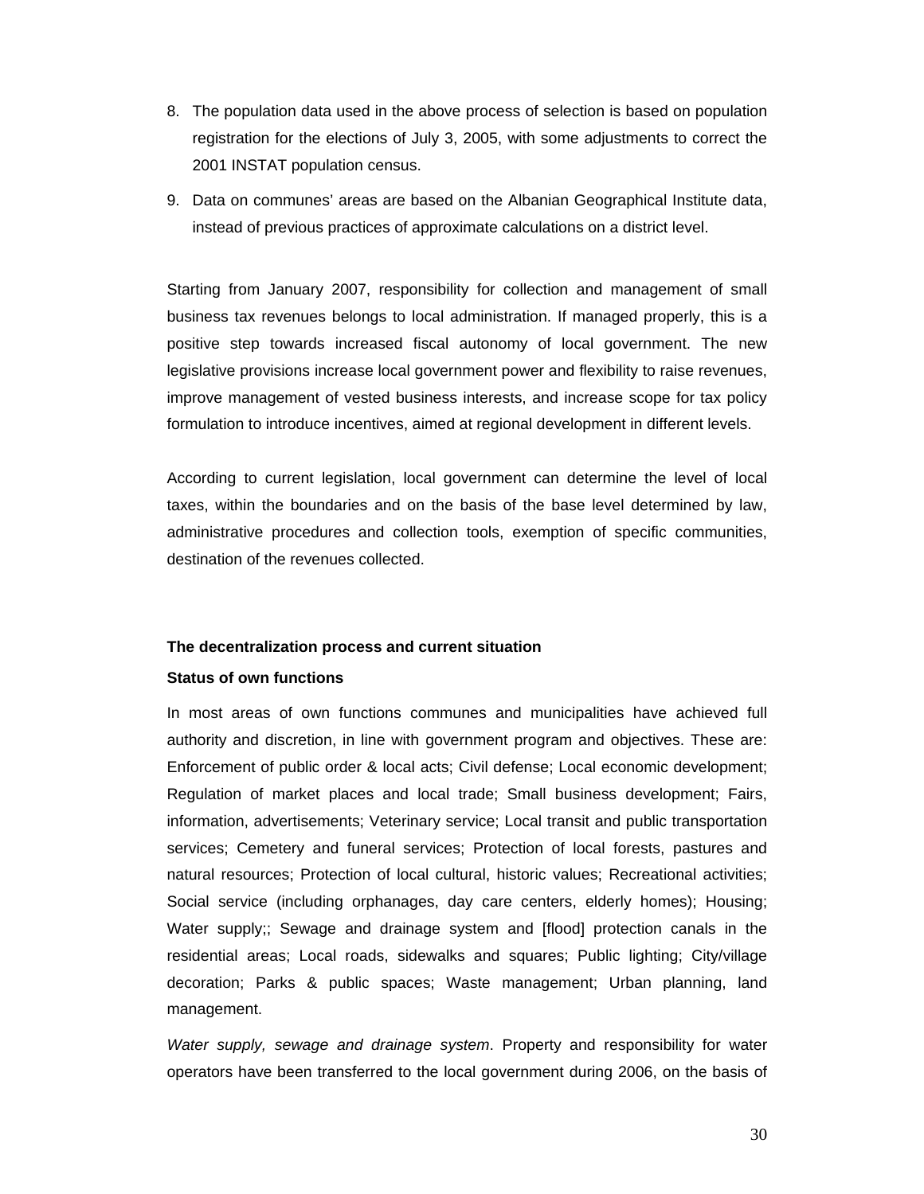8. The population data used in the above process of selection is based on population registration for the elections of July 3, 2005, with some adjustments to correct the 2001 INSTAT population census.
9. Data on communes' areas are based on the Albanian Geographical Institute data, instead of previous practices of approximate calculations on a district level.

Starting from January 2007, responsibility for collection and management of small business tax revenues belongs to local administration. If managed properly, this is a positive step towards increased fiscal autonomy of local government. The new legislative provisions increase local government power and flexibility to raise revenues, improve management of vested business interests, and increase scope for tax policy formulation to introduce incentives, aimed at regional development in different levels.

According to current legislation, local government can determine the level of local taxes, within the boundaries and on the basis of the base level determined by law, administrative procedures and collection tools, exemption of specific communities, destination of the revenues collected.

**The decentralization process and current situation**

**Status of own functions**

In most areas of own functions communes and municipalities have achieved full authority and discretion, in line with government program and objectives. These are: Enforcement of public order & local acts; Civil defense; Local economic development; Regulation of market places and local trade; Small business development; Fairs, information, advertisements; Veterinary service; Local transit and public transportation services; Cemetery and funeral services; Protection of local forests, pastures and natural resources; Protection of local cultural, historic values; Recreational activities; Social service (including orphanages, day care centers, elderly homes); Housing; Water supply;; Sewage and drainage system and [flood] protection canals in the residential areas; Local roads, sidewalks and squares; Public lighting; City/village decoration; Parks & public spaces; Waste management; Urban planning, land management.

*Water supply, sewage and drainage system*. Property and responsibility for water operators have been transferred to the local government during 2006, on the basis of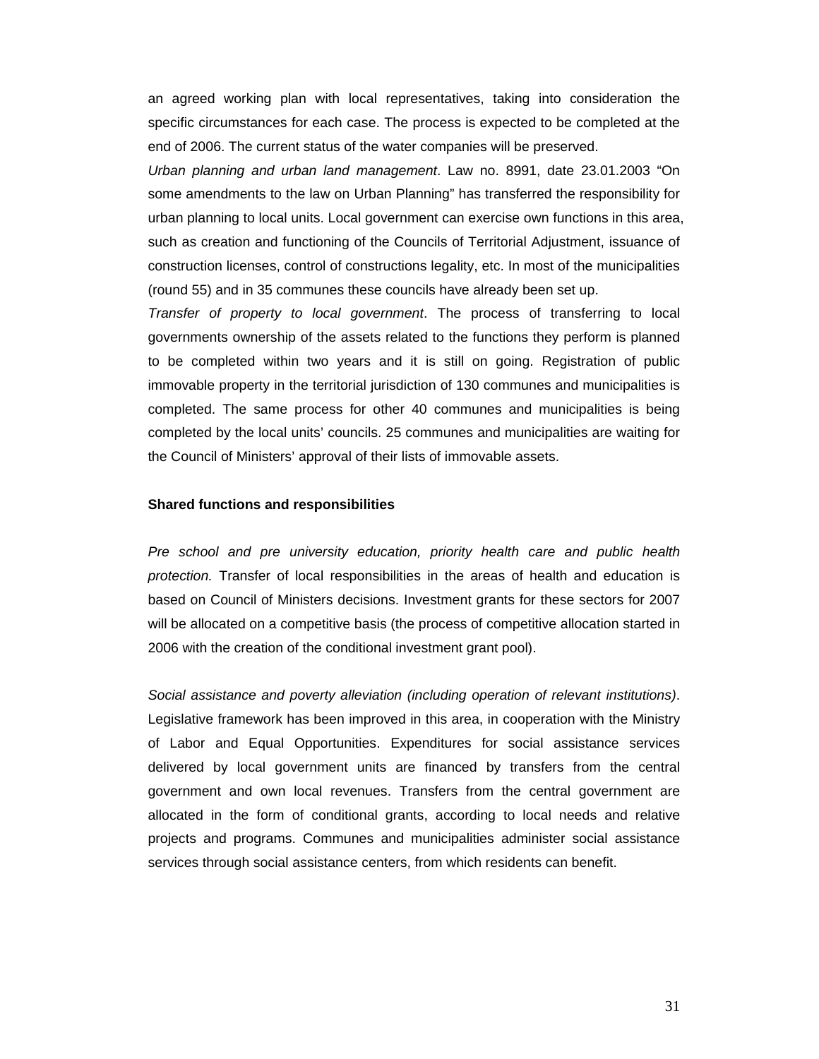an agreed working plan with local representatives, taking into consideration the specific circumstances for each case. The process is expected to be completed at the end of 2006. The current status of the water companies will be preserved.

*Urban planning and urban land management*. Law no. 8991, date 23.01.2003 "On some amendments to the law on Urban Planning" has transferred the responsibility for urban planning to local units. Local government can exercise own functions in this area, such as creation and functioning of the Councils of Territorial Adjustment, issuance of construction licenses, control of constructions legality, etc. In most of the municipalities (round 55) and in 35 communes these councils have already been set up.

*Transfer of property to local government*. The process of transferring to local governments ownership of the assets related to the functions they perform is planned to be completed within two years and it is still on going. Registration of public immovable property in the territorial jurisdiction of 130 communes and municipalities is completed. The same process for other 40 communes and municipalities is being completed by the local units' councils. 25 communes and municipalities are waiting for the Council of Ministers' approval of their lists of immovable assets.

**Shared functions and responsibilities**

*Pre school and pre university education, priority health care and public health protection.* Transfer of local responsibilities in the areas of health and education is based on Council of Ministers decisions. Investment grants for these sectors for 2007 will be allocated on a competitive basis (the process of competitive allocation started in 2006 with the creation of the conditional investment grant pool).

*Social assistance and poverty alleviation (including operation of relevant institutions)*. Legislative framework has been improved in this area, in cooperation with the Ministry of Labor and Equal Opportunities. Expenditures for social assistance services delivered by local government units are financed by transfers from the central government and own local revenues. Transfers from the central government are allocated in the form of conditional grants, according to local needs and relative projects and programs. Communes and municipalities administer social assistance services through social assistance centers, from which residents can benefit.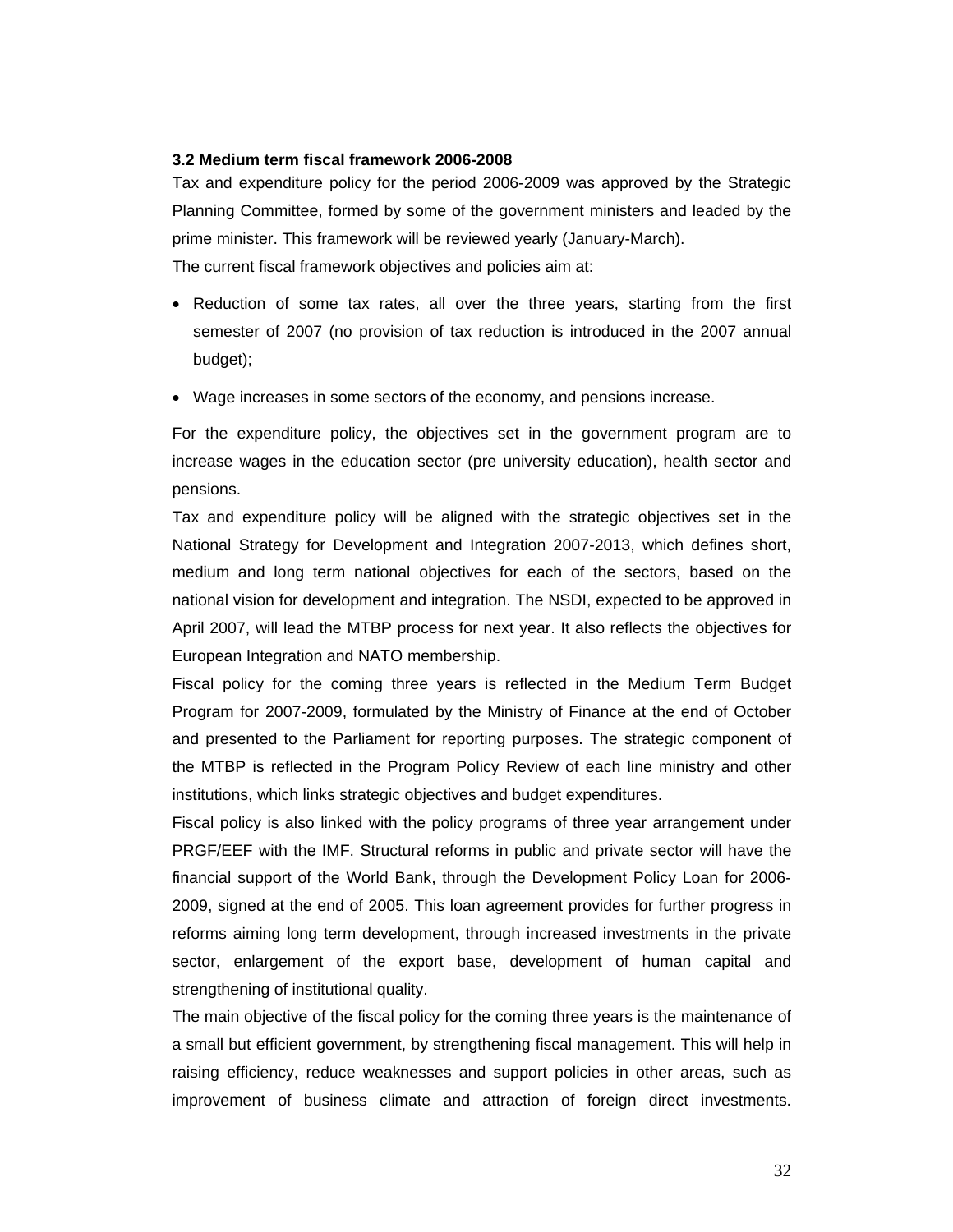### 3.2 Medium term fiscal framework 2006-2008

Tax and expenditure policy for the period 2006-2009 was approved by the Strategic Planning Committee, formed by some of the government ministers and leaded by the prime minister. This framework will be reviewed yearly (January-March).

The current fiscal framework objectives and policies aim at:

- Reduction of some tax rates, all over the three years, starting from the first semester of 2007 (no provision of tax reduction is introduced in the 2007 annual budget);
- Wage increases in some sectors of the economy, and pensions increase.

For the expenditure policy, the objectives set in the government program are to increase wages in the education sector (pre university education), health sector and pensions.

Tax and expenditure policy will be aligned with the strategic objectives set in the National Strategy for Development and Integration 2007-2013, which defines short, medium and long term national objectives for each of the sectors, based on the national vision for development and integration. The NSDI, expected to be approved in April 2007, will lead the MTBP process for next year. It also reflects the objectives for European Integration and NATO membership.

Fiscal policy for the coming three years is reflected in the Medium Term Budget Program for 2007-2009, formulated by the Ministry of Finance at the end of October and presented to the Parliament for reporting purposes. The strategic component of the MTBP is reflected in the Program Policy Review of each line ministry and other institutions, which links strategic objectives and budget expenditures.

Fiscal policy is also linked with the policy programs of three year arrangement under PRGF/EEF with the IMF. Structural reforms in public and private sector will have the financial support of the World Bank, through the Development Policy Loan for 2006-2009, signed at the end of 2005. This loan agreement provides for further progress in reforms aiming long term development, through increased investments in the private sector, enlargement of the export base, development of human capital and strengthening of institutional quality.

The main objective of the fiscal policy for the coming three years is the maintenance of a small but efficient government, by strengthening fiscal management. This will help in raising efficiency, reduce weaknesses and support policies in other areas, such as improvement of business climate and attraction of foreign direct investments.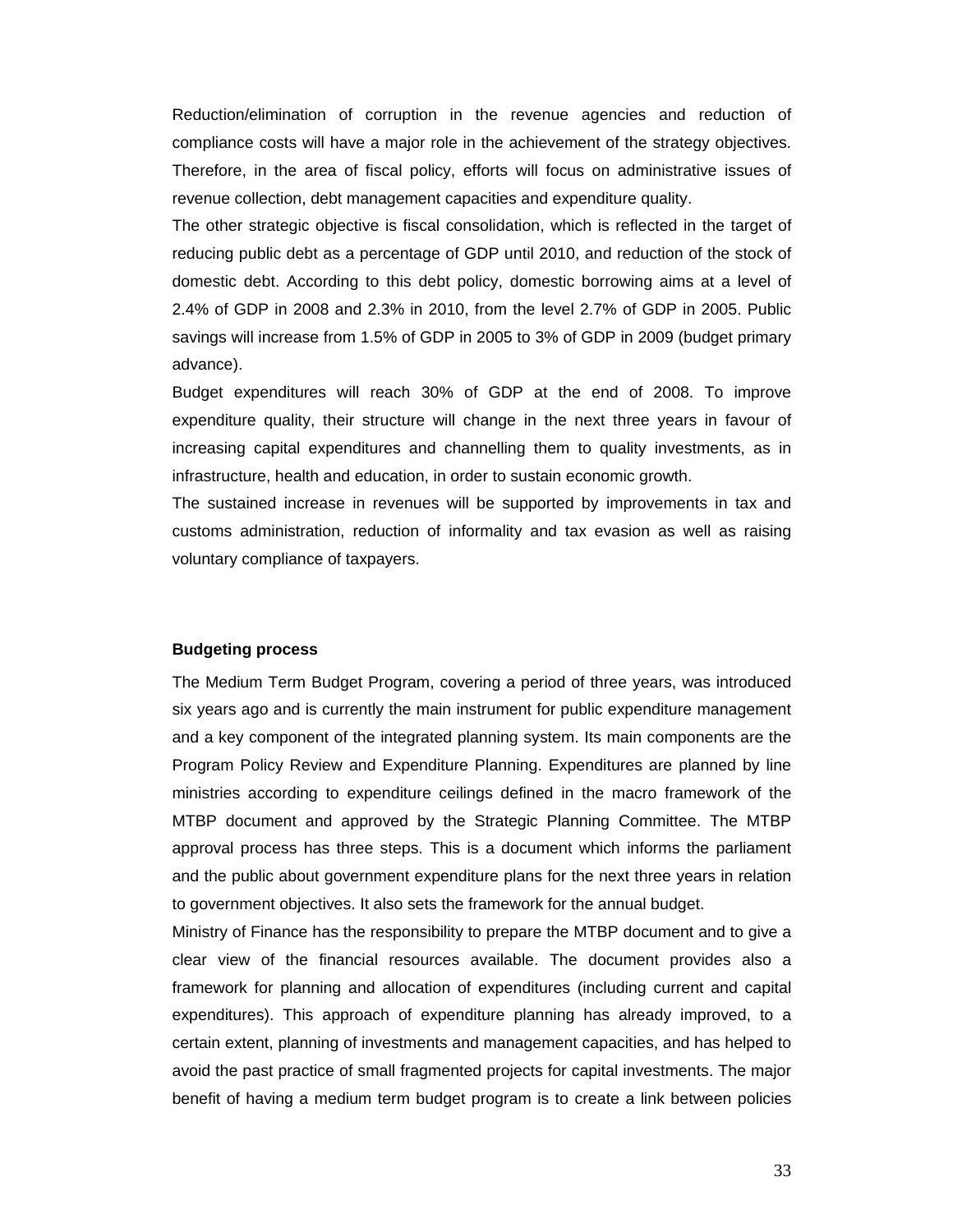Reduction/elimination of corruption in the revenue agencies and reduction of compliance costs will have a major role in the achievement of the strategy objectives. Therefore, in the area of fiscal policy, efforts will focus on administrative issues of revenue collection, debt management capacities and expenditure quality.

The other strategic objective is fiscal consolidation, which is reflected in the target of reducing public debt as a percentage of GDP until 2010, and reduction of the stock of domestic debt. According to this debt policy, domestic borrowing aims at a level of 2.4% of GDP in 2008 and 2.3% in 2010, from the level 2.7% of GDP in 2005. Public savings will increase from 1.5% of GDP in 2005 to 3% of GDP in 2009 (budget primary advance).

Budget expenditures will reach 30% of GDP at the end of 2008. To improve expenditure quality, their structure will change in the next three years in favour of increasing capital expenditures and channelling them to quality investments, as in infrastructure, health and education, in order to sustain economic growth.

The sustained increase in revenues will be supported by improvements in tax and customs administration, reduction of informality and tax evasion as well as raising voluntary compliance of taxpayers.

**Budgeting process**

The Medium Term Budget Program, covering a period of three years, was introduced six years ago and is currently the main instrument for public expenditure management and a key component of the integrated planning system. Its main components are the Program Policy Review and Expenditure Planning. Expenditures are planned by line ministries according to expenditure ceilings defined in the macro framework of the MTBP document and approved by the Strategic Planning Committee. The MTBP approval process has three steps. This is a document which informs the parliament and the public about government expenditure plans for the next three years in relation to government objectives. It also sets the framework for the annual budget.

Ministry of Finance has the responsibility to prepare the MTBP document and to give a clear view of the financial resources available. The document provides also a framework for planning and allocation of expenditures (including current and capital expenditures). This approach of expenditure planning has already improved, to a certain extent, planning of investments and management capacities, and has helped to avoid the past practice of small fragmented projects for capital investments. The major benefit of having a medium term budget program is to create a link between policies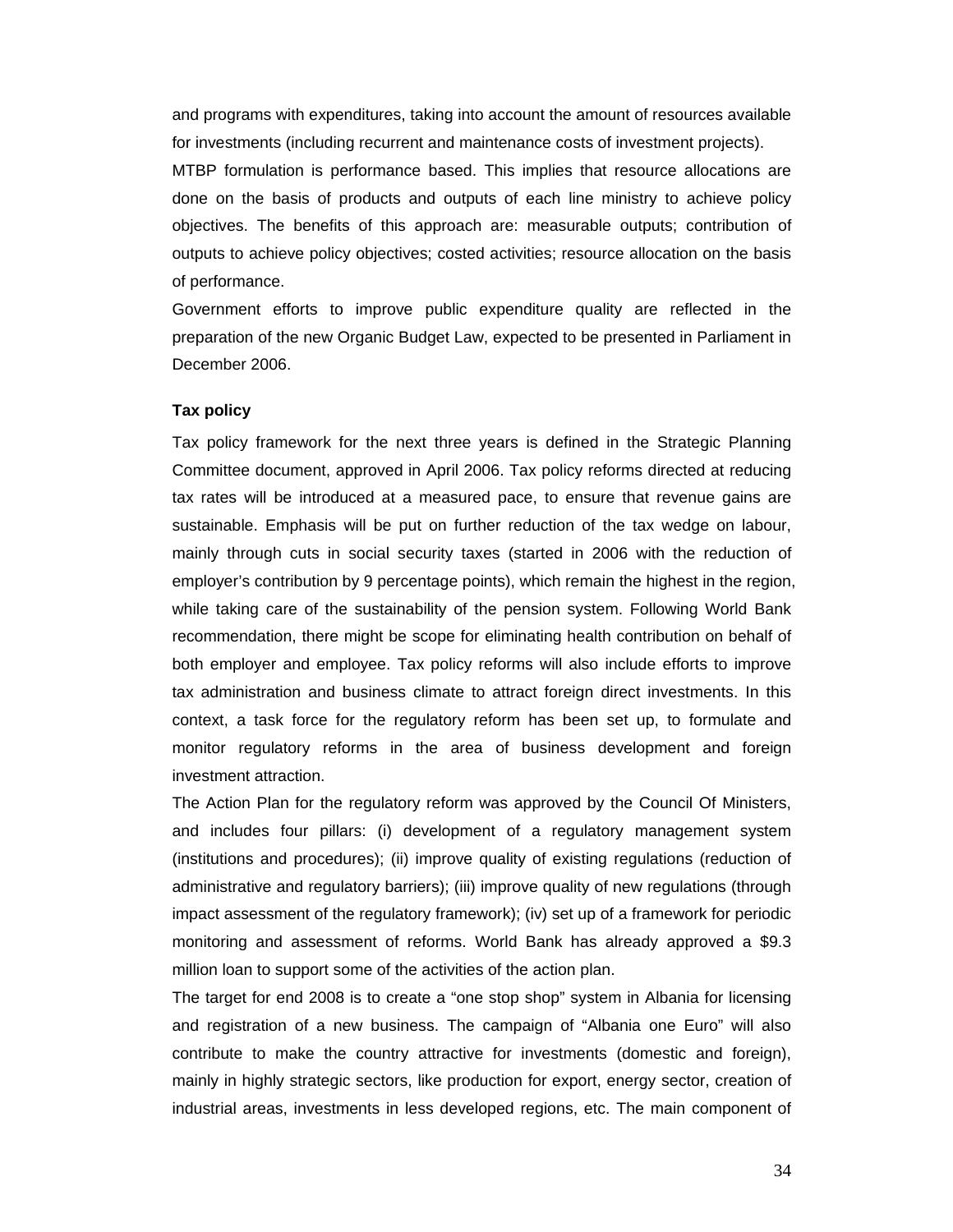and programs with expenditures, taking into account the amount of resources available for investments (including recurrent and maintenance costs of investment projects).

MTBP formulation is performance based. This implies that resource allocations are done on the basis of products and outputs of each line ministry to achieve policy objectives. The benefits of this approach are: measurable outputs; contribution of outputs to achieve policy objectives; costed activities; resource allocation on the basis of performance.

Government efforts to improve public expenditure quality are reflected in the preparation of the new Organic Budget Law, expected to be presented in Parliament in December 2006.

**Tax policy**

Tax policy framework for the next three years is defined in the Strategic Planning Committee document, approved in April 2006. Tax policy reforms directed at reducing tax rates will be introduced at a measured pace, to ensure that revenue gains are sustainable. Emphasis will be put on further reduction of the tax wedge on labour, mainly through cuts in social security taxes (started in 2006 with the reduction of employer's contribution by 9 percentage points), which remain the highest in the region, while taking care of the sustainability of the pension system. Following World Bank recommendation, there might be scope for eliminating health contribution on behalf of both employer and employee. Tax policy reforms will also include efforts to improve tax administration and business climate to attract foreign direct investments. In this context, a task force for the regulatory reform has been set up, to formulate and monitor regulatory reforms in the area of business development and foreign investment attraction.

The Action Plan for the regulatory reform was approved by the Council Of Ministers, and includes four pillars: (i) development of a regulatory management system (institutions and procedures); (ii) improve quality of existing regulations (reduction of administrative and regulatory barriers); (iii) improve quality of new regulations (through impact assessment of the regulatory framework); (iv) set up of a framework for periodic monitoring and assessment of reforms. World Bank has already approved a $9.3 million loan to support some of the activities of the action plan.

The target for end 2008 is to create a "one stop shop" system in Albania for licensing and registration of a new business. The campaign of "Albania one Euro" will also contribute to make the country attractive for investments (domestic and foreign), mainly in highly strategic sectors, like production for export, energy sector, creation of industrial areas, investments in less developed regions, etc. The main component of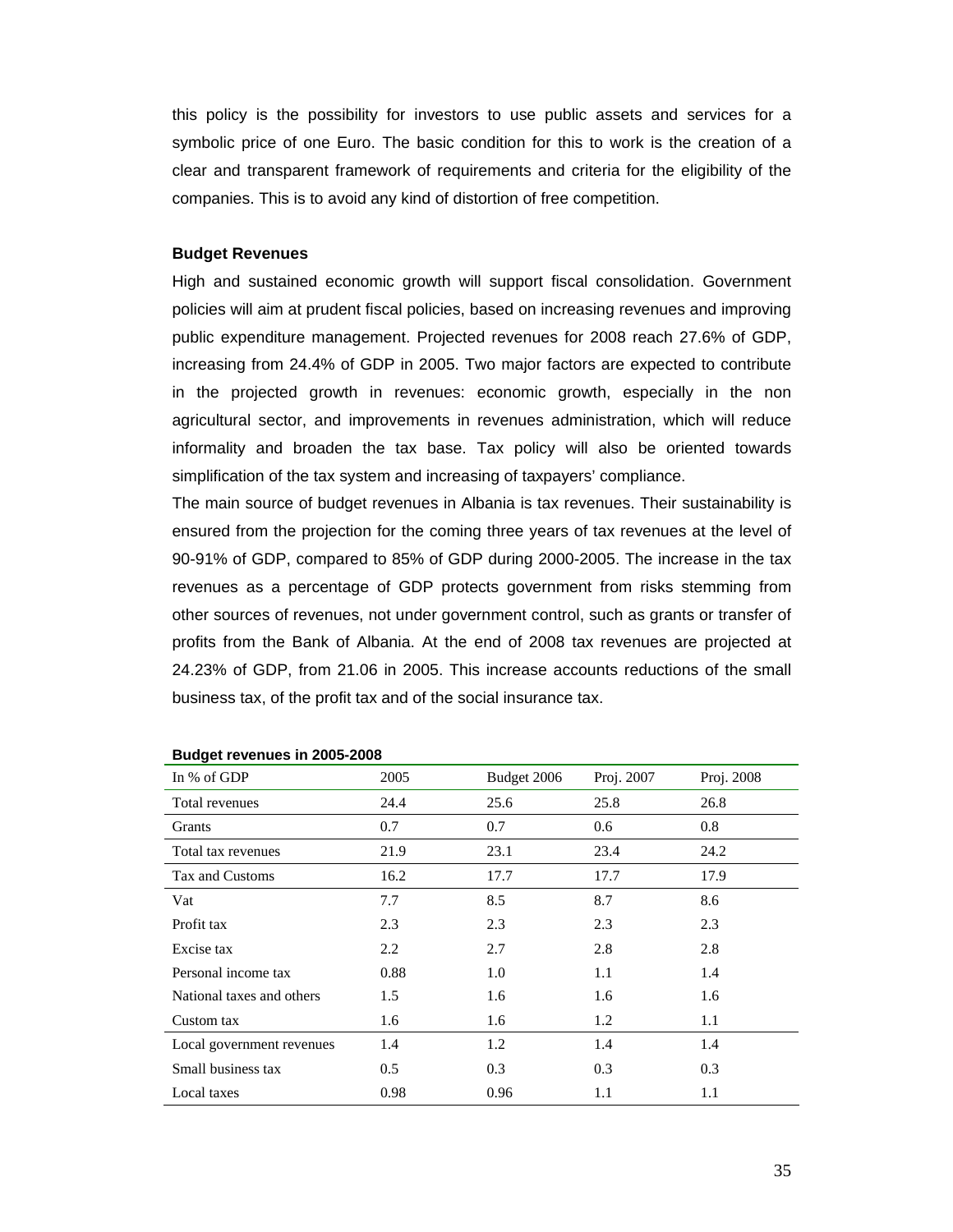this policy is the possibility for investors to use public assets and services for a symbolic price of one Euro. The basic condition for this to work is the creation of a clear and transparent framework of requirements and criteria for the eligibility of the companies. This is to avoid any kind of distortion of free competition.

**Budget Revenues**

High and sustained economic growth will support fiscal consolidation. Government policies will aim at prudent fiscal policies, based on increasing revenues and improving public expenditure management. Projected revenues for 2008 reach 27.6% of GDP, increasing from 24.4% of GDP in 2005. Two major factors are expected to contribute in the projected growth in revenues: economic growth, especially in the non agricultural sector, and improvements in revenues administration, which will reduce informality and broaden the tax base. Tax policy will also be oriented towards simplification of the tax system and increasing of taxpayers' compliance.

The main source of budget revenues in Albania is tax revenues. Their sustainability is ensured from the projection for the coming three years of tax revenues at the level of 90-91% of GDP, compared to 85% of GDP during 2000-2005. The increase in the tax revenues as a percentage of GDP protects government from risks stemming from other sources of revenues, not under government control, such as grants or transfer of profits from the Bank of Albania. At the end of 2008 tax revenues are projected at 24.23% of GDP, from 21.06 in 2005. This increase accounts reductions of the small business tax, of the profit tax and of the social insurance tax.

**Budget revenues in 2005-2008**

| In % of GDP | 2005 | Budget 2006 | Proj. 2007 | Proj. 2008 |
|---|---|---|---|---|
| Total revenues | 24.4 | 25.6 | 25.8 | 26.8 |
| Grants | 0.7 | 0.7 | 0.6 | 0.8 |
| Total tax revenues | 21.9 | 23.1 | 23.4 | 24.2 |
| Tax and Customs | 16.2 | 17.7 | 17.7 | 17.9 |
| Vat | 7.7 | 8.5 | 8.7 | 8.6 |
| Profit tax | 2.3 | 2.3 | 2.3 | 2.3 |
| Excise tax | 2.2 | 2.7 | 2.8 | 2.8 |
| Personal income tax | 0.88 | 1.0 | 1.1 | 1.4 |
| National taxes and others | 1.5 | 1.6 | 1.6 | 1.6 |
| Custom tax | 1.6 | 1.6 | 1.2 | 1.1 |
| Local government revenues | 1.4 | 1.2 | 1.4 | 1.4 |
| Small business tax | 0.5 | 0.3 | 0.3 | 0.3 |
| Local taxes | 0.98 | 0.96 | 1.1 | 1.1 |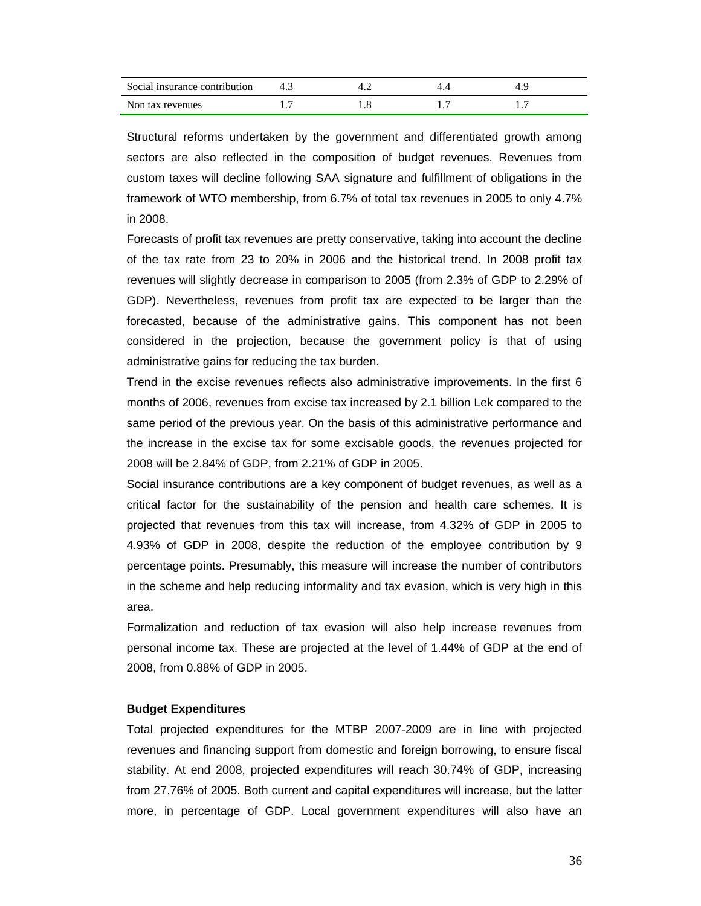| | | | | |
|---|---|---|---|---|
| Social insurance contribution | 4.3 | 4.2 | 4.4 | 4.9 |
| Non tax revenues | 1.7 | 1.8 | 1.7 | 1.7 |

Structural reforms undertaken by the government and differentiated growth among sectors are also reflected in the composition of budget revenues. Revenues from custom taxes will decline following SAA signature and fulfillment of obligations in the framework of WTO membership, from 6.7% of total tax revenues in 2005 to only 4.7% in 2008.

Forecasts of profit tax revenues are pretty conservative, taking into account the decline of the tax rate from 23 to 20% in 2006 and the historical trend. In 2008 profit tax revenues will slightly decrease in comparison to 2005 (from 2.3% of GDP to 2.29% of GDP). Nevertheless, revenues from profit tax are expected to be larger than the forecasted, because of the administrative gains. This component has not been considered in the projection, because the government policy is that of using administrative gains for reducing the tax burden.

Trend in the excise revenues reflects also administrative improvements. In the first 6 months of 2006, revenues from excise tax increased by 2.1 billion Lek compared to the same period of the previous year. On the basis of this administrative performance and the increase in the excise tax for some excisable goods, the revenues projected for 2008 will be 2.84% of GDP, from 2.21% of GDP in 2005.

Social insurance contributions are a key component of budget revenues, as well as a critical factor for the sustainability of the pension and health care schemes. It is projected that revenues from this tax will increase, from 4.32% of GDP in 2005 to 4.93% of GDP in 2008, despite the reduction of the employee contribution by 9 percentage points. Presumably, this measure will increase the number of contributors in the scheme and help reducing informality and tax evasion, which is very high in this area.

Formalization and reduction of tax evasion will also help increase revenues from personal income tax. These are projected at the level of 1.44% of GDP at the end of 2008, from 0.88% of GDP in 2005.

**Budget Expenditures**

Total projected expenditures for the MTBP 2007-2009 are in line with projected revenues and financing support from domestic and foreign borrowing, to ensure fiscal stability. At end 2008, projected expenditures will reach 30.74% of GDP, increasing from 27.76% of 2005. Both current and capital expenditures will increase, but the latter more, in percentage of GDP. Local government expenditures will also have an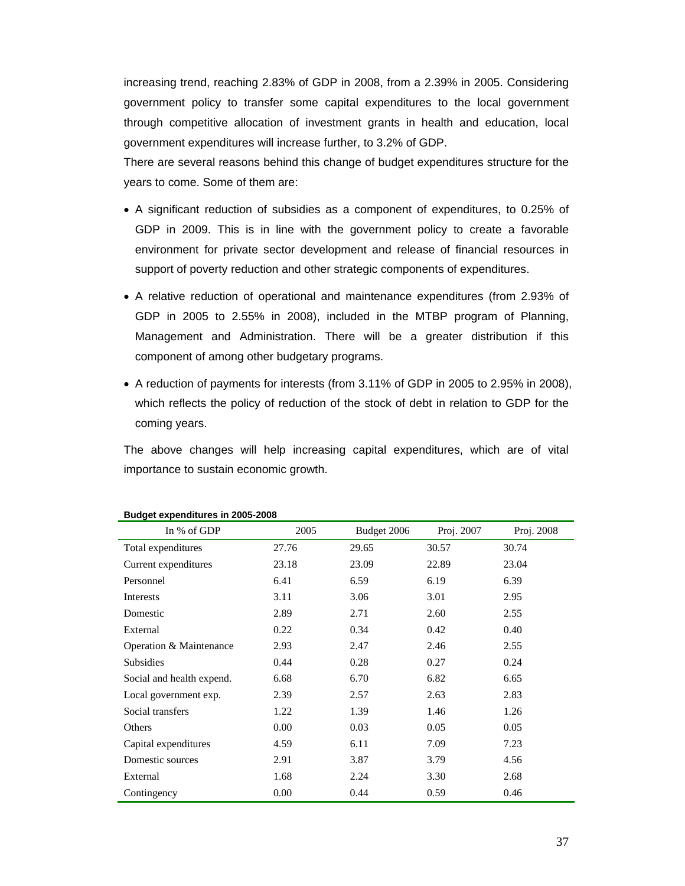increasing trend, reaching 2.83% of GDP in 2008, from a 2.39% in 2005. Considering government policy to transfer some capital expenditures to the local government through competitive allocation of investment grants in health and education, local government expenditures will increase further, to 3.2% of GDP.

There are several reasons behind this change of budget expenditures structure for the years to come. Some of them are:

- A significant reduction of subsidies as a component of expenditures, to 0.25% of GDP in 2009. This is in line with the government policy to create a favorable environment for private sector development and release of financial resources in support of poverty reduction and other strategic components of expenditures.
- A relative reduction of operational and maintenance expenditures (from 2.93% of GDP in 2005 to 2.55% in 2008), included in the MTBP program of Planning, Management and Administration. There will be a greater distribution if this component of among other budgetary programs.
- A reduction of payments for interests (from 3.11% of GDP in 2005 to 2.95% in 2008), which reflects the policy of reduction of the stock of debt in relation to GDP for the coming years.

The above changes will help increasing capital expenditures, which are of vital importance to sustain economic growth.

**Budget expenditures in 2005-2008**

| In % of GDP | 2005 | Budget 2006 | Proj. 2007 | Proj. 2008 |
|---|---|---|---|---|
| Total expenditures | 27.76 | 29.65 | 30.57 | 30.74 |
| Current expenditures | 23.18 | 23.09 | 22.89 | 23.04 |
| Personnel | 6.41 | 6.59 | 6.19 | 6.39 |
| Interests | 3.11 | 3.06 | 3.01 | 2.95 |
| Domestic | 2.89 | 2.71 | 2.60 | 2.55 |
| External | 0.22 | 0.34 | 0.42 | 0.40 |
| Operation & Maintenance | 2.93 | 2.47 | 2.46 | 2.55 |
| Subsidies | 0.44 | 0.28 | 0.27 | 0.24 |
| Social and health expend. | 6.68 | 6.70 | 6.82 | 6.65 |
| Local government exp. | 2.39 | 2.57 | 2.63 | 2.83 |
| Social transfers | 1.22 | 1.39 | 1.46 | 1.26 |
| Others | 0.00 | 0.03 | 0.05 | 0.05 |
| Capital expenditures | 4.59 | 6.11 | 7.09 | 7.23 |
| Domestic sources | 2.91 | 3.87 | 3.79 | 4.56 |
| External | 1.68 | 2.24 | 3.30 | 2.68 |
| Contingency | 0.00 | 0.44 | 0.59 | 0.46 |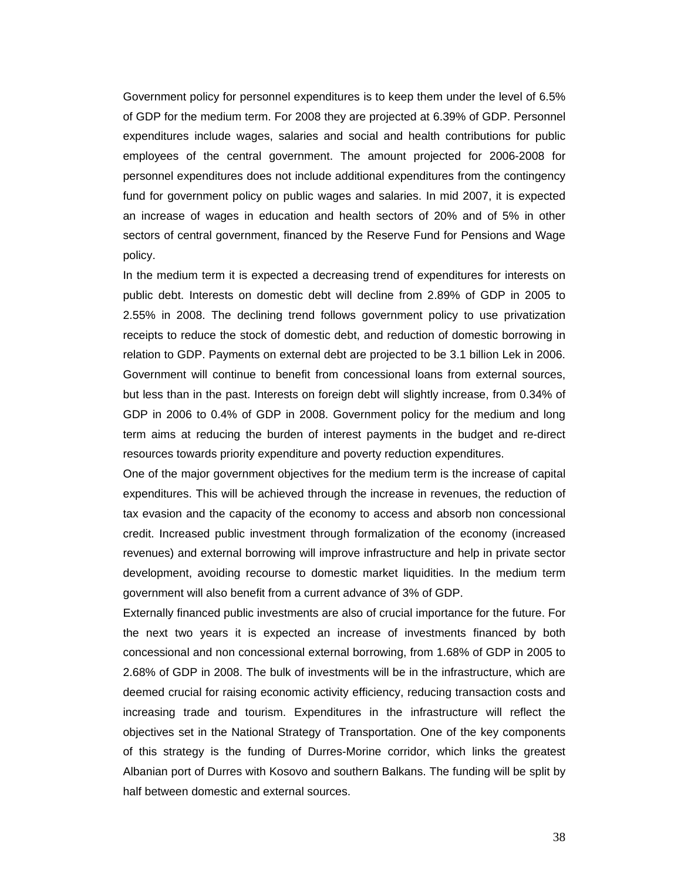Government policy for personnel expenditures is to keep them under the level of 6.5% of GDP for the medium term. For 2008 they are projected at 6.39% of GDP. Personnel expenditures include wages, salaries and social and health contributions for public employees of the central government. The amount projected for 2006-2008 for personnel expenditures does not include additional expenditures from the contingency fund for government policy on public wages and salaries. In mid 2007, it is expected an increase of wages in education and health sectors of 20% and of 5% in other sectors of central government, financed by the Reserve Fund for Pensions and Wage policy.

In the medium term it is expected a decreasing trend of expenditures for interests on public debt. Interests on domestic debt will decline from 2.89% of GDP in 2005 to 2.55% in 2008. The declining trend follows government policy to use privatization receipts to reduce the stock of domestic debt, and reduction of domestic borrowing in relation to GDP. Payments on external debt are projected to be 3.1 billion Lek in 2006. Government will continue to benefit from concessional loans from external sources, but less than in the past. Interests on foreign debt will slightly increase, from 0.34% of GDP in 2006 to 0.4% of GDP in 2008. Government policy for the medium and long term aims at reducing the burden of interest payments in the budget and re-direct resources towards priority expenditure and poverty reduction expenditures.

One of the major government objectives for the medium term is the increase of capital expenditures. This will be achieved through the increase in revenues, the reduction of tax evasion and the capacity of the economy to access and absorb non concessional credit. Increased public investment through formalization of the economy (increased revenues) and external borrowing will improve infrastructure and help in private sector development, avoiding recourse to domestic market liquidities. In the medium term government will also benefit from a current advance of 3% of GDP.

Externally financed public investments are also of crucial importance for the future. For the next two years it is expected an increase of investments financed by both concessional and non concessional external borrowing, from 1.68% of GDP in 2005 to 2.68% of GDP in 2008. The bulk of investments will be in the infrastructure, which are deemed crucial for raising economic activity efficiency, reducing transaction costs and increasing trade and tourism. Expenditures in the infrastructure will reflect the objectives set in the National Strategy of Transportation. One of the key components of this strategy is the funding of Durres-Morine corridor, which links the greatest Albanian port of Durres with Kosovo and southern Balkans. The funding will be split by half between domestic and external sources.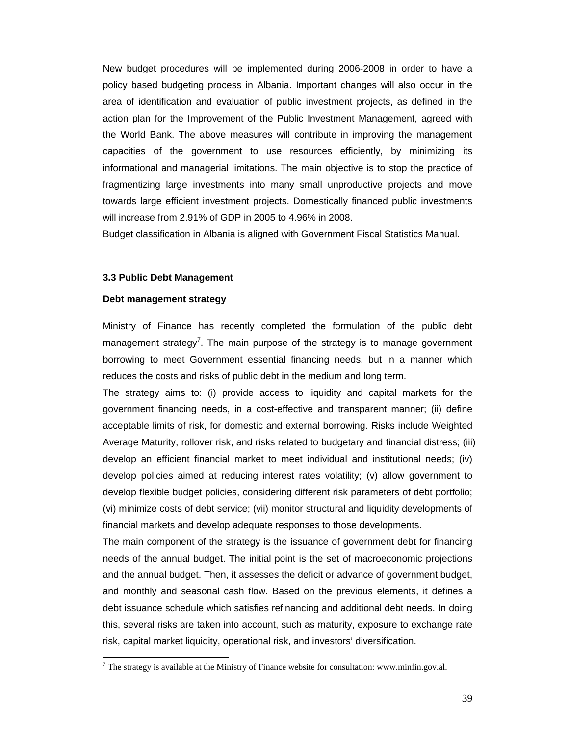New budget procedures will be implemented during 2006-2008 in order to have a policy based budgeting process in Albania. Important changes will also occur in the area of identification and evaluation of public investment projects, as defined in the action plan for the Improvement of the Public Investment Management, agreed with the World Bank. The above measures will contribute in improving the management capacities of the government to use resources efficiently, by minimizing its informational and managerial limitations. The main objective is to stop the practice of fragmentizing large investments into many small unproductive projects and move towards large efficient investment projects. Domestically financed public investments will increase from 2.91% of GDP in 2005 to 4.96% in 2008.

Budget classification in Albania is aligned with Government Fiscal Statistics Manual.

### 3.3 Public Debt Management

**Debt management strategy**

Ministry of Finance has recently completed the formulation of the public debt management strategy[7]. The main purpose of the strategy is to manage government borrowing to meet Government essential financing needs, but in a manner which reduces the costs and risks of public debt in the medium and long term.

The strategy aims to: (i) provide access to liquidity and capital markets for the government financing needs, in a cost-effective and transparent manner; (ii) define acceptable limits of risk, for domestic and external borrowing. Risks include Weighted Average Maturity, rollover risk, and risks related to budgetary and financial distress; (iii) develop an efficient financial market to meet individual and institutional needs; (iv) develop policies aimed at reducing interest rates volatility; (v) allow government to develop flexible budget policies, considering different risk parameters of debt portfolio; (vi) minimize costs of debt service; (vii) monitor structural and liquidity developments of financial markets and develop adequate responses to those developments.

The main component of the strategy is the issuance of government debt for financing needs of the annual budget. The initial point is the set of macroeconomic projections and the annual budget. Then, it assesses the deficit or advance of government budget, and monthly and seasonal cash flow. Based on the previous elements, it defines a debt issuance schedule which satisfies refinancing and additional debt needs. In doing this, several risks are taken into account, such as maturity, exposure to exchange rate risk, capital market liquidity, operational risk, and investors' diversification.

[7] The strategy is available at the Ministry of Finance website for consultation: www.minfin.gov.al.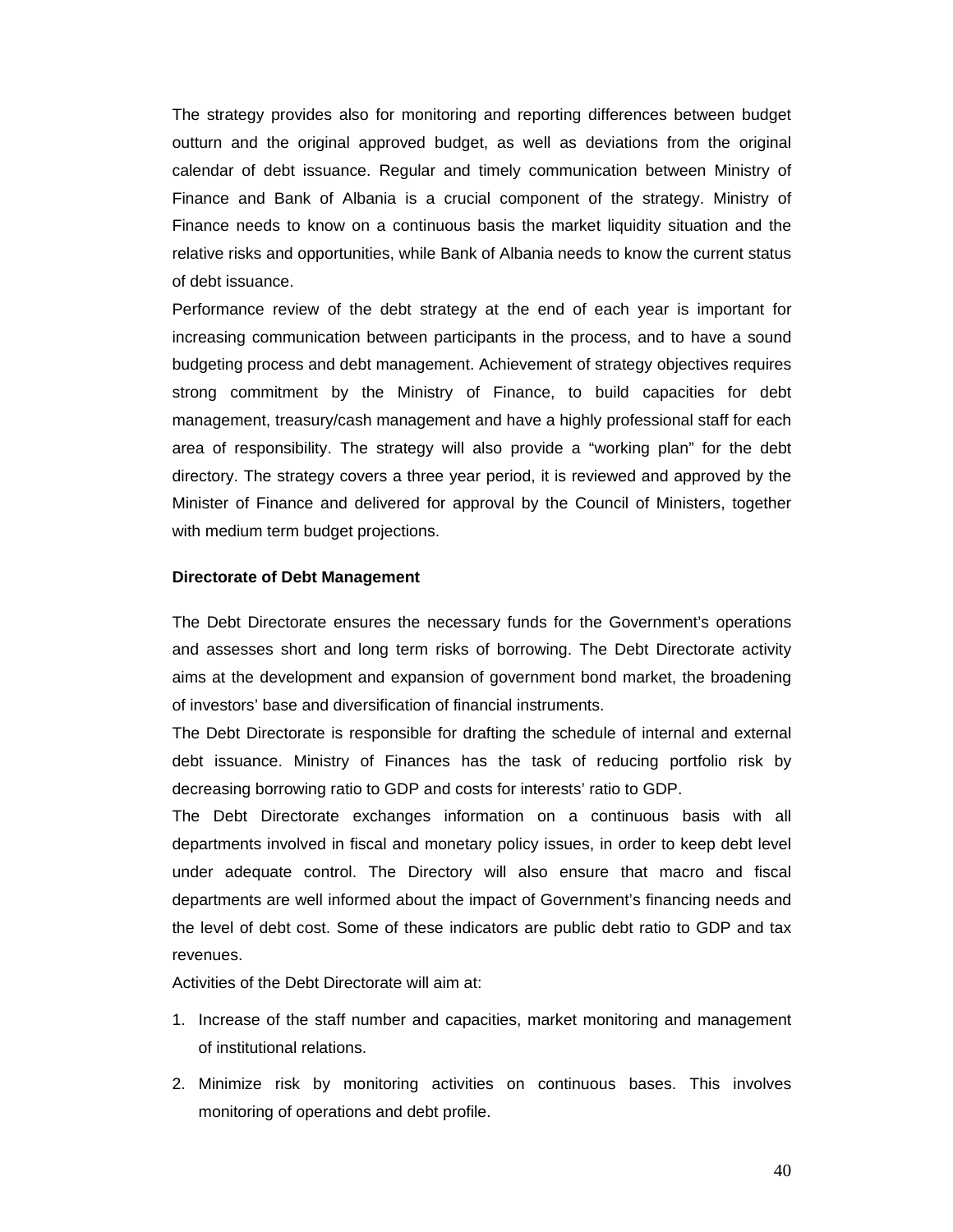The strategy provides also for monitoring and reporting differences between budget outturn and the original approved budget, as well as deviations from the original calendar of debt issuance. Regular and timely communication between Ministry of Finance and Bank of Albania is a crucial component of the strategy. Ministry of Finance needs to know on a continuous basis the market liquidity situation and the relative risks and opportunities, while Bank of Albania needs to know the current status of debt issuance.

Performance review of the debt strategy at the end of each year is important for increasing communication between participants in the process, and to have a sound budgeting process and debt management. Achievement of strategy objectives requires strong commitment by the Ministry of Finance, to build capacities for debt management, treasury/cash management and have a highly professional staff for each area of responsibility. The strategy will also provide a "working plan" for the debt directory. The strategy covers a three year period, it is reviewed and approved by the Minister of Finance and delivered for approval by the Council of Ministers, together with medium term budget projections.

**Directorate of Debt Management**

The Debt Directorate ensures the necessary funds for the Government's operations and assesses short and long term risks of borrowing. The Debt Directorate activity aims at the development and expansion of government bond market, the broadening of investors' base and diversification of financial instruments.

The Debt Directorate is responsible for drafting the schedule of internal and external debt issuance. Ministry of Finances has the task of reducing portfolio risk by decreasing borrowing ratio to GDP and costs for interests' ratio to GDP.

The Debt Directorate exchanges information on a continuous basis with all departments involved in fiscal and monetary policy issues, in order to keep debt level under adequate control. The Directory will also ensure that macro and fiscal departments are well informed about the impact of Government's financing needs and the level of debt cost. Some of these indicators are public debt ratio to GDP and tax revenues.

Activities of the Debt Directorate will aim at:

1. Increase of the staff number and capacities, market monitoring and management of institutional relations.
2. Minimize risk by monitoring activities on continuous bases. This involves monitoring of operations and debt profile.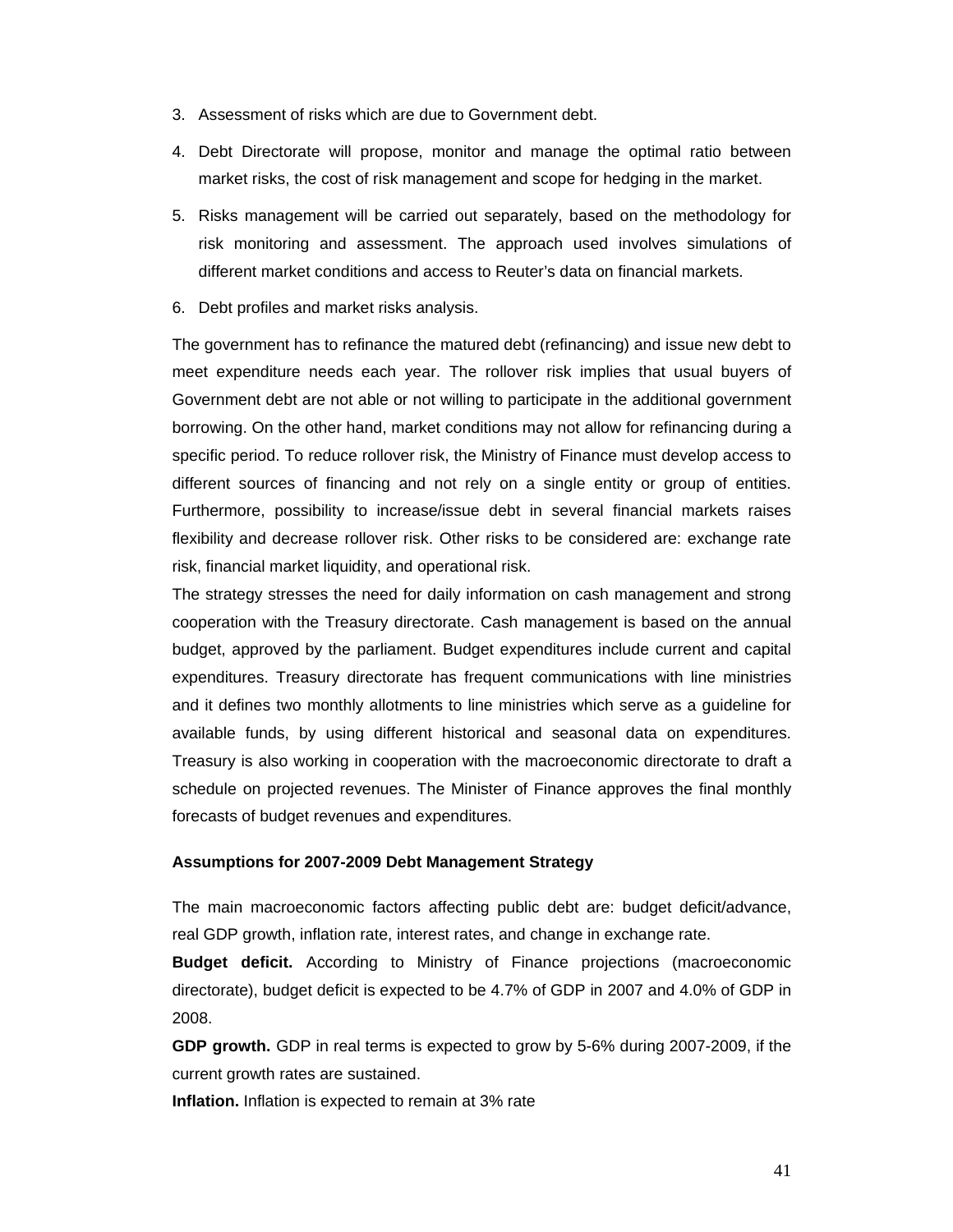3. Assessment of risks which are due to Government debt.
4. Debt Directorate will propose, monitor and manage the optimal ratio between market risks, the cost of risk management and scope for hedging in the market.
5. Risks management will be carried out separately, based on the methodology for risk monitoring and assessment. The approach used involves simulations of different market conditions and access to Reuter's data on financial markets.
6. Debt profiles and market risks analysis.

The government has to refinance the matured debt (refinancing) and issue new debt to meet expenditure needs each year. The rollover risk implies that usual buyers of Government debt are not able or not willing to participate in the additional government borrowing. On the other hand, market conditions may not allow for refinancing during a specific period. To reduce rollover risk, the Ministry of Finance must develop access to different sources of financing and not rely on a single entity or group of entities. Furthermore, possibility to increase/issue debt in several financial markets raises flexibility and decrease rollover risk. Other risks to be considered are: exchange rate risk, financial market liquidity, and operational risk.

The strategy stresses the need for daily information on cash management and strong cooperation with the Treasury directorate. Cash management is based on the annual budget, approved by the parliament. Budget expenditures include current and capital expenditures. Treasury directorate has frequent communications with line ministries and it defines two monthly allotments to line ministries which serve as a guideline for available funds, by using different historical and seasonal data on expenditures. Treasury is also working in cooperation with the macroeconomic directorate to draft a schedule on projected revenues. The Minister of Finance approves the final monthly forecasts of budget revenues and expenditures.

**Assumptions for 2007-2009 Debt Management Strategy**

The main macroeconomic factors affecting public debt are: budget deficit/advance, real GDP growth, inflation rate, interest rates, and change in exchange rate.

**Budget deficit.** According to Ministry of Finance projections (macroeconomic directorate), budget deficit is expected to be 4.7% of GDP in 2007 and 4.0% of GDP in 2008.

**GDP growth.** GDP in real terms is expected to grow by 5-6% during 2007-2009, if the current growth rates are sustained.

**Inflation.** Inflation is expected to remain at 3% rate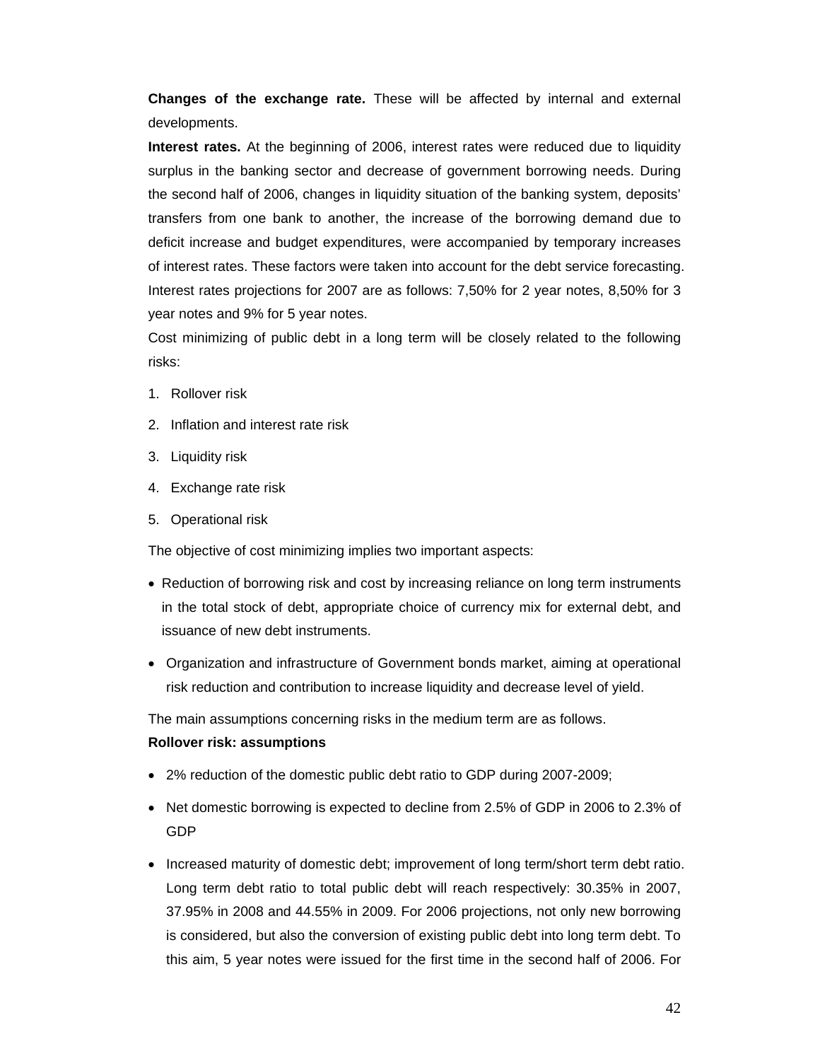**Changes of the exchange rate.** These will be affected by internal and external developments.

**Interest rates.** At the beginning of 2006, interest rates were reduced due to liquidity surplus in the banking sector and decrease of government borrowing needs. During the second half of 2006, changes in liquidity situation of the banking system, deposits' transfers from one bank to another, the increase of the borrowing demand due to deficit increase and budget expenditures, were accompanied by temporary increases of interest rates. These factors were taken into account for the debt service forecasting. Interest rates projections for 2007 are as follows: 7,50% for 2 year notes, 8,50% for 3 year notes and 9% for 5 year notes.

Cost minimizing of public debt in a long term will be closely related to the following risks:

1. Rollover risk
2. Inflation and interest rate risk
3. Liquidity risk
4. Exchange rate risk
5. Operational risk

The objective of cost minimizing implies two important aspects:

- Reduction of borrowing risk and cost by increasing reliance on long term instruments in the total stock of debt, appropriate choice of currency mix for external debt, and issuance of new debt instruments.
- Organization and infrastructure of Government bonds market, aiming at operational risk reduction and contribution to increase liquidity and decrease level of yield.

The main assumptions concerning risks in the medium term are as follows.

**Rollover risk: assumptions**

- 2% reduction of the domestic public debt ratio to GDP during 2007-2009;
- Net domestic borrowing is expected to decline from 2.5% of GDP in 2006 to 2.3% of GDP
- Increased maturity of domestic debt; improvement of long term/short term debt ratio. Long term debt ratio to total public debt will reach respectively: 30.35% in 2007, 37.95% in 2008 and 44.55% in 2009. For 2006 projections, not only new borrowing is considered, but also the conversion of existing public debt into long term debt. To this aim, 5 year notes were issued for the first time in the second half of 2006. For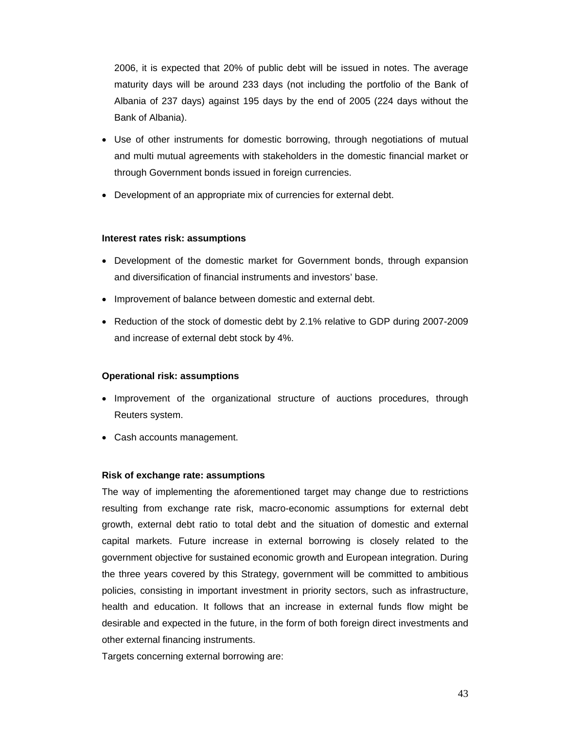2006, it is expected that 20% of public debt will be issued in notes. The average maturity days will be around 233 days (not including the portfolio of the Bank of Albania of 237 days) against 195 days by the end of 2005 (224 days without the Bank of Albania).

- Use of other instruments for domestic borrowing, through negotiations of mutual and multi mutual agreements with stakeholders in the domestic financial market or through Government bonds issued in foreign currencies.
- Development of an appropriate mix of currencies for external debt.

**Interest rates risk: assumptions**

- Development of the domestic market for Government bonds, through expansion and diversification of financial instruments and investors' base.
- Improvement of balance between domestic and external debt.
- Reduction of the stock of domestic debt by 2.1% relative to GDP during 2007-2009 and increase of external debt stock by 4%.

**Operational risk: assumptions**

- Improvement of the organizational structure of auctions procedures, through Reuters system.
- Cash accounts management.

**Risk of exchange rate: assumptions**

The way of implementing the aforementioned target may change due to restrictions resulting from exchange rate risk, macro-economic assumptions for external debt growth, external debt ratio to total debt and the situation of domestic and external capital markets. Future increase in external borrowing is closely related to the government objective for sustained economic growth and European integration. During the three years covered by this Strategy, government will be committed to ambitious policies, consisting in important investment in priority sectors, such as infrastructure, health and education. It follows that an increase in external funds flow might be desirable and expected in the future, in the form of both foreign direct investments and other external financing instruments.

Targets concerning external borrowing are: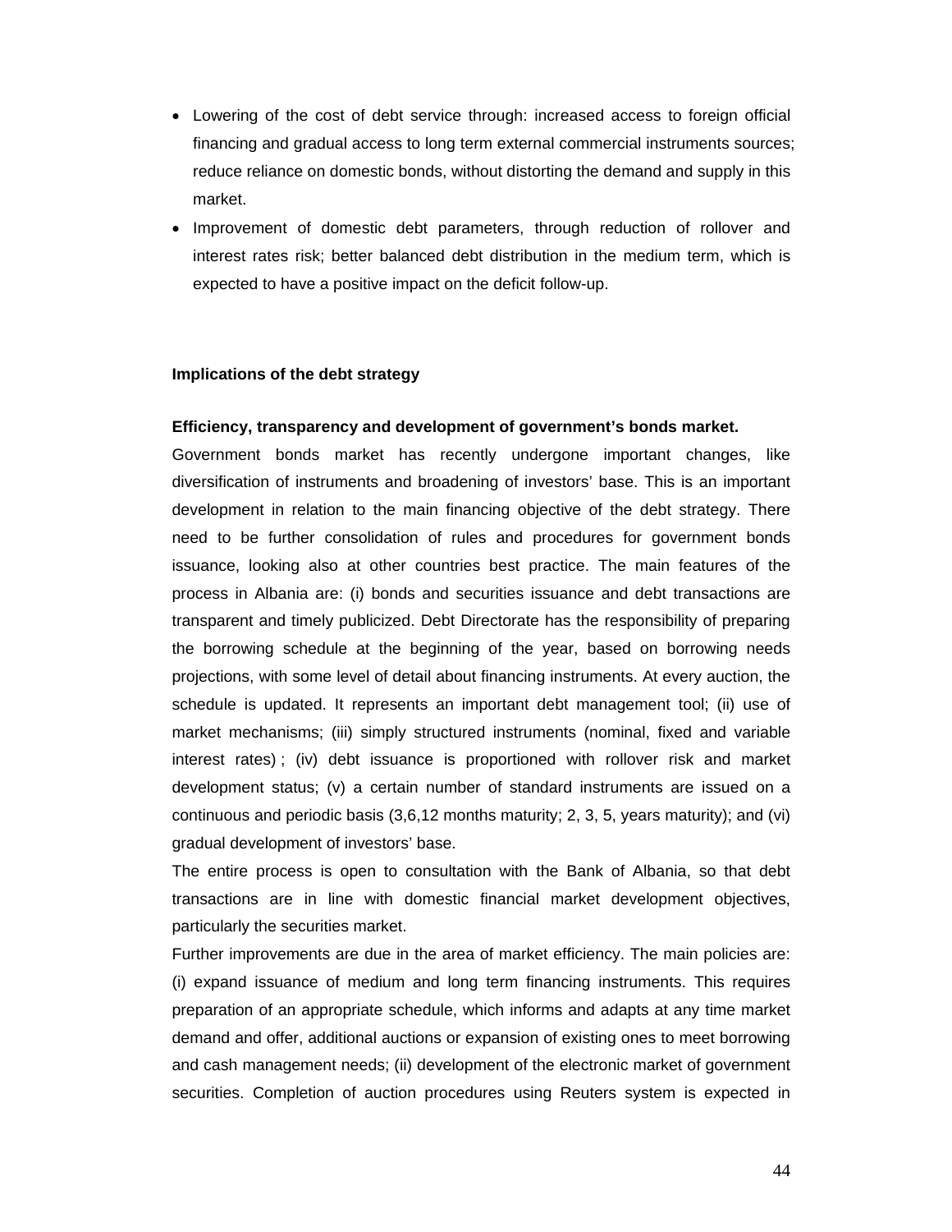- Lowering of the cost of debt service through: increased access to foreign official financing and gradual access to long term external commercial instruments sources; reduce reliance on domestic bonds, without distorting the demand and supply in this market.
- Improvement of domestic debt parameters, through reduction of rollover and interest rates risk; better balanced debt distribution in the medium term, which is expected to have a positive impact on the deficit follow-up.

**Implications of the debt strategy**

**Efficiency, transparency and development of government's bonds market.**

Government bonds market has recently undergone important changes, like diversification of instruments and broadening of investors' base. This is an important development in relation to the main financing objective of the debt strategy. There need to be further consolidation of rules and procedures for government bonds issuance, looking also at other countries best practice. The main features of the process in Albania are: (i) bonds and securities issuance and debt transactions are transparent and timely publicized. Debt Directorate has the responsibility of preparing the borrowing schedule at the beginning of the year, based on borrowing needs projections, with some level of detail about financing instruments. At every auction, the schedule is updated. It represents an important debt management tool; (ii) use of market mechanisms; (iii) simply structured instruments (nominal, fixed and variable interest rates) ; (iv) debt issuance is proportioned with rollover risk and market development status; (v) a certain number of standard instruments are issued on a continuous and periodic basis (3,6,12 months maturity; 2, 3, 5, years maturity); and (vi) gradual development of investors' base.

The entire process is open to consultation with the Bank of Albania, so that debt transactions are in line with domestic financial market development objectives, particularly the securities market.

Further improvements are due in the area of market efficiency. The main policies are: (i) expand issuance of medium and long term financing instruments. This requires preparation of an appropriate schedule, which informs and adapts at any time market demand and offer, additional auctions or expansion of existing ones to meet borrowing and cash management needs; (ii) development of the electronic market of government securities. Completion of auction procedures using Reuters system is expected in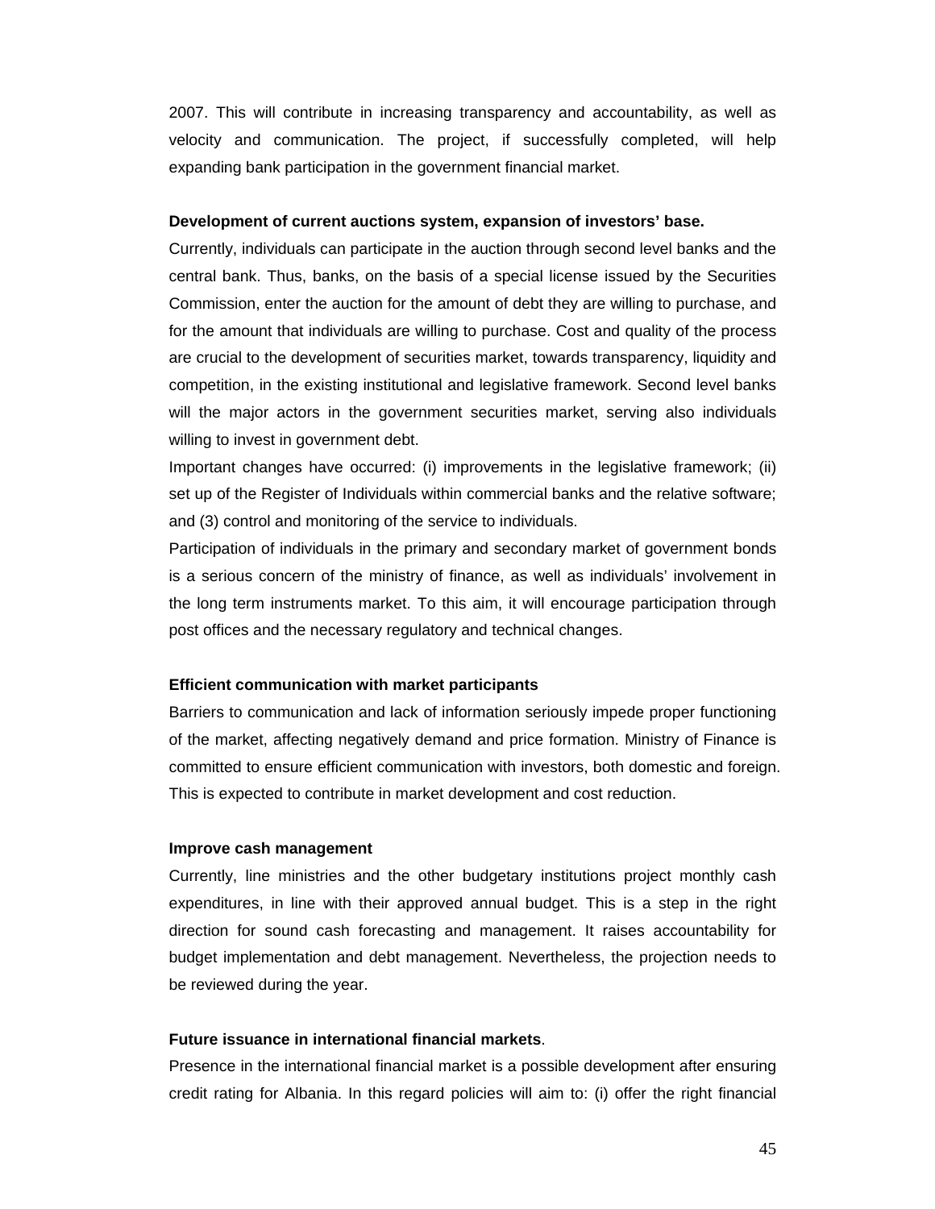2007. This will contribute in increasing transparency and accountability, as well as velocity and communication. The project, if successfully completed, will help expanding bank participation in the government financial market.

**Development of current auctions system, expansion of investors' base.**

Currently, individuals can participate in the auction through second level banks and the central bank. Thus, banks, on the basis of a special license issued by the Securities Commission, enter the auction for the amount of debt they are willing to purchase, and for the amount that individuals are willing to purchase. Cost and quality of the process are crucial to the development of securities market, towards transparency, liquidity and competition, in the existing institutional and legislative framework. Second level banks will the major actors in the government securities market, serving also individuals willing to invest in government debt.

Important changes have occurred: (i) improvements in the legislative framework; (ii) set up of the Register of Individuals within commercial banks and the relative software; and (3) control and monitoring of the service to individuals.

Participation of individuals in the primary and secondary market of government bonds is a serious concern of the ministry of finance, as well as individuals' involvement in the long term instruments market. To this aim, it will encourage participation through post offices and the necessary regulatory and technical changes.

**Efficient communication with market participants**

Barriers to communication and lack of information seriously impede proper functioning of the market, affecting negatively demand and price formation. Ministry of Finance is committed to ensure efficient communication with investors, both domestic and foreign. This is expected to contribute in market development and cost reduction.

**Improve cash management**

Currently, line ministries and the other budgetary institutions project monthly cash expenditures, in line with their approved annual budget. This is a step in the right direction for sound cash forecasting and management. It raises accountability for budget implementation and debt management. Nevertheless, the projection needs to be reviewed during the year.

**Future issuance in international financial markets**.

Presence in the international financial market is a possible development after ensuring credit rating for Albania. In this regard policies will aim to: (i) offer the right financial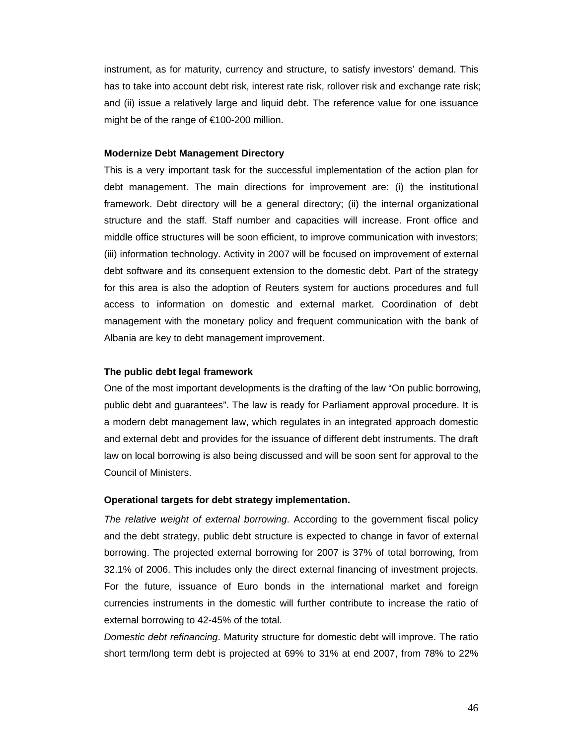instrument, as for maturity, currency and structure, to satisfy investors' demand. This has to take into account debt risk, interest rate risk, rollover risk and exchange rate risk; and (ii) issue a relatively large and liquid debt. The reference value for one issuance might be of the range of €100-200 million.

**Modernize Debt Management Directory**

This is a very important task for the successful implementation of the action plan for debt management. The main directions for improvement are: (i) the institutional framework. Debt directory will be a general directory; (ii) the internal organizational structure and the staff. Staff number and capacities will increase. Front office and middle office structures will be soon efficient, to improve communication with investors; (iii) information technology. Activity in 2007 will be focused on improvement of external debt software and its consequent extension to the domestic debt. Part of the strategy for this area is also the adoption of Reuters system for auctions procedures and full access to information on domestic and external market. Coordination of debt management with the monetary policy and frequent communication with the bank of Albania are key to debt management improvement.

**The public debt legal framework**

One of the most important developments is the drafting of the law "On public borrowing, public debt and guarantees". The law is ready for Parliament approval procedure. It is a modern debt management law, which regulates in an integrated approach domestic and external debt and provides for the issuance of different debt instruments. The draft law on local borrowing is also being discussed and will be soon sent for approval to the Council of Ministers.

**Operational targets for debt strategy implementation.**

*The relative weight of external borrowing*. According to the government fiscal policy and the debt strategy, public debt structure is expected to change in favor of external borrowing. The projected external borrowing for 2007 is 37% of total borrowing, from 32.1% of 2006. This includes only the direct external financing of investment projects. For the future, issuance of Euro bonds in the international market and foreign currencies instruments in the domestic will further contribute to increase the ratio of external borrowing to 42-45% of the total.

*Domestic debt refinancing*. Maturity structure for domestic debt will improve. The ratio short term/long term debt is projected at 69% to 31% at end 2007, from 78% to 22%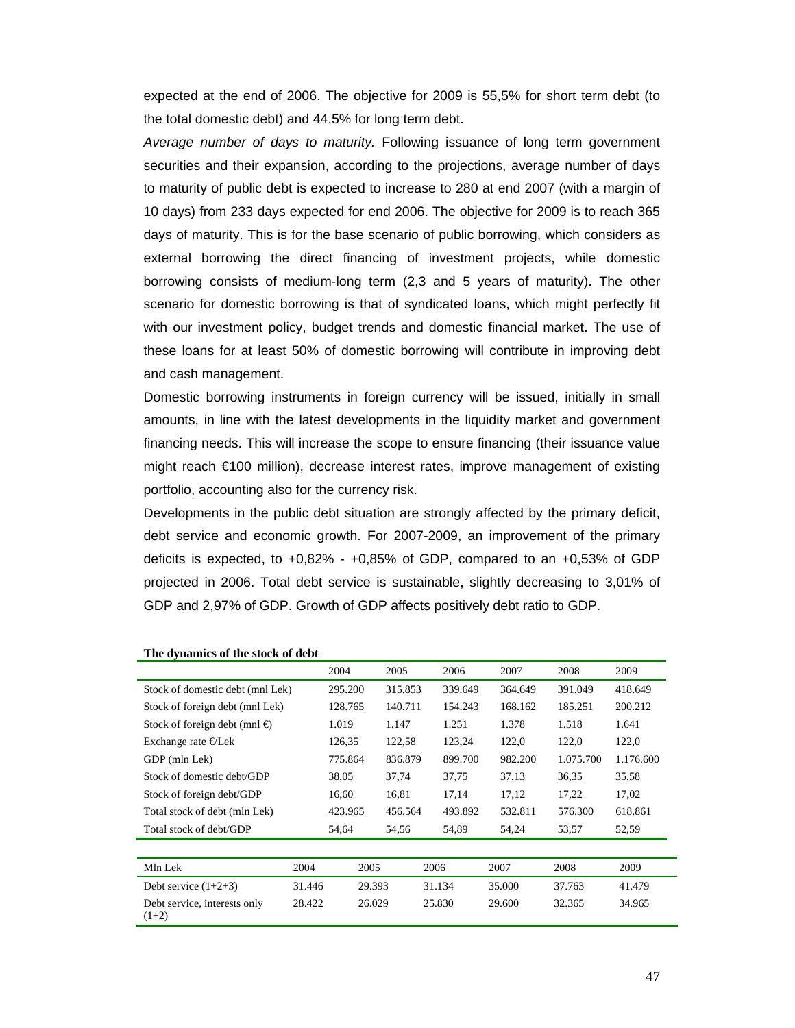expected at the end of 2006. The objective for 2009 is 55,5% for short term debt (to the total domestic debt) and 44,5% for long term debt.

*Average number of days to maturity.* Following issuance of long term government securities and their expansion, according to the projections, average number of days to maturity of public debt is expected to increase to 280 at end 2007 (with a margin of 10 days) from 233 days expected for end 2006. The objective for 2009 is to reach 365 days of maturity. This is for the base scenario of public borrowing, which considers as external borrowing the direct financing of investment projects, while domestic borrowing consists of medium-long term (2,3 and 5 years of maturity). The other scenario for domestic borrowing is that of syndicated loans, which might perfectly fit with our investment policy, budget trends and domestic financial market. The use of these loans for at least 50% of domestic borrowing will contribute in improving debt and cash management.

Domestic borrowing instruments in foreign currency will be issued, initially in small amounts, in line with the latest developments in the liquidity market and government financing needs. This will increase the scope to ensure financing (their issuance value might reach €100 million), decrease interest rates, improve management of existing portfolio, accounting also for the currency risk.

Developments in the public debt situation are strongly affected by the primary deficit, debt service and economic growth. For 2007-2009, an improvement of the primary deficits is expected, to +0,82% - +0,85% of GDP, compared to an +0,53% of GDP projected in 2006. Total debt service is sustainable, slightly decreasing to 3,01% of GDP and 2,97% of GDP. Growth of GDP affects positively debt ratio to GDP.

**The dynamics of the stock of debt**

| | 2004 | 2005 | 2006 | 2007 | 2008 | 2009 |
|---|---|---|---|---|---|---|
| Stock of domestic debt (mnl Lek) | 295.200 | 315.853 | 339.649 | 364.649 | 391.049 | 418.649 |
| Stock of foreign debt (mnl Lek) | 128.765 | 140.711 | 154.243 | 168.162 | 185.251 | 200.212 |
| Stock of foreign debt (mnl €) | 1.019 | 1.147 | 1.251 | 1.378 | 1.518 | 1.641 |
| Exchange rate €/Lek | 126,35 | 122,58 | 123,24 | 122,0 | 122,0 | 122,0 |
| GDP (mln Lek) | 775.864 | 836.879 | 899.700 | 982.200 | 1.075.700 | 1.176.600 |
| Stock of domestic debt/GDP | 38,05 | 37,74 | 37,75 | 37,13 | 36,35 | 35,58 |
| Stock of foreign debt/GDP | 16,60 | 16,81 | 17,14 | 17,12 | 17,22 | 17,02 |
| Total stock of debt (mln Lek) | 423.965 | 456.564 | 493.892 | 532.811 | 576.300 | 618.861 |
| Total stock of debt/GDP | 54,64 | 54,56 | 54,89 | 54,24 | 53,57 | 52,59 |

| Mln Lek | 2004 | 2005 | 2006 | 2007 | 2008 | 2009 |
|---|---|---|---|---|---|---|
| Debt service (1+2+3) | 31.446 | 29.393 | 31.134 | 35.000 | 37.763 | 41.479 |
| Debt service, interests only (1+2) | 28.422 | 26.029 | 25.830 | 29.600 | 32.365 | 34.965 |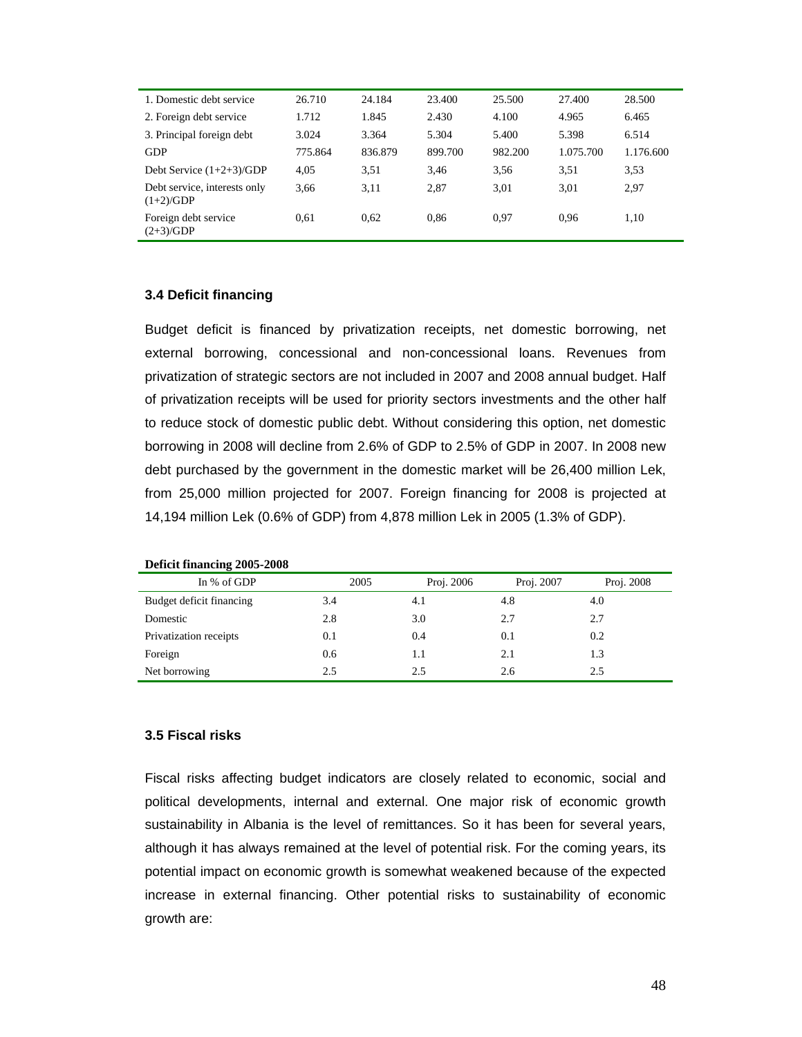| | | | | | | |
|---|---|---|---|---|---|---|
| 1. Domestic debt service | 26.710 | 24.184 | 23.400 | 25.500 | 27.400 | 28.500 |
| 2. Foreign debt service | 1.712 | 1.845 | 2.430 | 4.100 | 4.965 | 6.465 |
| 3. Principal foreign debt | 3.024 | 3.364 | 5.304 | 5.400 | 5.398 | 6.514 |
| GDP | 775.864 | 836.879 | 899.700 | 982.200 | 1.075.700 | 1.176.600 |
| Debt Service (1+2+3)/GDP | 4,05 | 3,51 | 3,46 | 3,56 | 3,51 | 3,53 |
| Debt service, interests only (1+2)/GDP | 3,66 | 3,11 | 2,87 | 3,01 | 3,01 | 2,97 |
| Foreign debt service (2+3)/GDP | 0,61 | 0,62 | 0,86 | 0,97 | 0,96 | 1,10 |

### 3.4 Deficit financing

Budget deficit is financed by privatization receipts, net domestic borrowing, net external borrowing, concessional and non-concessional loans. Revenues from privatization of strategic sectors are not included in 2007 and 2008 annual budget. Half of privatization receipts will be used for priority sectors investments and the other half to reduce stock of domestic public debt. Without considering this option, net domestic borrowing in 2008 will decline from 2.6% of GDP to 2.5% of GDP in 2007. In 2008 new debt purchased by the government in the domestic market will be 26,400 million Lek, from 25,000 million projected for 2007. Foreign financing for 2008 is projected at 14,194 million Lek (0.6% of GDP) from 4,878 million Lek in 2005 (1.3% of GDP).

**Deficit financing 2005-2008**

| In % of GDP | 2005 | Proj. 2006 | Proj. 2007 | Proj. 2008 |
|---|---|---|---|---|
| Budget deficit financing | 3.4 | 4.1 | 4.8 | 4.0 |
| Domestic | 2.8 | 3.0 | 2.7 | 2.7 |
| Privatization receipts | 0.1 | 0.4 | 0.1 | 0.2 |
| Foreign | 0.6 | 1.1 | 2.1 | 1.3 |
| Net borrowing | 2.5 | 2.5 | 2.6 | 2.5 |

### 3.5 Fiscal risks

Fiscal risks affecting budget indicators are closely related to economic, social and political developments, internal and external. One major risk of economic growth sustainability in Albania is the level of remittances. So it has been for several years, although it has always remained at the level of potential risk. For the coming years, its potential impact on economic growth is somewhat weakened because of the expected increase in external financing. Other potential risks to sustainability of economic growth are: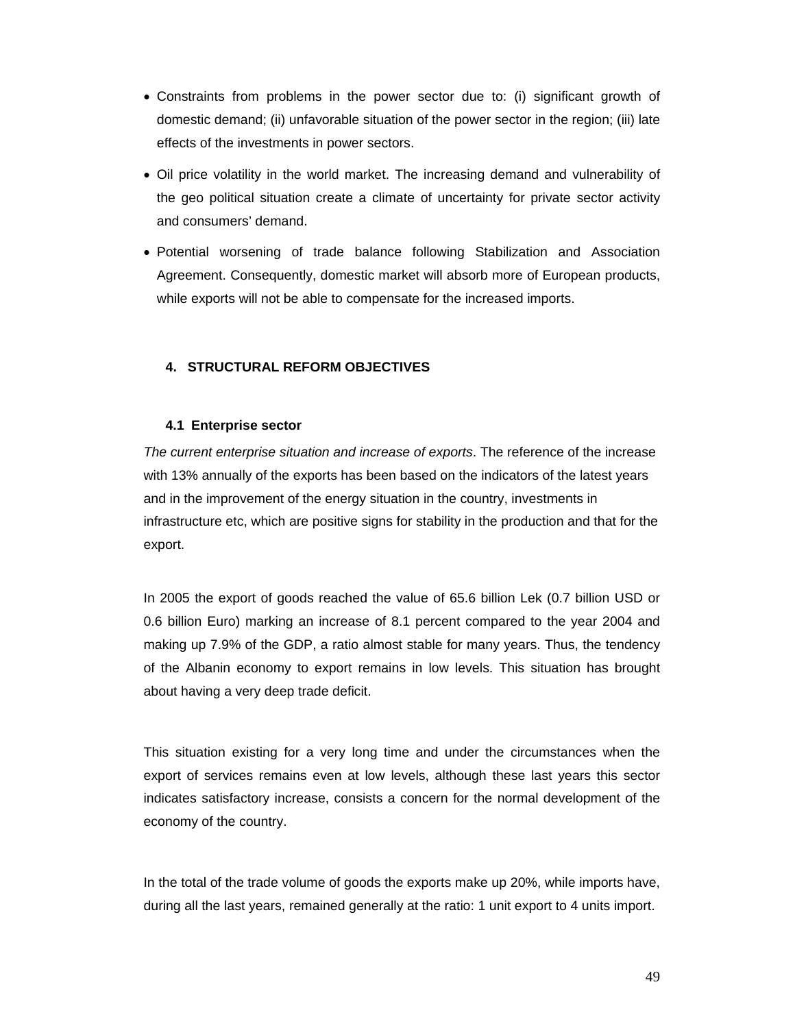- Constraints from problems in the power sector due to: (i) significant growth of domestic demand; (ii) unfavorable situation of the power sector in the region; (iii) late effects of the investments in power sectors.
- Oil price volatility in the world market. The increasing demand and vulnerability of the geo political situation create a climate of uncertainty for private sector activity and consumers' demand.
- Potential worsening of trade balance following Stabilization and Association Agreement. Consequently, domestic market will absorb more of European products, while exports will not be able to compensate for the increased imports.

## 4. STRUCTURAL REFORM OBJECTIVES

### 4.1 Enterprise sector

*The current enterprise situation and increase of exports*. The reference of the increase with 13% annually of the exports has been based on the indicators of the latest years and in the improvement of the energy situation in the country, investments in infrastructure etc, which are positive signs for stability in the production and that for the export.

In 2005 the export of goods reached the value of 65.6 billion Lek (0.7 billion USD or 0.6 billion Euro) marking an increase of 8.1 percent compared to the year 2004 and making up 7.9% of the GDP, a ratio almost stable for many years. Thus, the tendency of the Albanin economy to export remains in low levels. This situation has brought about having a very deep trade deficit.

This situation existing for a very long time and under the circumstances when the export of services remains even at low levels, although these last years this sector indicates satisfactory increase, consists a concern for the normal development of the economy of the country.

In the total of the trade volume of goods the exports make up 20%, while imports have, during all the last years, remained generally at the ratio: 1 unit export to 4 units import.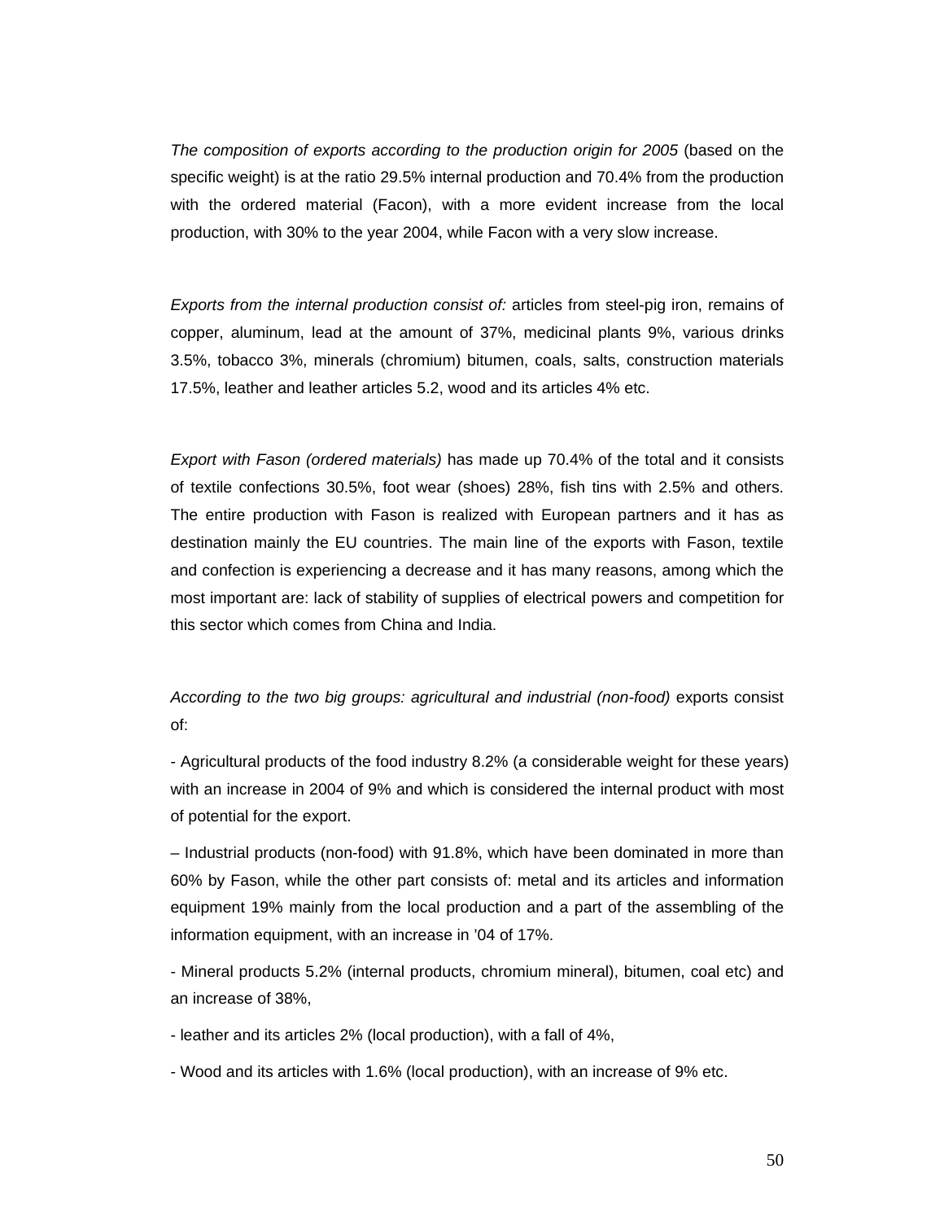*The composition of exports according to the production origin for 2005* (based on the specific weight) is at the ratio 29.5% internal production and 70.4% from the production with the ordered material (Facon), with a more evident increase from the local production, with 30% to the year 2004, while Facon with a very slow increase.

*Exports from the internal production consist of:* articles from steel-pig iron, remains of copper, aluminum, lead at the amount of 37%, medicinal plants 9%, various drinks 3.5%, tobacco 3%, minerals (chromium) bitumen, coals, salts, construction materials 17.5%, leather and leather articles 5.2, wood and its articles 4% etc.

*Export with Fason (ordered materials)* has made up 70.4% of the total and it consists of textile confections 30.5%, foot wear (shoes) 28%, fish tins with 2.5% and others. The entire production with Fason is realized with European partners and it has as destination mainly the EU countries. The main line of the exports with Fason, textile and confection is experiencing a decrease and it has many reasons, among which the most important are: lack of stability of supplies of electrical powers and competition for this sector which comes from China and India.

*According to the two big groups: agricultural and industrial (non-food)* exports consist of:

- Agricultural products of the food industry 8.2% (a considerable weight for these years) with an increase in 2004 of 9% and which is considered the internal product with most of potential for the export.

– Industrial products (non-food) with 91.8%, which have been dominated in more than 60% by Fason, while the other part consists of: metal and its articles and information equipment 19% mainly from the local production and a part of the assembling of the information equipment, with an increase in ’04 of 17%.

- Mineral products 5.2% (internal products, chromium mineral), bitumen, coal etc) and an increase of 38%,

- leather and its articles 2% (local production), with a fall of 4%,

- Wood and its articles with 1.6% (local production), with an increase of 9% etc.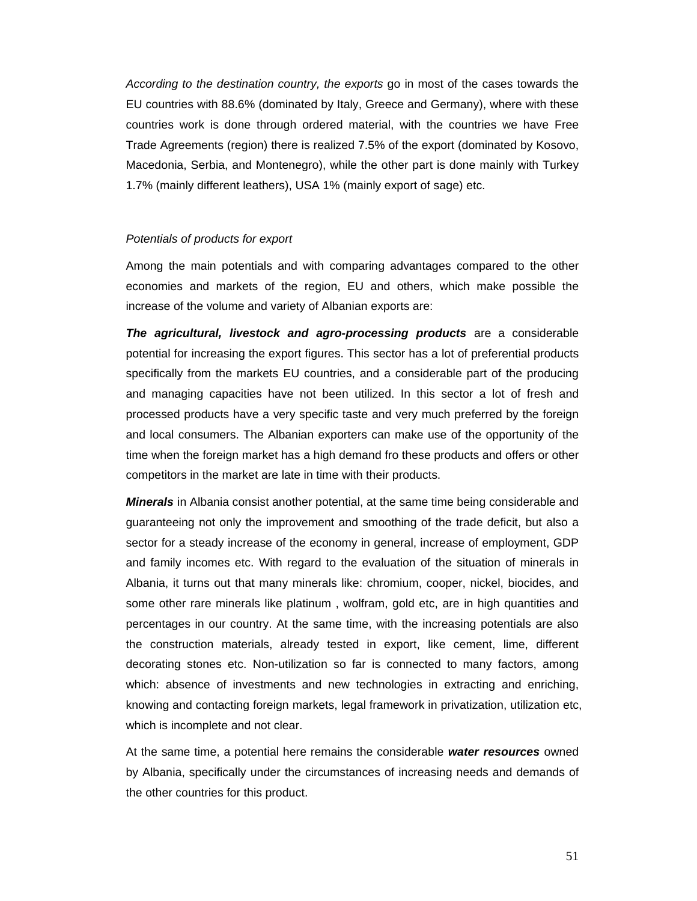*According to the destination country, the exports* go in most of the cases towards the EU countries with 88.6% (dominated by Italy, Greece and Germany), where with these countries work is done through ordered material, with the countries we have Free Trade Agreements (region) there is realized 7.5% of the export (dominated by Kosovo, Macedonia, Serbia, and Montenegro), while the other part is done mainly with Turkey 1.7% (mainly different leathers), USA 1% (mainly export of sage) etc.

*Potentials of products for export*

Among the main potentials and with comparing advantages compared to the other economies and markets of the region, EU and others, which make possible the increase of the volume and variety of Albanian exports are:

***The agricultural, livestock and agro-processing products*** are a considerable potential for increasing the export figures. This sector has a lot of preferential products specifically from the markets EU countries, and a considerable part of the producing and managing capacities have not been utilized. In this sector a lot of fresh and processed products have a very specific taste and very much preferred by the foreign and local consumers. The Albanian exporters can make use of the opportunity of the time when the foreign market has a high demand fro these products and offers or other competitors in the market are late in time with their products.

***Minerals*** in Albania consist another potential, at the same time being considerable and guaranteeing not only the improvement and smoothing of the trade deficit, but also a sector for a steady increase of the economy in general, increase of employment, GDP and family incomes etc. With regard to the evaluation of the situation of minerals in Albania, it turns out that many minerals like: chromium, cooper, nickel, biocides, and some other rare minerals like platinum , wolfram, gold etc, are in high quantities and percentages in our country. At the same time, with the increasing potentials are also the construction materials, already tested in export, like cement, lime, different decorating stones etc. Non-utilization so far is connected to many factors, among which: absence of investments and new technologies in extracting and enriching, knowing and contacting foreign markets, legal framework in privatization, utilization etc, which is incomplete and not clear.

At the same time, a potential here remains the considerable ***water resources*** owned by Albania, specifically under the circumstances of increasing needs and demands of the other countries for this product.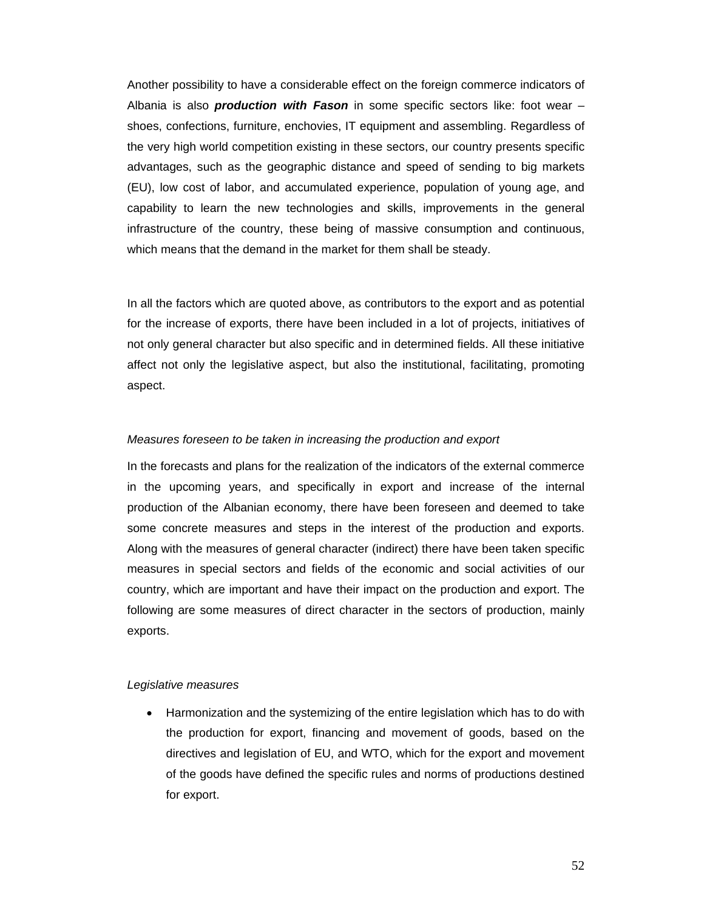Another possibility to have a considerable effect on the foreign commerce indicators of Albania is also ***production with Fason*** in some specific sectors like: foot wear – shoes, confections, furniture, enchovies, IT equipment and assembling. Regardless of the very high world competition existing in these sectors, our country presents specific advantages, such as the geographic distance and speed of sending to big markets (EU), low cost of labor, and accumulated experience, population of young age, and capability to learn the new technologies and skills, improvements in the general infrastructure of the country, these being of massive consumption and continuous, which means that the demand in the market for them shall be steady.

In all the factors which are quoted above, as contributors to the export and as potential for the increase of exports, there have been included in a lot of projects, initiatives of not only general character but also specific and in determined fields. All these initiative affect not only the legislative aspect, but also the institutional, facilitating, promoting aspect.

*Measures foreseen to be taken in increasing the production and export*

In the forecasts and plans for the realization of the indicators of the external commerce in the upcoming years, and specifically in export and increase of the internal production of the Albanian economy, there have been foreseen and deemed to take some concrete measures and steps in the interest of the production and exports. Along with the measures of general character (indirect) there have been taken specific measures in special sectors and fields of the economic and social activities of our country, which are important and have their impact on the production and export. The following are some measures of direct character in the sectors of production, mainly exports.

*Legislative measures*

- Harmonization and the systemizing of the entire legislation which has to do with the production for export, financing and movement of goods, based on the directives and legislation of EU, and WTO, which for the export and movement of the goods have defined the specific rules and norms of productions destined for export.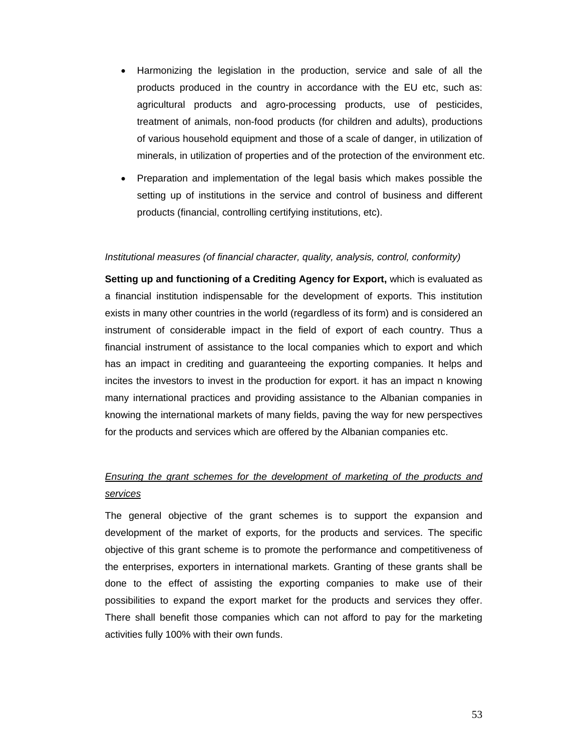- Harmonizing the legislation in the production, service and sale of all the products produced in the country in accordance with the EU etc, such as: agricultural products and agro-processing products, use of pesticides, treatment of animals, non-food products (for children and adults), productions of various household equipment and those of a scale of danger, in utilization of minerals, in utilization of properties and of the protection of the environment etc.
- Preparation and implementation of the legal basis which makes possible the setting up of institutions in the service and control of business and different products (financial, controlling certifying institutions, etc).

*Institutional measures (of financial character, quality, analysis, control, conformity)*

**Setting up and functioning of a Crediting Agency for Export,** which is evaluated as a financial institution indispensable for the development of exports. This institution exists in many other countries in the world (regardless of its form) and is considered an instrument of considerable impact in the field of export of each country. Thus a financial instrument of assistance to the local companies which to export and which has an impact in crediting and guaranteeing the exporting companies. It helps and incites the investors to invest in the production for export. it has an impact n knowing many international practices and providing assistance to the Albanian companies in knowing the international markets of many fields, paving the way for new perspectives for the products and services which are offered by the Albanian companies etc.

*Ensuring the grant schemes for the development of marketing of the products and services*

The general objective of the grant schemes is to support the expansion and development of the market of exports, for the products and services. The specific objective of this grant scheme is to promote the performance and competitiveness of the enterprises, exporters in international markets. Granting of these grants shall be done to the effect of assisting the exporting companies to make use of their possibilities to expand the export market for the products and services they offer. There shall benefit those companies which can not afford to pay for the marketing activities fully 100% with their own funds.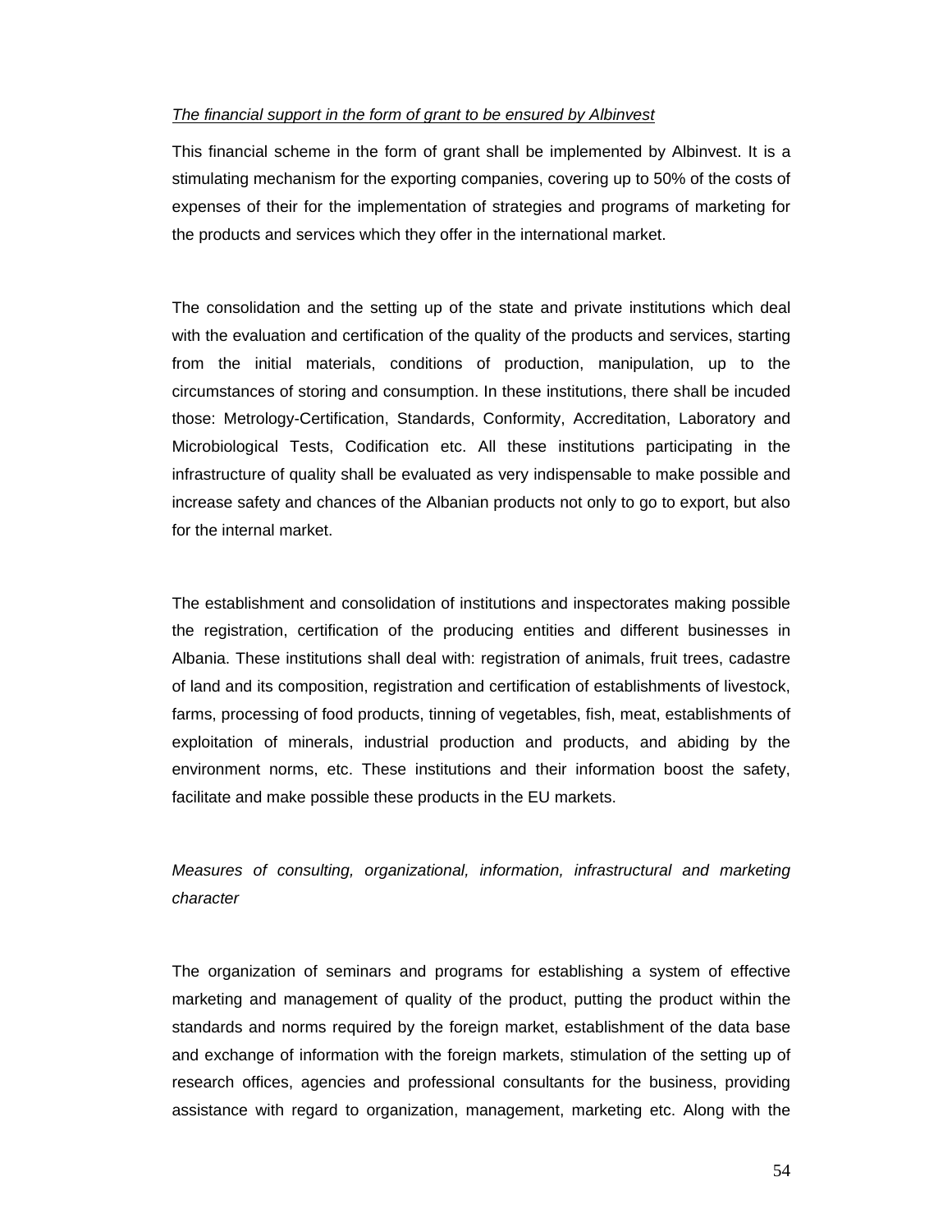*The financial support in the form of grant to be ensured by Albinvest*

This financial scheme in the form of grant shall be implemented by Albinvest. It is a stimulating mechanism for the exporting companies, covering up to 50% of the costs of expenses of their for the implementation of strategies and programs of marketing for the products and services which they offer in the international market.

The consolidation and the setting up of the state and private institutions which deal with the evaluation and certification of the quality of the products and services, starting from the initial materials, conditions of production, manipulation, up to the circumstances of storing and consumption. In these institutions, there shall be incuded those: Metrology-Certification, Standards, Conformity, Accreditation, Laboratory and Microbiological Tests, Codification etc. All these institutions participating in the infrastructure of quality shall be evaluated as very indispensable to make possible and increase safety and chances of the Albanian products not only to go to export, but also for the internal market.

The establishment and consolidation of institutions and inspectorates making possible the registration, certification of the producing entities and different businesses in Albania. These institutions shall deal with: registration of animals, fruit trees, cadastre of land and its composition, registration and certification of establishments of livestock, farms, processing of food products, tinning of vegetables, fish, meat, establishments of exploitation of minerals, industrial production and products, and abiding by the environment norms, etc. These institutions and their information boost the safety, facilitate and make possible these products in the EU markets.

*Measures of consulting, organizational, information, infrastructural and marketing character*

The organization of seminars and programs for establishing a system of effective marketing and management of quality of the product, putting the product within the standards and norms required by the foreign market, establishment of the data base and exchange of information with the foreign markets, stimulation of the setting up of research offices, agencies and professional consultants for the business, providing assistance with regard to organization, management, marketing etc. Along with the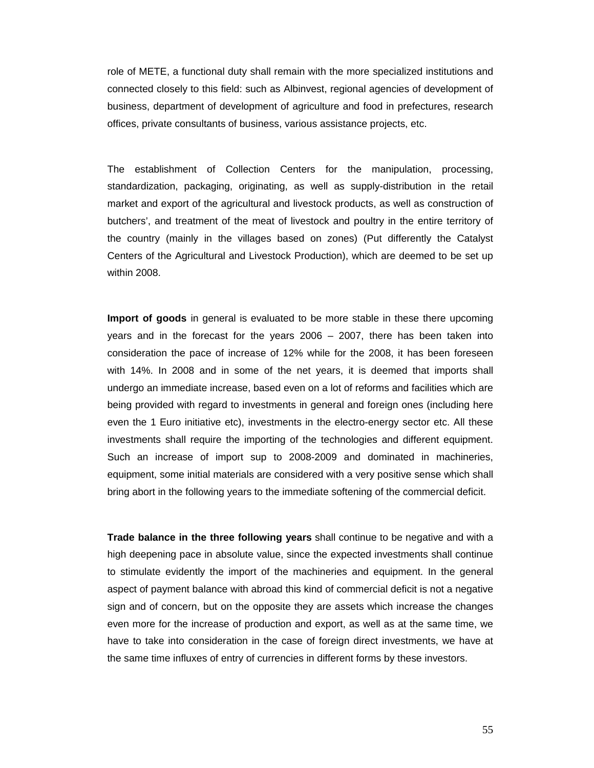role of METE, a functional duty shall remain with the more specialized institutions and connected closely to this field: such as Albinvest, regional agencies of development of business, department of development of agriculture and food in prefectures, research offices, private consultants of business, various assistance projects, etc.

The establishment of Collection Centers for the manipulation, processing, standardization, packaging, originating, as well as supply-distribution in the retail market and export of the agricultural and livestock products, as well as construction of butchers', and treatment of the meat of livestock and poultry in the entire territory of the country (mainly in the villages based on zones) (Put differently the Catalyst Centers of the Agricultural and Livestock Production), which are deemed to be set up within 2008.

**Import of goods** in general is evaluated to be more stable in these there upcoming years and in the forecast for the years 2006 – 2007, there has been taken into consideration the pace of increase of 12% while for the 2008, it has been foreseen with 14%. In 2008 and in some of the net years, it is deemed that imports shall undergo an immediate increase, based even on a lot of reforms and facilities which are being provided with regard to investments in general and foreign ones (including here even the 1 Euro initiative etc), investments in the electro-energy sector etc. All these investments shall require the importing of the technologies and different equipment. Such an increase of import sup to 2008-2009 and dominated in machineries, equipment, some initial materials are considered with a very positive sense which shall bring abort in the following years to the immediate softening of the commercial deficit.

**Trade balance in the three following years** shall continue to be negative and with a high deepening pace in absolute value, since the expected investments shall continue to stimulate evidently the import of the machineries and equipment. In the general aspect of payment balance with abroad this kind of commercial deficit is not a negative sign and of concern, but on the opposite they are assets which increase the changes even more for the increase of production and export, as well as at the same time, we have to take into consideration in the case of foreign direct investments, we have at the same time influxes of entry of currencies in different forms by these investors.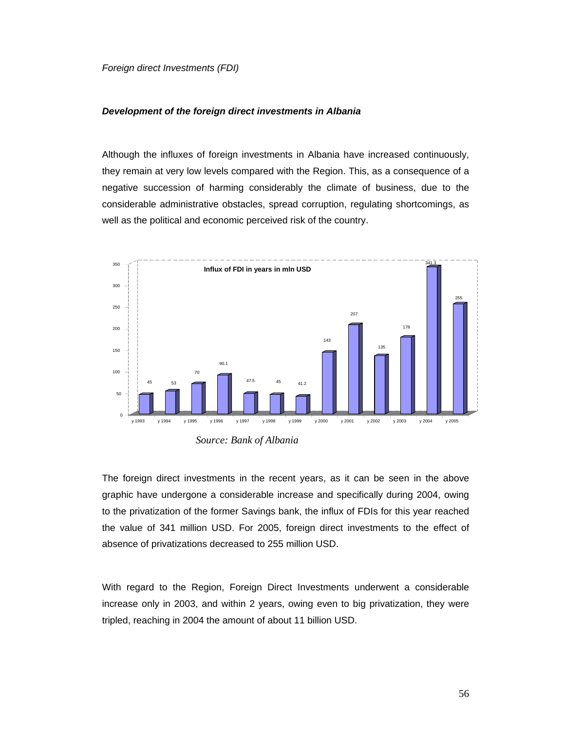*Foreign direct Investments (FDI)*

***Development of the foreign direct investments in Albania***

Although the influxes of foreign investments in Albania have increased continuously, they remain at very low levels compared with the Region. This, as a consequence of a negative succession of harming considerably the climate of business, due to the considerable administrative obstacles, spread corruption, regulating shortcomings, as well as the political and economic perceived risk of the country.

**Influx of FDI in years in mln USD**

| Year | FDI (mln USD) |
|---|---|
| y 1993 | 45 |
| y 1994 | 53 |
| y 1995 | 70 |
| y 1996 | 90.1 |
| y 1997 | 47.5 |
| y 1998 | 45 |
| y 1999 | 41.2 |
| y 2000 | 143 |
| y 2001 | 207 |
| y 2002 | 135 |
| y 2003 | 178 |
| y 2004 | 341.3 |
| y 2005 | 255 |

*Source: Bank of Albania*

The foreign direct investments in the recent years, as it can be seen in the above graphic have undergone a considerable increase and specifically during 2004, owing to the privatization of the former Savings bank, the influx of FDIs for this year reached the value of 341 million USD. For 2005, foreign direct investments to the effect of absence of privatizations decreased to 255 million USD.

With regard to the Region, Foreign Direct Investments underwent a considerable increase only in 2003, and within 2 years, owing even to big privatization, they were tripled, reaching in 2004 the amount of about 11 billion USD.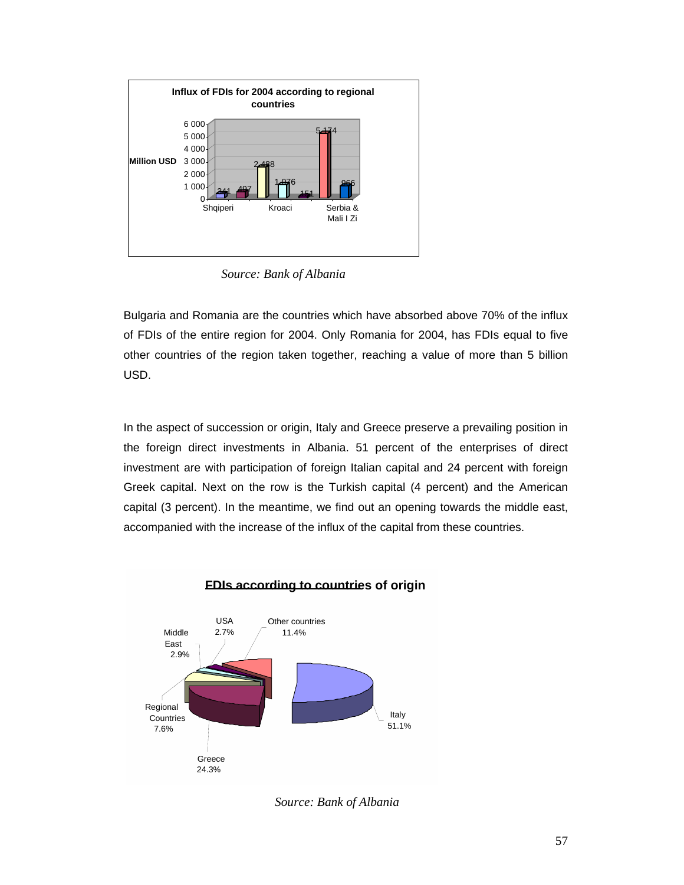**Influx of FDIs for 2004 according to regional countries**

| Country | Million USD |
|---|---|
| Shqiperi | 241 |
| | 497 |
| | 2 488 |
| Kroaci | 1 076 |
| | 151 |
| | 5 174 |
| Serbia & Mali I Zi | 966 |

*Source: Bank of Albania*

Bulgaria and Romania are the countries which have absorbed above 70% of the influx of FDIs of the entire region for 2004. Only Romania for 2004, has FDIs equal to five other countries of the region taken together, reaching a value of more than 5 billion USD.

In the aspect of succession or origin, Italy and Greece preserve a prevailing position in the foreign direct investments in Albania. 51 percent of the enterprises of direct investment are with participation of foreign Italian capital and 24 percent with foreign Greek capital. Next on the row is the Turkish capital (4 percent) and the American capital (3 percent). In the meantime, we find out an opening towards the middle east, accompanied with the increase of the influx of the capital from these countries.

**FDIs according to countries of origin**

| Country of origin | Share |
|---|---|
| Italy | 51.1% |
| Greece | 24.3% |
| Regional Countries | 7.6% |
| Middle East | 2.9% |
| USA | 2.7% |
| Other countries | 11.4% |

*Source: Bank of Albania*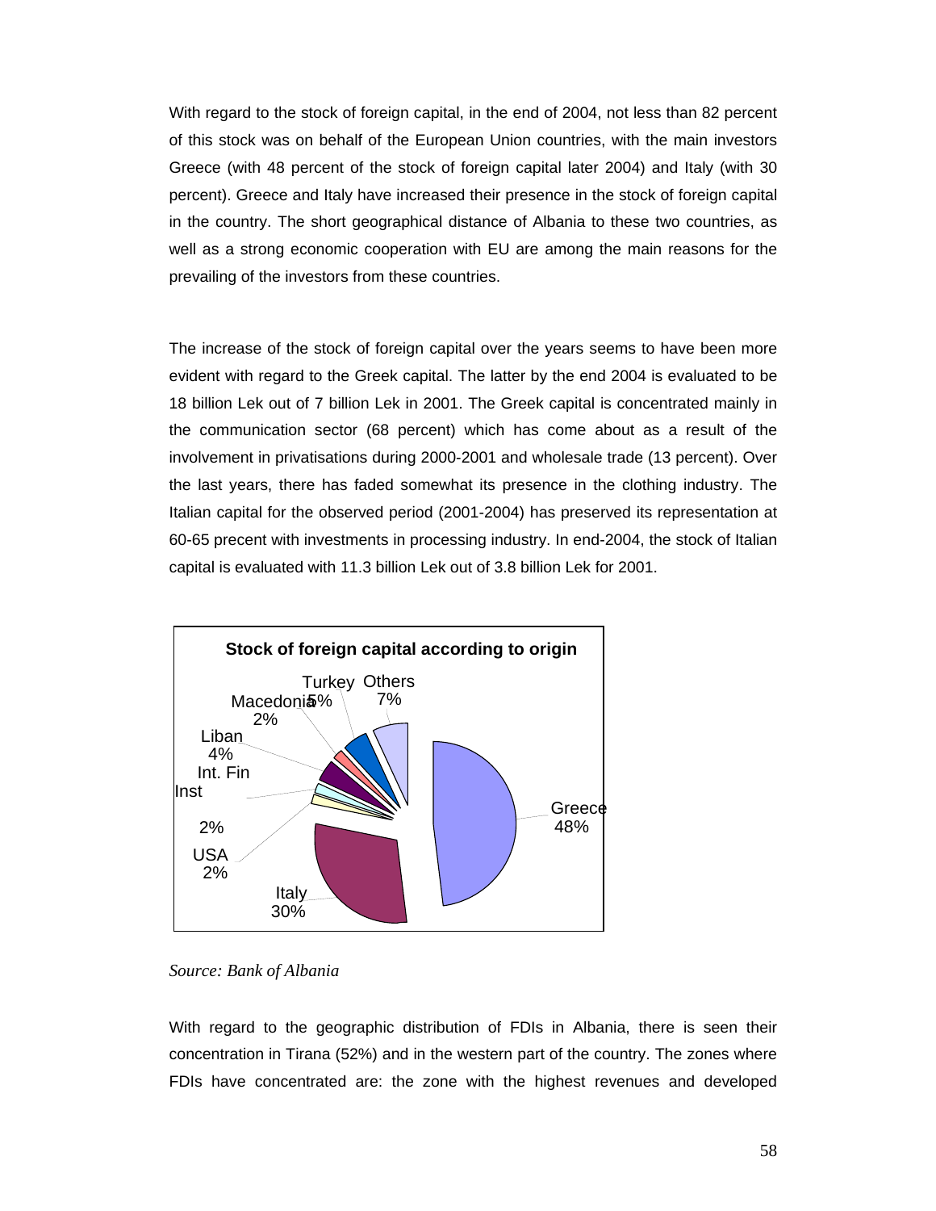With regard to the stock of foreign capital, in the end of 2004, not less than 82 percent of this stock was on behalf of the European Union countries, with the main investors Greece (with 48 percent of the stock of foreign capital later 2004) and Italy (with 30 percent). Greece and Italy have increased their presence in the stock of foreign capital in the country. The short geographical distance of Albania to these two countries, as well as a strong economic cooperation with EU are among the main reasons for the prevailing of the investors from these countries.

The increase of the stock of foreign capital over the years seems to have been more evident with regard to the Greek capital. The latter by the end 2004 is evaluated to be 18 billion Lek out of 7 billion Lek in 2001. The Greek capital is concentrated mainly in the communication sector (68 percent) which has come about as a result of the involvement in privatisations during 2000-2001 and wholesale trade (13 percent). Over the last years, there has faded somewhat its presence in the clothing industry. The Italian capital for the observed period (2001-2004) has preserved its representation at 60-65 precent with investments in processing industry. In end-2004, the stock of Italian capital is evaluated with 11.3 billion Lek out of 3.8 billion Lek for 2001.

**Stock of foreign capital according to origin**

| Origin | Share |
| --- | --- |
| Greece | 48% |
| Italy | 30% |
| USA | 2% |
| Int. Fin Inst | 2% |
| Liban | 4% |
| Macedonia | 2% |
| Turkey | 5% |
| Others | 7% |

*Source: Bank of Albania*

With regard to the geographic distribution of FDIs in Albania, there is seen their concentration in Tirana (52%) and in the western part of the country. The zones where FDIs have concentrated are: the zone with the highest revenues and developed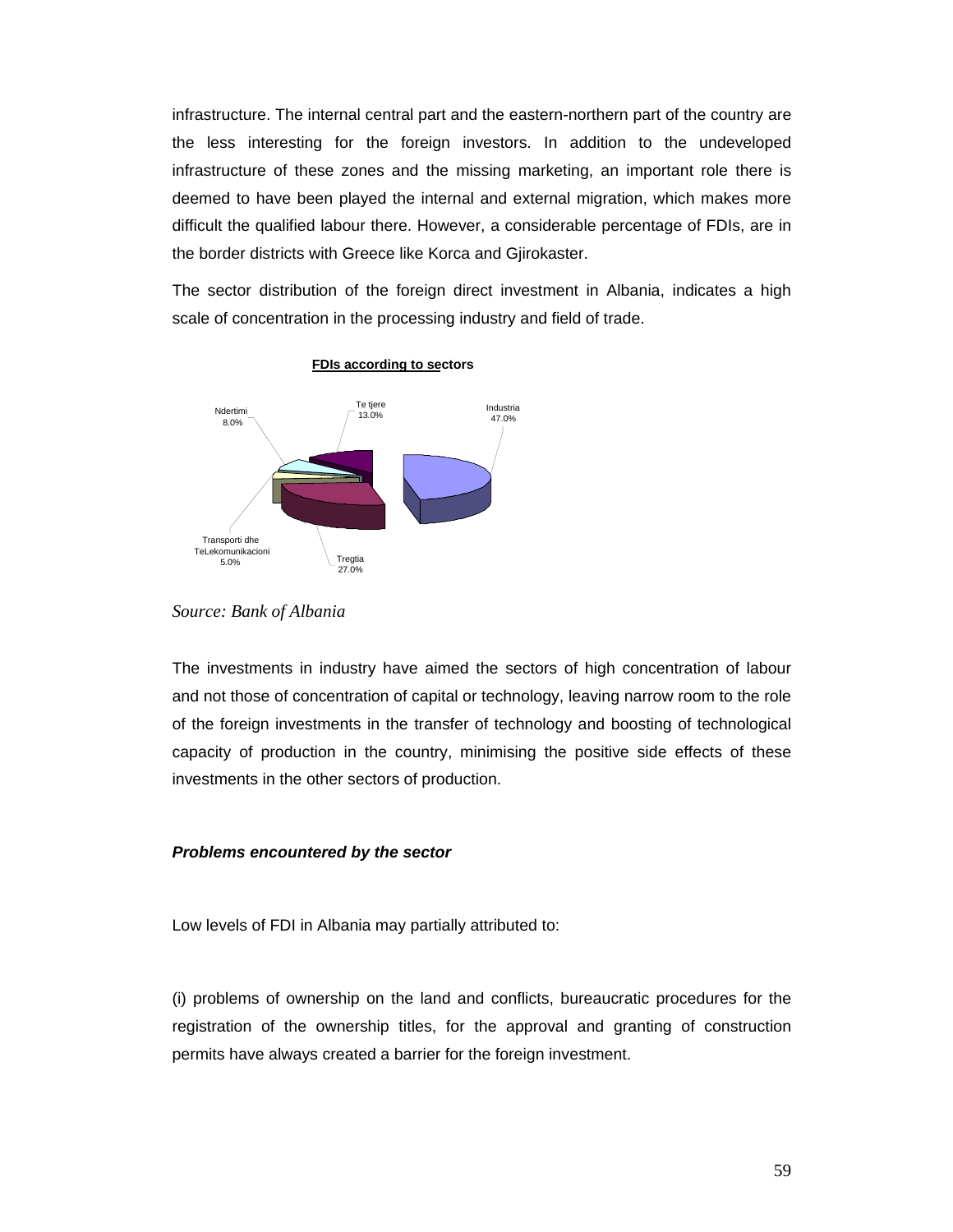infrastructure. The internal central part and the eastern-northern part of the country are the less interesting for the foreign investors. In addition to the undeveloped infrastructure of these zones and the missing marketing, an important role there is deemed to have been played the internal and external migration, which makes more difficult the qualified labour there. However, a considerable percentage of FDIs, are in the border districts with Greece like Korca and Gjirokaster.

The sector distribution of the foreign direct investment in Albania, indicates a high scale of concentration in the processing industry and field of trade.

**FDIs according to sectors**

Industria 47.0%
Tregtia 27.0%
Transporti dhe TeLekomunikacioni 5.0%
Ndertimi 8.0%
Te tjere 13.0%

*Source: Bank of Albania*

The investments in industry have aimed the sectors of high concentration of labour and not those of concentration of capital or technology, leaving narrow room to the role of the foreign investments in the transfer of technology and boosting of technological capacity of production in the country, minimising the positive side effects of these investments in the other sectors of production.

***Problems encountered by the sector***

Low levels of FDI in Albania may partially attributed to:

(i) problems of ownership on the land and conflicts, bureaucratic procedures for the registration of the ownership titles, for the approval and granting of construction permits have always created a barrier for the foreign investment.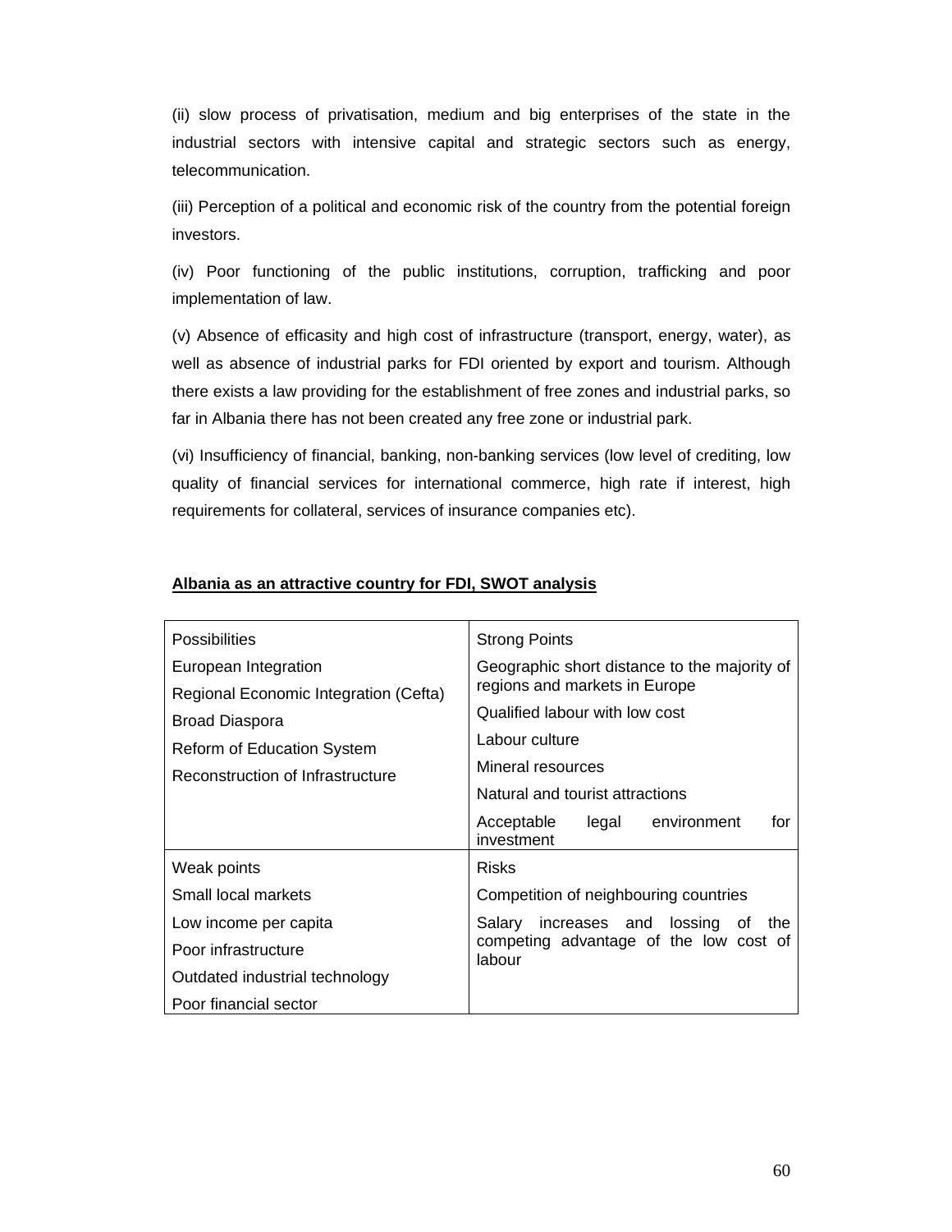(ii) slow process of privatisation, medium and big enterprises of the state in the industrial sectors with intensive capital and strategic sectors such as energy, telecommunication.

(iii) Perception of a political and economic risk of the country from the potential foreign investors.

(iv) Poor functioning of the public institutions, corruption, trafficking and poor implementation of law.

(v) Absence of efficasity and high cost of infrastructure (transport, energy, water), as well as absence of industrial parks for FDI oriented by export and tourism. Although there exists a law providing for the establishment of free zones and industrial parks, so far in Albania there has not been created any free zone or industrial park.

(vi) Insufficiency of financial, banking, non-banking services (low level of crediting, low quality of financial services for international commerce, high rate if interest, high requirements for collateral, services of insurance companies etc).

**Albania as an attractive country for FDI, SWOT analysis**

| Possibilities | Strong Points |
|---|---|
| European Integration<br>Regional Economic Integration (Cefta)<br>Broad Diaspora<br>Reform of Education System<br>Reconstruction of Infrastructure | Geographic short distance to the majority of regions and markets in Europe<br>Qualified labour with low cost<br>Labour culture<br>Mineral resources<br>Natural and tourist attractions<br>Acceptable legal environment for investment |
| **Weak points** | **Risks** |
| Small local markets<br>Low income per capita<br>Poor infrastructure<br>Outdated industrial technology<br>Poor financial sector | Competition of neighbouring countries<br>Salary increases and lossing of the competing advantage of the low cost of labour |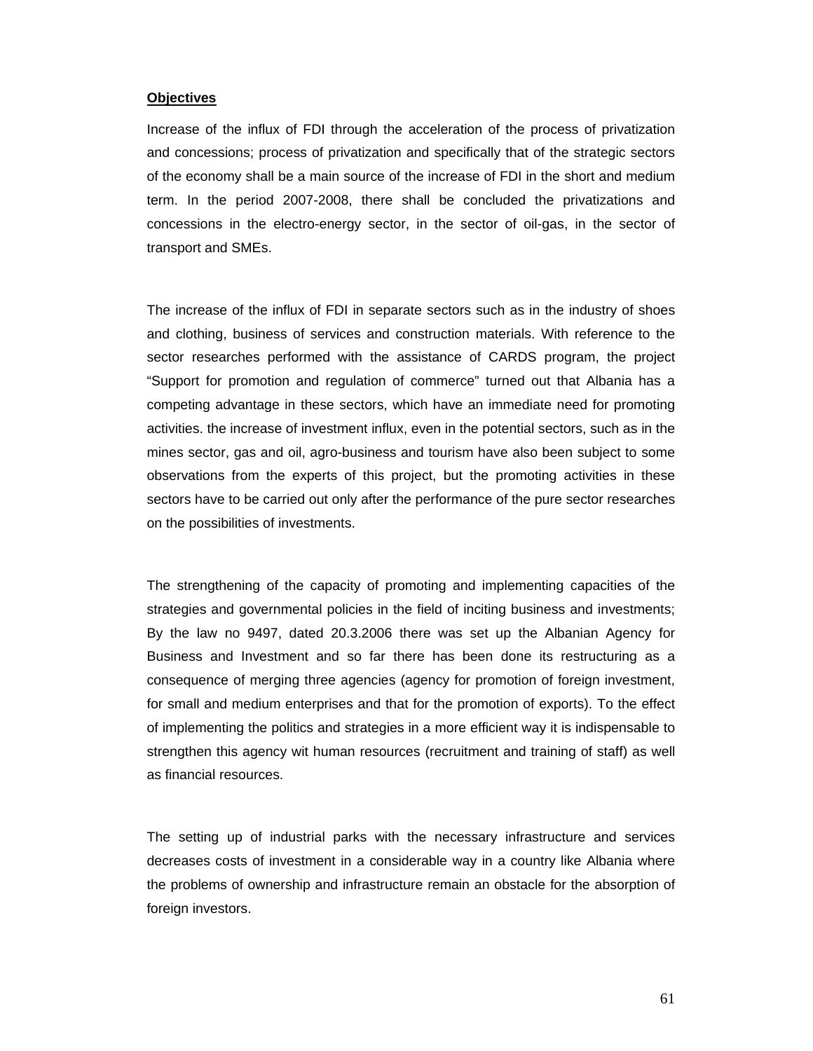**Objectives**

Increase of the influx of FDI through the acceleration of the process of privatization and concessions; process of privatization and specifically that of the strategic sectors of the economy shall be a main source of the increase of FDI in the short and medium term. In the period 2007-2008, there shall be concluded the privatizations and concessions in the electro-energy sector, in the sector of oil-gas, in the sector of transport and SMEs.

The increase of the influx of FDI in separate sectors such as in the industry of shoes and clothing, business of services and construction materials. With reference to the sector researches performed with the assistance of CARDS program, the project "Support for promotion and regulation of commerce" turned out that Albania has a competing advantage in these sectors, which have an immediate need for promoting activities. the increase of investment influx, even in the potential sectors, such as in the mines sector, gas and oil, agro-business and tourism have also been subject to some observations from the experts of this project, but the promoting activities in these sectors have to be carried out only after the performance of the pure sector researches on the possibilities of investments.

The strengthening of the capacity of promoting and implementing capacities of the strategies and governmental policies in the field of inciting business and investments; By the law no 9497, dated 20.3.2006 there was set up the Albanian Agency for Business and Investment and so far there has been done its restructuring as a consequence of merging three agencies (agency for promotion of foreign investment, for small and medium enterprises and that for the promotion of exports). To the effect of implementing the politics and strategies in a more efficient way it is indispensable to strengthen this agency wit human resources (recruitment and training of staff) as well as financial resources.

The setting up of industrial parks with the necessary infrastructure and services decreases costs of investment in a considerable way in a country like Albania where the problems of ownership and infrastructure remain an obstacle for the absorption of foreign investors.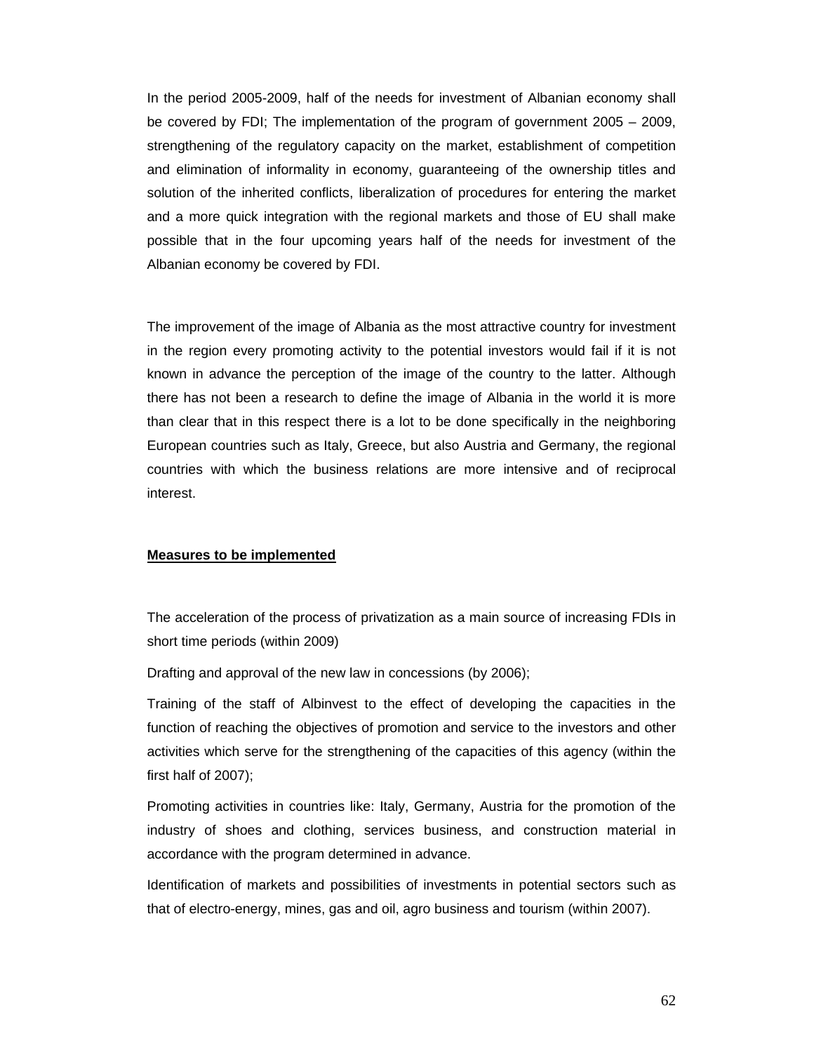In the period 2005-2009, half of the needs for investment of Albanian economy shall be covered by FDI; The implementation of the program of government 2005 – 2009, strengthening of the regulatory capacity on the market, establishment of competition and elimination of informality in economy, guaranteeing of the ownership titles and solution of the inherited conflicts, liberalization of procedures for entering the market and a more quick integration with the regional markets and those of EU shall make possible that in the four upcoming years half of the needs for investment of the Albanian economy be covered by FDI.

The improvement of the image of Albania as the most attractive country for investment in the region every promoting activity to the potential investors would fail if it is not known in advance the perception of the image of the country to the latter. Although there has not been a research to define the image of Albania in the world it is more than clear that in this respect there is a lot to be done specifically in the neighboring European countries such as Italy, Greece, but also Austria and Germany, the regional countries with which the business relations are more intensive and of reciprocal interest.

**Measures to be implemented**

The acceleration of the process of privatization as a main source of increasing FDIs in short time periods (within 2009)

Drafting and approval of the new law in concessions (by 2006);

Training of the staff of Albinvest to the effect of developing the capacities in the function of reaching the objectives of promotion and service to the investors and other activities which serve for the strengthening of the capacities of this agency (within the first half of 2007);

Promoting activities in countries like: Italy, Germany, Austria for the promotion of the industry of shoes and clothing, services business, and construction material in accordance with the program determined in advance.

Identification of markets and possibilities of investments in potential sectors such as that of electro-energy, mines, gas and oil, agro business and tourism (within 2007).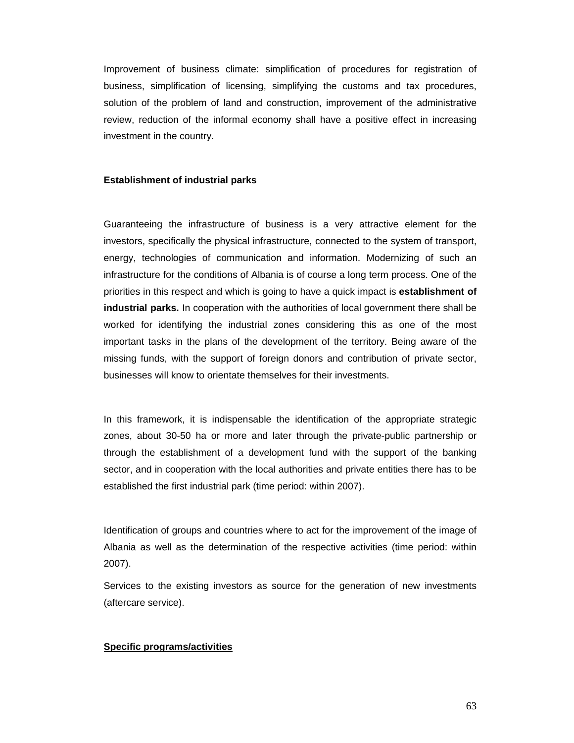Improvement of business climate: simplification of procedures for registration of business, simplification of licensing, simplifying the customs and tax procedures, solution of the problem of land and construction, improvement of the administrative review, reduction of the informal economy shall have a positive effect in increasing investment in the country.

**Establishment of industrial parks**

Guaranteeing the infrastructure of business is a very attractive element for the investors, specifically the physical infrastructure, connected to the system of transport, energy, technologies of communication and information. Modernizing of such an infrastructure for the conditions of Albania is of course a long term process. One of the priorities in this respect and which is going to have a quick impact is **establishment of industrial parks.** In cooperation with the authorities of local government there shall be worked for identifying the industrial zones considering this as one of the most important tasks in the plans of the development of the territory. Being aware of the missing funds, with the support of foreign donors and contribution of private sector, businesses will know to orientate themselves for their investments.

In this framework, it is indispensable the identification of the appropriate strategic zones, about 30-50 ha or more and later through the private-public partnership or through the establishment of a development fund with the support of the banking sector, and in cooperation with the local authorities and private entities there has to be established the first industrial park (time period: within 2007).

Identification of groups and countries where to act for the improvement of the image of Albania as well as the determination of the respective activities (time period: within 2007).

Services to the existing investors as source for the generation of new investments (aftercare service).

**<u>Specific programs/activities</u>**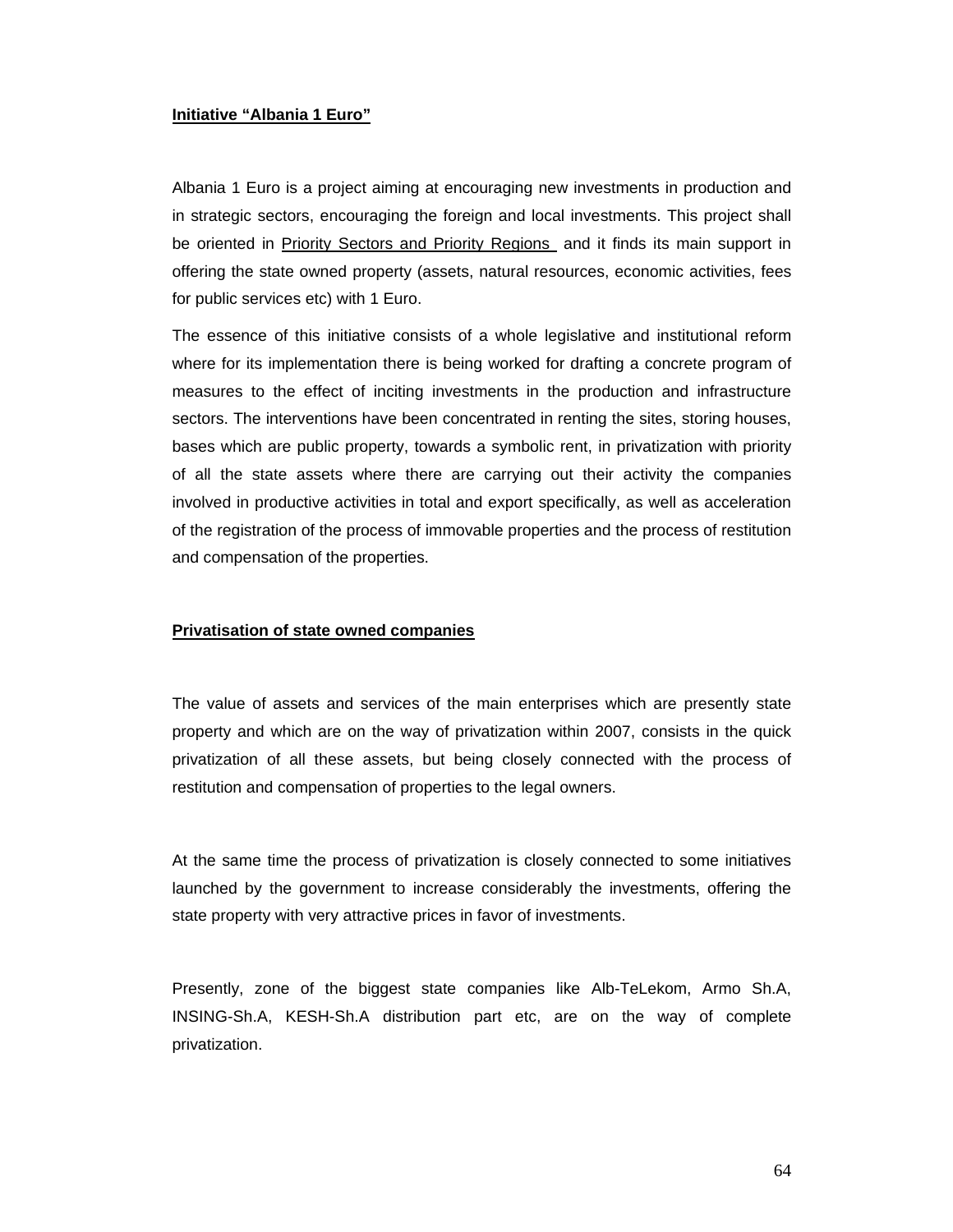**Initiative "Albania 1 Euro"**

Albania 1 Euro is a project aiming at encouraging new investments in production and in strategic sectors, encouraging the foreign and local investments. This project shall be oriented in Priority Sectors and Priority Regions and it finds its main support in offering the state owned property (assets, natural resources, economic activities, fees for public services etc) with 1 Euro.

The essence of this initiative consists of a whole legislative and institutional reform where for its implementation there is being worked for drafting a concrete program of measures to the effect of inciting investments in the production and infrastructure sectors. The interventions have been concentrated in renting the sites, storing houses, bases which are public property, towards a symbolic rent, in privatization with priority of all the state assets where there are carrying out their activity the companies involved in productive activities in total and export specifically, as well as acceleration of the registration of the process of immovable properties and the process of restitution and compensation of the properties.

**Privatisation of state owned companies**

The value of assets and services of the main enterprises which are presently state property and which are on the way of privatization within 2007, consists in the quick privatization of all these assets, but being closely connected with the process of restitution and compensation of properties to the legal owners.

At the same time the process of privatization is closely connected to some initiatives launched by the government to increase considerably the investments, offering the state property with very attractive prices in favor of investments.

Presently, zone of the biggest state companies like Alb-TeLekom, Armo Sh.A, INSING-Sh.A, KESH-Sh.A distribution part etc, are on the way of complete privatization.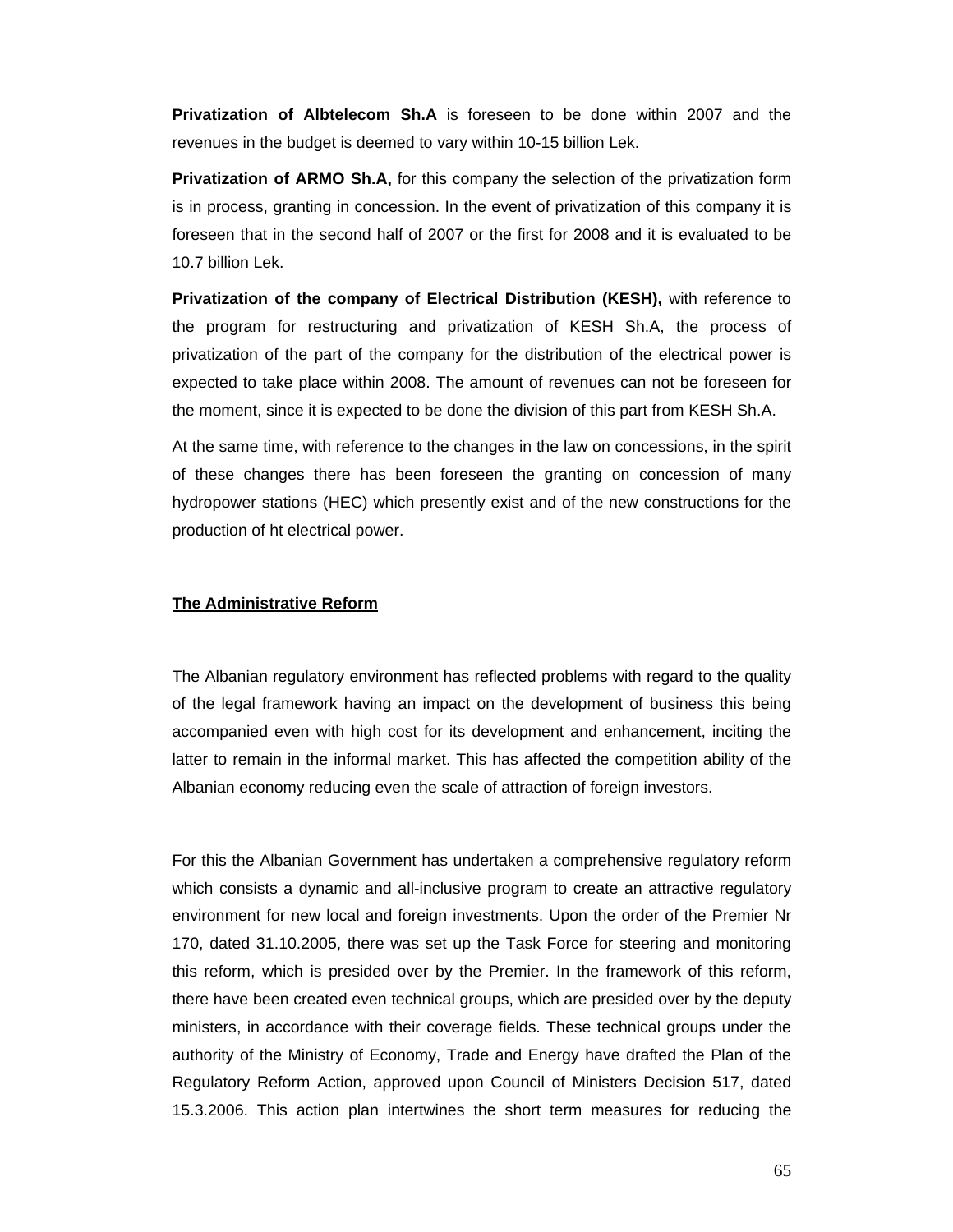**Privatization of Albtelecom Sh.A** is foreseen to be done within 2007 and the revenues in the budget is deemed to vary within 10-15 billion Lek.

**Privatization of ARMO Sh.A,** for this company the selection of the privatization form is in process, granting in concession. In the event of privatization of this company it is foreseen that in the second half of 2007 or the first for 2008 and it is evaluated to be 10.7 billion Lek.

**Privatization of the company of Electrical Distribution (KESH),** with reference to the program for restructuring and privatization of KESH Sh.A, the process of privatization of the part of the company for the distribution of the electrical power is expected to take place within 2008. The amount of revenues can not be foreseen for the moment, since it is expected to be done the division of this part from KESH Sh.A.

At the same time, with reference to the changes in the law on concessions, in the spirit of these changes there has been foreseen the granting on concession of many hydropower stations (HEC) which presently exist and of the new constructions for the production of ht electrical power.

## The Administrative Reform

The Albanian regulatory environment has reflected problems with regard to the quality of the legal framework having an impact on the development of business this being accompanied even with high cost for its development and enhancement, inciting the latter to remain in the informal market. This has affected the competition ability of the Albanian economy reducing even the scale of attraction of foreign investors.

For this the Albanian Government has undertaken a comprehensive regulatory reform which consists a dynamic and all-inclusive program to create an attractive regulatory environment for new local and foreign investments. Upon the order of the Premier Nr 170, dated 31.10.2005, there was set up the Task Force for steering and monitoring this reform, which is presided over by the Premier. In the framework of this reform, there have been created even technical groups, which are presided over by the deputy ministers, in accordance with their coverage fields. These technical groups under the authority of the Ministry of Economy, Trade and Energy have drafted the Plan of the Regulatory Reform Action, approved upon Council of Ministers Decision 517, dated 15.3.2006. This action plan intertwines the short term measures for reducing the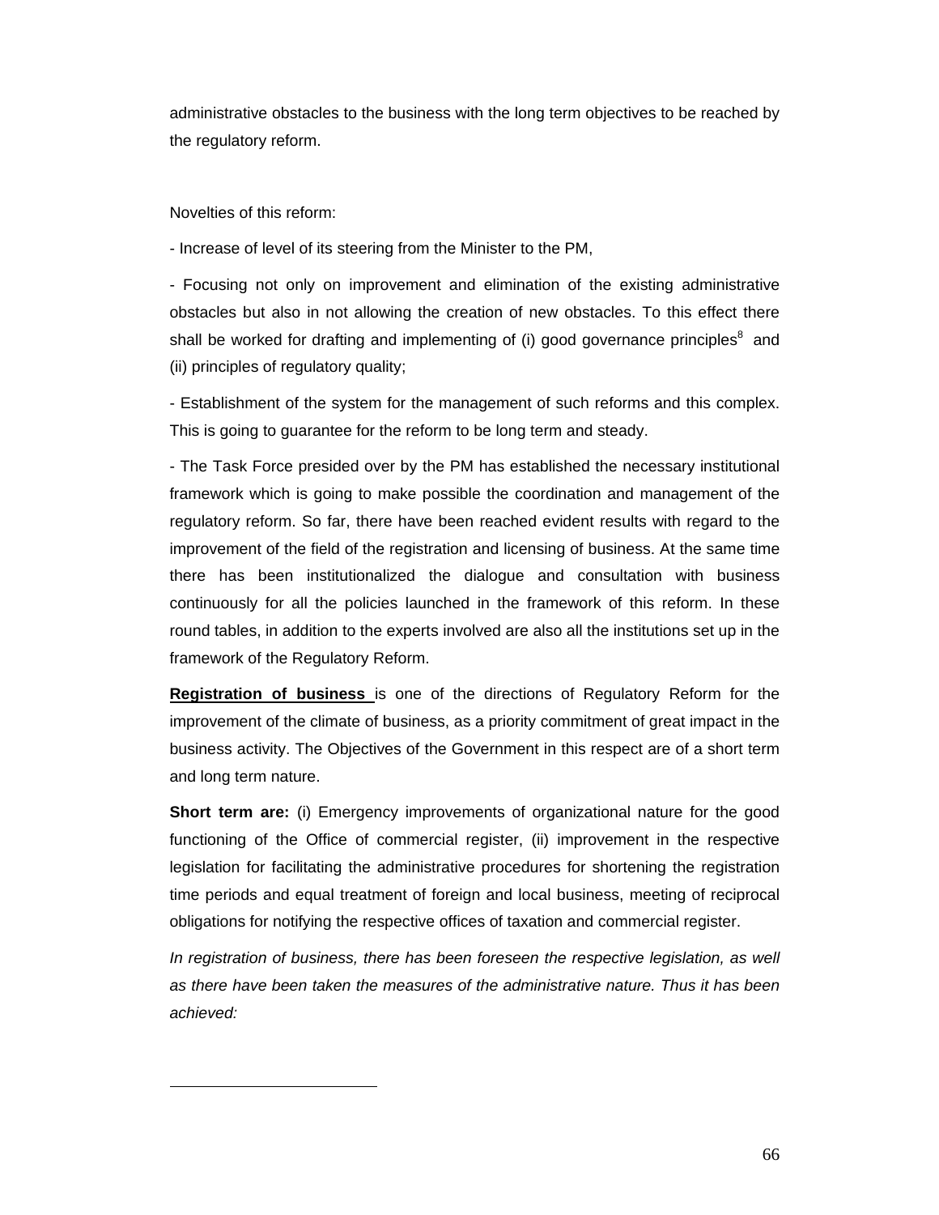administrative obstacles to the business with the long term objectives to be reached by the regulatory reform.

Novelties of this reform:

- Increase of level of its steering from the Minister to the PM,

- Focusing not only on improvement and elimination of the existing administrative obstacles but also in not allowing the creation of new obstacles. To this effect there shall be worked for drafting and implementing of (i) good governance principles[8] and (ii) principles of regulatory quality;

- Establishment of the system for the management of such reforms and this complex. This is going to guarantee for the reform to be long term and steady.

- The Task Force presided over by the PM has established the necessary institutional framework which is going to make possible the coordination and management of the regulatory reform. So far, there have been reached evident results with regard to the improvement of the field of the registration and licensing of business. At the same time there has been institutionalized the dialogue and consultation with business continuously for all the policies launched in the framework of this reform. In these round tables, in addition to the experts involved are also all the institutions set up in the framework of the Regulatory Reform.

**Registration of business** is one of the directions of Regulatory Reform for the improvement of the climate of business, as a priority commitment of great impact in the business activity. The Objectives of the Government in this respect are of a short term and long term nature.

**Short term are:** (i) Emergency improvements of organizational nature for the good functioning of the Office of commercial register, (ii) improvement in the respective legislation for facilitating the administrative procedures for shortening the registration time periods and equal treatment of foreign and local business, meeting of reciprocal obligations for notifying the respective offices of taxation and commercial register.

*In registration of business, there has been foreseen the respective legislation, as well as there have been taken the measures of the administrative nature. Thus it has been achieved:*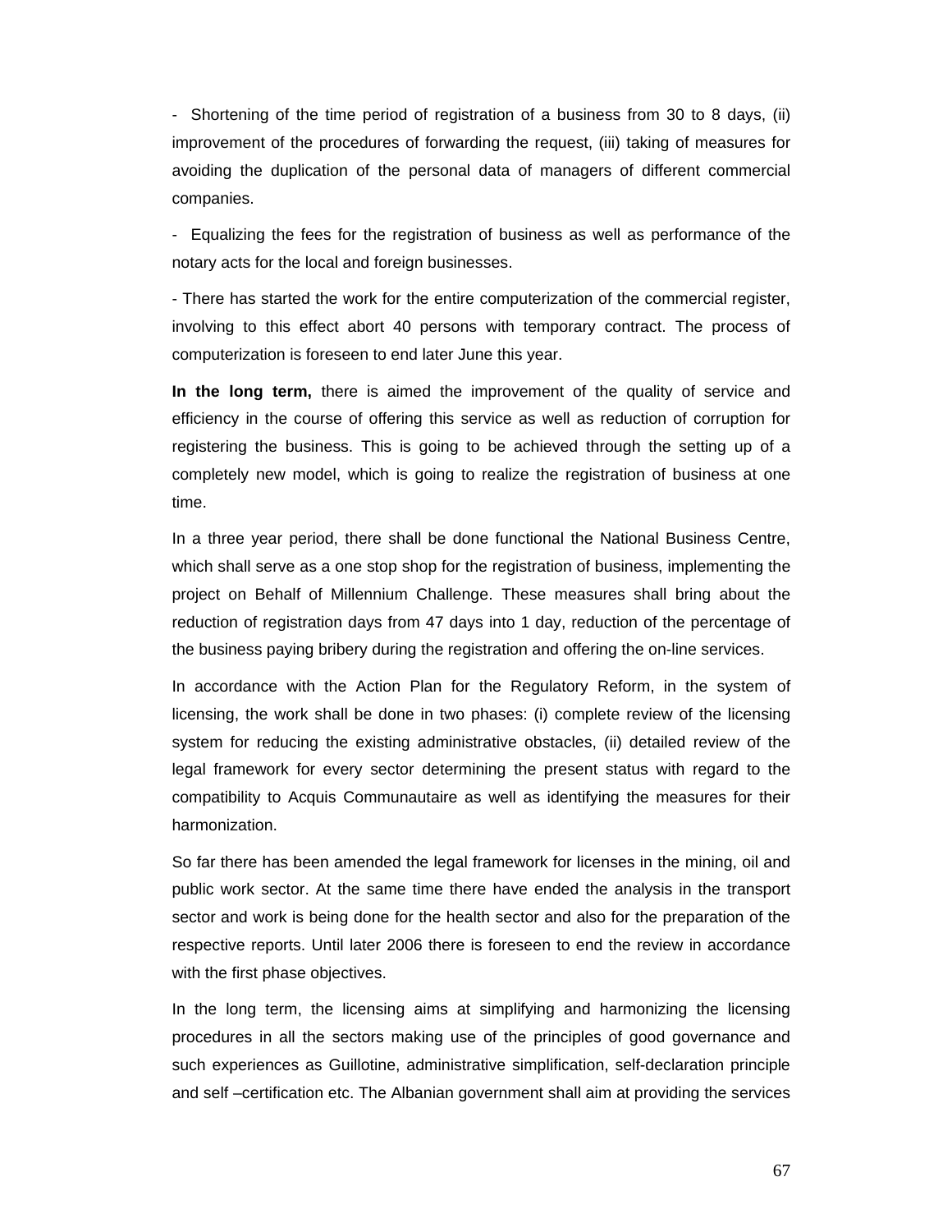- Shortening of the time period of registration of a business from 30 to 8 days, (ii) improvement of the procedures of forwarding the request, (iii) taking of measures for avoiding the duplication of the personal data of managers of different commercial companies.

- Equalizing the fees for the registration of business as well as performance of the notary acts for the local and foreign businesses.

- There has started the work for the entire computerization of the commercial register, involving to this effect abort 40 persons with temporary contract. The process of computerization is foreseen to end later June this year.

**In the long term,** there is aimed the improvement of the quality of service and efficiency in the course of offering this service as well as reduction of corruption for registering the business. This is going to be achieved through the setting up of a completely new model, which is going to realize the registration of business at one time.

In a three year period, there shall be done functional the National Business Centre, which shall serve as a one stop shop for the registration of business, implementing the project on Behalf of Millennium Challenge. These measures shall bring about the reduction of registration days from 47 days into 1 day, reduction of the percentage of the business paying bribery during the registration and offering the on-line services.

In accordance with the Action Plan for the Regulatory Reform, in the system of licensing, the work shall be done in two phases: (i) complete review of the licensing system for reducing the existing administrative obstacles, (ii) detailed review of the legal framework for every sector determining the present status with regard to the compatibility to Acquis Communautaire as well as identifying the measures for their harmonization.

So far there has been amended the legal framework for licenses in the mining, oil and public work sector. At the same time there have ended the analysis in the transport sector and work is being done for the health sector and also for the preparation of the respective reports. Until later 2006 there is foreseen to end the review in accordance with the first phase objectives.

In the long term, the licensing aims at simplifying and harmonizing the licensing procedures in all the sectors making use of the principles of good governance and such experiences as Guillotine, administrative simplification, self-declaration principle and self –certification etc. The Albanian government shall aim at providing the services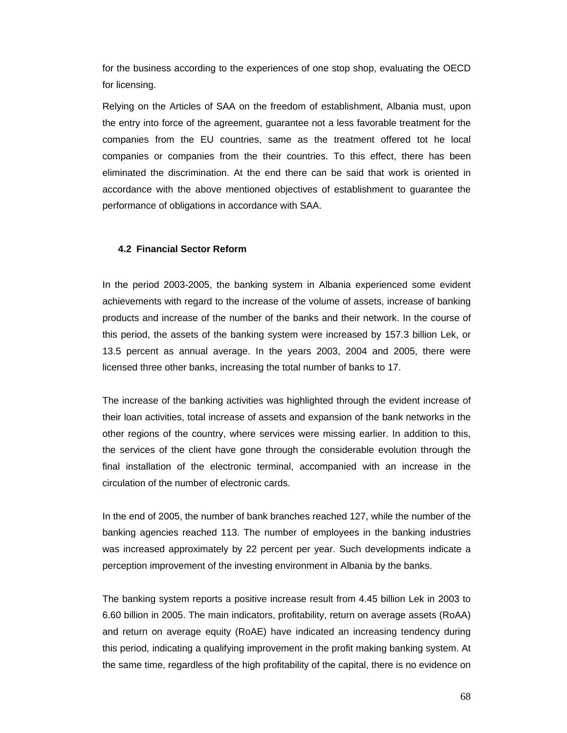for the business according to the experiences of one stop shop, evaluating the OECD for licensing.

Relying on the Articles of SAA on the freedom of establishment, Albania must, upon the entry into force of the agreement, guarantee not a less favorable treatment for the companies from the EU countries, same as the treatment offered tot he local companies or companies from the their countries. To this effect, there has been eliminated the discrimination. At the end there can be said that work is oriented in accordance with the above mentioned objectives of establishment to guarantee the performance of obligations in accordance with SAA.

### 4.2 Financial Sector Reform

In the period 2003-2005, the banking system in Albania experienced some evident achievements with regard to the increase of the volume of assets, increase of banking products and increase of the number of the banks and their network. In the course of this period, the assets of the banking system were increased by 157.3 billion Lek, or 13.5 percent as annual average. In the years 2003, 2004 and 2005, there were licensed three other banks, increasing the total number of banks to 17.

The increase of the banking activities was highlighted through the evident increase of their loan activities, total increase of assets and expansion of the bank networks in the other regions of the country, where services were missing earlier. In addition to this, the services of the client have gone through the considerable evolution through the final installation of the electronic terminal, accompanied with an increase in the circulation of the number of electronic cards.

In the end of 2005, the number of bank branches reached 127, while the number of the banking agencies reached 113. The number of employees in the banking industries was increased approximately by 22 percent per year. Such developments indicate a perception improvement of the investing environment in Albania by the banks.

The banking system reports a positive increase result from 4.45 billion Lek in 2003 to 6.60 billion in 2005. The main indicators, profitability, return on average assets (RoAA) and return on average equity (RoAE) have indicated an increasing tendency during this period, indicating a qualifying improvement in the profit making banking system. At the same time, regardless of the high profitability of the capital, there is no evidence on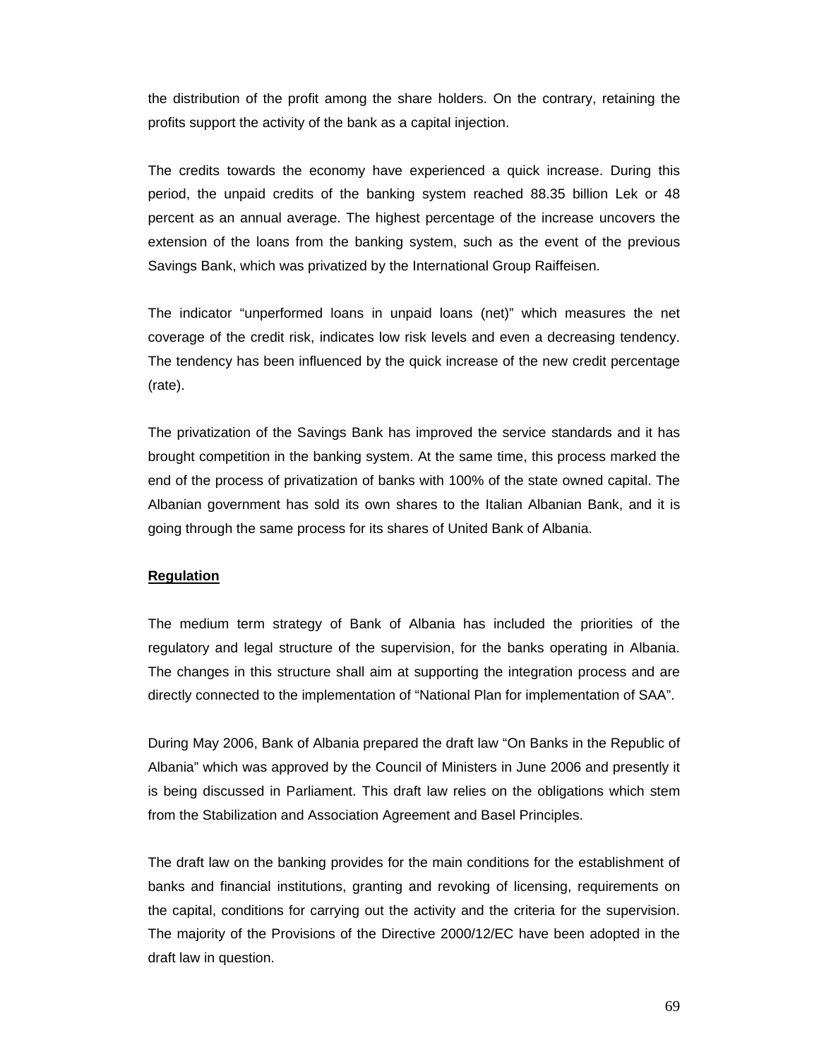the distribution of the profit among the share holders. On the contrary, retaining the profits support the activity of the bank as a capital injection.

The credits towards the economy have experienced a quick increase. During this period, the unpaid credits of the banking system reached 88.35 billion Lek or 48 percent as an annual average. The highest percentage of the increase uncovers the extension of the loans from the banking system, such as the event of the previous Savings Bank, which was privatized by the International Group Raiffeisen.

The indicator "unperformed loans in unpaid loans (net)" which measures the net coverage of the credit risk, indicates low risk levels and even a decreasing tendency. The tendency has been influenced by the quick increase of the new credit percentage (rate).

The privatization of the Savings Bank has improved the service standards and it has brought competition in the banking system. At the same time, this process marked the end of the process of privatization of banks with 100% of the state owned capital. The Albanian government has sold its own shares to the Italian Albanian Bank, and it is going through the same process for its shares of United Bank of Albania.

**Regulation**

The medium term strategy of Bank of Albania has included the priorities of the regulatory and legal structure of the supervision, for the banks operating in Albania. The changes in this structure shall aim at supporting the integration process and are directly connected to the implementation of "National Plan for implementation of SAA".

During May 2006, Bank of Albania prepared the draft law "On Banks in the Republic of Albania" which was approved by the Council of Ministers in June 2006 and presently it is being discussed in Parliament. This draft law relies on the obligations which stem from the Stabilization and Association Agreement and Basel Principles.

The draft law on the banking provides for the main conditions for the establishment of banks and financial institutions, granting and revoking of licensing, requirements on the capital, conditions for carrying out the activity and the criteria for the supervision. The majority of the Provisions of the Directive 2000/12/EC have been adopted in the draft law in question.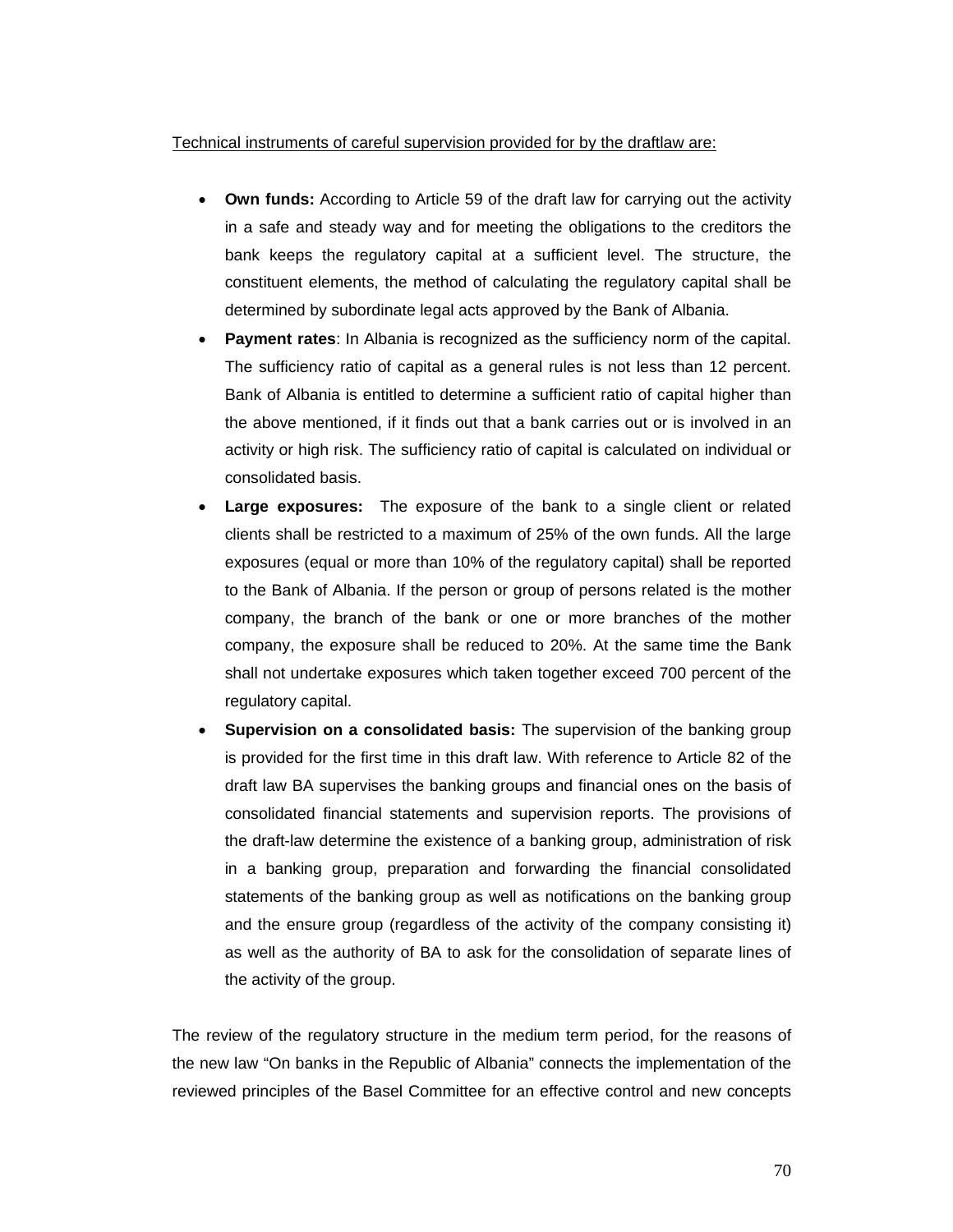<u>Technical instruments of careful supervision provided for by the draftlaw are:</u>

- **Own funds:** According to Article 59 of the draft law for carrying out the activity in a safe and steady way and for meeting the obligations to the creditors the bank keeps the regulatory capital at a sufficient level. The structure, the constituent elements, the method of calculating the regulatory capital shall be determined by subordinate legal acts approved by the Bank of Albania.
- **Payment rates**: In Albania is recognized as the sufficiency norm of the capital. The sufficiency ratio of capital as a general rules is not less than 12 percent. Bank of Albania is entitled to determine a sufficient ratio of capital higher than the above mentioned, if it finds out that a bank carries out or is involved in an activity or high risk. The sufficiency ratio of capital is calculated on individual or consolidated basis.
- **Large exposures:** The exposure of the bank to a single client or related clients shall be restricted to a maximum of 25% of the own funds. All the large exposures (equal or more than 10% of the regulatory capital) shall be reported to the Bank of Albania. If the person or group of persons related is the mother company, the branch of the bank or one or more branches of the mother company, the exposure shall be reduced to 20%. At the same time the Bank shall not undertake exposures which taken together exceed 700 percent of the regulatory capital.
- **Supervision on a consolidated basis:** The supervision of the banking group is provided for the first time in this draft law. With reference to Article 82 of the draft law BA supervises the banking groups and financial ones on the basis of consolidated financial statements and supervision reports. The provisions of the draft-law determine the existence of a banking group, administration of risk in a banking group, preparation and forwarding the financial consolidated statements of the banking group as well as notifications on the banking group and the ensure group (regardless of the activity of the company consisting it) as well as the authority of BA to ask for the consolidation of separate lines of the activity of the group.

The review of the regulatory structure in the medium term period, for the reasons of the new law “On banks in the Republic of Albania” connects the implementation of the reviewed principles of the Basel Committee for an effective control and new concepts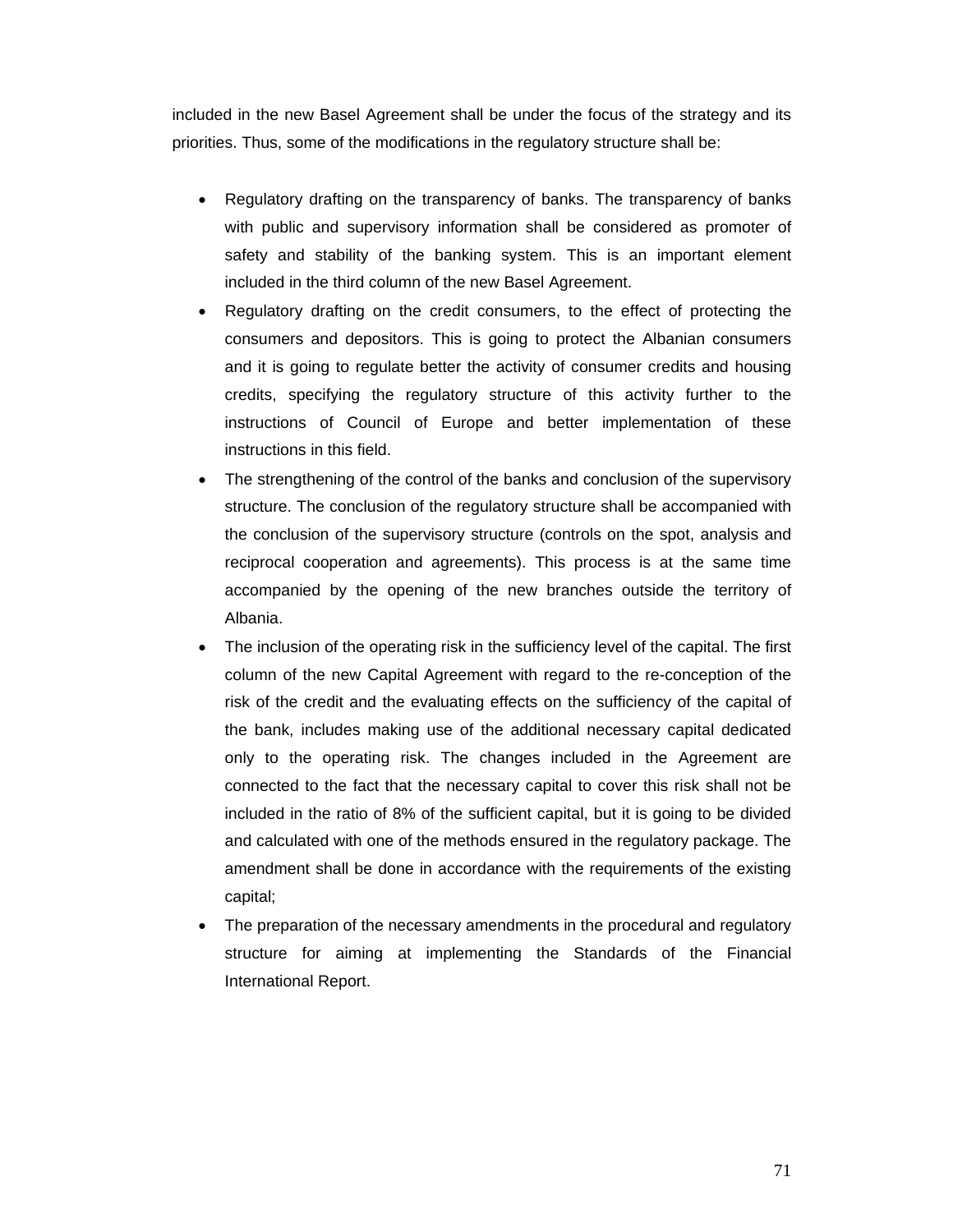included in the new Basel Agreement shall be under the focus of the strategy and its priorities. Thus, some of the modifications in the regulatory structure shall be:

- Regulatory drafting on the transparency of banks. The transparency of banks with public and supervisory information shall be considered as promoter of safety and stability of the banking system. This is an important element included in the third column of the new Basel Agreement.
- Regulatory drafting on the credit consumers, to the effect of protecting the consumers and depositors. This is going to protect the Albanian consumers and it is going to regulate better the activity of consumer credits and housing credits, specifying the regulatory structure of this activity further to the instructions of Council of Europe and better implementation of these instructions in this field.
- The strengthening of the control of the banks and conclusion of the supervisory structure. The conclusion of the regulatory structure shall be accompanied with the conclusion of the supervisory structure (controls on the spot, analysis and reciprocal cooperation and agreements). This process is at the same time accompanied by the opening of the new branches outside the territory of Albania.
- The inclusion of the operating risk in the sufficiency level of the capital. The first column of the new Capital Agreement with regard to the re-conception of the risk of the credit and the evaluating effects on the sufficiency of the capital of the bank, includes making use of the additional necessary capital dedicated only to the operating risk. The changes included in the Agreement are connected to the fact that the necessary capital to cover this risk shall not be included in the ratio of 8% of the sufficient capital, but it is going to be divided and calculated with one of the methods ensured in the regulatory package. The amendment shall be done in accordance with the requirements of the existing capital;
- The preparation of the necessary amendments in the procedural and regulatory structure for aiming at implementing the Standards of the Financial International Report.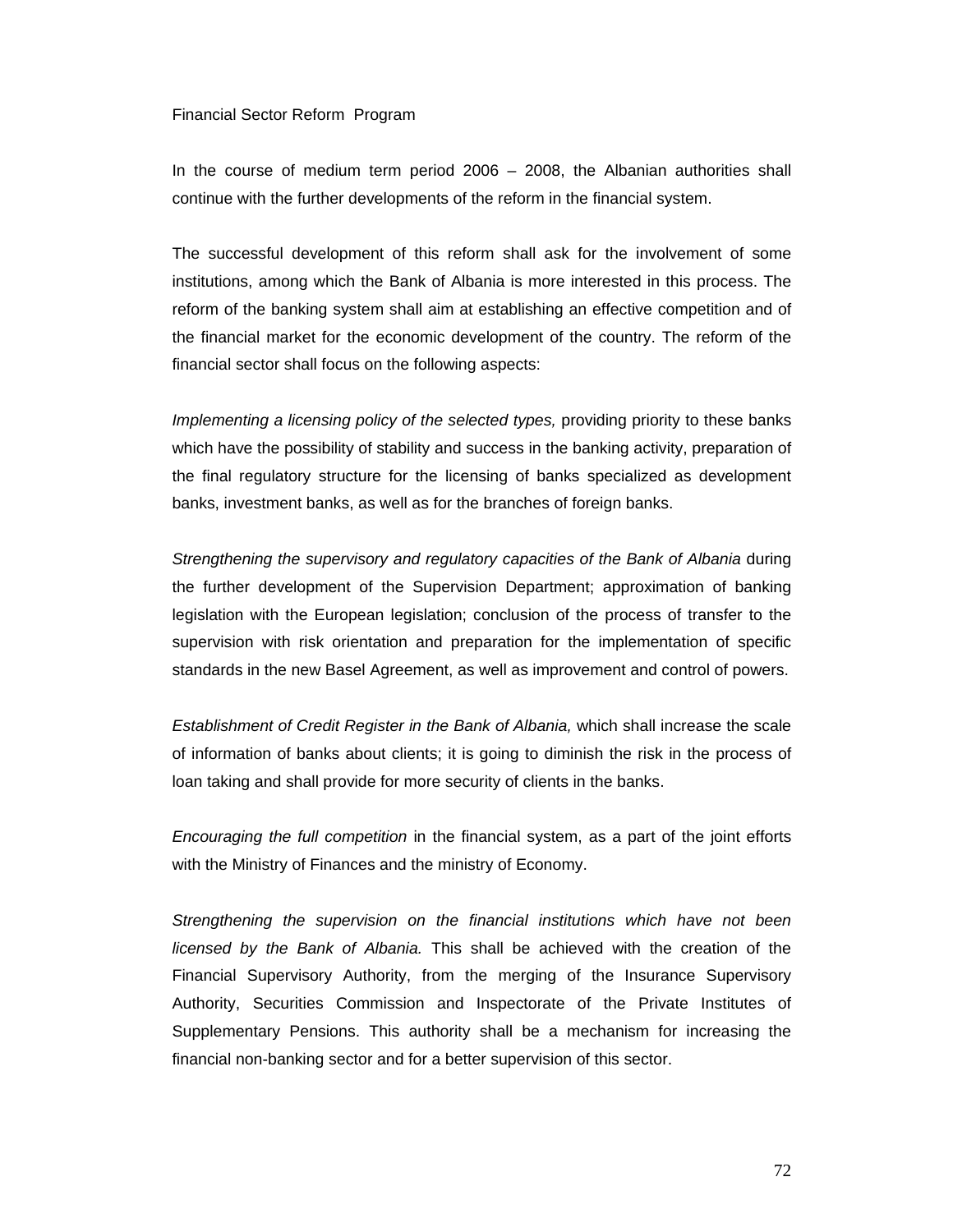Financial Sector Reform  Program

In the course of medium term period 2006 – 2008, the Albanian authorities shall continue with the further developments of the reform in the financial system.

The successful development of this reform shall ask for the involvement of some institutions, among which the Bank of Albania is more interested in this process. The reform of the banking system shall aim at establishing an effective competition and of the financial market for the economic development of the country. The reform of the financial sector shall focus on the following aspects:

*Implementing a licensing policy of the selected types,* providing priority to these banks which have the possibility of stability and success in the banking activity, preparation of the final regulatory structure for the licensing of banks specialized as development banks, investment banks, as well as for the branches of foreign banks.

*Strengthening the supervisory and regulatory capacities of the Bank of Albania* during the further development of the Supervision Department; approximation of banking legislation with the European legislation; conclusion of the process of transfer to the supervision with risk orientation and preparation for the implementation of specific standards in the new Basel Agreement, as well as improvement and control of powers.

*Establishment of Credit Register in the Bank of Albania,* which shall increase the scale of information of banks about clients; it is going to diminish the risk in the process of loan taking and shall provide for more security of clients in the banks.

*Encouraging the full competition* in the financial system, as a part of the joint efforts with the Ministry of Finances and the ministry of Economy.

*Strengthening the supervision on the financial institutions which have not been licensed by the Bank of Albania.* This shall be achieved with the creation of the Financial Supervisory Authority, from the merging of the Insurance Supervisory Authority, Securities Commission and Inspectorate of the Private Institutes of Supplementary Pensions. This authority shall be a mechanism for increasing the financial non-banking sector and for a better supervision of this sector.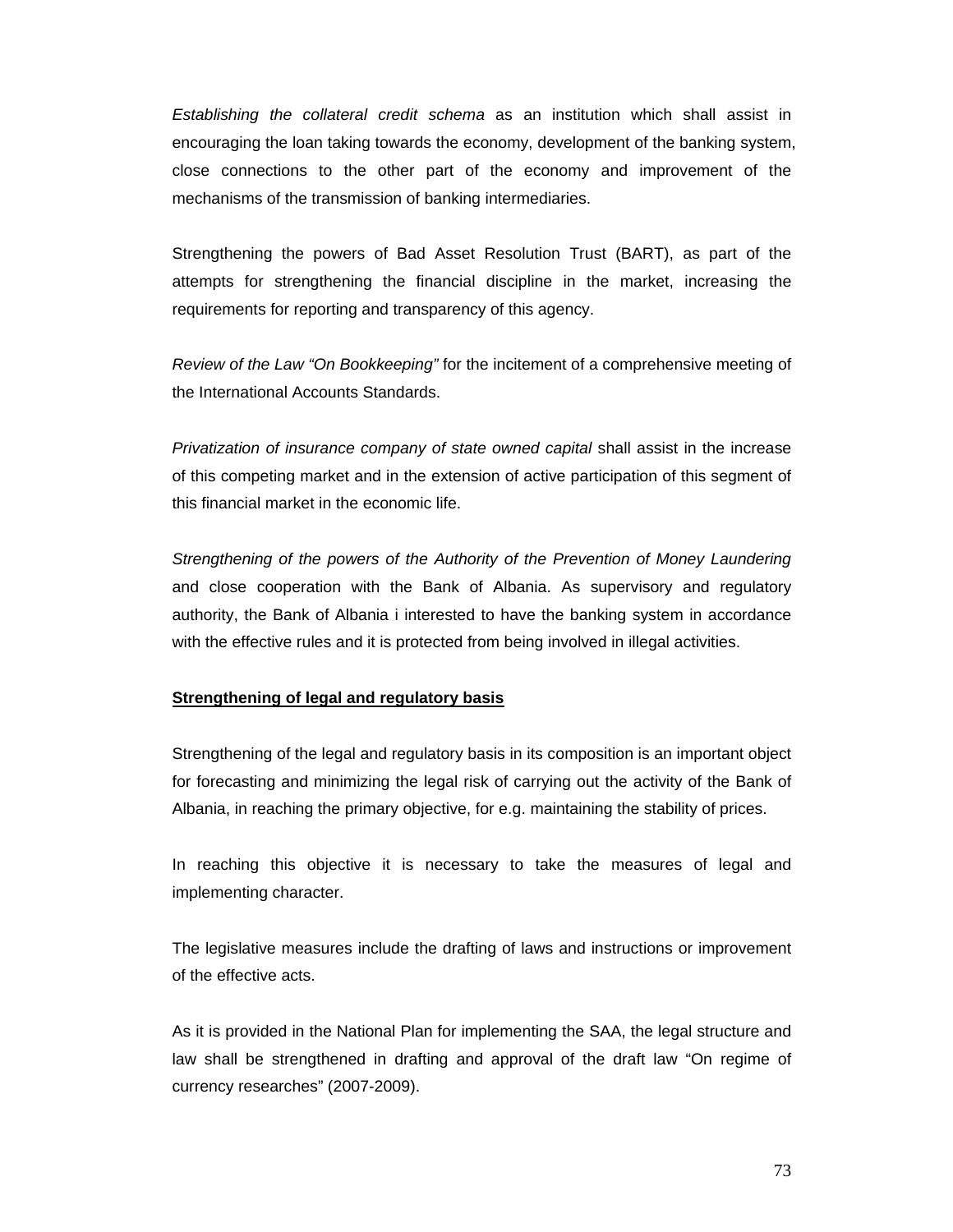*Establishing the collateral credit schema* as an institution which shall assist in encouraging the loan taking towards the economy, development of the banking system, close connections to the other part of the economy and improvement of the mechanisms of the transmission of banking intermediaries.

Strengthening the powers of Bad Asset Resolution Trust (BART), as part of the attempts for strengthening the financial discipline in the market, increasing the requirements for reporting and transparency of this agency.

*Review of the Law "On Bookkeeping"* for the incitement of a comprehensive meeting of the International Accounts Standards.

*Privatization of insurance company of state owned capital* shall assist in the increase of this competing market and in the extension of active participation of this segment of this financial market in the economic life.

*Strengthening of the powers of the Authority of the Prevention of Money Laundering* and close cooperation with the Bank of Albania. As supervisory and regulatory authority, the Bank of Albania i interested to have the banking system in accordance with the effective rules and it is protected from being involved in illegal activities.

**Strengthening of legal and regulatory basis**

Strengthening of the legal and regulatory basis in its composition is an important object for forecasting and minimizing the legal risk of carrying out the activity of the Bank of Albania, in reaching the primary objective, for e.g. maintaining the stability of prices.

In reaching this objective it is necessary to take the measures of legal and implementing character.

The legislative measures include the drafting of laws and instructions or improvement of the effective acts.

As it is provided in the National Plan for implementing the SAA, the legal structure and law shall be strengthened in drafting and approval of the draft law "On regime of currency researches" (2007-2009).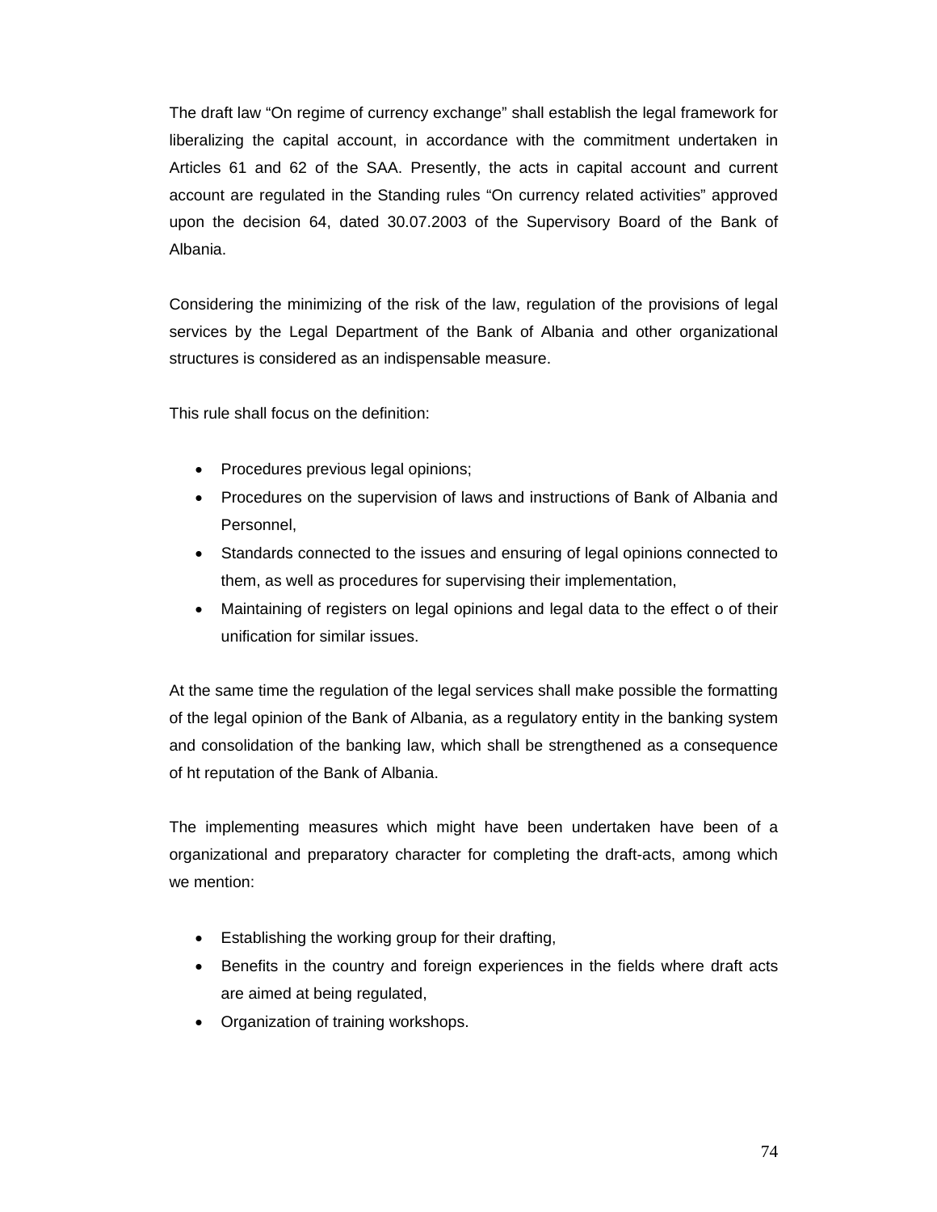The draft law "On regime of currency exchange" shall establish the legal framework for liberalizing the capital account, in accordance with the commitment undertaken in Articles 61 and 62 of the SAA. Presently, the acts in capital account and current account are regulated in the Standing rules "On currency related activities" approved upon the decision 64, dated 30.07.2003 of the Supervisory Board of the Bank of Albania.

Considering the minimizing of the risk of the law, regulation of the provisions of legal services by the Legal Department of the Bank of Albania and other organizational structures is considered as an indispensable measure.

This rule shall focus on the definition:

- Procedures previous legal opinions;
- Procedures on the supervision of laws and instructions of Bank of Albania and Personnel,
- Standards connected to the issues and ensuring of legal opinions connected to them, as well as procedures for supervising their implementation,
- Maintaining of registers on legal opinions and legal data to the effect o of their unification for similar issues.

At the same time the regulation of the legal services shall make possible the formatting of the legal opinion of the Bank of Albania, as a regulatory entity in the banking system and consolidation of the banking law, which shall be strengthened as a consequence of ht reputation of the Bank of Albania.

The implementing measures which might have been undertaken have been of a organizational and preparatory character for completing the draft-acts, among which we mention:

- Establishing the working group for their drafting,
- Benefits in the country and foreign experiences in the fields where draft acts are aimed at being regulated,
- Organization of training workshops.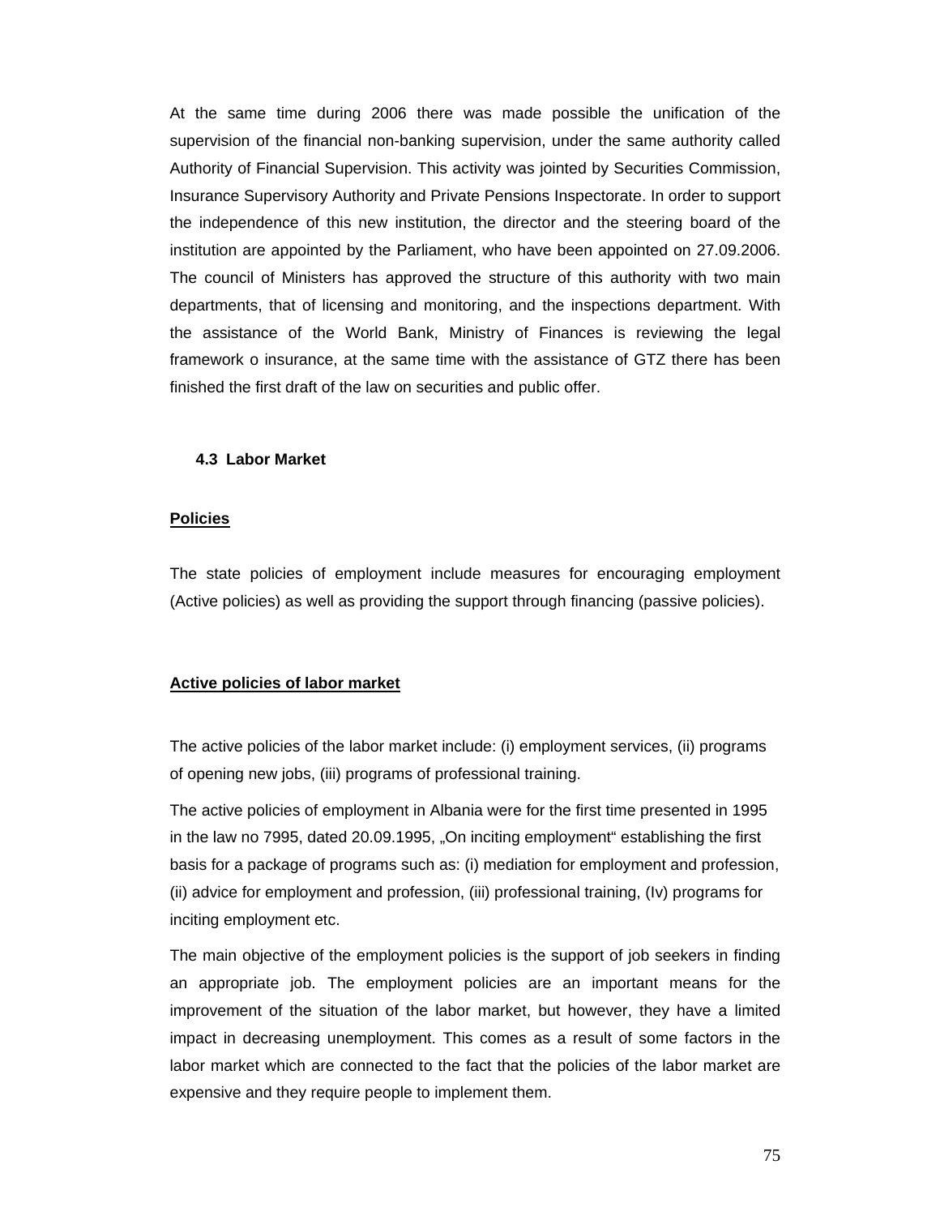At the same time during 2006 there was made possible the unification of the supervision of the financial non-banking supervision, under the same authority called Authority of Financial Supervision. This activity was jointed by Securities Commission, Insurance Supervisory Authority and Private Pensions Inspectorate. In order to support the independence of this new institution, the director and the steering board of the institution are appointed by the Parliament, who have been appointed on 27.09.2006. The council of Ministers has approved the structure of this authority with two main departments, that of licensing and monitoring, and the inspections department. With the assistance of the World Bank, Ministry of Finances is reviewing the legal framework o insurance, at the same time with the assistance of GTZ there has been finished the first draft of the law on securities and public offer.

### 4.3 Labor Market

**Policies**

The state policies of employment include measures for encouraging employment (Active policies) as well as providing the support through financing (passive policies).

**Active policies of labor market**

The active policies of the labor market include: (i) employment services, (ii) programs of opening new jobs, (iii) programs of professional training.

The active policies of employment in Albania were for the first time presented in 1995 in the law no 7995, dated 20.09.1995, „On inciting employment" establishing the first basis for a package of programs such as: (i) mediation for employment and profession, (ii) advice for employment and profession, (iii) professional training, (Iv) programs for inciting employment etc.

The main objective of the employment policies is the support of job seekers in finding an appropriate job. The employment policies are an important means for the improvement of the situation of the labor market, but however, they have a limited impact in decreasing unemployment. This comes as a result of some factors in the labor market which are connected to the fact that the policies of the labor market are expensive and they require people to implement them.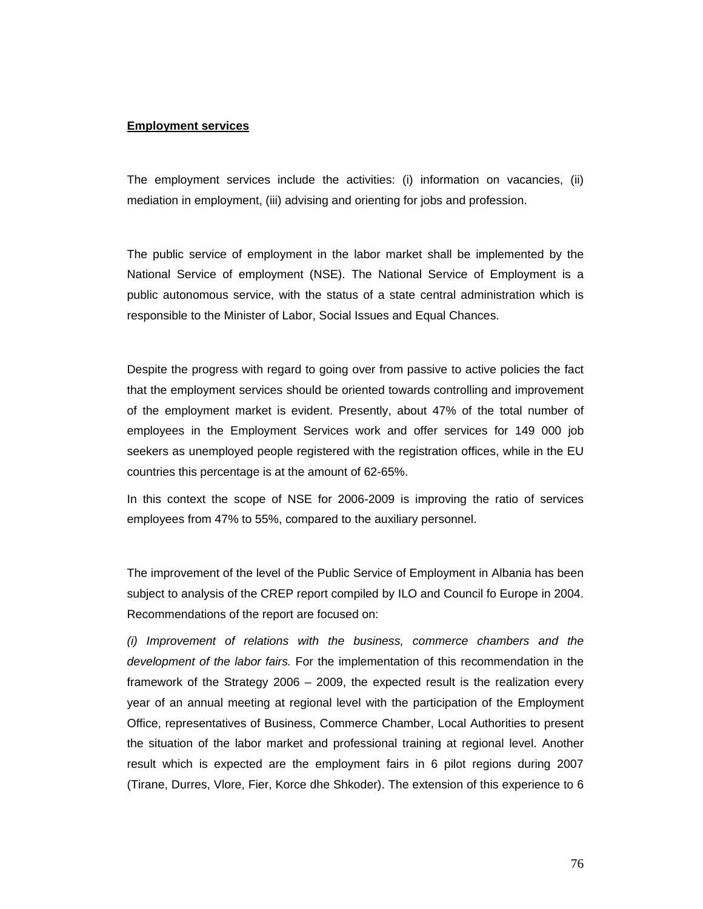**Employment services**

The employment services include the activities: (i) information on vacancies, (ii) mediation in employment, (iii) advising and orienting for jobs and profession.

The public service of employment in the labor market shall be implemented by the National Service of employment (NSE). The National Service of Employment is a public autonomous service, with the status of a state central administration which is responsible to the Minister of Labor, Social Issues and Equal Chances.

Despite the progress with regard to going over from passive to active policies the fact that the employment services should be oriented towards controlling and improvement of the employment market is evident. Presently, about 47% of the total number of employees in the Employment Services work and offer services for 149 000 job seekers as unemployed people registered with the registration offices, while in the EU countries this percentage is at the amount of 62-65%.

In this context the scope of NSE for 2006-2009 is improving the ratio of services employees from 47% to 55%, compared to the auxiliary personnel.

The improvement of the level of the Public Service of Employment in Albania has been subject to analysis of the CREP report compiled by ILO and Council fo Europe in 2004. Recommendations of the report are focused on:

*(i) Improvement of relations with the business, commerce chambers and the development of the labor fairs.* For the implementation of this recommendation in the framework of the Strategy 2006 – 2009, the expected result is the realization every year of an annual meeting at regional level with the participation of the Employment Office, representatives of Business, Commerce Chamber, Local Authorities to present the situation of the labor market and professional training at regional level. Another result which is expected are the employment fairs in 6 pilot regions during 2007 (Tirane, Durres, Vlore, Fier, Korce dhe Shkoder). The extension of this experience to 6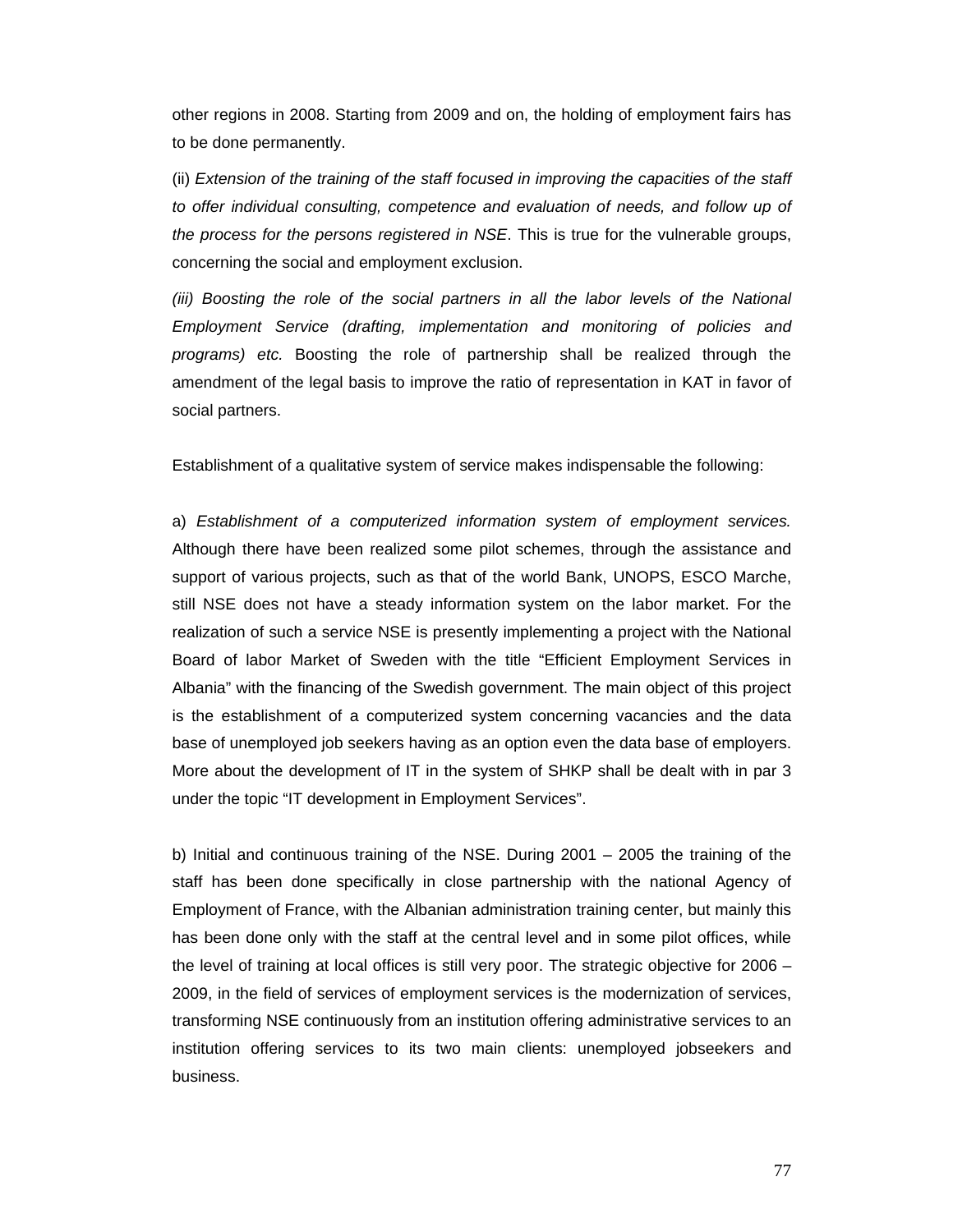other regions in 2008. Starting from 2009 and on, the holding of employment fairs has to be done permanently.

(ii) *Extension of the training of the staff focused in improving the capacities of the staff to offer individual consulting, competence and evaluation of needs, and follow up of the process for the persons registered in NSE*. This is true for the vulnerable groups, concerning the social and employment exclusion.

*(iii) Boosting the role of the social partners in all the labor levels of the National Employment Service (drafting, implementation and monitoring of policies and programs) etc.* Boosting the role of partnership shall be realized through the amendment of the legal basis to improve the ratio of representation in KAT in favor of social partners.

Establishment of a qualitative system of service makes indispensable the following:

a) *Establishment of a computerized information system of employment services.* Although there have been realized some pilot schemes, through the assistance and support of various projects, such as that of the world Bank, UNOPS, ESCO Marche, still NSE does not have a steady information system on the labor market. For the realization of such a service NSE is presently implementing a project with the National Board of labor Market of Sweden with the title "Efficient Employment Services in Albania" with the financing of the Swedish government. The main object of this project is the establishment of a computerized system concerning vacancies and the data base of unemployed job seekers having as an option even the data base of employers. More about the development of IT in the system of SHKP shall be dealt with in par 3 under the topic "IT development in Employment Services".

b) Initial and continuous training of the NSE. During 2001 – 2005 the training of the staff has been done specifically in close partnership with the national Agency of Employment of France, with the Albanian administration training center, but mainly this has been done only with the staff at the central level and in some pilot offices, while the level of training at local offices is still very poor. The strategic objective for 2006 – 2009, in the field of services of employment services is the modernization of services, transforming NSE continuously from an institution offering administrative services to an institution offering services to its two main clients: unemployed jobseekers and business.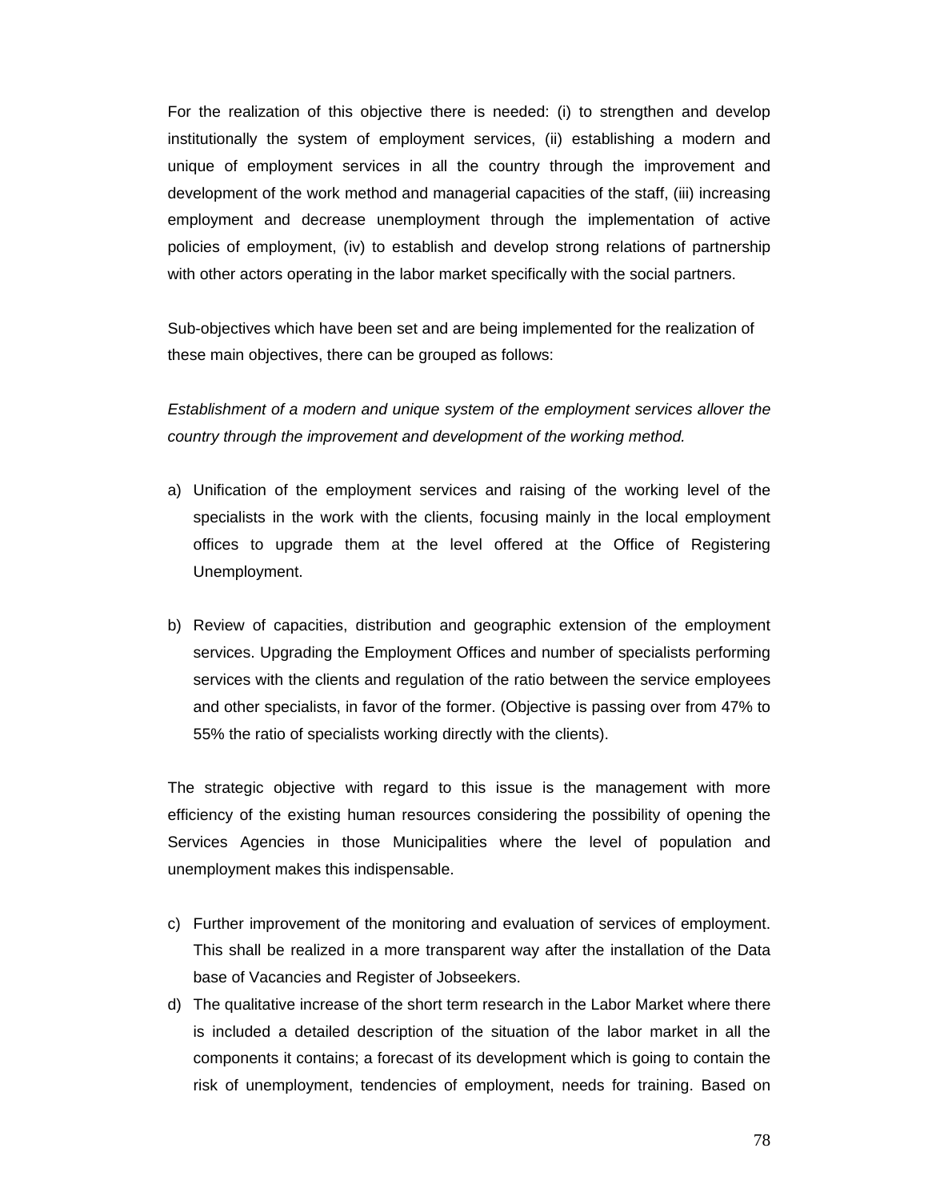For the realization of this objective there is needed: (i) to strengthen and develop institutionally the system of employment services, (ii) establishing a modern and unique of employment services in all the country through the improvement and development of the work method and managerial capacities of the staff, (iii) increasing employment and decrease unemployment through the implementation of active policies of employment, (iv) to establish and develop strong relations of partnership with other actors operating in the labor market specifically with the social partners.

Sub-objectives which have been set and are being implemented for the realization of these main objectives, there can be grouped as follows:

*Establishment of a modern and unique system of the employment services allover the country through the improvement and development of the working method.*

a) Unification of the employment services and raising of the working level of the specialists in the work with the clients, focusing mainly in the local employment offices to upgrade them at the level offered at the Office of Registering Unemployment.

b) Review of capacities, distribution and geographic extension of the employment services. Upgrading the Employment Offices and number of specialists performing services with the clients and regulation of the ratio between the service employees and other specialists, in favor of the former. (Objective is passing over from 47% to 55% the ratio of specialists working directly with the clients).

The strategic objective with regard to this issue is the management with more efficiency of the existing human resources considering the possibility of opening the Services Agencies in those Municipalities where the level of population and unemployment makes this indispensable.

c) Further improvement of the monitoring and evaluation of services of employment. This shall be realized in a more transparent way after the installation of the Data base of Vacancies and Register of Jobseekers.
d) The qualitative increase of the short term research in the Labor Market where there is included a detailed description of the situation of the labor market in all the components it contains; a forecast of its development which is going to contain the risk of unemployment, tendencies of employment, needs for training. Based on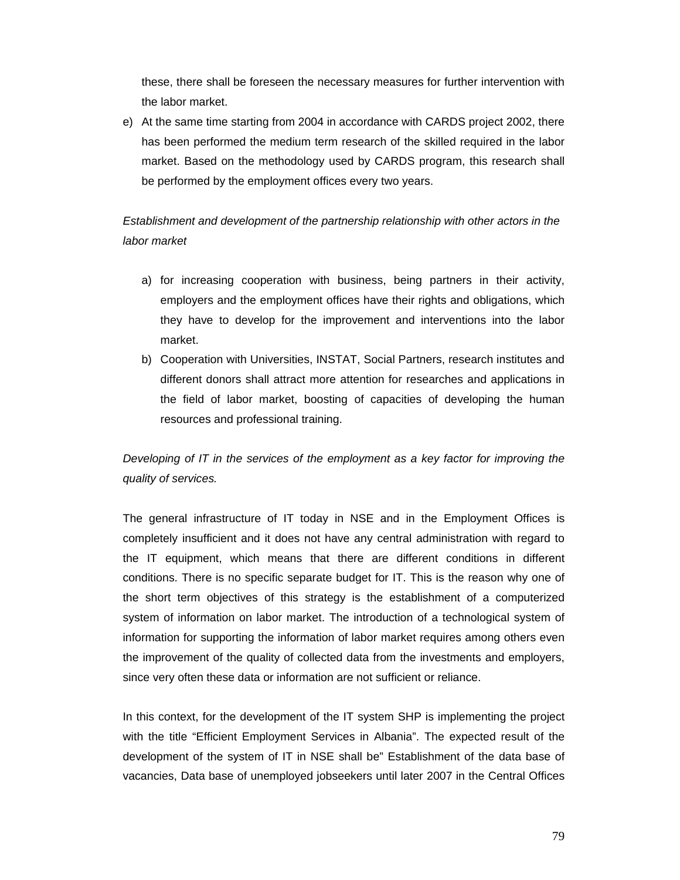these, there shall be foreseen the necessary measures for further intervention with the labor market.

e) At the same time starting from 2004 in accordance with CARDS project 2002, there has been performed the medium term research of the skilled required in the labor market. Based on the methodology used by CARDS program, this research shall be performed by the employment offices every two years.

*Establishment and development of the partnership relationship with other actors in the labor market*

a) for increasing cooperation with business, being partners in their activity, employers and the employment offices have their rights and obligations, which they have to develop for the improvement and interventions into the labor market.
b) Cooperation with Universities, INSTAT, Social Partners, research institutes and different donors shall attract more attention for researches and applications in the field of labor market, boosting of capacities of developing the human resources and professional training.

*Developing of IT in the services of the employment as a key factor for improving the quality of services.*

The general infrastructure of IT today in NSE and in the Employment Offices is completely insufficient and it does not have any central administration with regard to the IT equipment, which means that there are different conditions in different conditions. There is no specific separate budget for IT. This is the reason why one of the short term objectives of this strategy is the establishment of a computerized system of information on labor market. The introduction of a technological system of information for supporting the information of labor market requires among others even the improvement of the quality of collected data from the investments and employers, since very often these data or information are not sufficient or reliance.

In this context, for the development of the IT system SHP is implementing the project with the title "Efficient Employment Services in Albania". The expected result of the development of the system of IT in NSE shall be" Establishment of the data base of vacancies, Data base of unemployed jobseekers until later 2007 in the Central Offices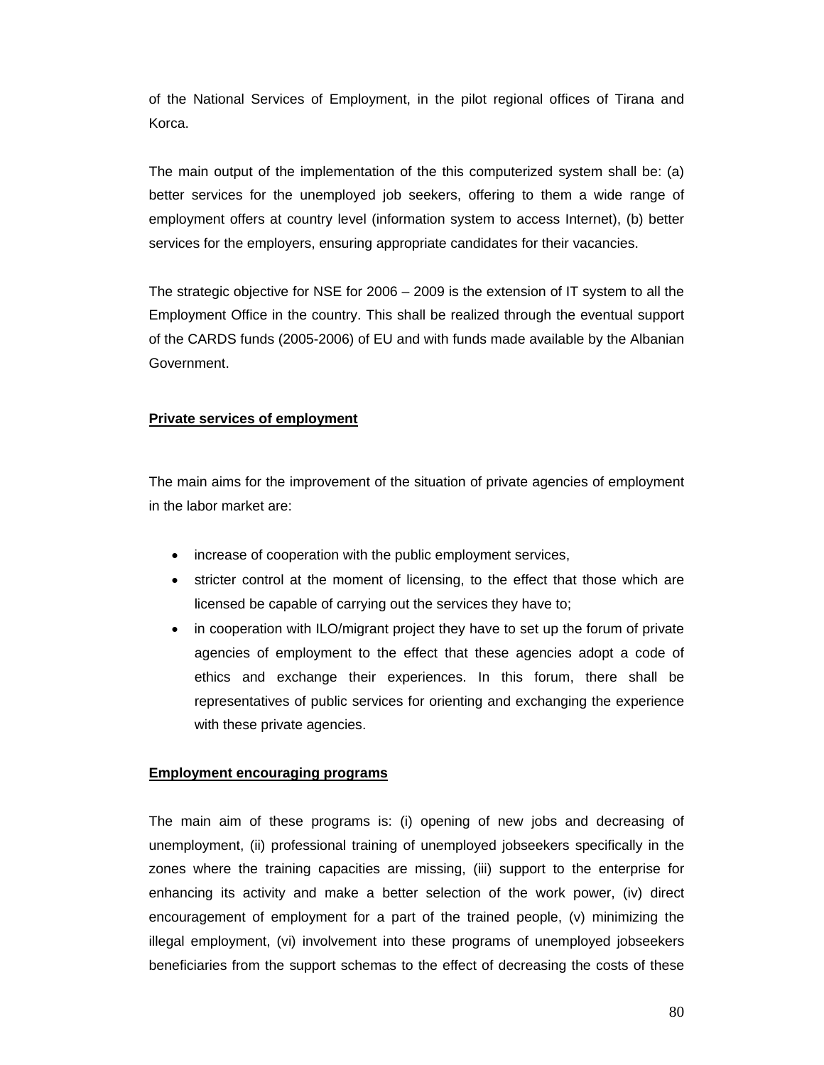of the National Services of Employment, in the pilot regional offices of Tirana and Korca.

The main output of the implementation of the this computerized system shall be: (a) better services for the unemployed job seekers, offering to them a wide range of employment offers at country level (information system to access Internet), (b) better services for the employers, ensuring appropriate candidates for their vacancies.

The strategic objective for NSE for 2006 – 2009 is the extension of IT system to all the Employment Office in the country. This shall be realized through the eventual support of the CARDS funds (2005-2006) of EU and with funds made available by the Albanian Government.

**Private services of employment**

The main aims for the improvement of the situation of private agencies of employment in the labor market are:

- increase of cooperation with the public employment services,
- stricter control at the moment of licensing, to the effect that those which are licensed be capable of carrying out the services they have to;
- in cooperation with ILO/migrant project they have to set up the forum of private agencies of employment to the effect that these agencies adopt a code of ethics and exchange their experiences. In this forum, there shall be representatives of public services for orienting and exchanging the experience with these private agencies.

**Employment encouraging programs**

The main aim of these programs is: (i) opening of new jobs and decreasing of unemployment, (ii) professional training of unemployed jobseekers specifically in the zones where the training capacities are missing, (iii) support to the enterprise for enhancing its activity and make a better selection of the work power, (iv) direct encouragement of employment for a part of the trained people, (v) minimizing the illegal employment, (vi) involvement into these programs of unemployed jobseekers beneficiaries from the support schemas to the effect of decreasing the costs of these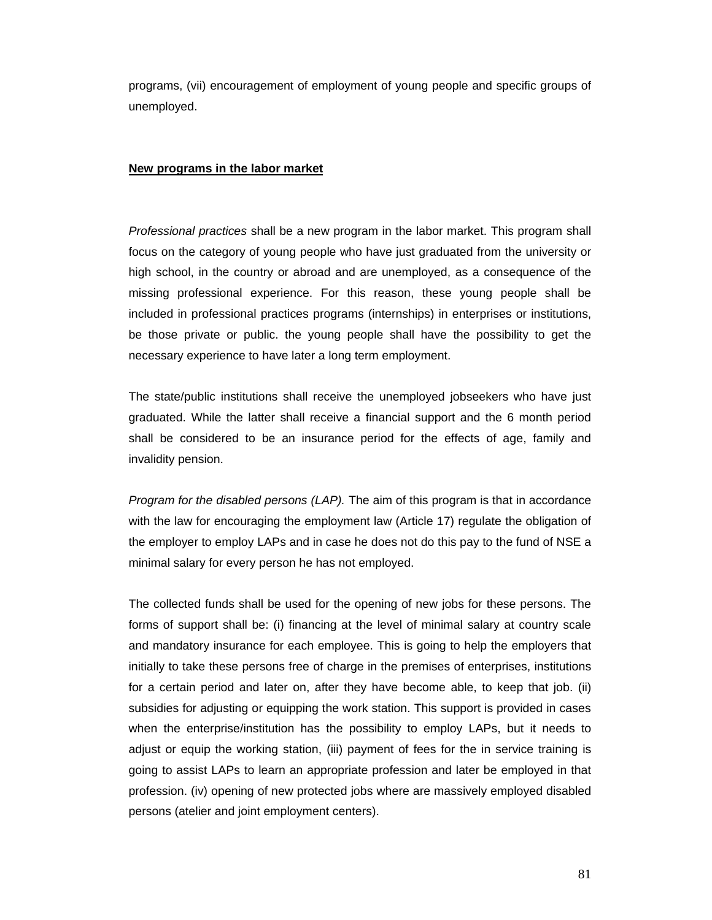programs, (vii) encouragement of employment of young people and specific groups of unemployed.

**New programs in the labor market**

*Professional practices* shall be a new program in the labor market. This program shall focus on the category of young people who have just graduated from the university or high school, in the country or abroad and are unemployed, as a consequence of the missing professional experience. For this reason, these young people shall be included in professional practices programs (internships) in enterprises or institutions, be those private or public. the young people shall have the possibility to get the necessary experience to have later a long term employment.

The state/public institutions shall receive the unemployed jobseekers who have just graduated. While the latter shall receive a financial support and the 6 month period shall be considered to be an insurance period for the effects of age, family and invalidity pension.

*Program for the disabled persons (LAP).* The aim of this program is that in accordance with the law for encouraging the employment law (Article 17) regulate the obligation of the employer to employ LAPs and in case he does not do this pay to the fund of NSE a minimal salary for every person he has not employed.

The collected funds shall be used for the opening of new jobs for these persons. The forms of support shall be: (i) financing at the level of minimal salary at country scale and mandatory insurance for each employee. This is going to help the employers that initially to take these persons free of charge in the premises of enterprises, institutions for a certain period and later on, after they have become able, to keep that job. (ii) subsidies for adjusting or equipping the work station. This support is provided in cases when the enterprise/institution has the possibility to employ LAPs, but it needs to adjust or equip the working station, (iii) payment of fees for the in service training is going to assist LAPs to learn an appropriate profession and later be employed in that profession. (iv) opening of new protected jobs where are massively employed disabled persons (atelier and joint employment centers).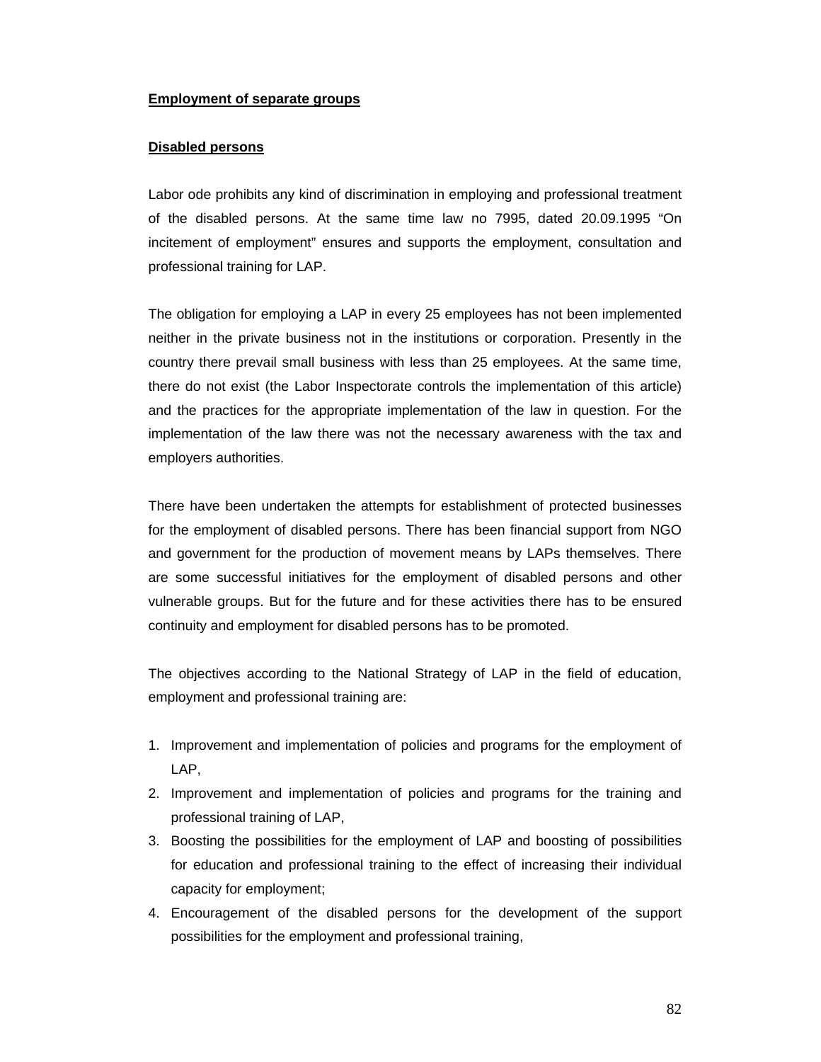**Employment of separate groups**

**Disabled persons**

Labor ode prohibits any kind of discrimination in employing and professional treatment of the disabled persons. At the same time law no 7995, dated 20.09.1995 "On incitement of employment" ensures and supports the employment, consultation and professional training for LAP.

The obligation for employing a LAP in every 25 employees has not been implemented neither in the private business not in the institutions or corporation. Presently in the country there prevail small business with less than 25 employees. At the same time, there do not exist (the Labor Inspectorate controls the implementation of this article) and the practices for the appropriate implementation of the law in question. For the implementation of the law there was not the necessary awareness with the tax and employers authorities.

There have been undertaken the attempts for establishment of protected businesses for the employment of disabled persons. There has been financial support from NGO and government for the production of movement means by LAPs themselves. There are some successful initiatives for the employment of disabled persons and other vulnerable groups. But for the future and for these activities there has to be ensured continuity and employment for disabled persons has to be promoted.

The objectives according to the National Strategy of LAP in the field of education, employment and professional training are:

1. Improvement and implementation of policies and programs for the employment of LAP,
2. Improvement and implementation of policies and programs for the training and professional training of LAP,
3. Boosting the possibilities for the employment of LAP and boosting of possibilities for education and professional training to the effect of increasing their individual capacity for employment;
4. Encouragement of the disabled persons for the development of the support possibilities for the employment and professional training,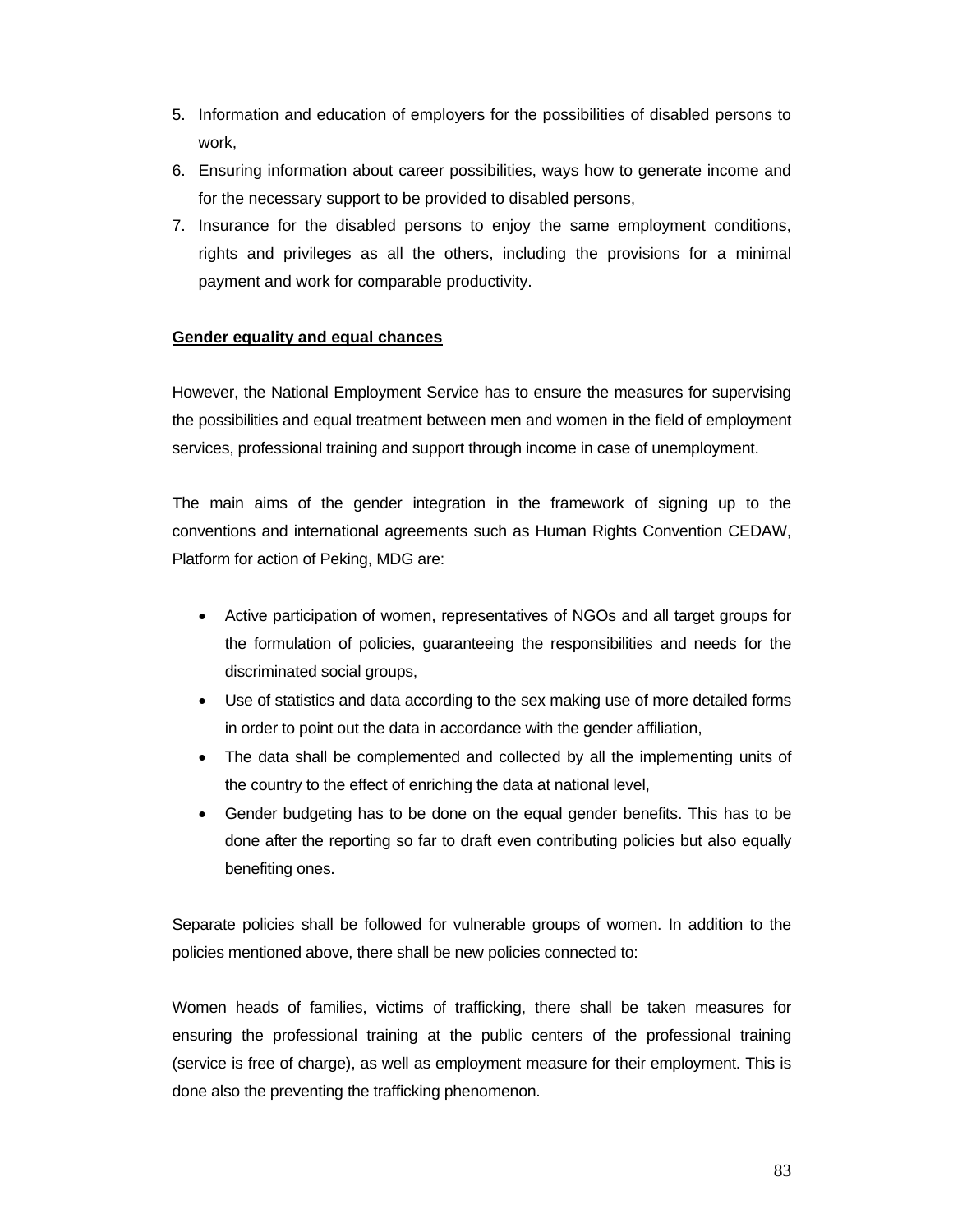5. Information and education of employers for the possibilities of disabled persons to work,
6. Ensuring information about career possibilities, ways how to generate income and for the necessary support to be provided to disabled persons,
7. Insurance for the disabled persons to enjoy the same employment conditions, rights and privileges as all the others, including the provisions for a minimal payment and work for comparable productivity.

**<u>Gender equality and equal chances</u>**

However, the National Employment Service has to ensure the measures for supervising the possibilities and equal treatment between men and women in the field of employment services, professional training and support through income in case of unemployment.

The main aims of the gender integration in the framework of signing up to the conventions and international agreements such as Human Rights Convention CEDAW, Platform for action of Peking, MDG are:

- Active participation of women, representatives of NGOs and all target groups for the formulation of policies, guaranteeing the responsibilities and needs for the discriminated social groups,
- Use of statistics and data according to the sex making use of more detailed forms in order to point out the data in accordance with the gender affiliation,
- The data shall be complemented and collected by all the implementing units of the country to the effect of enriching the data at national level,
- Gender budgeting has to be done on the equal gender benefits. This has to be done after the reporting so far to draft even contributing policies but also equally benefiting ones.

Separate policies shall be followed for vulnerable groups of women. In addition to the policies mentioned above, there shall be new policies connected to:

Women heads of families, victims of trafficking, there shall be taken measures for ensuring the professional training at the public centers of the professional training (service is free of charge), as well as employment measure for their employment. This is done also the preventing the trafficking phenomenon.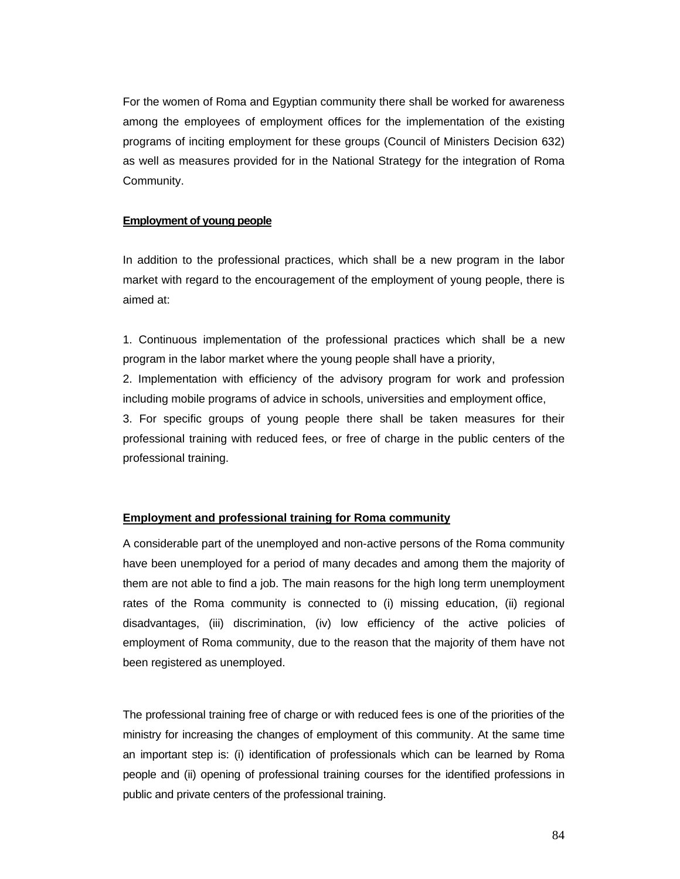For the women of Roma and Egyptian community there shall be worked for awareness among the employees of employment offices for the implementation of the existing programs of inciting employment for these groups (Council of Ministers Decision 632) as well as measures provided for in the National Strategy for the integration of Roma Community.

**Employment of young people**

In addition to the professional practices, which shall be a new program in the labor market with regard to the encouragement of the employment of young people, there is aimed at:

1. Continuous implementation of the professional practices which shall be a new program in the labor market where the young people shall have a priority,
2. Implementation with efficiency of the advisory program for work and profession including mobile programs of advice in schools, universities and employment office,
3. For specific groups of young people there shall be taken measures for their professional training with reduced fees, or free of charge in the public centers of the professional training.

**Employment and professional training for Roma community**

A considerable part of the unemployed and non-active persons of the Roma community have been unemployed for a period of many decades and among them the majority of them are not able to find a job. The main reasons for the high long term unemployment rates of the Roma community is connected to (i) missing education, (ii) regional disadvantages, (iii) discrimination, (iv) low efficiency of the active policies of employment of Roma community, due to the reason that the majority of them have not been registered as unemployed.

The professional training free of charge or with reduced fees is one of the priorities of the ministry for increasing the changes of employment of this community. At the same time an important step is: (i) identification of professionals which can be learned by Roma people and (ii) opening of professional training courses for the identified professions in public and private centers of the professional training.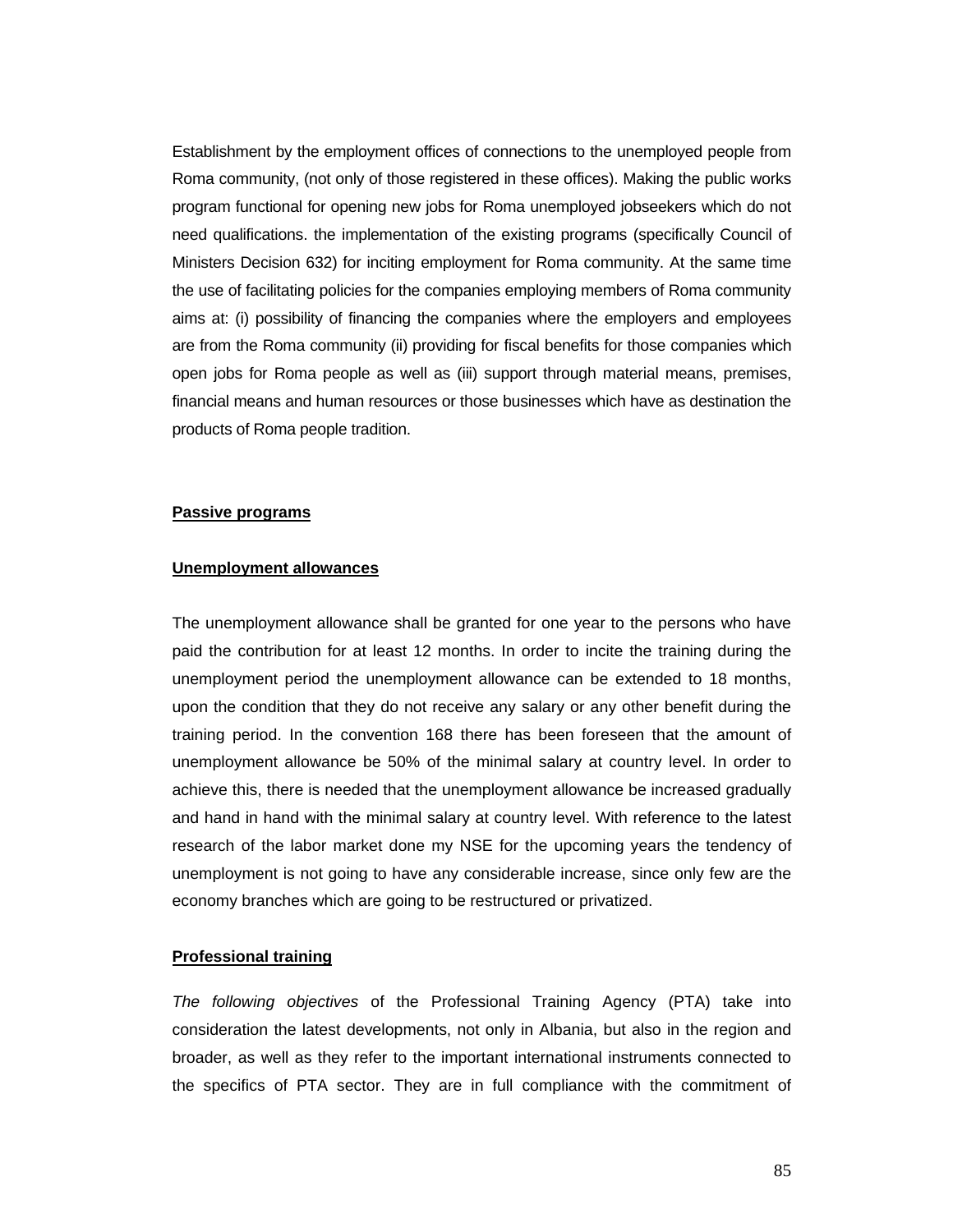Establishment by the employment offices of connections to the unemployed people from Roma community, (not only of those registered in these offices). Making the public works program functional for opening new jobs for Roma unemployed jobseekers which do not need qualifications. the implementation of the existing programs (specifically Council of Ministers Decision 632) for inciting employment for Roma community. At the same time the use of facilitating policies for the companies employing members of Roma community aims at: (i) possibility of financing the companies where the employers and employees are from the Roma community (ii) providing for fiscal benefits for those companies which open jobs for Roma people as well as (iii) support through material means, premises, financial means and human resources or those businesses which have as destination the products of Roma people tradition.

**Passive programs**

**Unemployment allowances**

The unemployment allowance shall be granted for one year to the persons who have paid the contribution for at least 12 months. In order to incite the training during the unemployment period the unemployment allowance can be extended to 18 months, upon the condition that they do not receive any salary or any other benefit during the training period. In the convention 168 there has been foreseen that the amount of unemployment allowance be 50% of the minimal salary at country level. In order to achieve this, there is needed that the unemployment allowance be increased gradually and hand in hand with the minimal salary at country level. With reference to the latest research of the labor market done my NSE for the upcoming years the tendency of unemployment is not going to have any considerable increase, since only few are the economy branches which are going to be restructured or privatized.

**Professional training**

*The following objectives* of the Professional Training Agency (PTA) take into consideration the latest developments, not only in Albania, but also in the region and broader, as well as they refer to the important international instruments connected to the specifics of PTA sector. They are in full compliance with the commitment of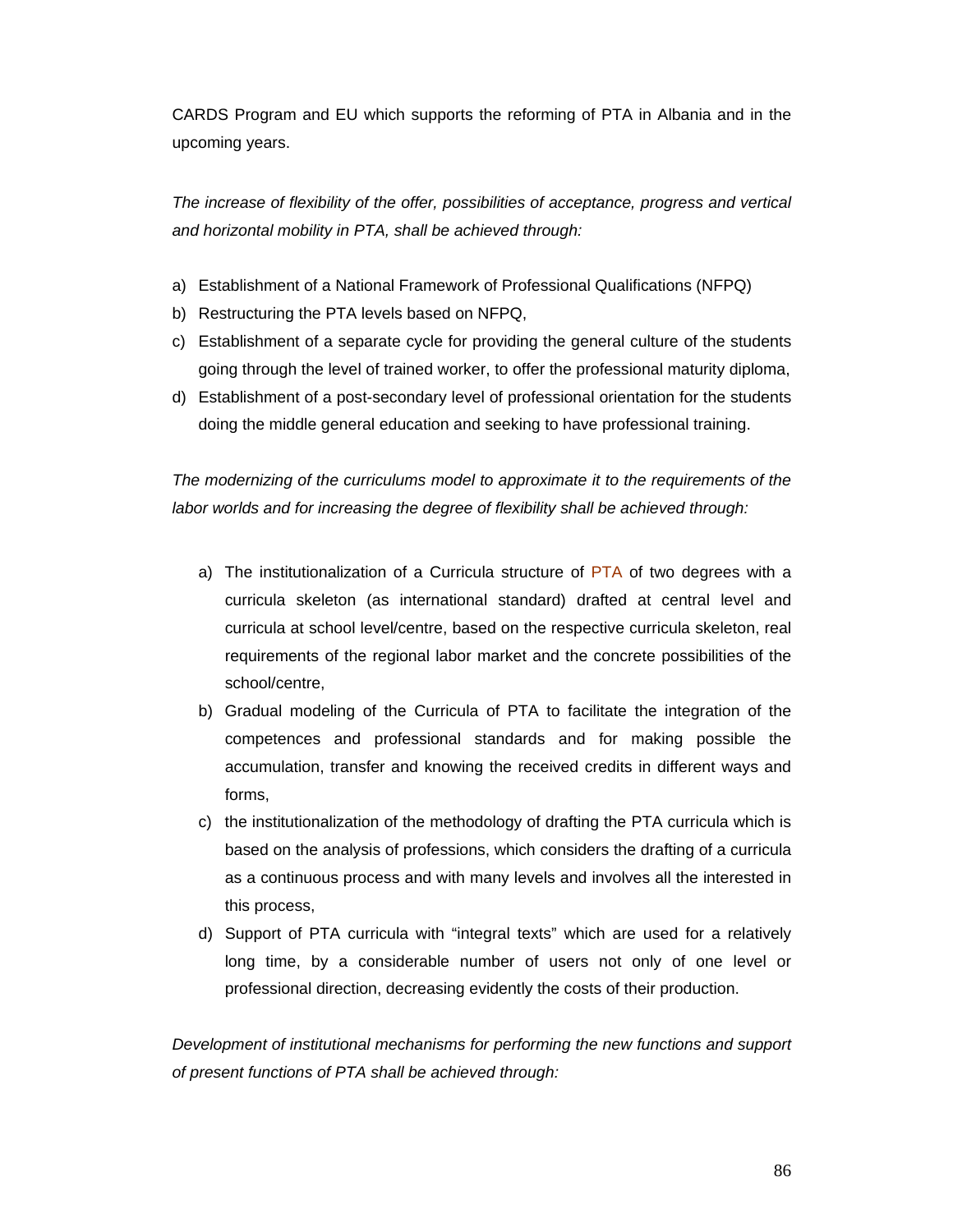CARDS Program and EU which supports the reforming of PTA in Albania and in the upcoming years.

*The increase of flexibility of the offer, possibilities of acceptance, progress and vertical and horizontal mobility in PTA, shall be achieved through:*

a) Establishment of a National Framework of Professional Qualifications (NFPQ)
b) Restructuring the PTA levels based on NFPQ,
c) Establishment of a separate cycle for providing the general culture of the students going through the level of trained worker, to offer the professional maturity diploma,
d) Establishment of a post-secondary level of professional orientation for the students doing the middle general education and seeking to have professional training.

*The modernizing of the curriculums model to approximate it to the requirements of the labor worlds and for increasing the degree of flexibility shall be achieved through:*

a) The institutionalization of a Curricula structure of PTA of two degrees with a curricula skeleton (as international standard) drafted at central level and curricula at school level/centre, based on the respective curricula skeleton, real requirements of the regional labor market and the concrete possibilities of the school/centre,
b) Gradual modeling of the Curricula of PTA to facilitate the integration of the competences and professional standards and for making possible the accumulation, transfer and knowing the received credits in different ways and forms,
c) the institutionalization of the methodology of drafting the PTA curricula which is based on the analysis of professions, which considers the drafting of a curricula as a continuous process and with many levels and involves all the interested in this process,
d) Support of PTA curricula with "integral texts" which are used for a relatively long time, by a considerable number of users not only of one level or professional direction, decreasing evidently the costs of their production.

*Development of institutional mechanisms for performing the new functions and support of present functions of PTA shall be achieved through:*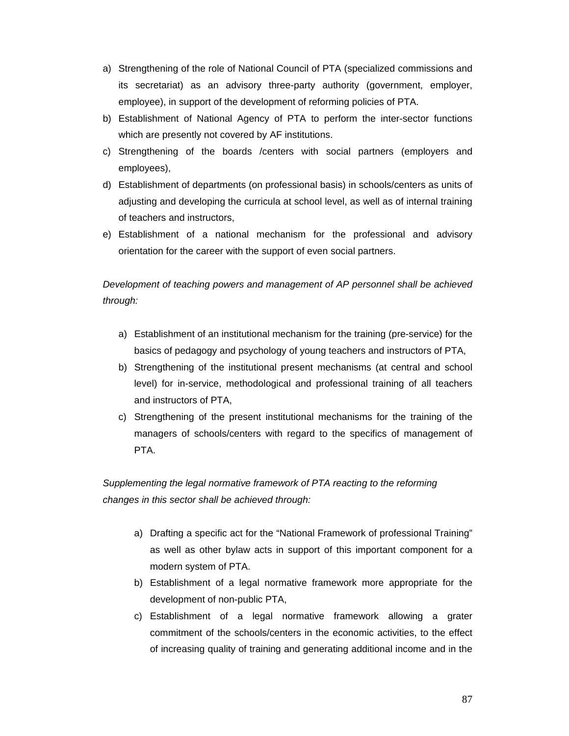a) Strengthening of the role of National Council of PTA (specialized commissions and its secretariat) as an advisory three-party authority (government, employer, employee), in support of the development of reforming policies of PTA.
b) Establishment of National Agency of PTA to perform the inter-sector functions which are presently not covered by AF institutions.
c) Strengthening of the boards /centers with social partners (employers and employees),
d) Establishment of departments (on professional basis) in schools/centers as units of adjusting and developing the curricula at school level, as well as of internal training of teachers and instructors,
e) Establishment of a national mechanism for the professional and advisory orientation for the career with the support of even social partners.

*Development of teaching powers and management of AP personnel shall be achieved through:*

a) Establishment of an institutional mechanism for the training (pre-service) for the basics of pedagogy and psychology of young teachers and instructors of PTA,
b) Strengthening of the institutional present mechanisms (at central and school level) for in-service, methodological and professional training of all teachers and instructors of PTA,
c) Strengthening of the present institutional mechanisms for the training of the managers of schools/centers with regard to the specifics of management of PTA.

*Supplementing the legal normative framework of PTA reacting to the reforming changes in this sector shall be achieved through:*

a) Drafting a specific act for the "National Framework of professional Training" as well as other bylaw acts in support of this important component for a modern system of PTA.
b) Establishment of a legal normative framework more appropriate for the development of non-public PTA,
c) Establishment of a legal normative framework allowing a grater commitment of the schools/centers in the economic activities, to the effect of increasing quality of training and generating additional income and in the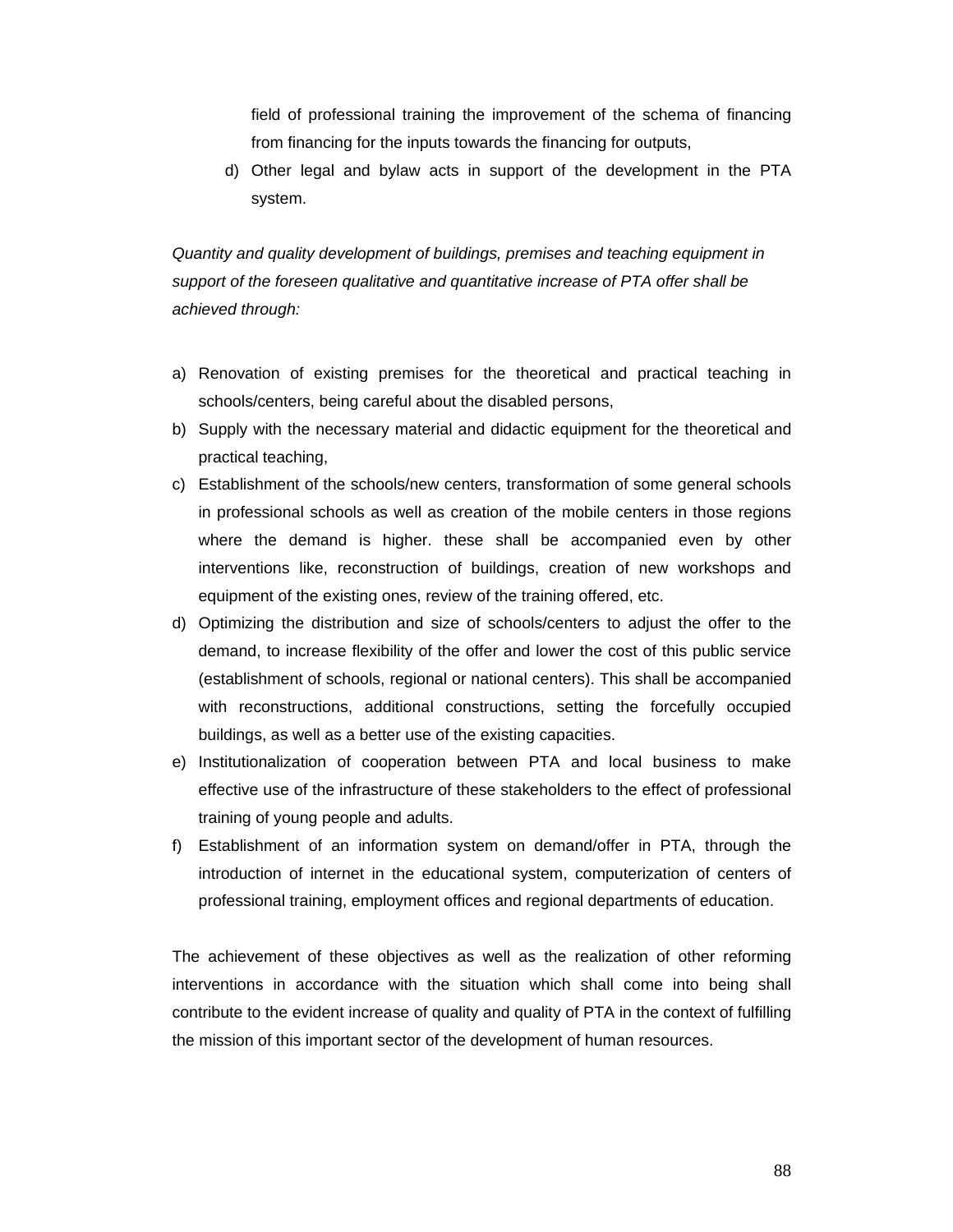field of professional training the improvement of the schema of financing from financing for the inputs towards the financing for outputs,

d) Other legal and bylaw acts in support of the development in the PTA system.

*Quantity and quality development of buildings, premises and teaching equipment in support of the foreseen qualitative and quantitative increase of PTA offer shall be achieved through:*

a) Renovation of existing premises for the theoretical and practical teaching in schools/centers, being careful about the disabled persons,
b) Supply with the necessary material and didactic equipment for the theoretical and practical teaching,
c) Establishment of the schools/new centers, transformation of some general schools in professional schools as well as creation of the mobile centers in those regions where the demand is higher. these shall be accompanied even by other interventions like, reconstruction of buildings, creation of new workshops and equipment of the existing ones, review of the training offered, etc.
d) Optimizing the distribution and size of schools/centers to adjust the offer to the demand, to increase flexibility of the offer and lower the cost of this public service (establishment of schools, regional or national centers). This shall be accompanied with reconstructions, additional constructions, setting the forcefully occupied buildings, as well as a better use of the existing capacities.
e) Institutionalization of cooperation between PTA and local business to make effective use of the infrastructure of these stakeholders to the effect of professional training of young people and adults.
f) Establishment of an information system on demand/offer in PTA, through the introduction of internet in the educational system, computerization of centers of professional training, employment offices and regional departments of education.

The achievement of these objectives as well as the realization of other reforming interventions in accordance with the situation which shall come into being shall contribute to the evident increase of quality and quality of PTA in the context of fulfilling the mission of this important sector of the development of human resources.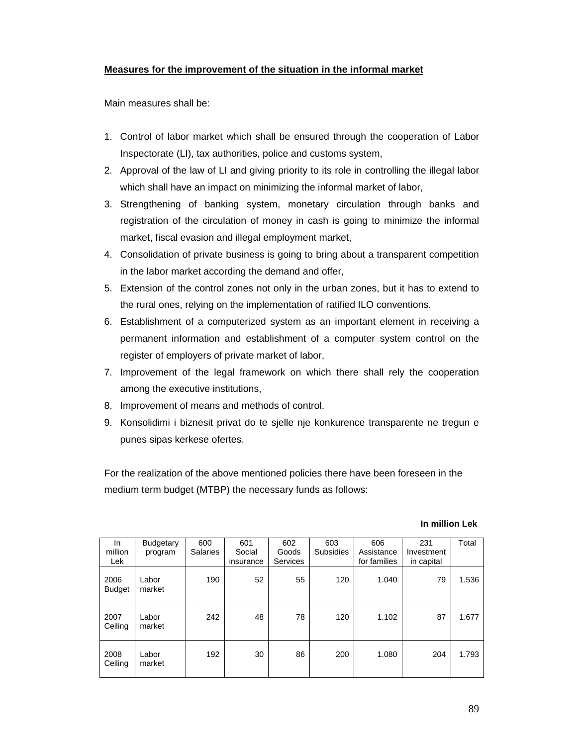**Measures for the improvement of the situation in the informal market**

Main measures shall be:

1. Control of labor market which shall be ensured through the cooperation of Labor Inspectorate (LI), tax authorities, police and customs system,
2. Approval of the law of LI and giving priority to its role in controlling the illegal labor which shall have an impact on minimizing the informal market of labor,
3. Strengthening of banking system, monetary circulation through banks and registration of the circulation of money in cash is going to minimize the informal market, fiscal evasion and illegal employment market,
4. Consolidation of private business is going to bring about a transparent competition in the labor market according the demand and offer,
5. Extension of the control zones not only in the urban zones, but it has to extend to the rural ones, relying on the implementation of ratified ILO conventions.
6. Establishment of a computerized system as an important element in receiving a permanent information and establishment of a computer system control on the register of employers of private market of labor,
7. Improvement of the legal framework on which there shall rely the cooperation among the executive institutions,
8. Improvement of means and methods of control.
9. Konsolidimi i biznesit privat do te sjelle nje konkurence transparente ne tregun e punes sipas kerkese ofertes.

For the realization of the above mentioned policies there have been foreseen in the medium term budget (MTBP) the necessary funds as follows:

**In million Lek**

| In million Lek | Budgetary program | 600 Salaries | 601 Social insurance | 602 Goods Services | 603 Subsidies | 606 Assistance for families | 231 Investment in capital | Total |
|---|---|---|---|---|---|---|---|---|
| 2006 Budget | Labor market | 190 | 52 | 55 | 120 | 1.040 | 79 | 1.536 |
| 2007 Ceiling | Labor market | 242 | 48 | 78 | 120 | 1.102 | 87 | 1.677 |
| 2008 Ceiling | Labor market | 192 | 30 | 86 | 200 | 1.080 | 204 | 1.793 |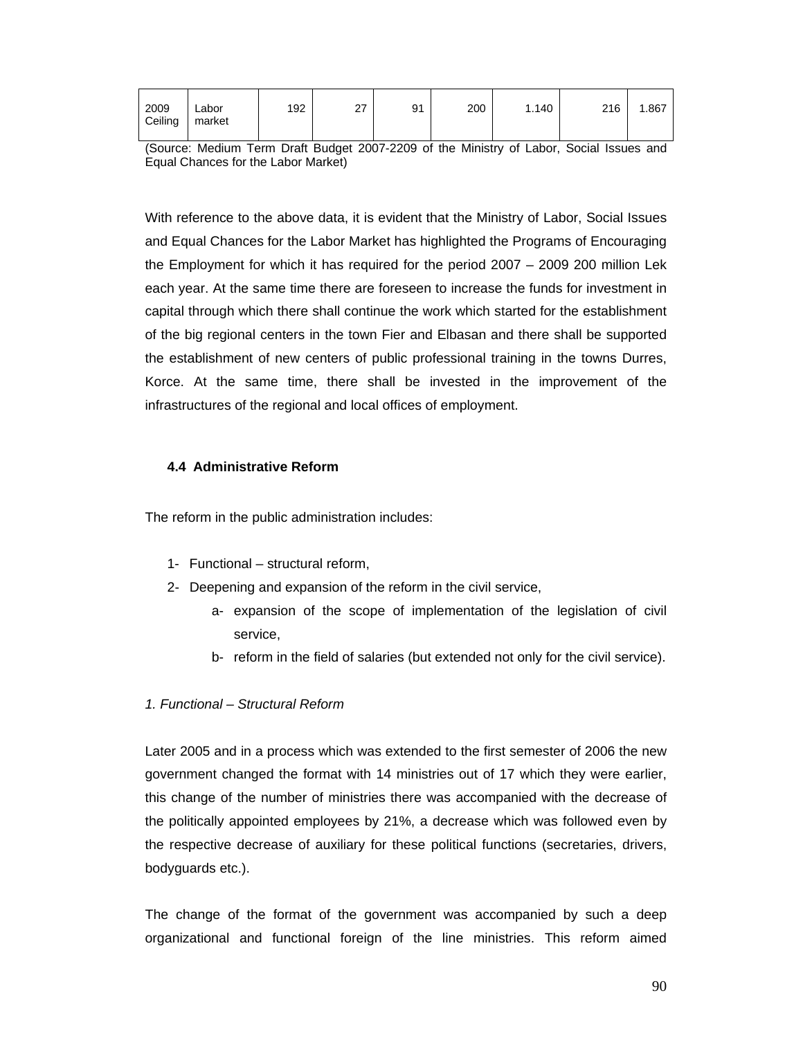| 2009 Ceiling | Labor market | 192 | 27 | 91 | 200 | 1.140 | 216 | 1.867 |
|---|---|---|---|---|---|---|---|---|

(Source: Medium Term Draft Budget 2007-2209 of the Ministry of Labor, Social Issues and Equal Chances for the Labor Market)

With reference to the above data, it is evident that the Ministry of Labor, Social Issues and Equal Chances for the Labor Market has highlighted the Programs of Encouraging the Employment for which it has required for the period 2007 – 2009 200 million Lek each year. At the same time there are foreseen to increase the funds for investment in capital through which there shall continue the work which started for the establishment of the big regional centers in the town Fier and Elbasan and there shall be supported the establishment of new centers of public professional training in the towns Durres, Korce. At the same time, there shall be invested in the improvement of the infrastructures of the regional and local offices of employment.

### 4.4 Administrative Reform

The reform in the public administration includes:

1- Functional – structural reform,
2- Deepening and expansion of the reform in the civil service,
    a- expansion of the scope of implementation of the legislation of civil service,
    b- reform in the field of salaries (but extended not only for the civil service).

*1. Functional – Structural Reform*

Later 2005 and in a process which was extended to the first semester of 2006 the new government changed the format with 14 ministries out of 17 which they were earlier, this change of the number of ministries there was accompanied with the decrease of the politically appointed employees by 21%, a decrease which was followed even by the respective decrease of auxiliary for these political functions (secretaries, drivers, bodyguards etc.).

The change of the format of the government was accompanied by such a deep organizational and functional foreign of the line ministries. This reform aimed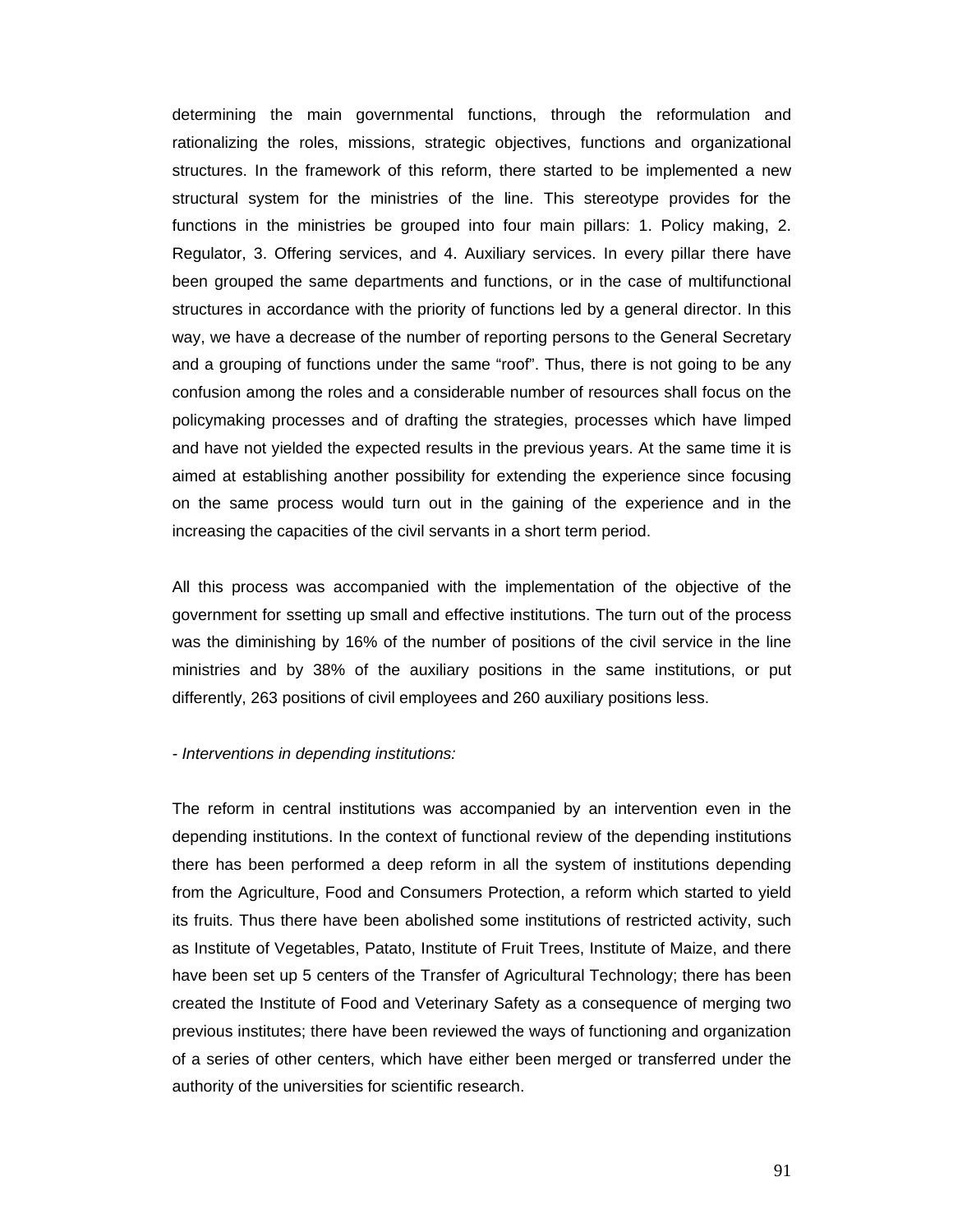determining the main governmental functions, through the reformulation and rationalizing the roles, missions, strategic objectives, functions and organizational structures. In the framework of this reform, there started to be implemented a new structural system for the ministries of the line. This stereotype provides for the functions in the ministries be grouped into four main pillars: 1. Policy making, 2. Regulator, 3. Offering services, and 4. Auxiliary services. In every pillar there have been grouped the same departments and functions, or in the case of multifunctional structures in accordance with the priority of functions led by a general director. In this way, we have a decrease of the number of reporting persons to the General Secretary and a grouping of functions under the same "roof". Thus, there is not going to be any confusion among the roles and a considerable number of resources shall focus on the policymaking processes and of drafting the strategies, processes which have limped and have not yielded the expected results in the previous years. At the same time it is aimed at establishing another possibility for extending the experience since focusing on the same process would turn out in the gaining of the experience and in the increasing the capacities of the civil servants in a short term period.

All this process was accompanied with the implementation of the objective of the government for ssetting up small and effective institutions. The turn out of the process was the diminishing by 16% of the number of positions of the civil service in the line ministries and by 38% of the auxiliary positions in the same institutions, or put differently, 263 positions of civil employees and 260 auxiliary positions less.

*- Interventions in depending institutions:*

The reform in central institutions was accompanied by an intervention even in the depending institutions. In the context of functional review of the depending institutions there has been performed a deep reform in all the system of institutions depending from the Agriculture, Food and Consumers Protection, a reform which started to yield its fruits. Thus there have been abolished some institutions of restricted activity, such as Institute of Vegetables, Patato, Institute of Fruit Trees, Institute of Maize, and there have been set up 5 centers of the Transfer of Agricultural Technology; there has been created the Institute of Food and Veterinary Safety as a consequence of merging two previous institutes; there have been reviewed the ways of functioning and organization of a series of other centers, which have either been merged or transferred under the authority of the universities for scientific research.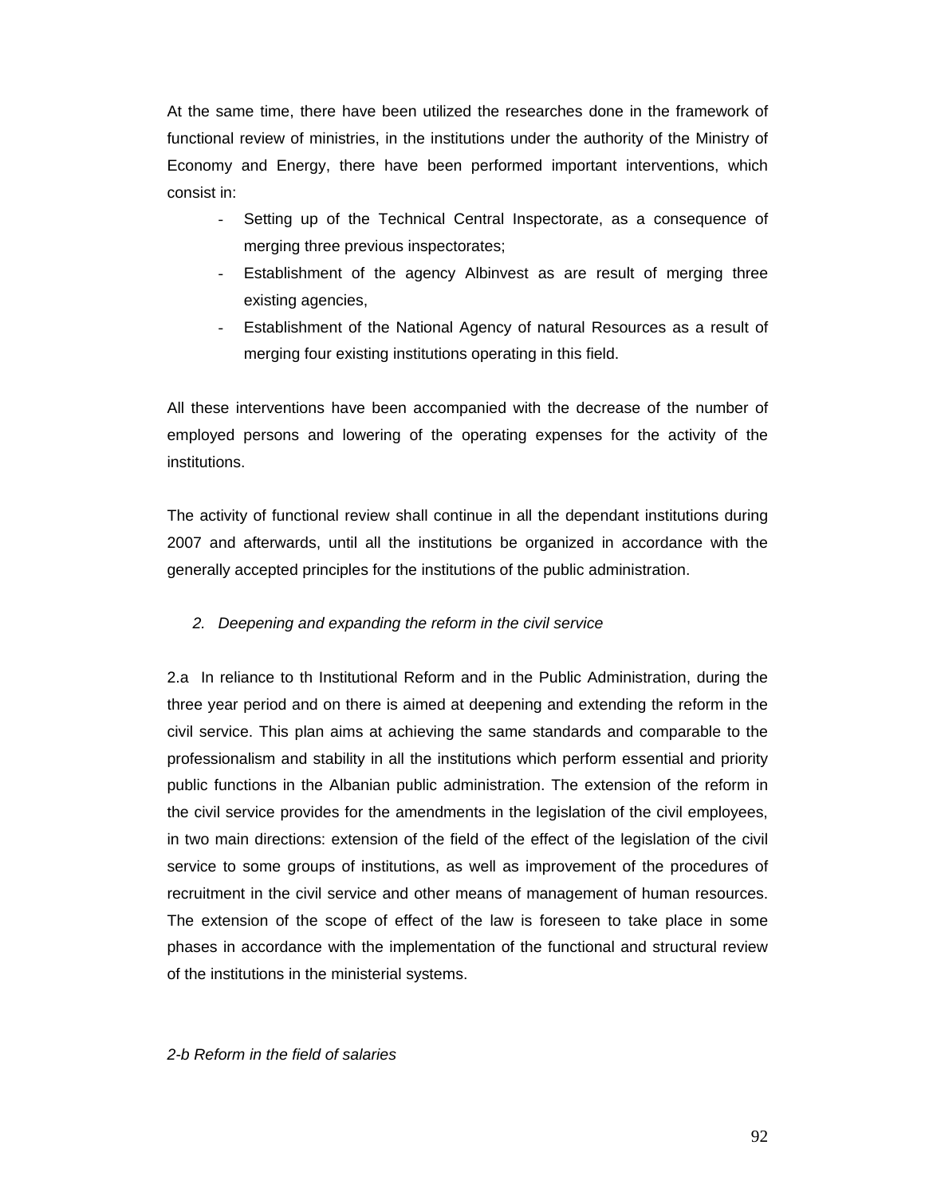At the same time, there have been utilized the researches done in the framework of functional review of ministries, in the institutions under the authority of the Ministry of Economy and Energy, there have been performed important interventions, which consist in:

- Setting up of the Technical Central Inspectorate, as a consequence of merging three previous inspectorates;
- Establishment of the agency Albinvest as are result of merging three existing agencies,
- Establishment of the National Agency of natural Resources as a result of merging four existing institutions operating in this field.

All these interventions have been accompanied with the decrease of the number of employed persons and lowering of the operating expenses for the activity of the institutions.

The activity of functional review shall continue in all the dependant institutions during 2007 and afterwards, until all the institutions be organized in accordance with the generally accepted principles for the institutions of the public administration.

*2. Deepening and expanding the reform in the civil service*

2.a In reliance to th Institutional Reform and in the Public Administration, during the three year period and on there is aimed at deepening and extending the reform in the civil service. This plan aims at achieving the same standards and comparable to the professionalism and stability in all the institutions which perform essential and priority public functions in the Albanian public administration. The extension of the reform in the civil service provides for the amendments in the legislation of the civil employees, in two main directions: extension of the field of the effect of the legislation of the civil service to some groups of institutions, as well as improvement of the procedures of recruitment in the civil service and other means of management of human resources. The extension of the scope of effect of the law is foreseen to take place in some phases in accordance with the implementation of the functional and structural review of the institutions in the ministerial systems.

*2-b Reform in the field of salaries*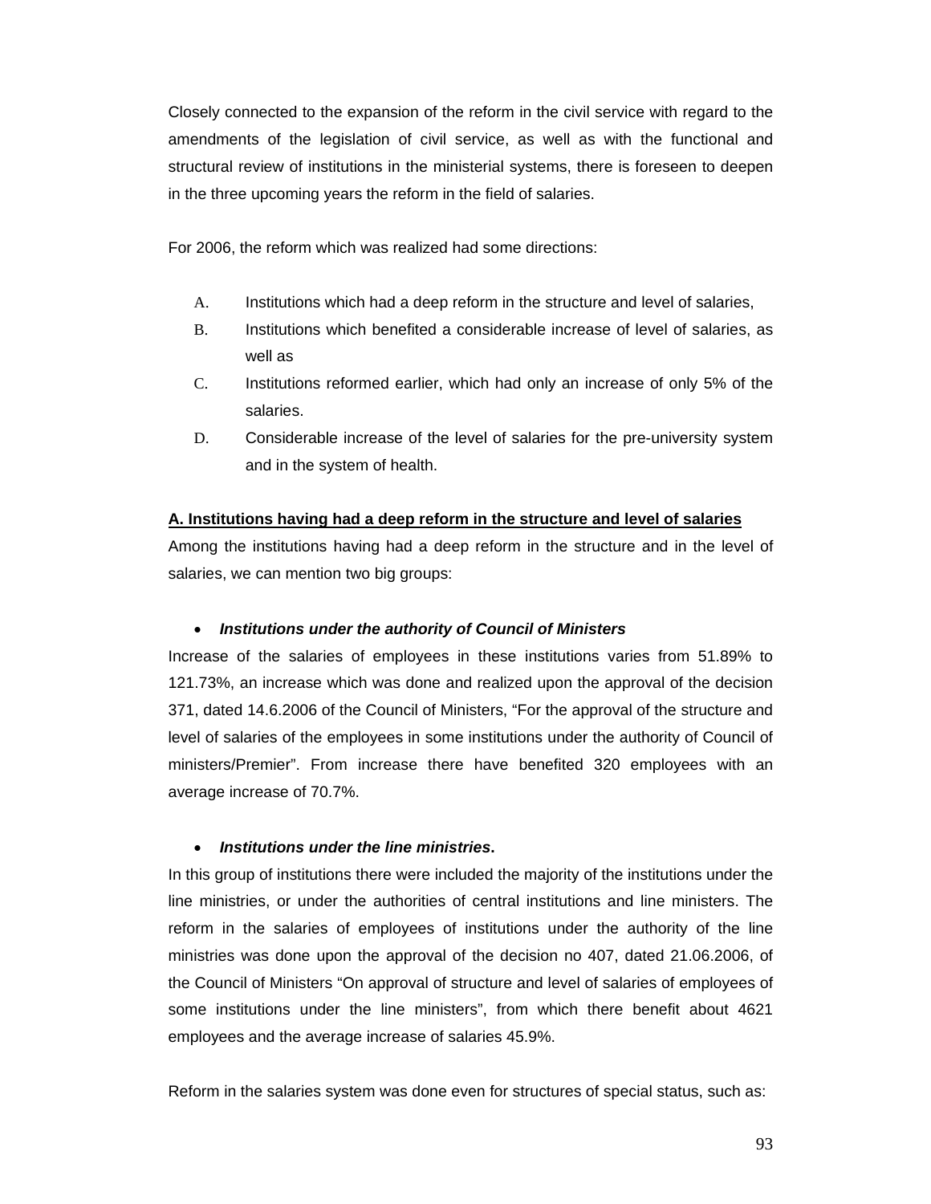Closely connected to the expansion of the reform in the civil service with regard to the amendments of the legislation of civil service, as well as with the functional and structural review of institutions in the ministerial systems, there is foreseen to deepen in the three upcoming years the reform in the field of salaries.

For 2006, the reform which was realized had some directions:

A. Institutions which had a deep reform in the structure and level of salaries,
B. Institutions which benefited a considerable increase of level of salaries, as well as
C. Institutions reformed earlier, which had only an increase of only 5% of the salaries.
D. Considerable increase of the level of salaries for the pre-university system and in the system of health.

**A. Institutions having had a deep reform in the structure and level of salaries**

Among the institutions having had a deep reform in the structure and in the level of salaries, we can mention two big groups:

- ***Institutions under the authority of Council of Ministers***

Increase of the salaries of employees in these institutions varies from 51.89% to 121.73%, an increase which was done and realized upon the approval of the decision 371, dated 14.6.2006 of the Council of Ministers, "For the approval of the structure and level of salaries of the employees in some institutions under the authority of Council of ministers/Premier". From increase there have benefited 320 employees with an average increase of 70.7%.

- ***Institutions under the line ministries*.**

In this group of institutions there were included the majority of the institutions under the line ministries, or under the authorities of central institutions and line ministers. The reform in the salaries of employees of institutions under the authority of the line ministries was done upon the approval of the decision no 407, dated 21.06.2006, of the Council of Ministers "On approval of structure and level of salaries of employees of some institutions under the line ministers", from which there benefit about 4621 employees and the average increase of salaries 45.9%.

Reform in the salaries system was done even for structures of special status, such as: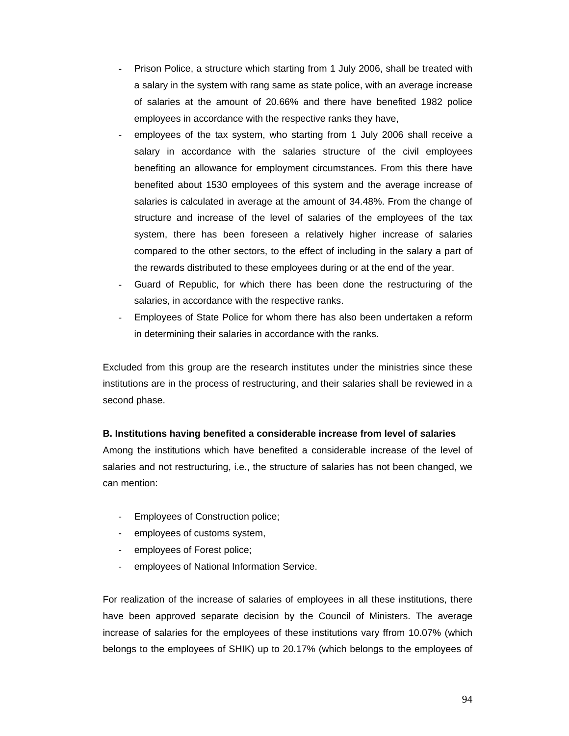- Prison Police, a structure which starting from 1 July 2006, shall be treated with a salary in the system with rang same as state police, with an average increase of salaries at the amount of 20.66% and there have benefited 1982 police employees in accordance with the respective ranks they have,
- employees of the tax system, who starting from 1 July 2006 shall receive a salary in accordance with the salaries structure of the civil employees benefiting an allowance for employment circumstances. From this there have benefited about 1530 employees of this system and the average increase of salaries is calculated in average at the amount of 34.48%. From the change of structure and increase of the level of salaries of the employees of the tax system, there has been foreseen a relatively higher increase of salaries compared to the other sectors, to the effect of including in the salary a part of the rewards distributed to these employees during or at the end of the year.
- Guard of Republic, for which there has been done the restructuring of the salaries, in accordance with the respective ranks.
- Employees of State Police for whom there has also been undertaken a reform in determining their salaries in accordance with the ranks.

Excluded from this group are the research institutes under the ministries since these institutions are in the process of restructuring, and their salaries shall be reviewed in a second phase.

**B. Institutions having benefited a considerable increase from level of salaries**

Among the institutions which have benefited a considerable increase of the level of salaries and not restructuring, i.e., the structure of salaries has not been changed, we can mention:

- Employees of Construction police;
- employees of customs system,
- employees of Forest police;
- employees of National Information Service.

For realization of the increase of salaries of employees in all these institutions, there have been approved separate decision by the Council of Ministers. The average increase of salaries for the employees of these institutions vary ffrom 10.07% (which belongs to the employees of SHIK) up to 20.17% (which belongs to the employees of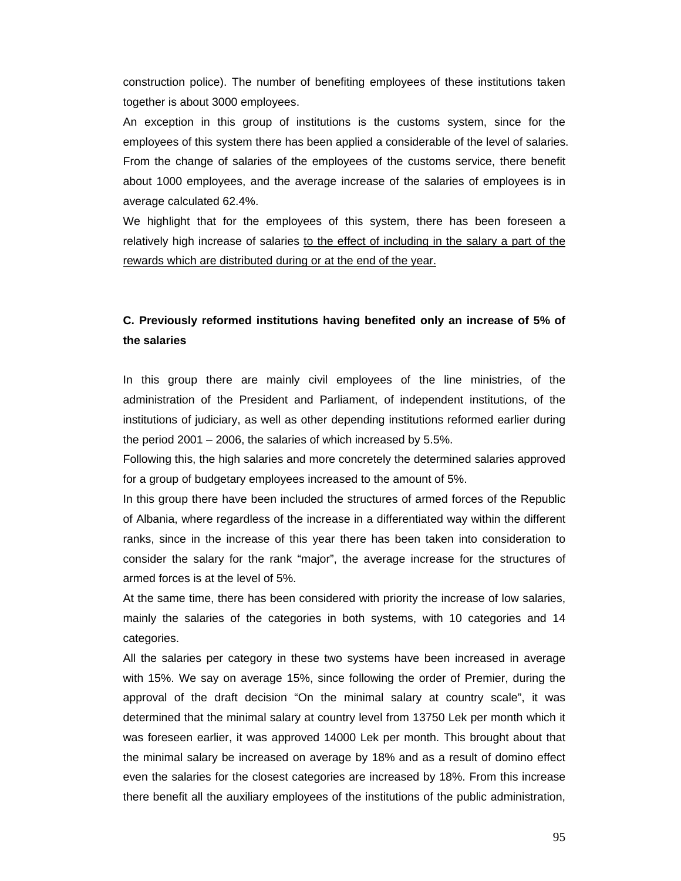construction police). The number of benefiting employees of these institutions taken together is about 3000 employees.

An exception in this group of institutions is the customs system, since for the employees of this system there has been applied a considerable of the level of salaries. From the change of salaries of the employees of the customs service, there benefit about 1000 employees, and the average increase of the salaries of employees is in average calculated 62.4%.

We highlight that for the employees of this system, there has been foreseen a relatively high increase of salaries to the effect of including in the salary a part of the rewards which are distributed during or at the end of the year.

**C. Previously reformed institutions having benefited only an increase of 5% of the salaries**

In this group there are mainly civil employees of the line ministries, of the administration of the President and Parliament, of independent institutions, of the institutions of judiciary, as well as other depending institutions reformed earlier during the period 2001 – 2006, the salaries of which increased by 5.5%.

Following this, the high salaries and more concretely the determined salaries approved for a group of budgetary employees increased to the amount of 5%.

In this group there have been included the structures of armed forces of the Republic of Albania, where regardless of the increase in a differentiated way within the different ranks, since in the increase of this year there has been taken into consideration to consider the salary for the rank “major”, the average increase for the structures of armed forces is at the level of 5%.

At the same time, there has been considered with priority the increase of low salaries, mainly the salaries of the categories in both systems, with 10 categories and 14 categories.

All the salaries per category in these two systems have been increased in average with 15%. We say on average 15%, since following the order of Premier, during the approval of the draft decision “On the minimal salary at country scale”, it was determined that the minimal salary at country level from 13750 Lek per month which it was foreseen earlier, it was approved 14000 Lek per month. This brought about that the minimal salary be increased on average by 18% and as a result of domino effect even the salaries for the closest categories are increased by 18%. From this increase there benefit all the auxiliary employees of the institutions of the public administration,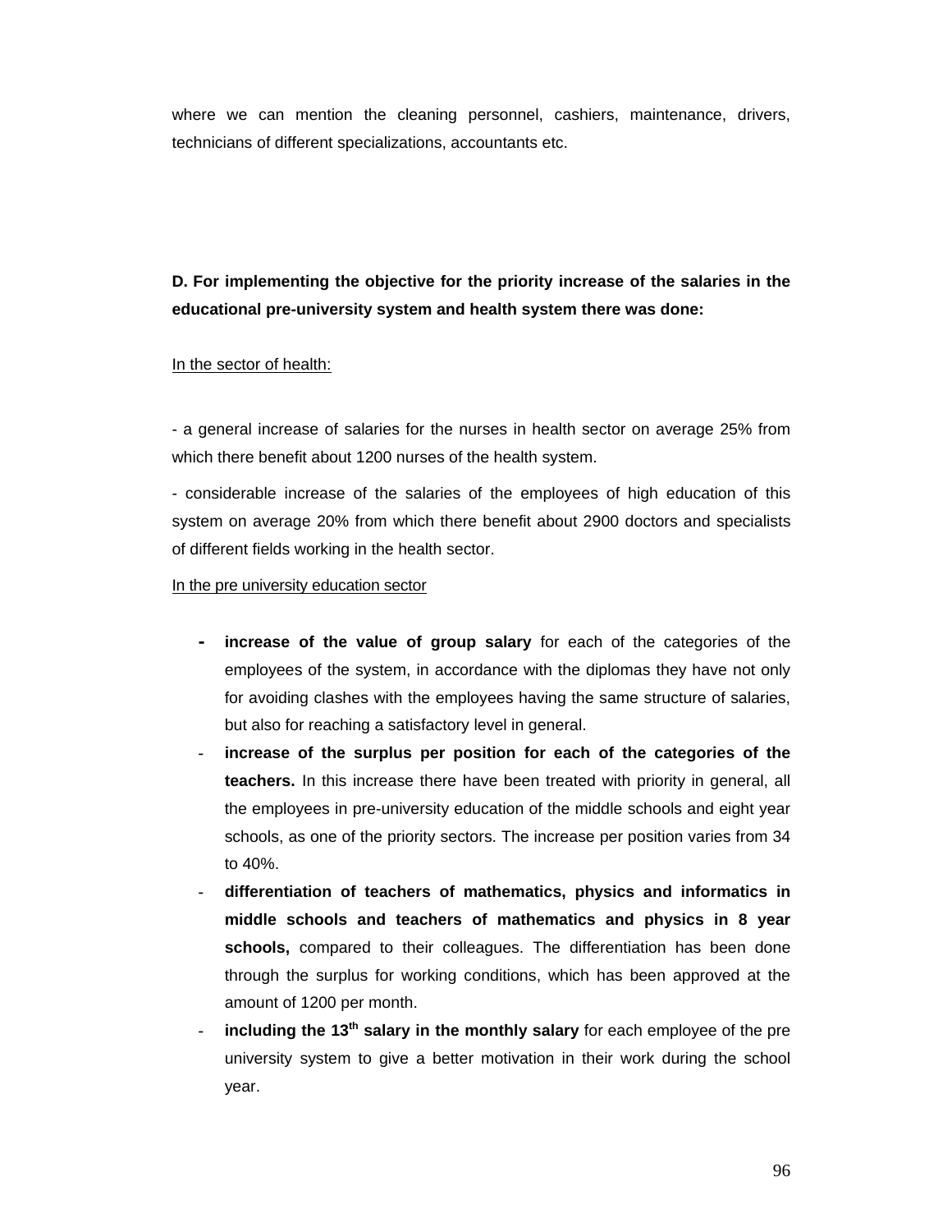where we can mention the cleaning personnel, cashiers, maintenance, drivers, technicians of different specializations, accountants etc.

**D. For implementing the objective for the priority increase of the salaries in the educational pre-university system and health system there was done:**

<u>In the sector of health:</u>

- a general increase of salaries for the nurses in health sector on average 25% from which there benefit about 1200 nurses of the health system.

- considerable increase of the salaries of the employees of high education of this system on average 20% from which there benefit about 2900 doctors and specialists of different fields working in the health sector.

<u>In the pre university education sector</u>

- **increase of the value of group salary** for each of the categories of the employees of the system, in accordance with the diplomas they have not only for avoiding clashes with the employees having the same structure of salaries, but also for reaching a satisfactory level in general.
- **increase of the surplus per position for each of the categories of the teachers.** In this increase there have been treated with priority in general, all the employees in pre-university education of the middle schools and eight year schools, as one of the priority sectors. The increase per position varies from 34 to 40%.
- **differentiation of teachers of mathematics, physics and informatics in middle schools and teachers of mathematics and physics in 8 year schools,** compared to their colleagues. The differentiation has been done through the surplus for working conditions, which has been approved at the amount of 1200 per month.
- **including the 13$^{th}$ salary in the monthly salary** for each employee of the pre university system to give a better motivation in their work during the school year.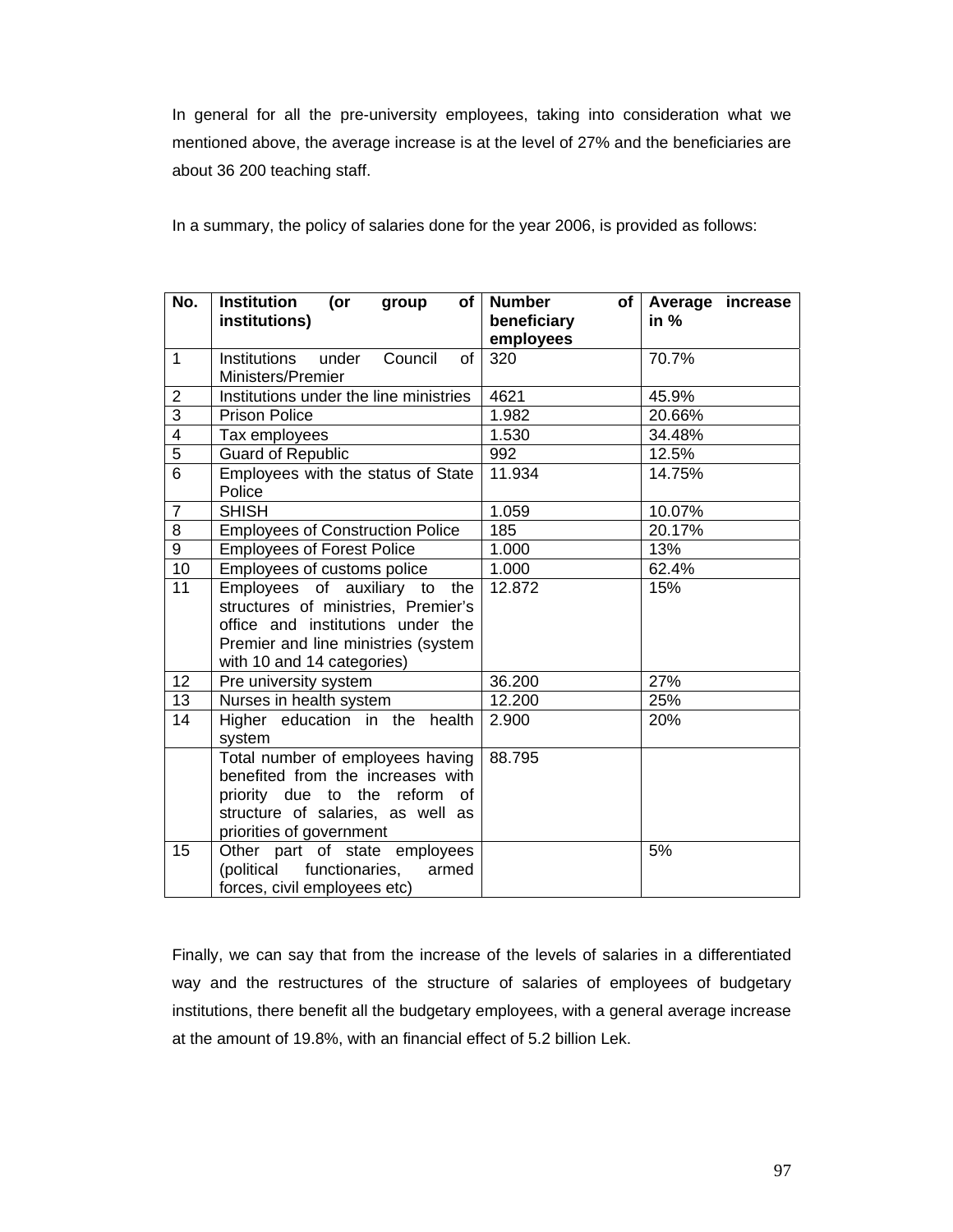In general for all the pre-university employees, taking into consideration what we mentioned above, the average increase is at the level of 27% and the beneficiaries are about 36 200 teaching staff.

In a summary, the policy of salaries done for the year 2006, is provided as follows:

| No. | Institution (or group of institutions) | Number of beneficiary employees | Average increase in % |
|---|---|---|---|
| 1 | Institutions under Council of Ministers/Premier | 320 | 70.7% |
| 2 | Institutions under the line ministries | 4621 | 45.9% |
| 3 | Prison Police | 1.982 | 20.66% |
| 4 | Tax employees | 1.530 | 34.48% |
| 5 | Guard of Republic | 992 | 12.5% |
| 6 | Employees with the status of State Police | 11.934 | 14.75% |
| 7 | SHISH | 1.059 | 10.07% |
| 8 | Employees of Construction Police | 185 | 20.17% |
| 9 | Employees of Forest Police | 1.000 | 13% |
| 10 | Employees of customs police | 1.000 | 62.4% |
| 11 | Employees of auxiliary to the structures of ministries, Premier's office and institutions under the Premier and line ministries (system with 10 and 14 categories) | 12.872 | 15% |
| 12 | Pre university system | 36.200 | 27% |
| 13 | Nurses in health system | 12.200 | 25% |
| 14 | Higher education in the health system | 2.900 | 20% |
| | Total number of employees having benefited from the increases with priority due to the reform of structure of salaries, as well as priorities of government | 88.795 | |
| 15 | Other part of state employees (political functionaries, armed forces, civil employees etc) | | 5% |

Finally, we can say that from the increase of the levels of salaries in a differentiated way and the restructures of the structure of salaries of employees of budgetary institutions, there benefit all the budgetary employees, with a general average increase at the amount of 19.8%, with an financial effect of 5.2 billion Lek.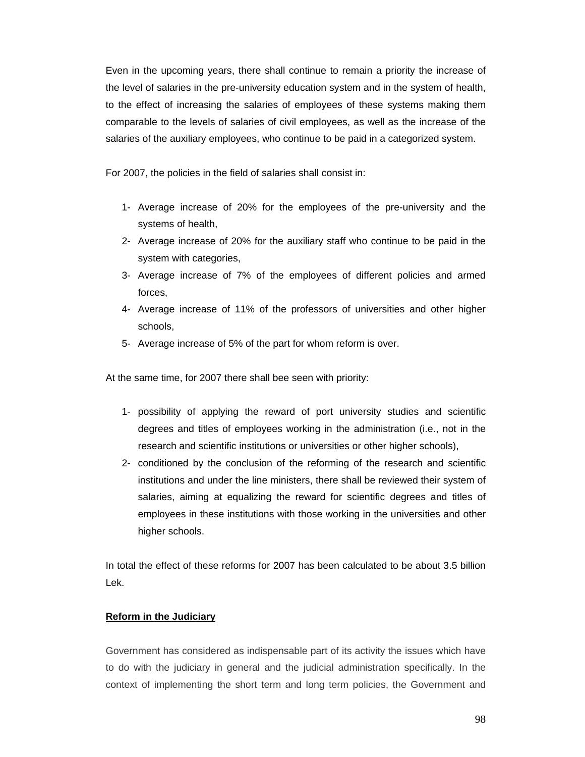Even in the upcoming years, there shall continue to remain a priority the increase of the level of salaries in the pre-university education system and in the system of health, to the effect of increasing the salaries of employees of these systems making them comparable to the levels of salaries of civil employees, as well as the increase of the salaries of the auxiliary employees, who continue to be paid in a categorized system.

For 2007, the policies in the field of salaries shall consist in:

1- Average increase of 20% for the employees of the pre-university and the systems of health,
2- Average increase of 20% for the auxiliary staff who continue to be paid in the system with categories,
3- Average increase of 7% of the employees of different policies and armed forces,
4- Average increase of 11% of the professors of universities and other higher schools,
5- Average increase of 5% of the part for whom reform is over.

At the same time, for 2007 there shall bee seen with priority:

1- possibility of applying the reward of port university studies and scientific degrees and titles of employees working in the administration (i.e., not in the research and scientific institutions or universities or other higher schools),
2- conditioned by the conclusion of the reforming of the research and scientific institutions and under the line ministers, there shall be reviewed their system of salaries, aiming at equalizing the reward for scientific degrees and titles of employees in these institutions with those working in the universities and other higher schools.

In total the effect of these reforms for 2007 has been calculated to be about 3.5 billion Lek.

**Reform in the Judiciary**

Government has considered as indispensable part of its activity the issues which have to do with the judiciary in general and the judicial administration specifically. In the context of implementing the short term and long term policies, the Government and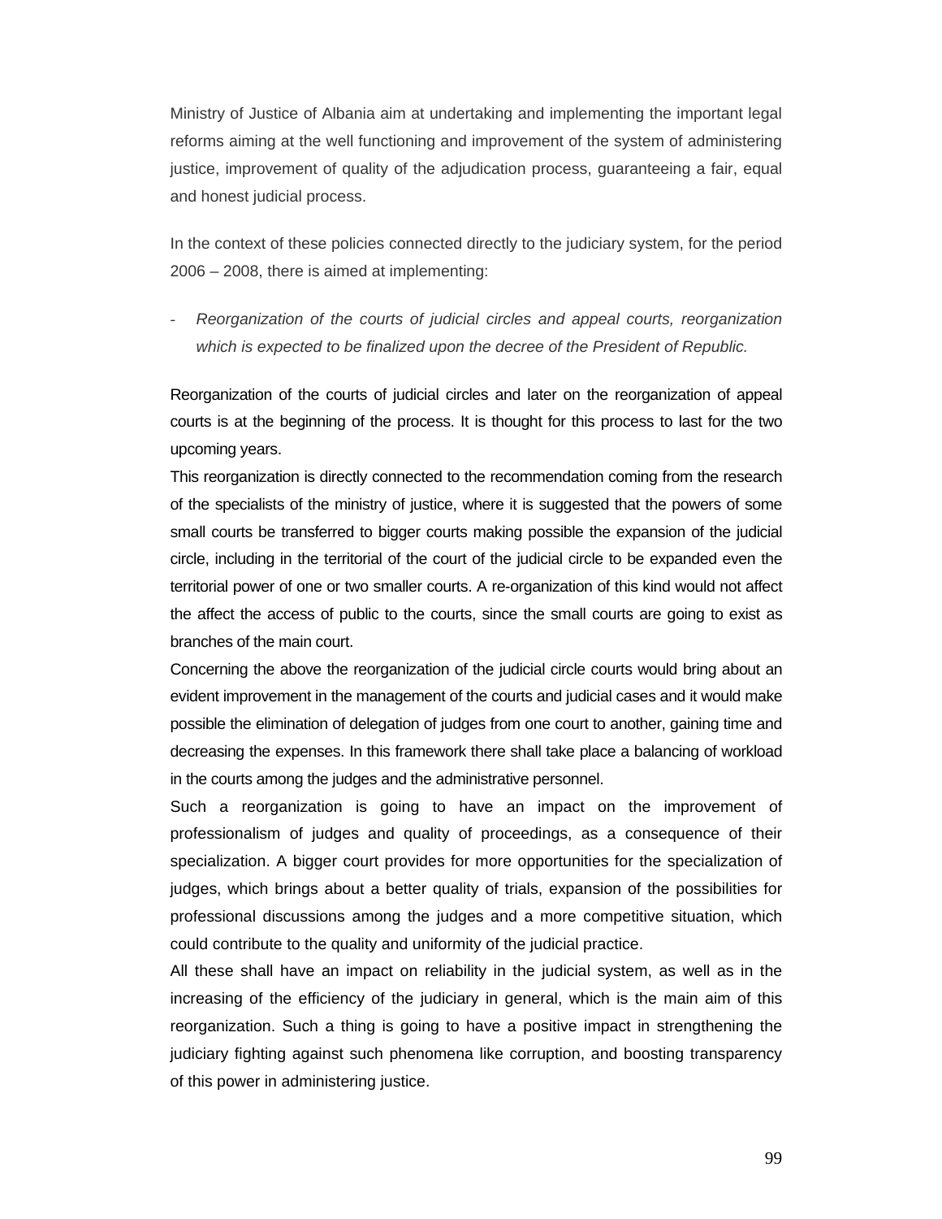Ministry of Justice of Albania aim at undertaking and implementing the important legal reforms aiming at the well functioning and improvement of the system of administering justice, improvement of quality of the adjudication process, guaranteeing a fair, equal and honest judicial process.

In the context of these policies connected directly to the judiciary system, for the period 2006 – 2008, there is aimed at implementing:

- *Reorganization of the courts of judicial circles and appeal courts, reorganization which is expected to be finalized upon the decree of the President of Republic.*

Reorganization of the courts of judicial circles and later on the reorganization of appeal courts is at the beginning of the process. It is thought for this process to last for the two upcoming years.

This reorganization is directly connected to the recommendation coming from the research of the specialists of the ministry of justice, where it is suggested that the powers of some small courts be transferred to bigger courts making possible the expansion of the judicial circle, including in the territorial of the court of the judicial circle to be expanded even the territorial power of one or two smaller courts. A re-organization of this kind would not affect the affect the access of public to the courts, since the small courts are going to exist as branches of the main court.

Concerning the above the reorganization of the judicial circle courts would bring about an evident improvement in the management of the courts and judicial cases and it would make possible the elimination of delegation of judges from one court to another, gaining time and decreasing the expenses. In this framework there shall take place a balancing of workload in the courts among the judges and the administrative personnel.

Such a reorganization is going to have an impact on the improvement of professionalism of judges and quality of proceedings, as a consequence of their specialization. A bigger court provides for more opportunities for the specialization of judges, which brings about a better quality of trials, expansion of the possibilities for professional discussions among the judges and a more competitive situation, which could contribute to the quality and uniformity of the judicial practice.

All these shall have an impact on reliability in the judicial system, as well as in the increasing of the efficiency of the judiciary in general, which is the main aim of this reorganization. Such a thing is going to have a positive impact in strengthening the judiciary fighting against such phenomena like corruption, and boosting transparency of this power in administering justice.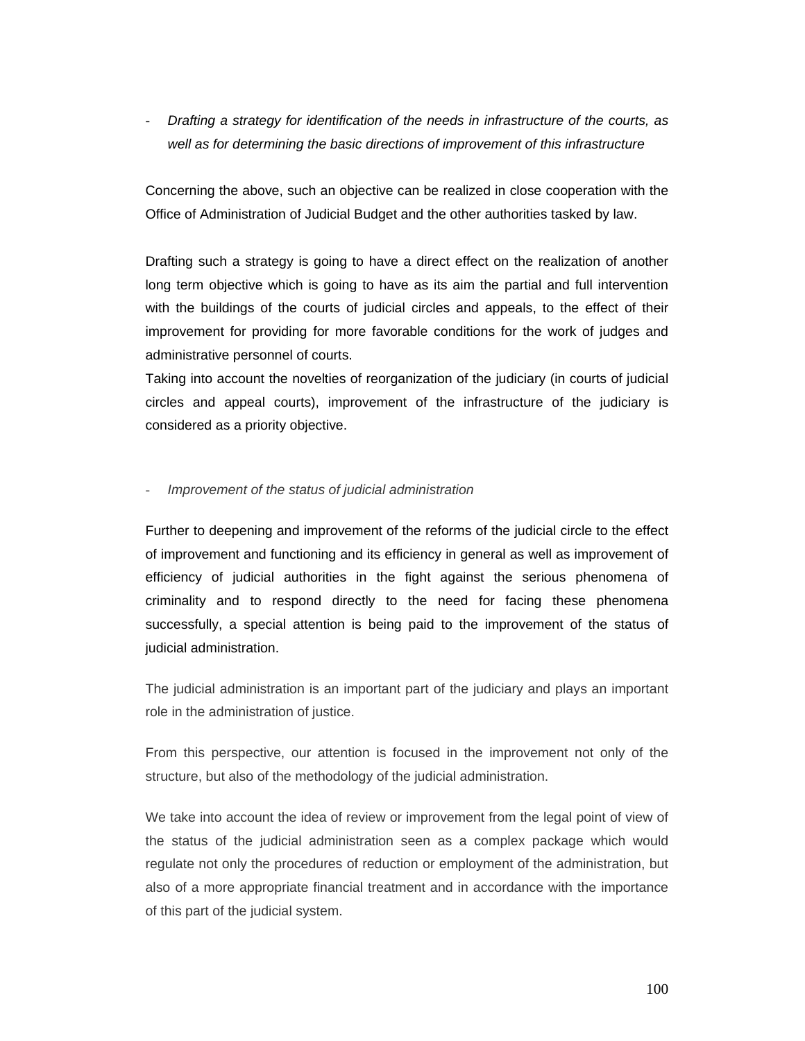- *Drafting a strategy for identification of the needs in infrastructure of the courts, as well as for determining the basic directions of improvement of this infrastructure*

Concerning the above, such an objective can be realized in close cooperation with the Office of Administration of Judicial Budget and the other authorities tasked by law.

Drafting such a strategy is going to have a direct effect on the realization of another long term objective which is going to have as its aim the partial and full intervention with the buildings of the courts of judicial circles and appeals, to the effect of their improvement for providing for more favorable conditions for the work of judges and administrative personnel of courts.
Taking into account the novelties of reorganization of the judiciary (in courts of judicial circles and appeal courts), improvement of the infrastructure of the judiciary is considered as a priority objective.

- *Improvement of the status of judicial administration*

Further to deepening and improvement of the reforms of the judicial circle to the effect of improvement and functioning and its efficiency in general as well as improvement of efficiency of judicial authorities in the fight against the serious phenomena of criminality and to respond directly to the need for facing these phenomena successfully, a special attention is being paid to the improvement of the status of judicial administration.

The judicial administration is an important part of the judiciary and plays an important role in the administration of justice.

From this perspective, our attention is focused in the improvement not only of the structure, but also of the methodology of the judicial administration.

We take into account the idea of review or improvement from the legal point of view of the status of the judicial administration seen as a complex package which would regulate not only the procedures of reduction or employment of the administration, but also of a more appropriate financial treatment and in accordance with the importance of this part of the judicial system.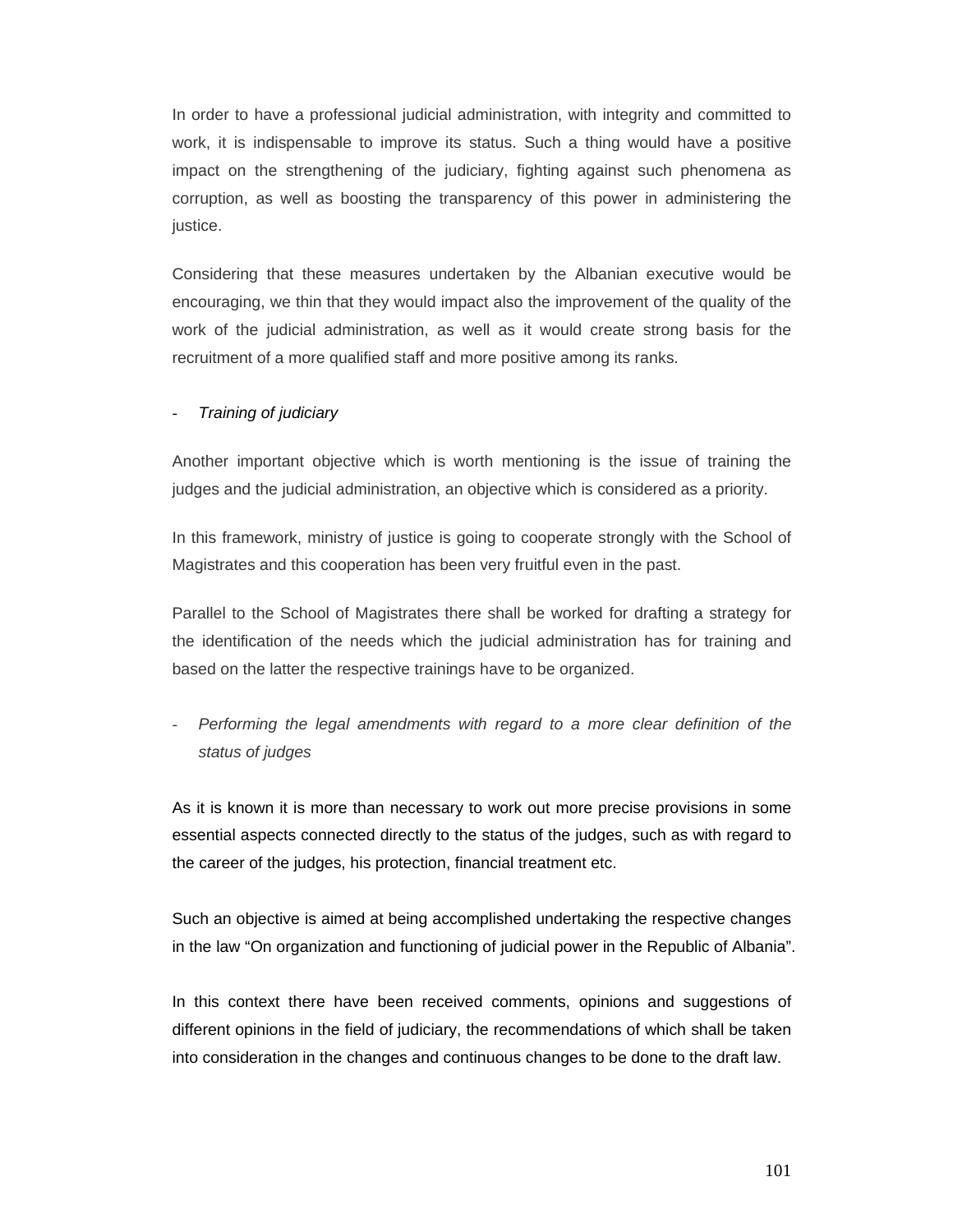In order to have a professional judicial administration, with integrity and committed to work, it is indispensable to improve its status. Such a thing would have a positive impact on the strengthening of the judiciary, fighting against such phenomena as corruption, as well as boosting the transparency of this power in administering the justice.

Considering that these measures undertaken by the Albanian executive would be encouraging, we thin that they would impact also the improvement of the quality of the work of the judicial administration, as well as it would create strong basis for the recruitment of a more qualified staff and more positive among its ranks.

- *Training of judiciary*

Another important objective which is worth mentioning is the issue of training the judges and the judicial administration, an objective which is considered as a priority.

In this framework, ministry of justice is going to cooperate strongly with the School of Magistrates and this cooperation has been very fruitful even in the past.

Parallel to the School of Magistrates there shall be worked for drafting a strategy for the identification of the needs which the judicial administration has for training and based on the latter the respective trainings have to be organized.

- *Performing the legal amendments with regard to a more clear definition of the status of judges*

As it is known it is more than necessary to work out more precise provisions in some essential aspects connected directly to the status of the judges, such as with regard to the career of the judges, his protection, financial treatment etc.

Such an objective is aimed at being accomplished undertaking the respective changes in the law "On organization and functioning of judicial power in the Republic of Albania".

In this context there have been received comments, opinions and suggestions of different opinions in the field of judiciary, the recommendations of which shall be taken into consideration in the changes and continuous changes to be done to the draft law.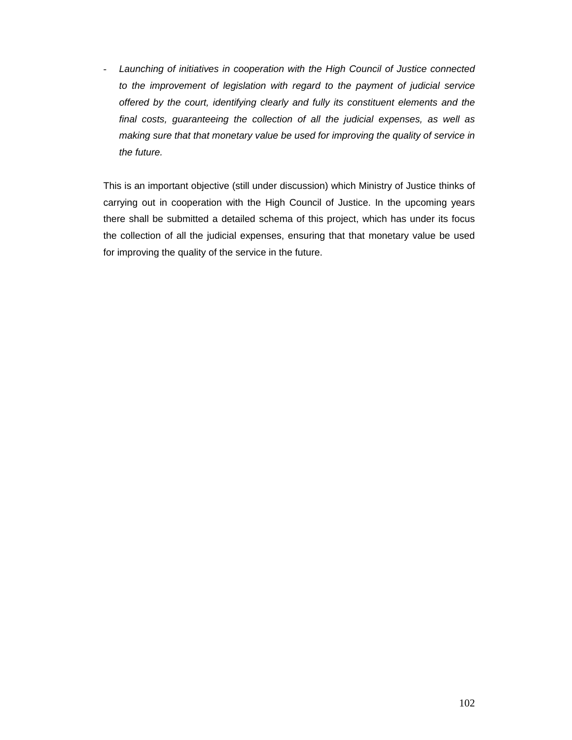- *Launching of initiatives in cooperation with the High Council of Justice connected to the improvement of legislation with regard to the payment of judicial service offered by the court, identifying clearly and fully its constituent elements and the final costs, guaranteeing the collection of all the judicial expenses, as well as making sure that that monetary value be used for improving the quality of service in the future.*

This is an important objective (still under discussion) which Ministry of Justice thinks of carrying out in cooperation with the High Council of Justice. In the upcoming years there shall be submitted a detailed schema of this project, which has under its focus the collection of all the judicial expenses, ensuring that that monetary value be used for improving the quality of the service in the future.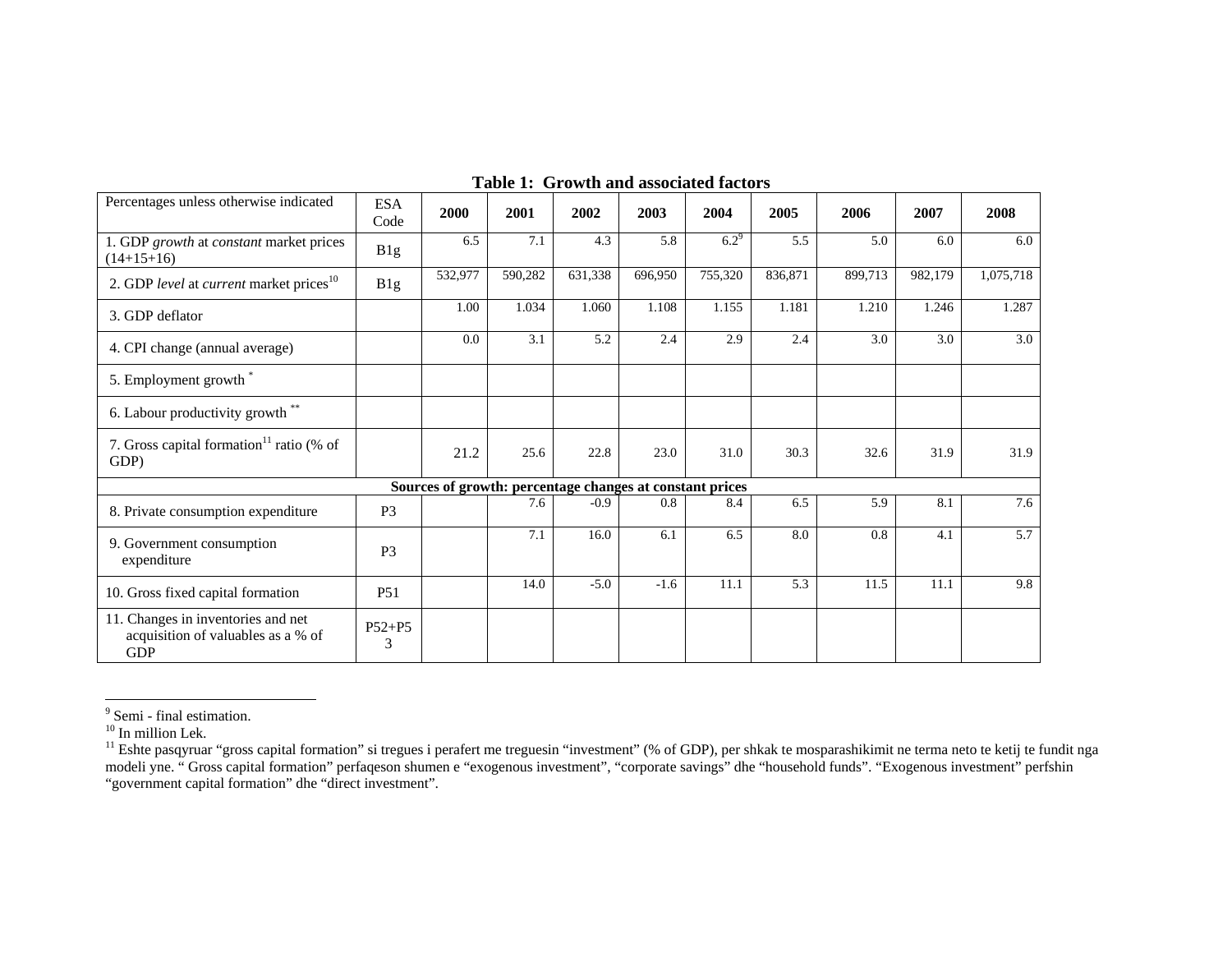**Table 1: Growth and associated factors**

| Percentages unless otherwise indicated | ESA Code | 2000 | 2001 | 2002 | 2003 | 2004 | 2005 | 2006 | 2007 | 2008 |
|---|---|---|---|---|---|---|---|---|---|---|
| 1. GDP *growth* at *constant* market prices (14+15+16) | B1g | 6.5 | 7.1 | 4.3 | 5.8 | 6.2[9] | 5.5 | 5.0 | 6.0 | 6.0 |
| 2. GDP *level* at *current* market prices[10] | B1g | 532,977 | 590,282 | 631,338 | 696,950 | 755,320 | 836,871 | 899,713 | 982,179 | 1,075,718 |
| 3. GDP deflator | | 1.00 | 1.034 | 1.060 | 1.108 | 1.155 | 1.181 | 1.210 | 1.246 | 1.287 |
| 4. CPI change (annual average) | | 0.0 | 3.1 | 5.2 | 2.4 | 2.9 | 2.4 | 3.0 | 3.0 | 3.0 |
| 5. Employment growth * | | | | | | | | | | |
| 6. Labour productivity growth ** | | | | | | | | | | |
| 7. Gross capital formation[11] ratio (% of GDP) | | 21.2 | 25.6 | 22.8 | 23.0 | 31.0 | 30.3 | 32.6 | 31.9 | 31.9 |
| **Sources of growth: percentage changes at constant prices** | | | | | | | | | | |
| 8. Private consumption expenditure | P3 | | 7.6 | -0.9 | 0.8 | 8.4 | 6.5 | 5.9 | 8.1 | 7.6 |
| 9. Government consumption expenditure | P3 | | 7.1 | 16.0 | 6.1 | 6.5 | 8.0 | 0.8 | 4.1 | 5.7 |
| 10. Gross fixed capital formation | P51 | | 14.0 | -5.0 | -1.6 | 11.1 | 5.3 | 11.5 | 11.1 | 9.8 |
| 11. Changes in inventories and net acquisition of valuables as a % of GDP | P52+P53 | | | | | | | | | |

[9] Semi - final estimation.
[10] In million Lek.
[11] Eshte pasqyruar “gross capital formation” si tregues i perafert me treguesin “investment” (% of GDP), per shkak te mosparashikimit ne terma neto te ketij te fundit nga modeli yne. “ Gross capital formation” perfaqeson shumen e “exogenous investment”, “corporate savings” dhe “household funds”. “Exogenous investment” perfshin “government capital formation” dhe “direct investment”.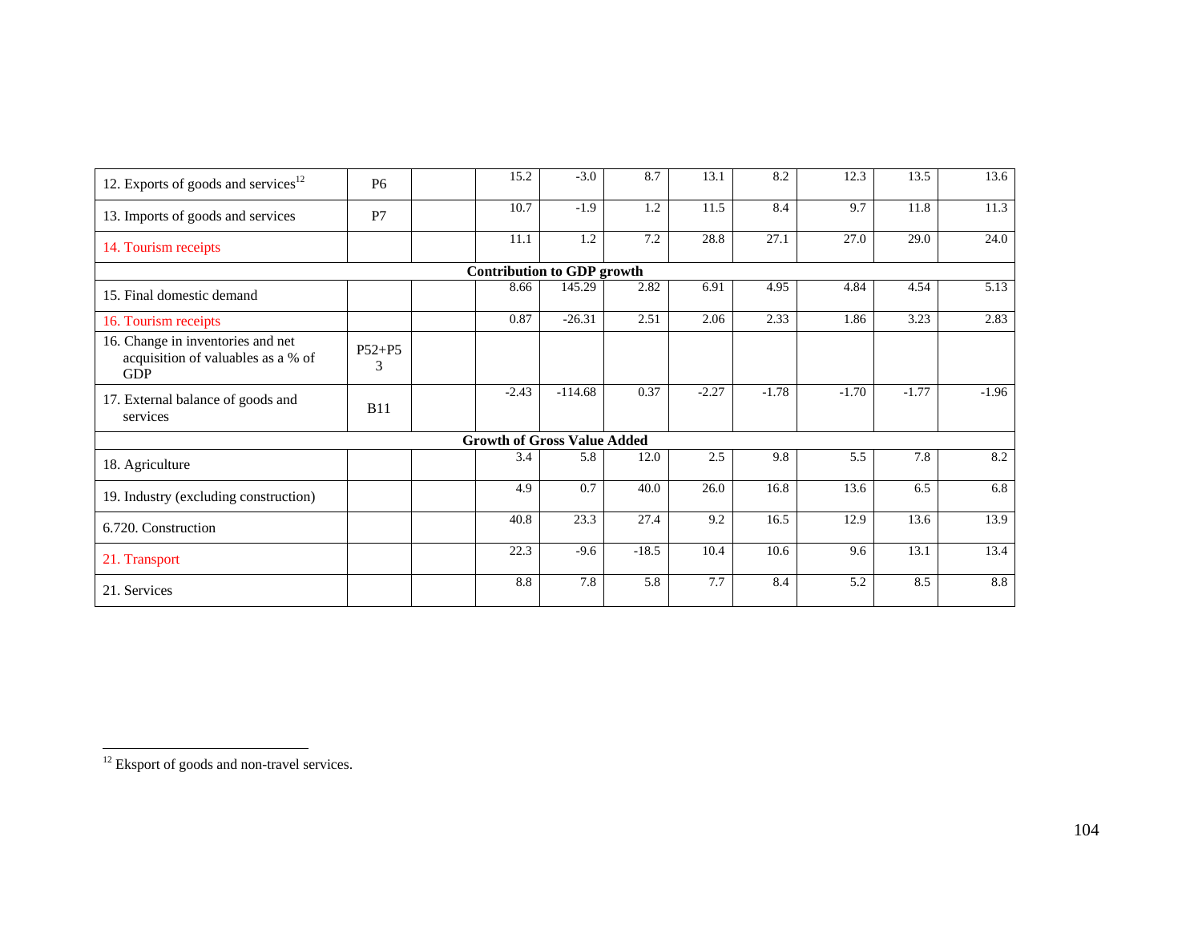| 12. Exports of goods and services[12] | P6 | | 15.2 | -3.0 | 8.7 | 13.1 | 8.2 | 12.3 | 13.5 | 13.6 |
|---|---|---|---|---|---|---|---|---|---|---|
| 13. Imports of goods and services | P7 | | 10.7 | -1.9 | 1.2 | 11.5 | 8.4 | 9.7 | 11.8 | 11.3 |
| 14. Tourism receipts | | | 11.1 | 1.2 | 7.2 | 28.8 | 27.1 | 27.0 | 29.0 | 24.0 |
| **Contribution to GDP growth** | | | | | | | | | | |
| 15. Final domestic demand | | | 8.66 | 145.29 | 2.82 | 6.91 | 4.95 | 4.84 | 4.54 | 5.13 |
| 16. Tourism receipts | | | 0.87 | -26.31 | 2.51 | 2.06 | 2.33 | 1.86 | 3.23 | 2.83 |
| 16. Change in inventories and net acquisition of valuables as a % of GDP | P52+P53 | | | | | | | | | |
| 17. External balance of goods and services | B11 | | -2.43 | -114.68 | 0.37 | -2.27 | -1.78 | -1.70 | -1.77 | -1.96 |
| **Growth of Gross Value Added** | | | | | | | | | | |
| 18. Agriculture | | | 3.4 | 5.8 | 12.0 | 2.5 | 9.8 | 5.5 | 7.8 | 8.2 |
| 19. Industry (excluding construction) | | | 4.9 | 0.7 | 40.0 | 26.0 | 16.8 | 13.6 | 6.5 | 6.8 |
| 6.720. Construction | | | 40.8 | 23.3 | 27.4 | 9.2 | 16.5 | 12.9 | 13.6 | 13.9 |
| 21. Transport | | | 22.3 | -9.6 | -18.5 | 10.4 | 10.6 | 9.6 | 13.1 | 13.4 |
| 21. Services | | | 8.8 | 7.8 | 5.8 | 7.7 | 8.4 | 5.2 | 8.5 | 8.8 |

[12] Eksport of goods and non-travel services.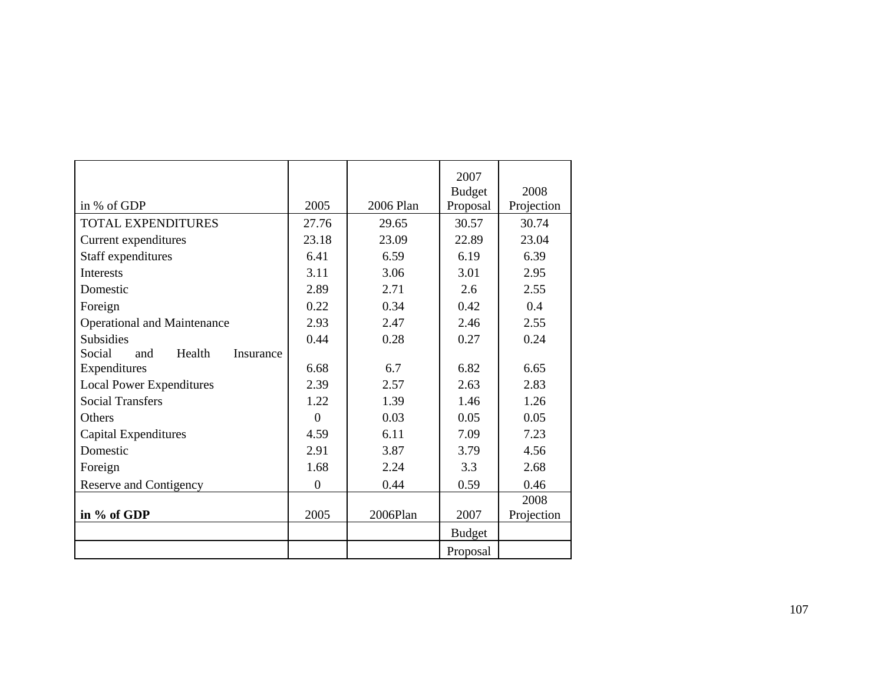| in % of GDP | 2005 | 2006 Plan | 2007 Budget Proposal | 2008 Projection |
|---|---|---|---|---|
| TOTAL EXPENDITURES | 27.76 | 29.65 | 30.57 | 30.74 |
| Current expenditures | 23.18 | 23.09 | 22.89 | 23.04 |
| Staff expenditures | 6.41 | 6.59 | 6.19 | 6.39 |
| Interests | 3.11 | 3.06 | 3.01 | 2.95 |
| Domestic | 2.89 | 2.71 | 2.6 | 2.55 |
| Foreign | 0.22 | 0.34 | 0.42 | 0.4 |
| Operational and Maintenance | 2.93 | 2.47 | 2.46 | 2.55 |
| Subsidies | 0.44 | 0.28 | 0.27 | 0.24 |
| Social and Health Insurance Expenditures | 6.68 | 6.7 | 6.82 | 6.65 |
| Local Power Expenditures | 2.39 | 2.57 | 2.63 | 2.83 |
| Social Transfers | 1.22 | 1.39 | 1.46 | 1.26 |
| Others | 0 | 0.03 | 0.05 | 0.05 |
| Capital Expenditures | 4.59 | 6.11 | 7.09 | 7.23 |
| Domestic | 2.91 | 3.87 | 3.79 | 4.56 |
| Foreign | 1.68 | 2.24 | 3.3 | 2.68 |
| Reserve and Contigency | 0 | 0.44 | 0.59 | 0.46 |
| **in % of GDP** | 2005 | 2006Plan | 2007 | 2008 Projection |
| | | | Budget | |
| | | | Proposal | |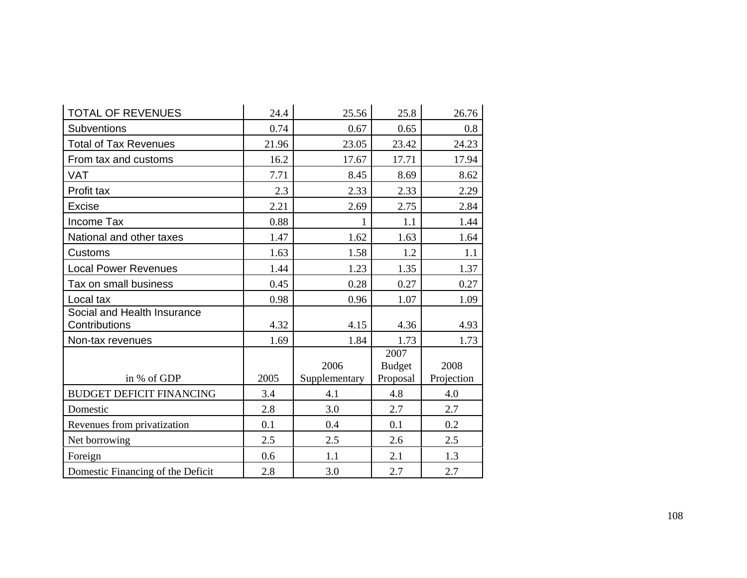| | | | | |
|---|---|---|---|---|
| TOTAL OF REVENUES | 24.4 | 25.56 | 25.8 | 26.76 |
| Subventions | 0.74 | 0.67 | 0.65 | 0.8 |
| Total of Tax Revenues | 21.96 | 23.05 | 23.42 | 24.23 |
| From tax and customs | 16.2 | 17.67 | 17.71 | 17.94 |
| VAT | 7.71 | 8.45 | 8.69 | 8.62 |
| Profit tax | 2.3 | 2.33 | 2.33 | 2.29 |
| Excise | 2.21 | 2.69 | 2.75 | 2.84 |
| Income Tax | 0.88 | 1 | 1.1 | 1.44 |
| National and other taxes | 1.47 | 1.62 | 1.63 | 1.64 |
| Customs | 1.63 | 1.58 | 1.2 | 1.1 |
| Local Power Revenues | 1.44 | 1.23 | 1.35 | 1.37 |
| Tax on small business | 0.45 | 0.28 | 0.27 | 0.27 |
| Local tax | 0.98 | 0.96 | 1.07 | 1.09 |
| Social and Health Insurance Contributions | 4.32 | 4.15 | 4.36 | 4.93 |
| Non-tax revenues | 1.69 | 1.84 | 1.73 | 1.73 |

| in % of GDP | 2005 | 2006 Supplementary | 2007 Budget Proposal | 2008 Projection |
|---|---|---|---|---|
| BUDGET DEFICIT FINANCING | 3.4 | 4.1 | 4.8 | 4.0 |
| Domestic | 2.8 | 3.0 | 2.7 | 2.7 |
| Revenues from privatization | 0.1 | 0.4 | 0.1 | 0.2 |
| Net borrowing | 2.5 | 2.5 | 2.6 | 2.5 |
| Foreign | 0.6 | 1.1 | 2.1 | 1.3 |
| Domestic Financing of the Deficit | 2.8 | 3.0 | 2.7 | 2.7 |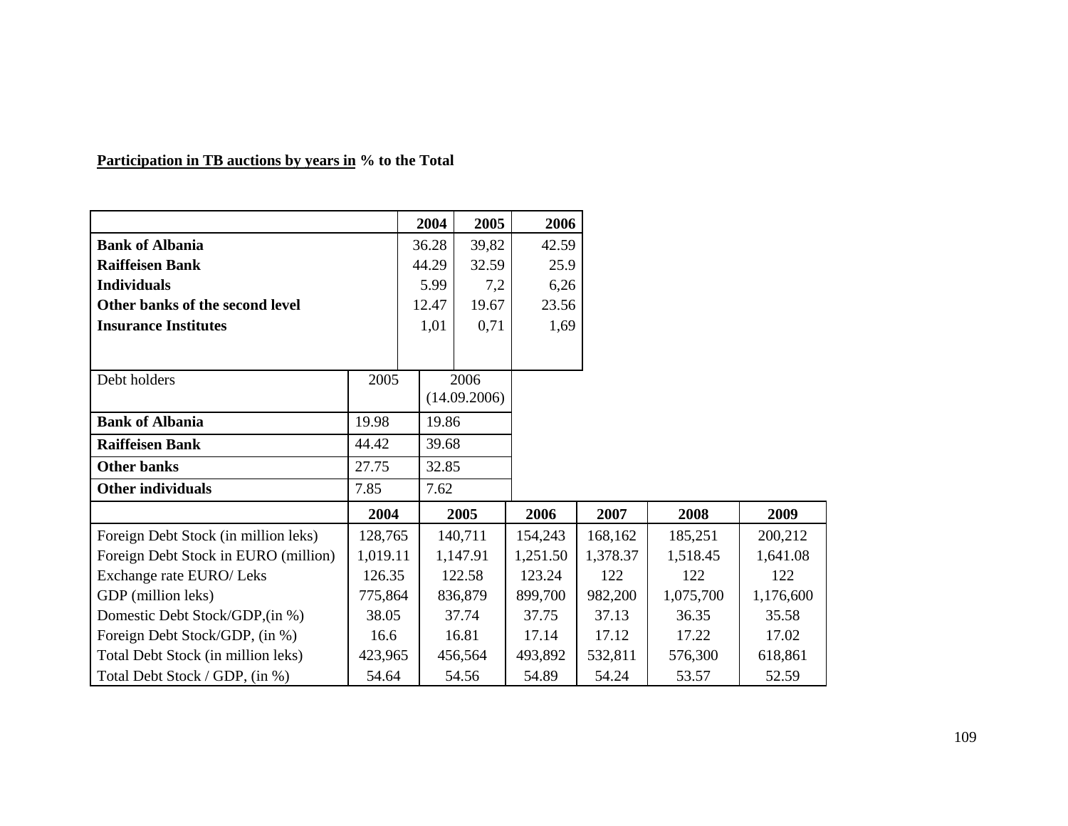**Participation in TB auctions by years in % to the Total**

| | 2004 | 2005 | 2006 |
|---|---|---|---|
| **Bank of Albania** | 36.28 | 39,82 | 42.59 |
| **Raiffeisen Bank** | 44.29 | 32.59 | 25.9 |
| **Individuals** | 5.99 | 7,2 | 6,26 |
| **Other banks of the second level** | 12.47 | 19.67 | 23.56 |
| **Insurance Institutes** | 1,01 | 0,71 | 1,69 |

| Debt holders | 2005 | 2006 (14.09.2006) |
|---|---|---|
| **Bank of Albania** | 19.98 | 19.86 |
| **Raiffeisen Bank** | 44.42 | 39.68 |
| **Other banks** | 27.75 | 32.85 |
| **Other individuals** | 7.85 | 7.62 |

| | 2004 | 2005 | 2006 | 2007 | 2008 | 2009 |
|---|---|---|---|---|---|---|
| Foreign Debt Stock (in million leks) | 128,765 | 140,711 | 154,243 | 168,162 | 185,251 | 200,212 |
| Foreign Debt Stock in EURO (million) | 1,019.11 | 1,147.91 | 1,251.50 | 1,378.37 | 1,518.45 | 1,641.08 |
| Exchange rate EURO/ Leks | 126.35 | 122.58 | 123.24 | 122 | 122 | 122 |
| GDP (million leks) | 775,864 | 836,879 | 899,700 | 982,200 | 1,075,700 | 1,176,600 |
| Domestic Debt Stock/GDP,(in %) | 38.05 | 37.74 | 37.75 | 37.13 | 36.35 | 35.58 |
| Foreign Debt Stock/GDP, (in %) | 16.6 | 16.81 | 17.14 | 17.12 | 17.22 | 17.02 |
| Total Debt Stock (in million leks) | 423,965 | 456,564 | 493,892 | 532,811 | 576,300 | 618,861 |
| Total Debt Stock / GDP, (in %) | 54.64 | 54.56 | 54.89 | 54.24 | 53.57 | 52.59 |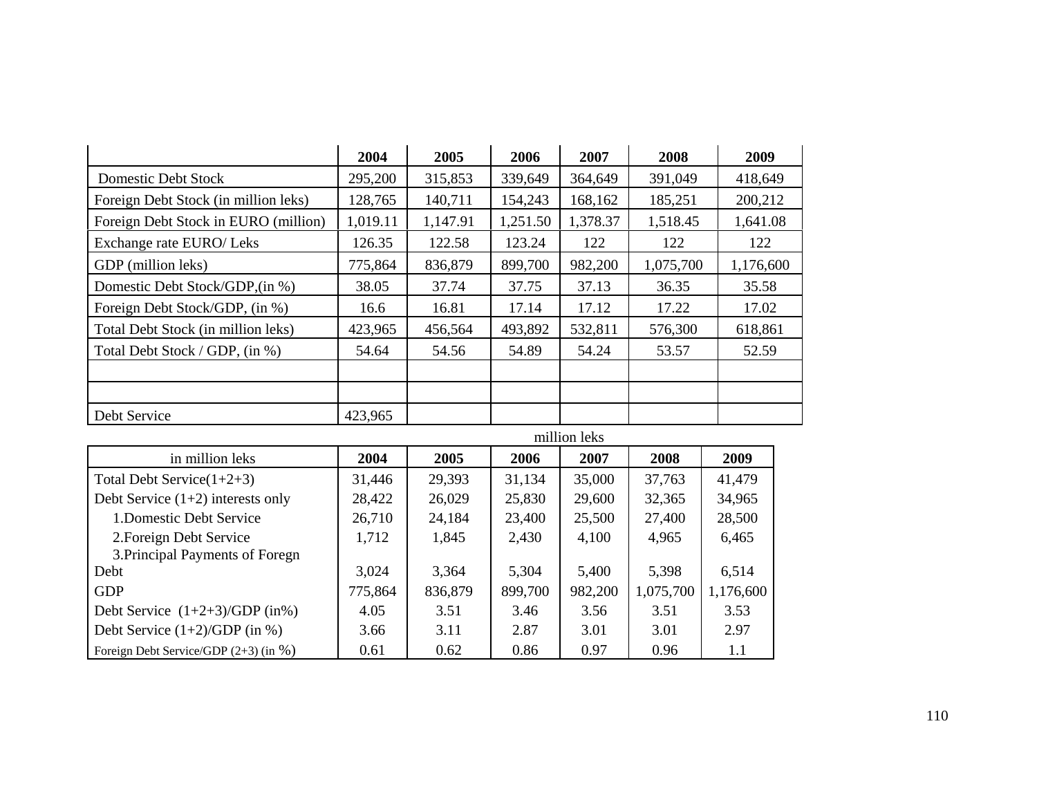| | 2004 | 2005 | 2006 | 2007 | 2008 | 2009 |
|---|---|---|---|---|---|---|
| Domestic Debt Stock | 295,200 | 315,853 | 339,649 | 364,649 | 391,049 | 418,649 |
| Foreign Debt Stock (in million leks) | 128,765 | 140,711 | 154,243 | 168,162 | 185,251 | 200,212 |
| Foreign Debt Stock in EURO (million) | 1,019.11 | 1,147.91 | 1,251.50 | 1,378.37 | 1,518.45 | 1,641.08 |
| Exchange rate EURO/ Leks | 126.35 | 122.58 | 123.24 | 122 | 122 | 122 |
| GDP (million leks) | 775,864 | 836,879 | 899,700 | 982,200 | 1,075,700 | 1,176,600 |
| Domestic Debt Stock/GDP,(in %) | 38.05 | 37.74 | 37.75 | 37.13 | 36.35 | 35.58 |
| Foreign Debt Stock/GDP, (in %) | 16.6 | 16.81 | 17.14 | 17.12 | 17.22 | 17.02 |
| Total Debt Stock (in million leks) | 423,965 | 456,564 | 493,892 | 532,811 | 576,300 | 618,861 |
| Total Debt Stock / GDP, (in %) | 54.64 | 54.56 | 54.89 | 54.24 | 53.57 | 52.59 |
| | | | | | | |
| | | | | | | |
| Debt Service | 423,965 | | | | | |

million leks

| in million leks | 2004 | 2005 | 2006 | 2007 | 2008 | 2009 |
|---|---|---|---|---|---|---|
| Total Debt Service(1+2+3) | 31,446 | 29,393 | 31,134 | 35,000 | 37,763 | 41,479 |
| Debt Service (1+2) interests only | 28,422 | 26,029 | 25,830 | 29,600 | 32,365 | 34,965 |
| 1.Domestic Debt Service | 26,710 | 24,184 | 23,400 | 25,500 | 27,400 | 28,500 |
| 2.Foreign Debt Service | 1,712 | 1,845 | 2,430 | 4,100 | 4,965 | 6,465 |
| 3.Principal Payments of Foregn Debt | 3,024 | 3,364 | 5,304 | 5,400 | 5,398 | 6,514 |
| GDP | 775,864 | 836,879 | 899,700 | 982,200 | 1,075,700 | 1,176,600 |
| Debt Service (1+2+3)/GDP (in%) | 4.05 | 3.51 | 3.46 | 3.56 | 3.51 | 3.53 |
| Debt Service (1+2)/GDP (in %) | 3.66 | 3.11 | 2.87 | 3.01 | 3.01 | 2.97 |
| Foreign Debt Service/GDP (2+3) (in %) | 0.61 | 0.62 | 0.86 | 0.97 | 0.96 | 1.1 |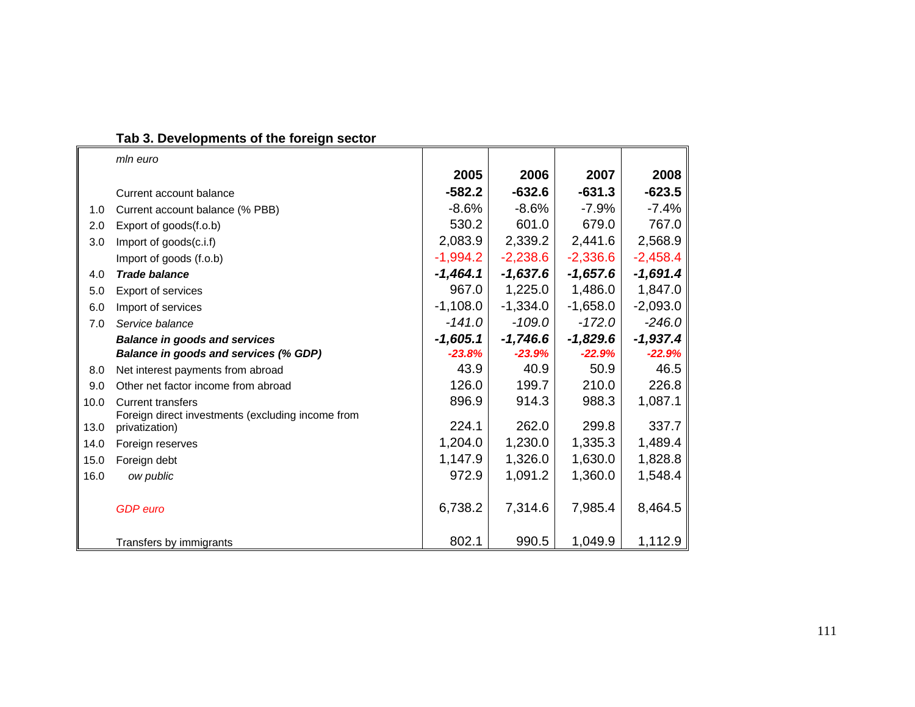**Tab 3. Developments of the foreign sector**

| | *mln euro* | 2005 | 2006 | 2007 | 2008 |
|---|---|---|---|---|---|
| | Current account balance | **-582.2** | **-632.6** | **-631.3** | **-623.5** |
| 1.0 | Current account balance (% PBB) | -8.6% | -8.6% | -7.9% | -7.4% |
| 2.0 | Export of goods(f.o.b) | 530.2 | 601.0 | 679.0 | 767.0 |
| 3.0 | Import of goods(c.i.f) | 2,083.9 | 2,339.2 | 2,441.6 | 2,568.9 |
| | Import of goods (f.o.b) | -1,994.2 | -2,238.6 | -2,336.6 | -2,458.4 |
| 4.0 | ***Trade balance*** | ***-1,464.1*** | ***-1,637.6*** | ***-1,657.6*** | ***-1,691.4*** |
| 5.0 | Export of services | 967.0 | 1,225.0 | 1,486.0 | 1,847.0 |
| 6.0 | Import of services | -1,108.0 | -1,334.0 | -1,658.0 | -2,093.0 |
| 7.0 | *Service balance* | *-141.0* | *-109.0* | *-172.0* | *-246.0* |
| | ***Balance in goods and services*** | ***-1,605.1*** | ***-1,746.6*** | ***-1,829.6*** | ***-1,937.4*** |
| | ***Balance in goods and services (% GDP)*** | ***-23.8%*** | ***-23.9%*** | ***-22.9%*** | ***-22.9%*** |
| 8.0 | Net interest payments from abroad | 43.9 | 40.9 | 50.9 | 46.5 |
| 9.0 | Other net factor income from abroad | 126.0 | 199.7 | 210.0 | 226.8 |
| 10.0 | Current transfers | 896.9 | 914.3 | 988.3 | 1,087.1 |
| 13.0 | Foreign direct investments (excluding income from privatization) | 224.1 | 262.0 | 299.8 | 337.7 |
| 14.0 | Foreign reserves | 1,204.0 | 1,230.0 | 1,335.3 | 1,489.4 |
| 15.0 | Foreign debt | 1,147.9 | 1,326.0 | 1,630.0 | 1,828.8 |
| 16.0 | *ow public* | 972.9 | 1,091.2 | 1,360.0 | 1,548.4 |
| | *GDP euro* | 6,738.2 | 7,314.6 | 7,985.4 | 8,464.5 |
| | Transfers by immigrants | 802.1 | 990.5 | 1,049.9 | 1,112.9 |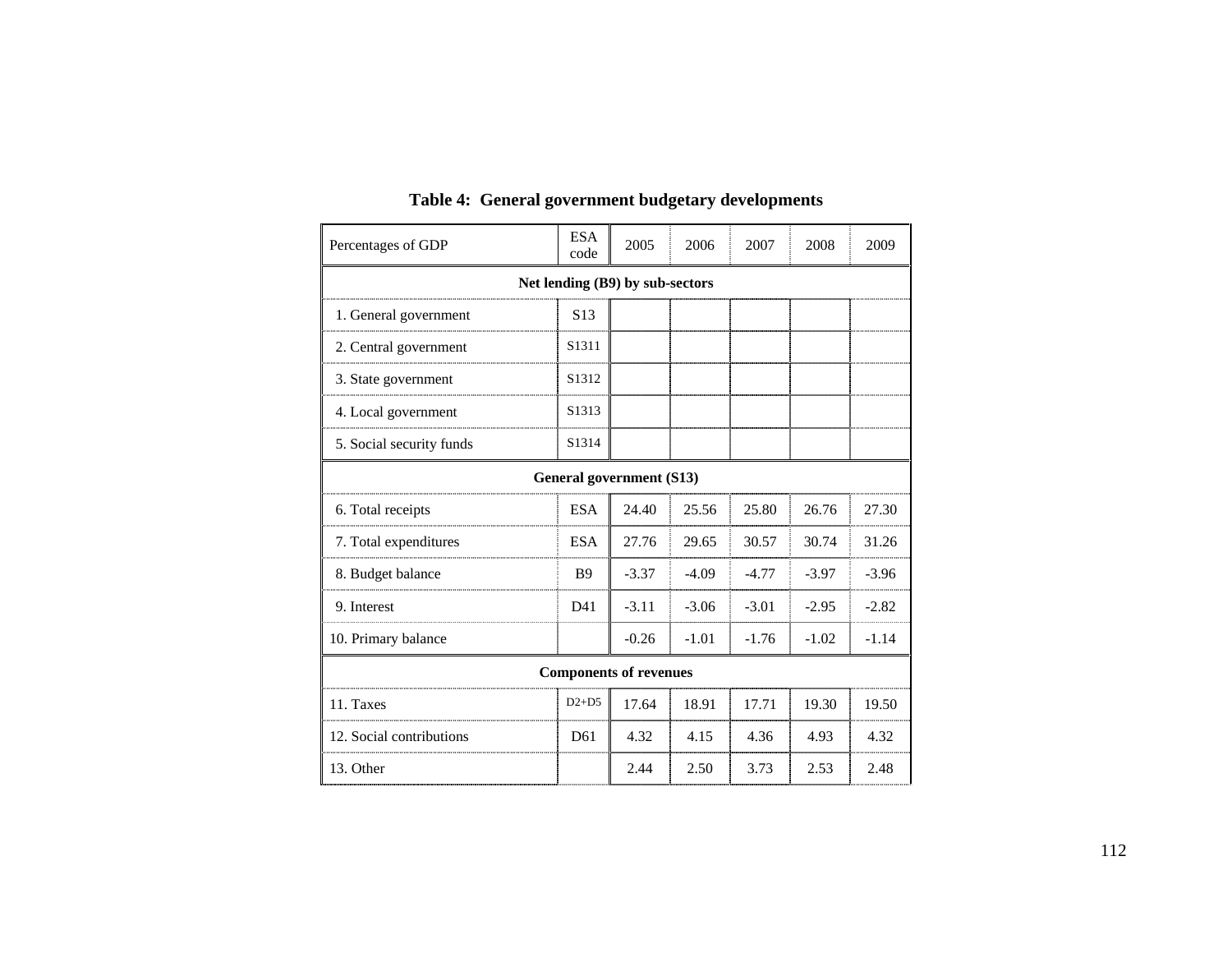**Table 4: General government budgetary developments**

| Percentages of GDP | ESA code | 2005 | 2006 | 2007 | 2008 | 2009 |
|---|---|---|---|---|---|---|
| **Net lending (B9) by sub-sectors** | | | | | | |
| 1. General government | S13 | | | | | |
| 2. Central government | S1311 | | | | | |
| 3. State government | S1312 | | | | | |
| 4. Local government | S1313 | | | | | |
| 5. Social security funds | S1314 | | | | | |
| **General government (S13)** | | | | | | |
| 6. Total receipts | ESA | 24.40 | 25.56 | 25.80 | 26.76 | 27.30 |
| 7. Total expenditures | ESA | 27.76 | 29.65 | 30.57 | 30.74 | 31.26 |
| 8. Budget balance | B9 | -3.37 | -4.09 | -4.77 | -3.97 | -3.96 |
| 9. Interest | D41 | -3.11 | -3.06 | -3.01 | -2.95 | -2.82 |
| 10. Primary balance | | -0.26 | -1.01 | -1.76 | -1.02 | -1.14 |
| **Components of revenues** | | | | | | |
| 11. Taxes | D2+D5 | 17.64 | 18.91 | 17.71 | 19.30 | 19.50 |
| 12. Social contributions | D61 | 4.32 | 4.15 | 4.36 | 4.93 | 4.32 |
| 13. Other | | 2.44 | 2.50 | 3.73 | 2.53 | 2.48 |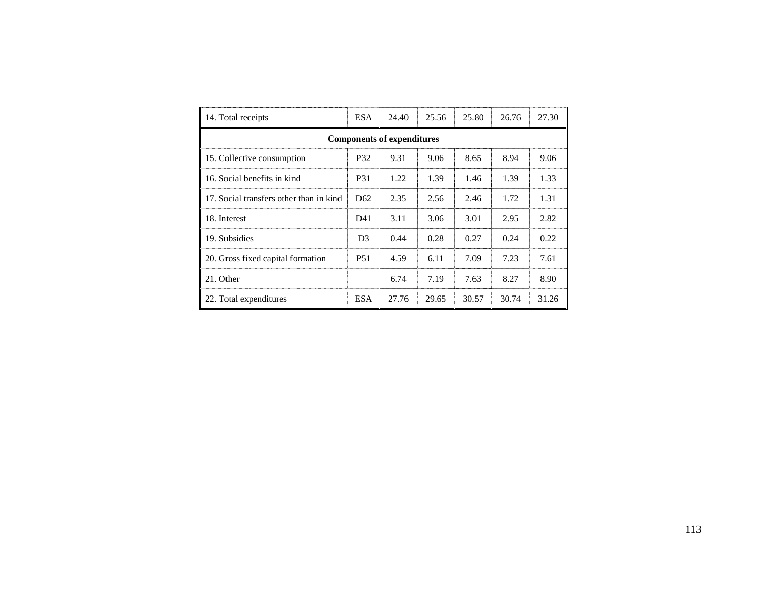| | | | | | | |
|---|---|---|---|---|---|---|
| 14. Total receipts | ESA | 24.40 | 25.56 | 25.80 | 26.76 | 27.30 |
| **Components of expenditures** | | | | | | |
| 15. Collective consumption | P32 | 9.31 | 9.06 | 8.65 | 8.94 | 9.06 |
| 16. Social benefits in kind | P31 | 1.22 | 1.39 | 1.46 | 1.39 | 1.33 |
| 17. Social transfers other than in kind | D62 | 2.35 | 2.56 | 2.46 | 1.72 | 1.31 |
| 18. Interest | D41 | 3.11 | 3.06 | 3.01 | 2.95 | 2.82 |
| 19. Subsidies | D3 | 0.44 | 0.28 | 0.27 | 0.24 | 0.22 |
| 20. Gross fixed capital formation | P51 | 4.59 | 6.11 | 7.09 | 7.23 | 7.61 |
| 21. Other | | 6.74 | 7.19 | 7.63 | 8.27 | 8.90 |
| 22. Total expenditures | ESA | 27.76 | 29.65 | 30.57 | 30.74 | 31.26 |